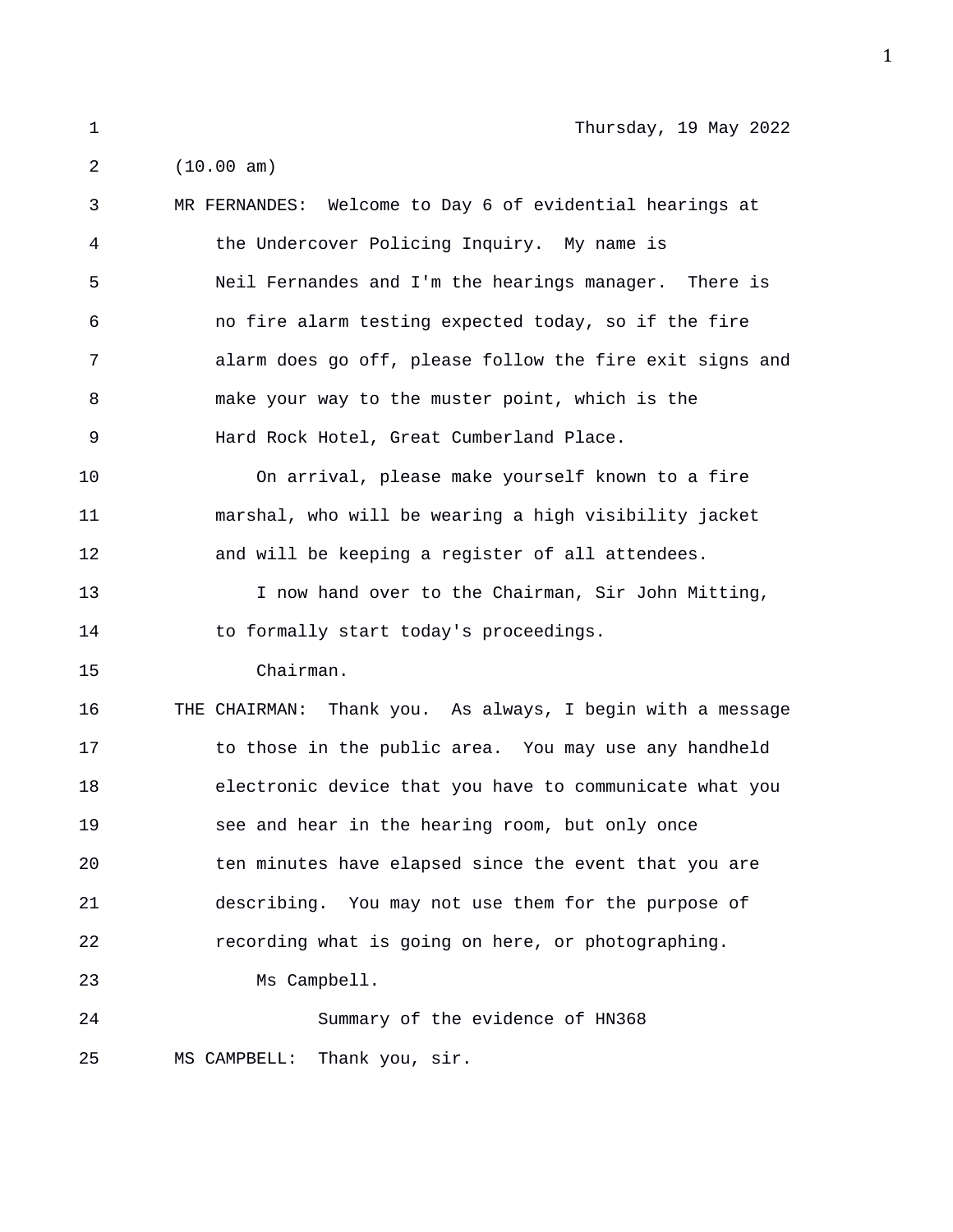Thursday, 19 May 2022

(10.00 am)

MR FERNANDES: Welcome to Day 6 of evidential hearings at the Undercover Policing Inquiry. My name is Neil Fernandes and I'm the hearings manager. There is no fire alarm testing expected today, so if the fire alarm does go off, please follow the fire exit signs and make your way to the muster point, which is the Hard Rock Hotel, Great Cumberland Place.

On arrival, please make yourself known to a fire marshal, who will be wearing a high visibility jacket and will be keeping a register of all attendees.

I now hand over to the Chairman, Sir John Mitting, to formally start today's proceedings.

Chairman.

THE CHAIRMAN: Thank you. As always, I begin with a message to those in the public area. You may use any handheld electronic device that you have to communicate what you see and hear in the hearing room, but only once ten minutes have elapsed since the event that you are describing. You may not use them for the purpose of recording what is going on here, or photographing.

Ms Campbell.

## Summary of the evidence of HN368

MS CAMPBELL: Thank you, sir.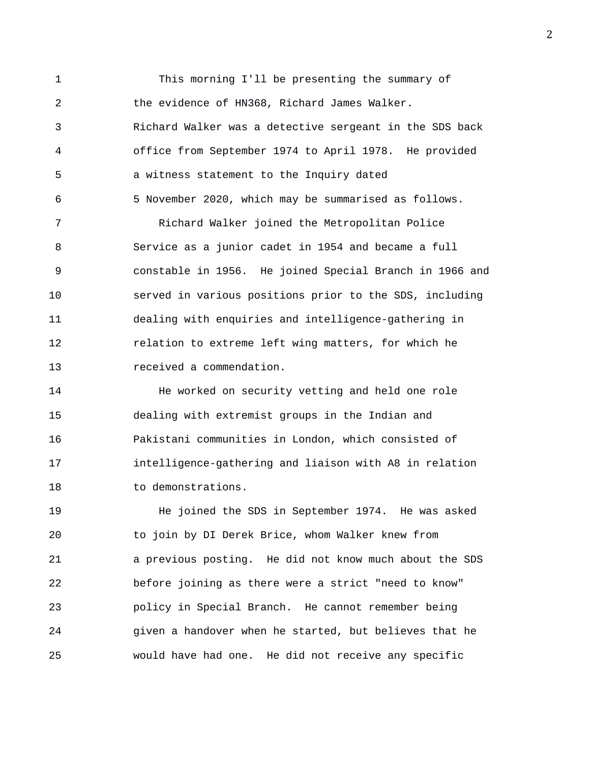This morning I'll be presenting the summary of the evidence of HN368, Richard James Walker.

Richard Walker was a detective sergeant in the SDS back office from September 1974 to April 1978. He provided a witness statement to the Inquiry dated 5 November 2020, which may be summarised as follows.

Richard Walker joined the Metropolitan Police Service as a junior cadet in 1954 and became a full constable in 1956. He joined Special Branch in 1966 and served in various positions prior to the SDS, including dealing with enquiries and intelligence-gathering in relation to extreme left wing matters, for which he received a commendation.

He worked on security vetting and held one role dealing with extremist groups in the Indian and Pakistani communities in London, which consisted of intelligence-gathering and liaison with A8 in relation to demonstrations.

He joined the SDS in September 1974. He was asked to join by DI Derek Brice, whom Walker knew from a previous posting. He did not know much about the SDS before joining as there were a strict "need to know" policy in Special Branch. He cannot remember being given a handover when he started, but believes that he would have had one. He did not receive any specific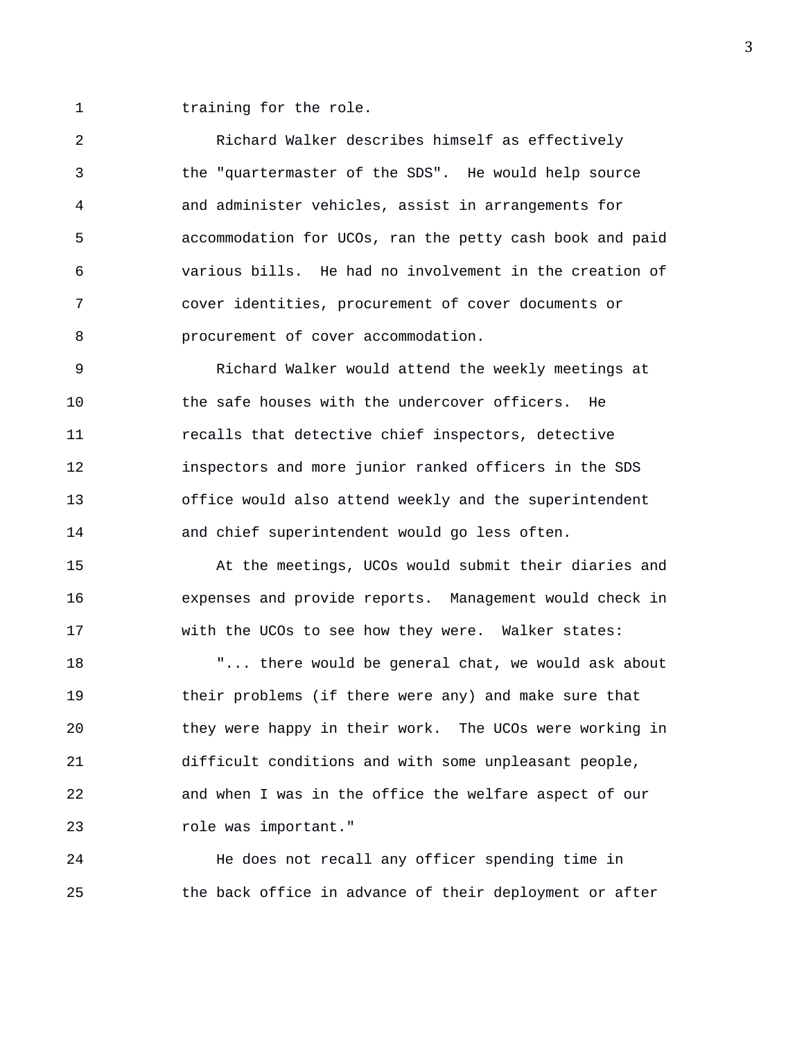training for the role.

Richard Walker describes himself as effectively the "quartermaster of the SDS". He would help source and administer vehicles, assist in arrangements for accommodation for UCOs, ran the petty cash book and paid various bills. He had no involvement in the creation of cover identities, procurement of cover documents or procurement of cover accommodation.

Richard Walker would attend the weekly meetings at the safe houses with the undercover officers. He recalls that detective chief inspectors, detective inspectors and more junior ranked officers in the SDS office would also attend weekly and the superintendent and chief superintendent would go less often.

At the meetings, UCOs would submit their diaries and expenses and provide reports. Management would check in with the UCOs to see how they were. Walker states:

"... there would be general chat, we would ask about their problems (if there were any) and make sure that they were happy in their work. The UCOs were working in difficult conditions and with some unpleasant people, and when I was in the office the welfare aspect of our role was important."

He does not recall any officer spending time in the back office in advance of their deployment or after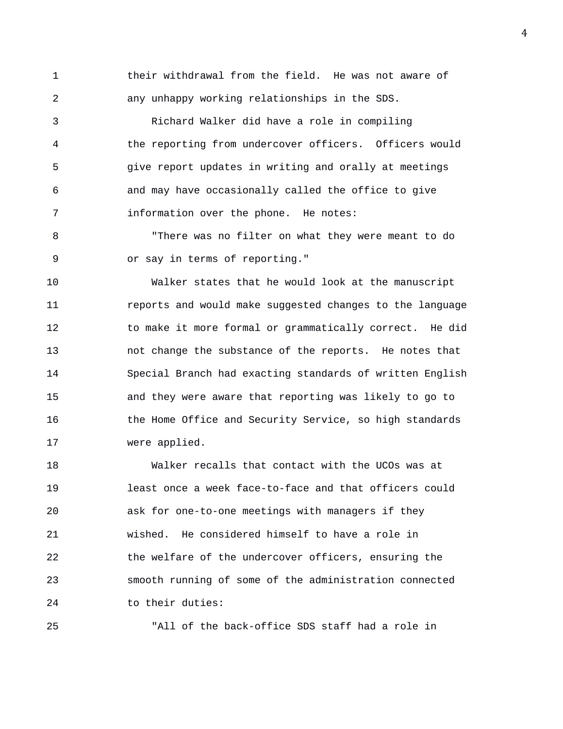their withdrawal from the field. He was not aware of any unhappy working relationships in the SDS.

Richard Walker did have a role in compiling the reporting from undercover officers. Officers would give report updates in writing and orally at meetings and may have occasionally called the office to give information over the phone. He notes:

"There was no filter on what they were meant to do or say in terms of reporting."

Walker states that he would look at the manuscript reports and would make suggested changes to the language to make it more formal or grammatically correct. He did not change the substance of the reports. He notes that Special Branch had exacting standards of written English and they were aware that reporting was likely to go to the Home Office and Security Service, so high standards were applied.

Walker recalls that contact with the UCOs was at least once a week face-to-face and that officers could ask for one-to-one meetings with managers if they wished. He considered himself to have a role in the welfare of the undercover officers, ensuring the smooth running of some of the administration connected to their duties:

"All of the back-office SDS staff had a role in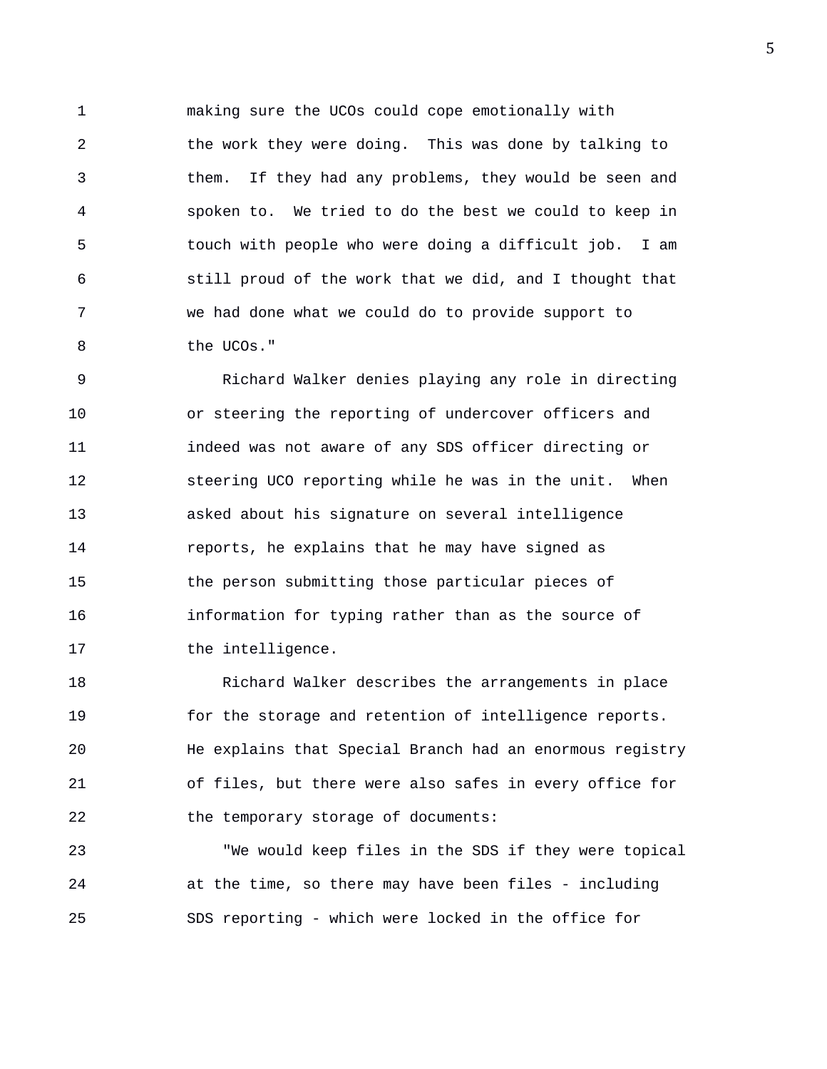making sure the UCOs could cope emotionally with the work they were doing. This was done by talking to them. If they had any problems, they would be seen and spoken to. We tried to do the best we could to keep in touch with people who were doing a difficult job. I am still proud of the work that we did, and I thought that we had done what we could do to provide support to the UCOs."

Richard Walker denies playing any role in directing or steering the reporting of undercover officers and indeed was not aware of any SDS officer directing or steering UCO reporting while he was in the unit. When asked about his signature on several intelligence reports, he explains that he may have signed as the person submitting those particular pieces of information for typing rather than as the source of the intelligence.

Richard Walker describes the arrangements in place for the storage and retention of intelligence reports. He explains that Special Branch had an enormous registry of files, but there were also safes in every office for the temporary storage of documents:

"We would keep files in the SDS if they were topical at the time, so there may have been files - including SDS reporting - which were locked in the office for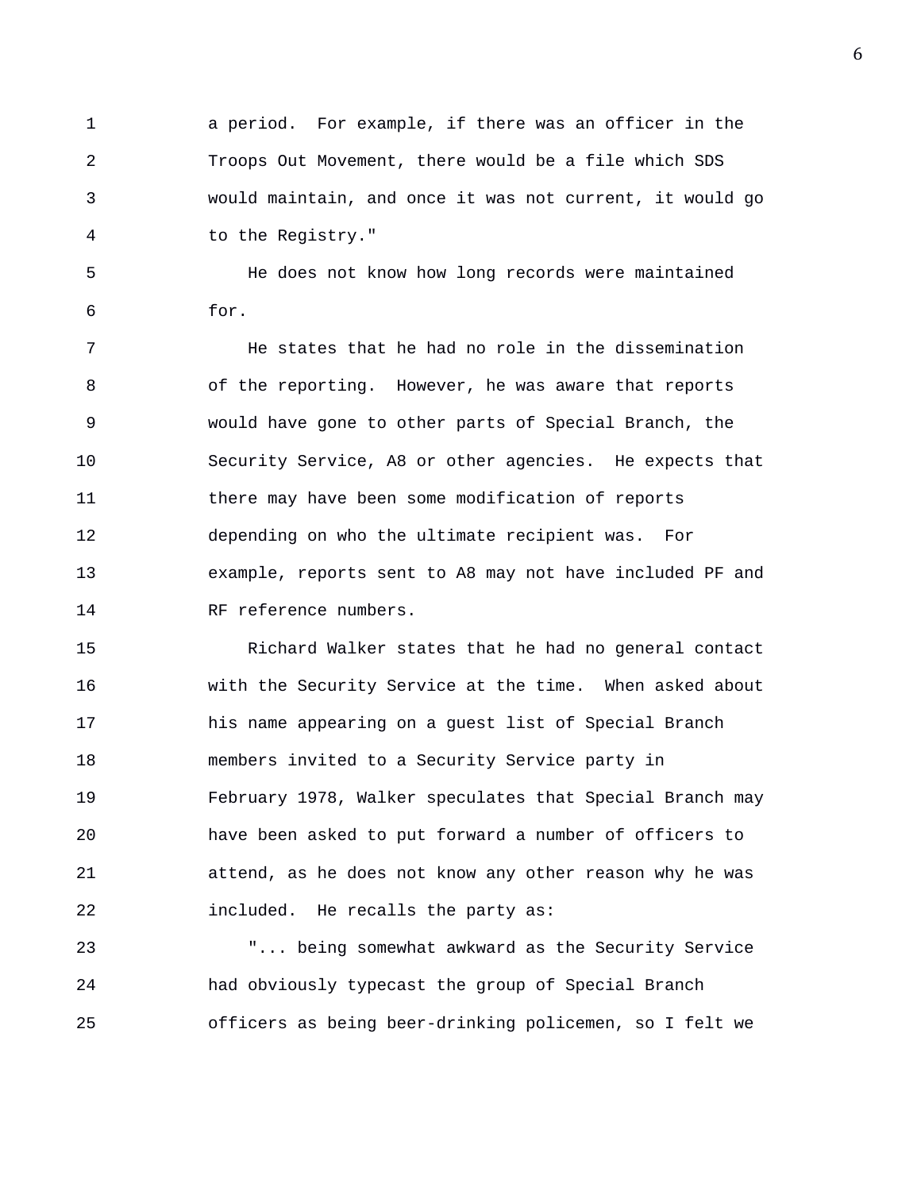a period. For example, if there was an officer in the Troops Out Movement, there would be a file which SDS would maintain, and once it was not current, it would go to the Registry."

He does not know how long records were maintained for.

He states that he had no role in the dissemination of the reporting. However, he was aware that reports would have gone to other parts of Special Branch, the Security Service, A8 or other agencies. He expects that there may have been some modification of reports depending on who the ultimate recipient was. For example, reports sent to A8 may not have included PF and RF reference numbers.

Richard Walker states that he had no general contact with the Security Service at the time. When asked about his name appearing on a guest list of Special Branch members invited to a Security Service party in February 1978, Walker speculates that Special Branch may have been asked to put forward a number of officers to attend, as he does not know any other reason why he was included. He recalls the party as:

"... being somewhat awkward as the Security Service had obviously typecast the group of Special Branch officers as being beer-drinking policemen, so I felt we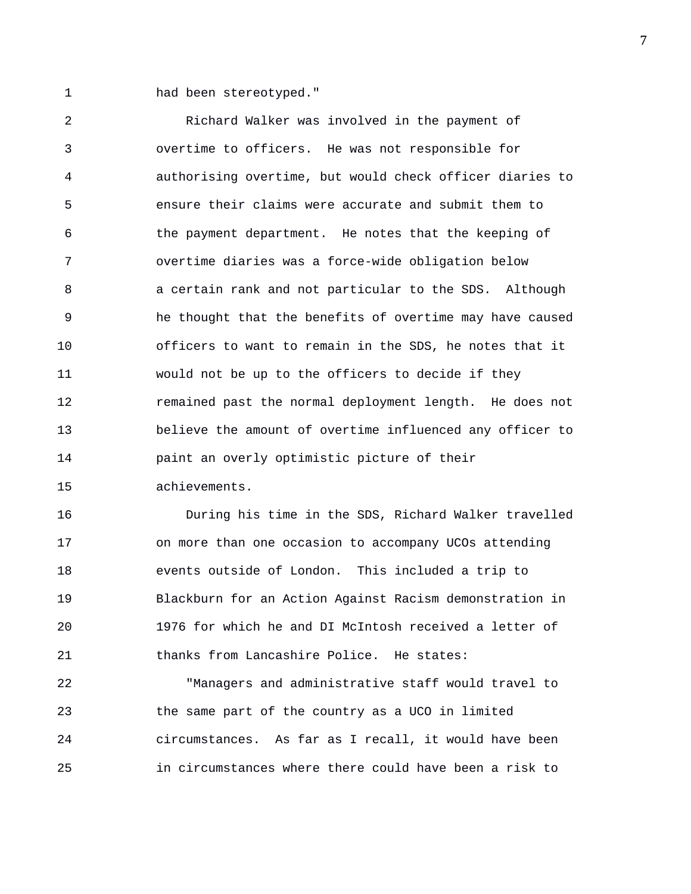had been stereotyped."

Richard Walker was involved in the payment of overtime to officers. He was not responsible for authorising overtime, but would check officer diaries to ensure their claims were accurate and submit them to the payment department. He notes that the keeping of overtime diaries was a force-wide obligation below a certain rank and not particular to the SDS. Although he thought that the benefits of overtime may have caused officers to want to remain in the SDS, he notes that it would not be up to the officers to decide if they remained past the normal deployment length. He does not believe the amount of overtime influenced any officer to paint an overly optimistic picture of their achievements.

During his time in the SDS, Richard Walker travelled on more than one occasion to accompany UCOs attending events outside of London. This included a trip to Blackburn for an Action Against Racism demonstration in 1976 for which he and DI McIntosh received a letter of thanks from Lancashire Police. He states:

"Managers and administrative staff would travel to the same part of the country as a UCO in limited circumstances. As far as I recall, it would have been in circumstances where there could have been a risk to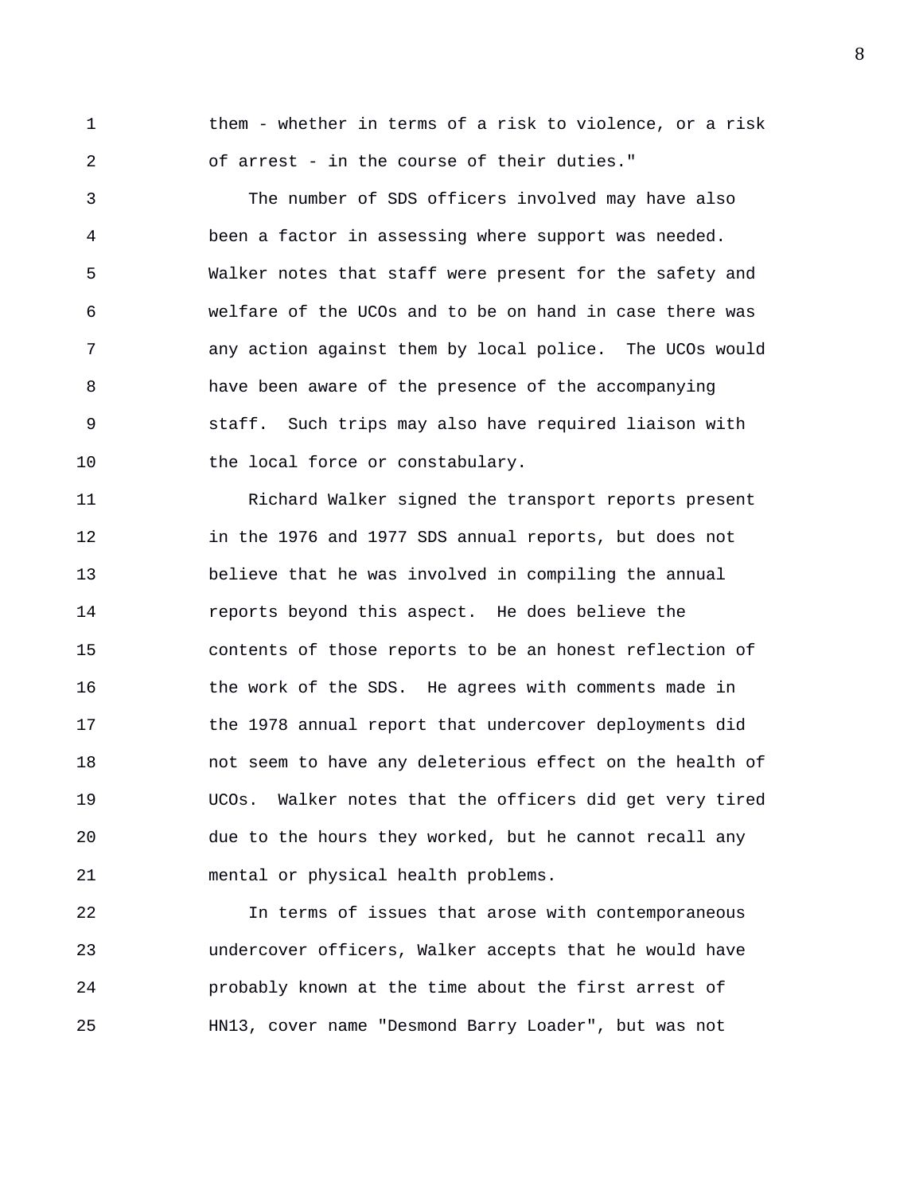them - whether in terms of a risk to violence, or a risk of arrest - in the course of their duties."

The number of SDS officers involved may have also been a factor in assessing where support was needed. Walker notes that staff were present for the safety and welfare of the UCOs and to be on hand in case there was any action against them by local police. The UCOs would have been aware of the presence of the accompanying staff. Such trips may also have required liaison with the local force or constabulary.

Richard Walker signed the transport reports present in the 1976 and 1977 SDS annual reports, but does not believe that he was involved in compiling the annual reports beyond this aspect. He does believe the contents of those reports to be an honest reflection of the work of the SDS. He agrees with comments made in the 1978 annual report that undercover deployments did not seem to have any deleterious effect on the health of UCOs. Walker notes that the officers did get very tired due to the hours they worked, but he cannot recall any mental or physical health problems.

In terms of issues that arose with contemporaneous undercover officers, Walker accepts that he would have probably known at the time about the first arrest of HN13, cover name "Desmond Barry Loader", but was not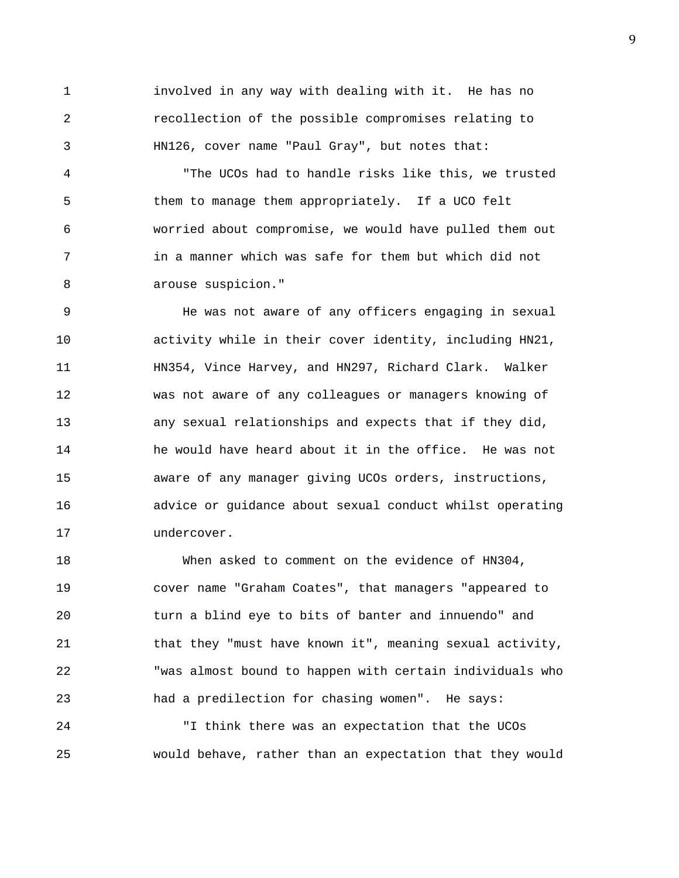involved in any way with dealing with it. He has no recollection of the possible compromises relating to HN126, cover name "Paul Gray", but notes that:

"The UCOs had to handle risks like this, we trusted them to manage them appropriately. If a UCO felt worried about compromise, we would have pulled them out in a manner which was safe for them but which did not arouse suspicion."

He was not aware of any officers engaging in sexual activity while in their cover identity, including HN21, HN354, Vince Harvey, and HN297, Richard Clark. Walker was not aware of any colleagues or managers knowing of any sexual relationships and expects that if they did, he would have heard about it in the office. He was not aware of any manager giving UCOs orders, instructions, advice or guidance about sexual conduct whilst operating undercover.

When asked to comment on the evidence of HN304, cover name "Graham Coates", that managers "appeared to turn a blind eye to bits of banter and innuendo" and that they "must have known it", meaning sexual activity, "was almost bound to happen with certain individuals who had a predilection for chasing women". He says:

"I think there was an expectation that the UCOs would behave, rather than an expectation that they would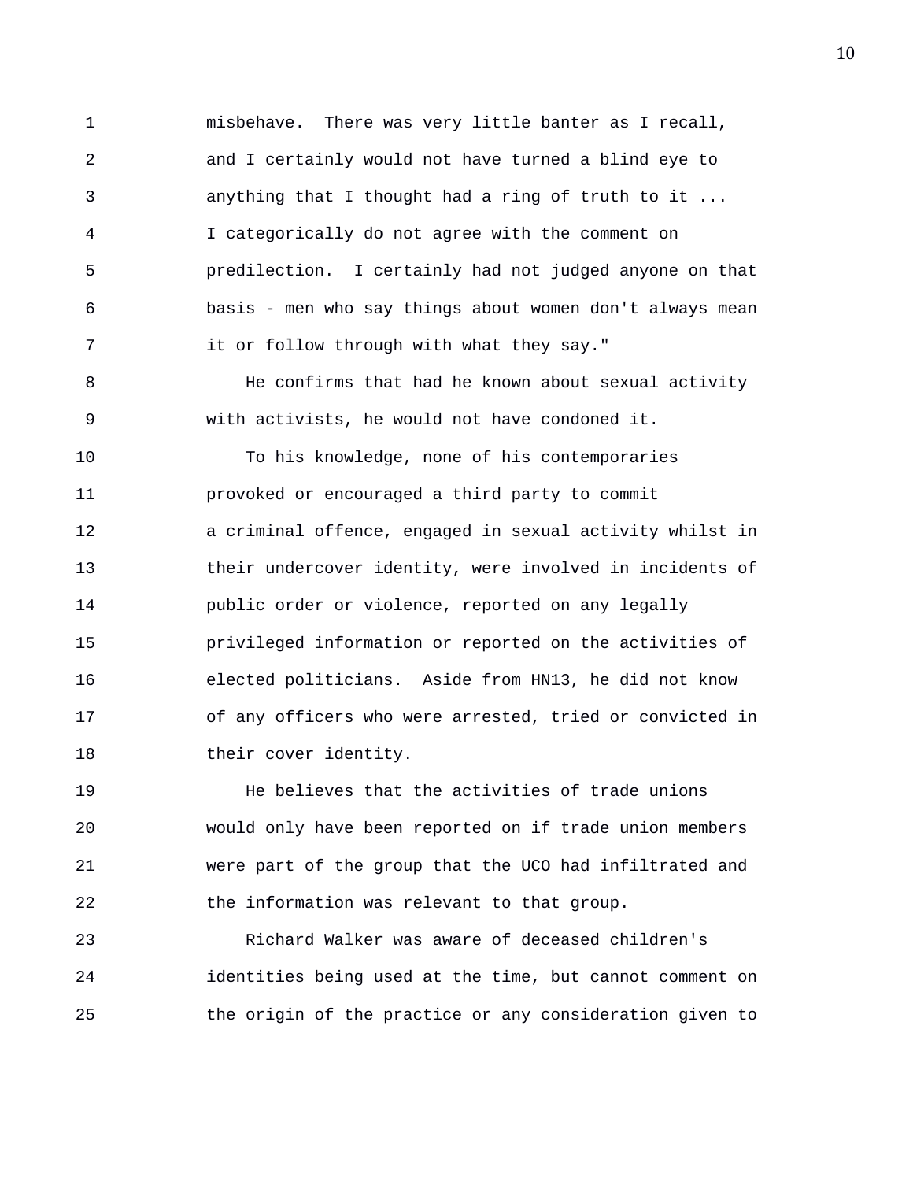misbehave. There was very little banter as I recall, and I certainly would not have turned a blind eye to anything that I thought had a ring of truth to it ... I categorically do not agree with the comment on predilection. I certainly had not judged anyone on that basis - men who say things about women don't always mean it or follow through with what they say."

He confirms that had he known about sexual activity with activists, he would not have condoned it.

To his knowledge, none of his contemporaries provoked or encouraged a third party to commit a criminal offence, engaged in sexual activity whilst in their undercover identity, were involved in incidents of public order or violence, reported on any legally privileged information or reported on the activities of elected politicians. Aside from HN13, he did not know of any officers who were arrested, tried or convicted in their cover identity.

He believes that the activities of trade unions would only have been reported on if trade union members were part of the group that the UCO had infiltrated and the information was relevant to that group.

Richard Walker was aware of deceased children's identities being used at the time, but cannot comment on the origin of the practice or any consideration given to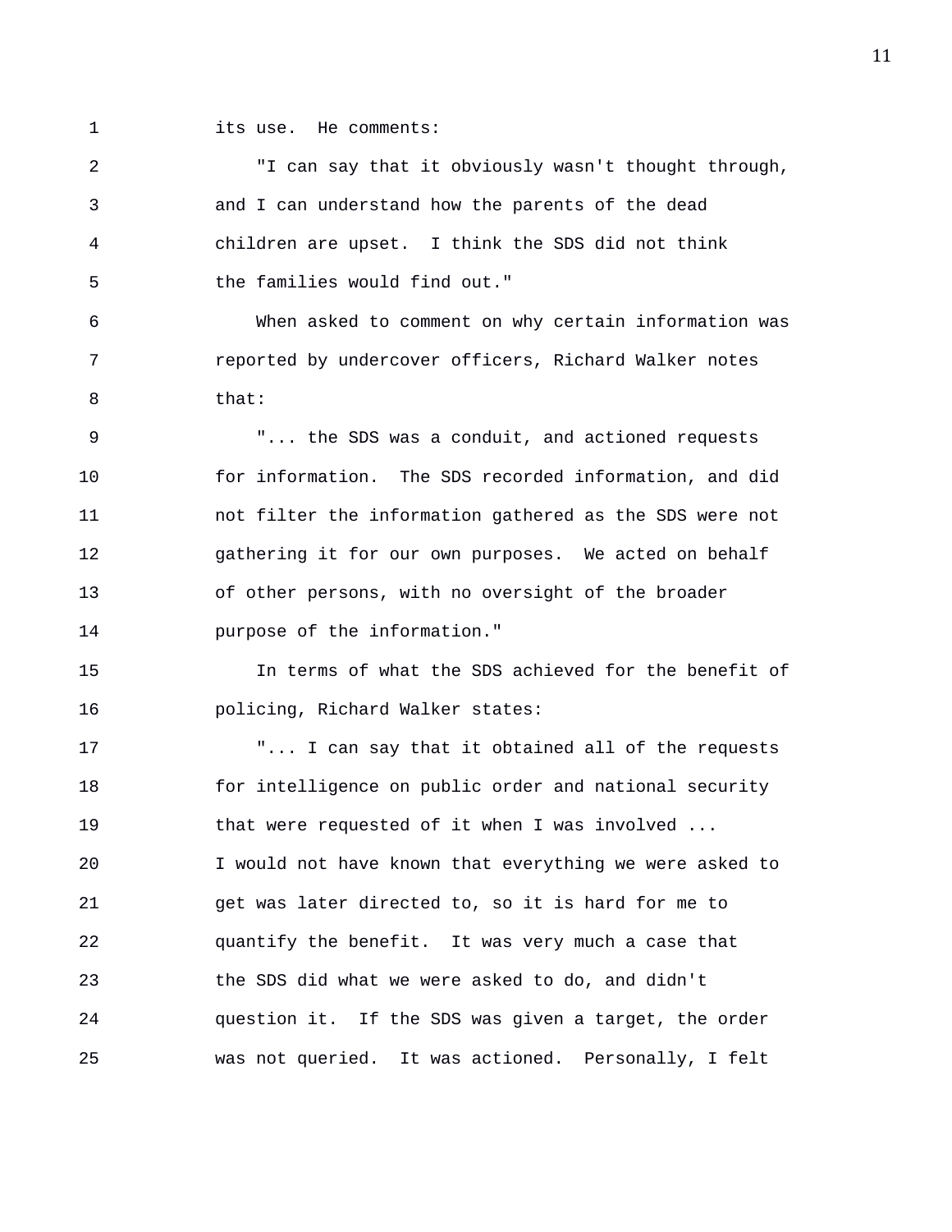its use. He comments:

"I can say that it obviously wasn't thought through, and I can understand how the parents of the dead children are upset. I think the SDS did not think the families would find out."

When asked to comment on why certain information was reported by undercover officers, Richard Walker notes that:

"... the SDS was a conduit, and actioned requests for information. The SDS recorded information, and did not filter the information gathered as the SDS were not gathering it for our own purposes. We acted on behalf of other persons, with no oversight of the broader purpose of the information."

In terms of what the SDS achieved for the benefit of policing, Richard Walker states:

"... I can say that it obtained all of the requests for intelligence on public order and national security that were requested of it when I was involved ... I would not have known that everything we were asked to get was later directed to, so it is hard for me to quantify the benefit. It was very much a case that the SDS did what we were asked to do, and didn't question it. If the SDS was given a target, the order was not queried. It was actioned. Personally, I felt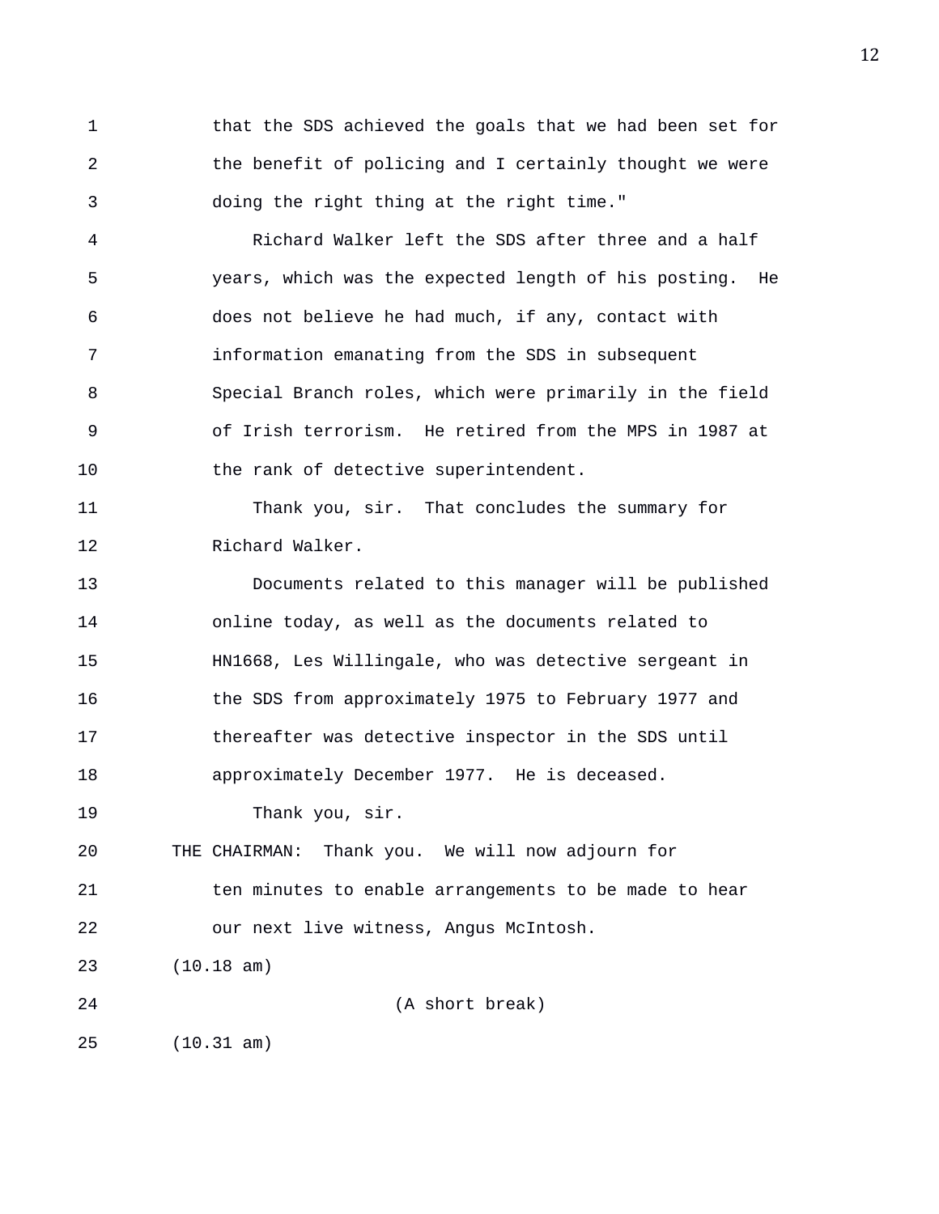that the SDS achieved the goals that we had been set for the benefit of policing and I certainly thought we were doing the right thing at the right time."

Richard Walker left the SDS after three and a half years, which was the expected length of his posting. He does not believe he had much, if any, contact with information emanating from the SDS in subsequent Special Branch roles, which were primarily in the field of Irish terrorism. He retired from the MPS in 1987 at the rank of detective superintendent.

Thank you, sir. That concludes the summary for Richard Walker.

Documents related to this manager will be published online today, as well as the documents related to HN1668, Les Willingale, who was detective sergeant in the SDS from approximately 1975 to February 1977 and thereafter was detective inspector in the SDS until approximately December 1977. He is deceased.

Thank you, sir.

THE CHAIRMAN: Thank you. We will now adjourn for ten minutes to enable arrangements to be made to hear our next live witness, Angus McIntosh.

(10.18 am)

(A short break)

(10.31 am)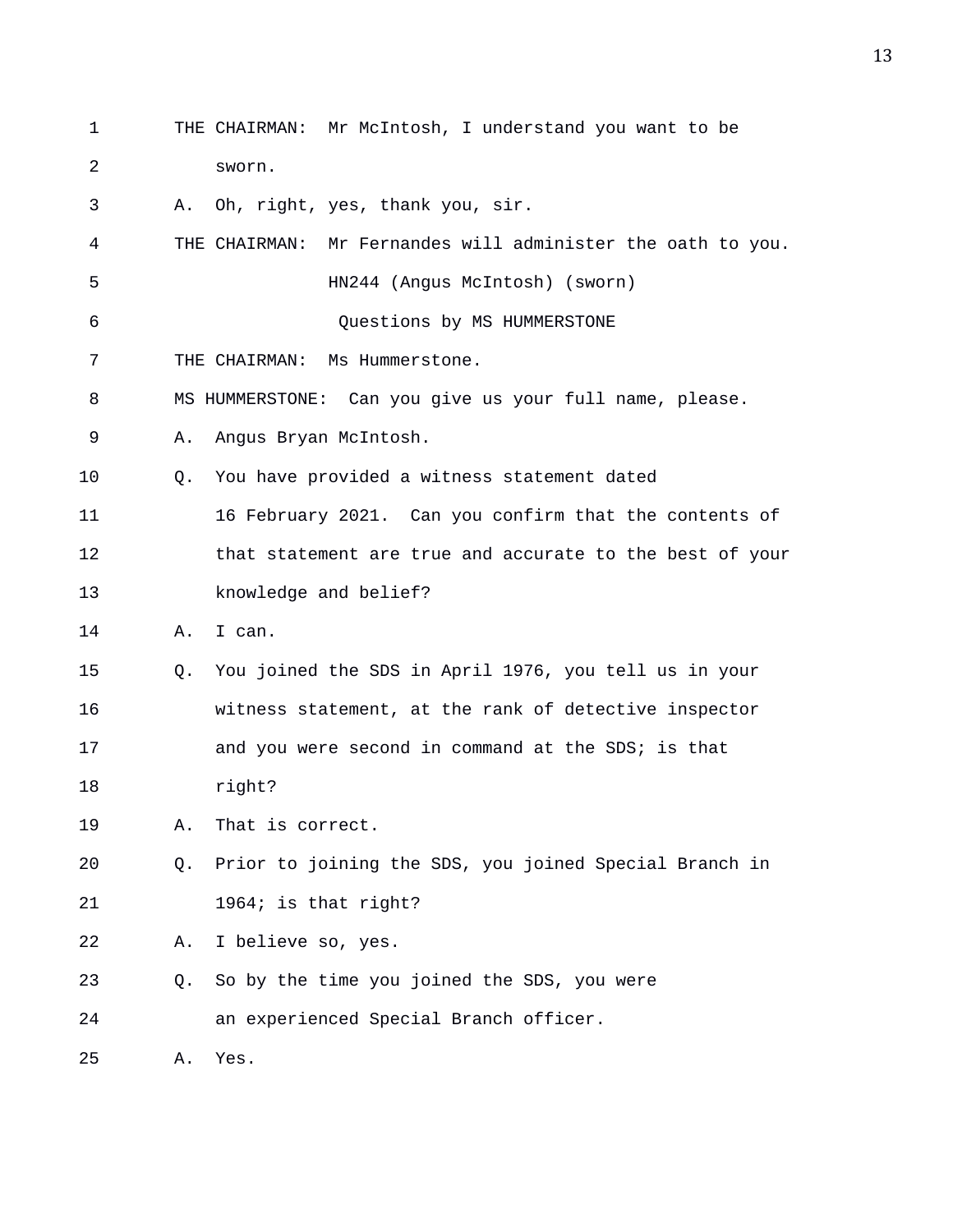THE CHAIRMAN: Mr McIntosh, I understand you want to be sworn.

A. Oh, right, yes, thank you, sir.

THE CHAIRMAN: Mr Fernandes will administer the oath to you.

HN244 (Angus McIntosh) (sworn)

Questions by MS HUMMERSTONE

THE CHAIRMAN: Ms Hummerstone.

MS HUMMERSTONE: Can you give us your full name, please.

A. Angus Bryan McIntosh.

Q. You have provided a witness statement dated 16 February 2021. Can you confirm that the contents of that statement are true and accurate to the best of your knowledge and belief?

A. I can.

Q. You joined the SDS in April 1976, you tell us in your witness statement, at the rank of detective inspector and you were second in command at the SDS; is that right?

A. That is correct.

Q. Prior to joining the SDS, you joined Special Branch in 1964; is that right?

A. I believe so, yes.

Q. So by the time you joined the SDS, you were an experienced Special Branch officer.

A. Yes.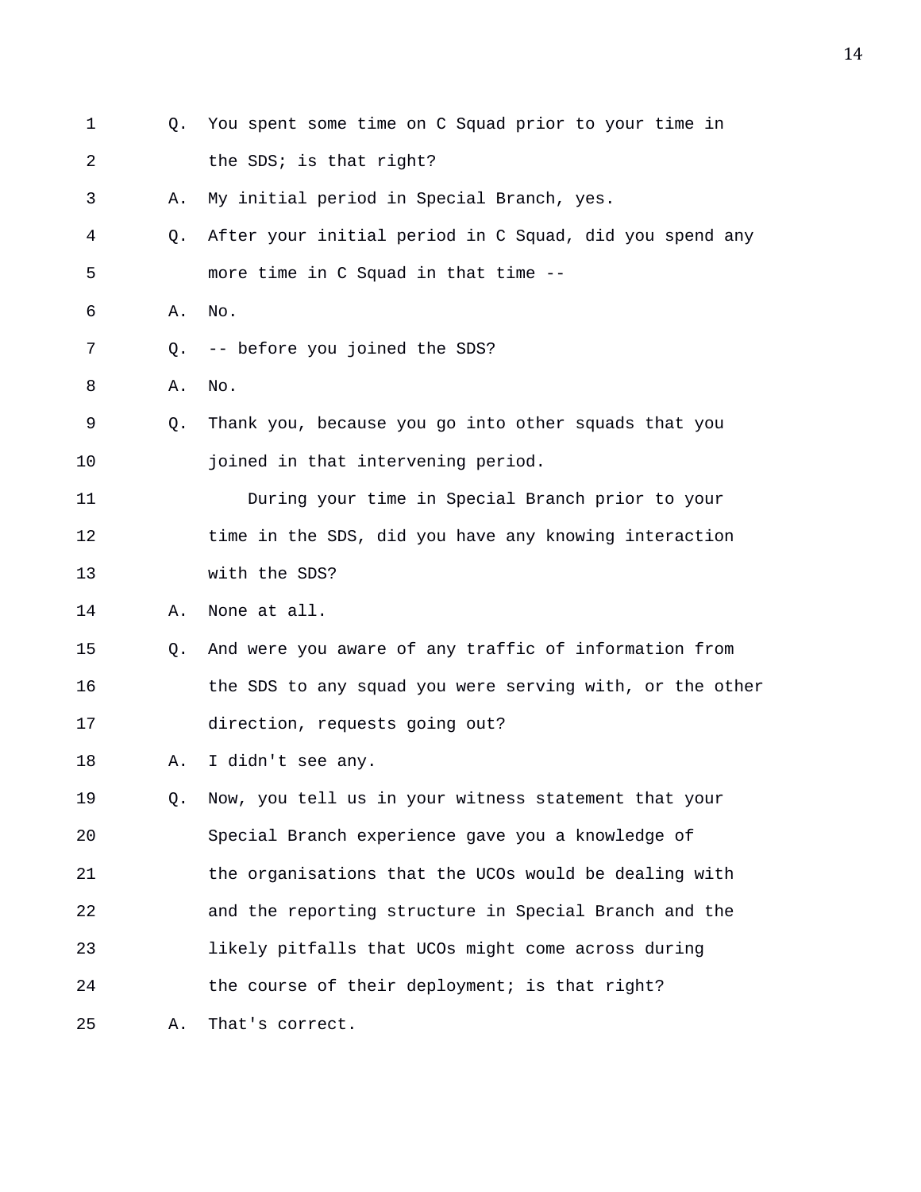1 Q. You spent some time on C Squad prior to your time in
2 the SDS; is that right?
3 A. My initial period in Special Branch, yes.
4 Q. After your initial period in C Squad, did you spend any
5 more time in C Squad in that time --
6 A. No.
7 Q. -- before you joined the SDS?
8 A. No.
9 Q. Thank you, because you go into other squads that you
10 joined in that intervening period.
11 During your time in Special Branch prior to your
12 time in the SDS, did you have any knowing interaction
13 with the SDS?
14 A. None at all.
15 Q. And were you aware of any traffic of information from
16 the SDS to any squad you were serving with, or the other
17 direction, requests going out?
18 A. I didn't see any.
19 Q. Now, you tell us in your witness statement that your
20 Special Branch experience gave you a knowledge of
21 the organisations that the UCOs would be dealing with
22 and the reporting structure in Special Branch and the
23 likely pitfalls that UCOs might come across during
24 the course of their deployment; is that right?
25 A. That's correct.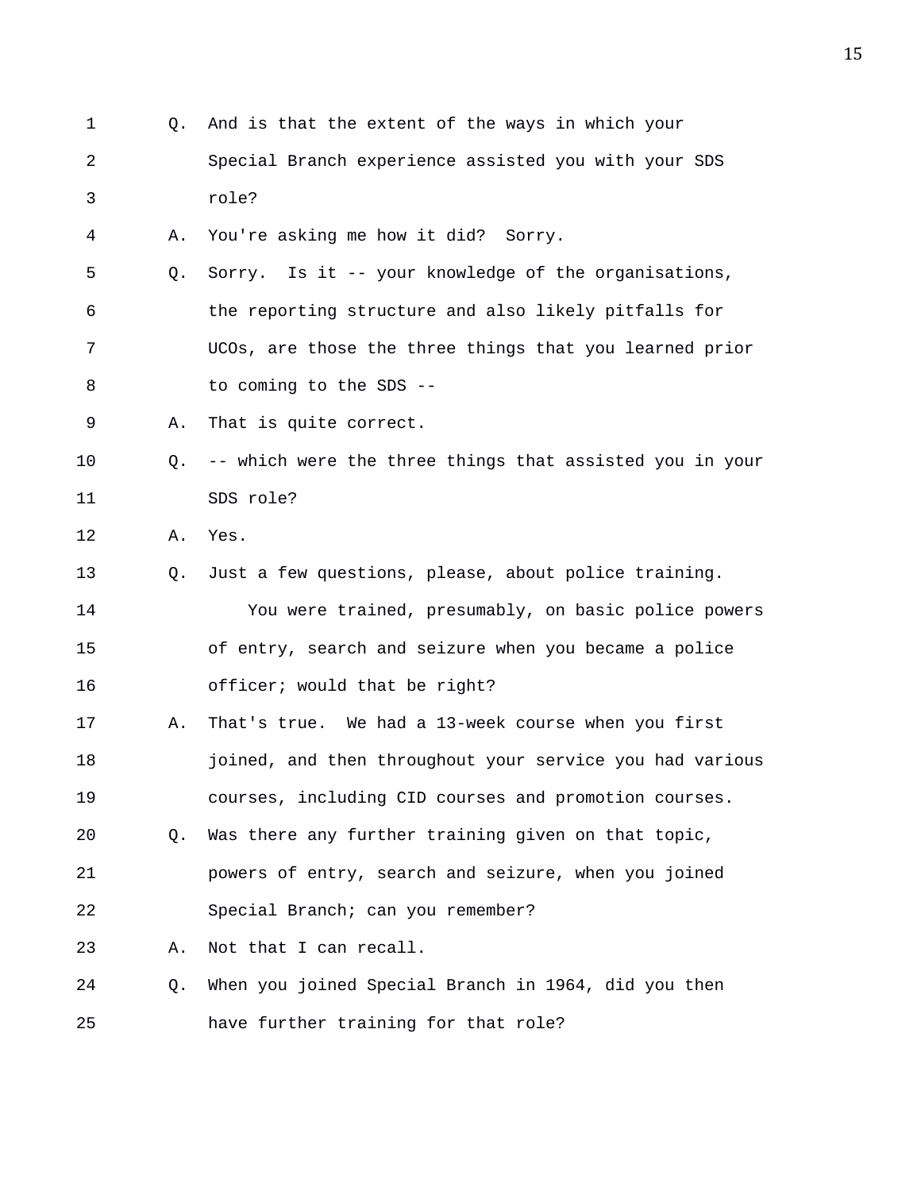1 Q. And is that the extent of the ways in which your
2 Special Branch experience assisted you with your SDS
3 role?
4 A. You're asking me how it did? Sorry.
5 Q. Sorry. Is it -- your knowledge of the organisations,
6 the reporting structure and also likely pitfalls for
7 UCOs, are those the three things that you learned prior
8 to coming to the SDS --
9 A. That is quite correct.
10 Q. -- which were the three things that assisted you in your
11 SDS role?
12 A. Yes.
13 Q. Just a few questions, please, about police training.
14 You were trained, presumably, on basic police powers
15 of entry, search and seizure when you became a police
16 officer; would that be right?
17 A. That's true. We had a 13-week course when you first
18 joined, and then throughout your service you had various
19 courses, including CID courses and promotion courses.
20 Q. Was there any further training given on that topic,
21 powers of entry, search and seizure, when you joined
22 Special Branch; can you remember?
23 A. Not that I can recall.
24 Q. When you joined Special Branch in 1964, did you then
25 have further training for that role?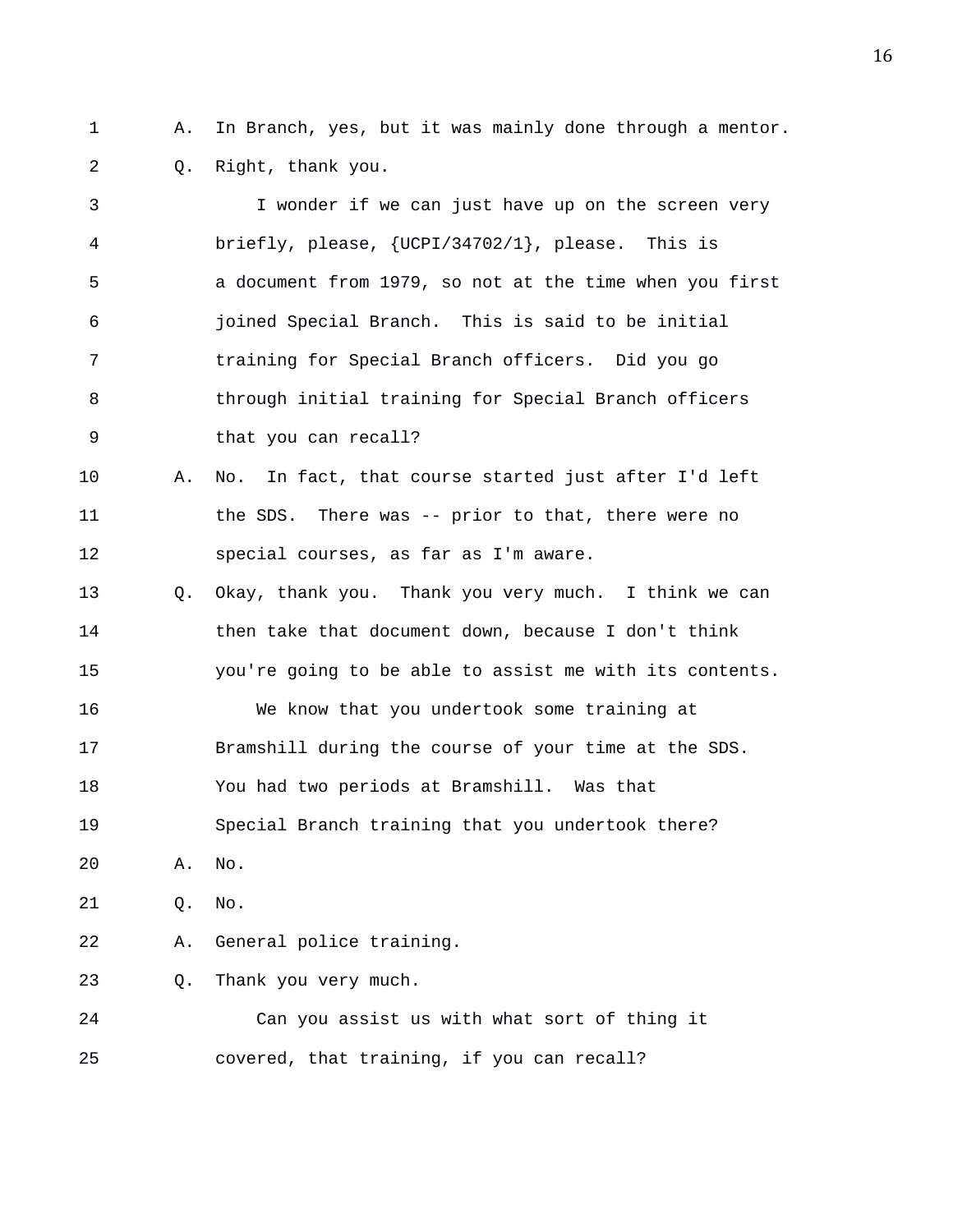A. In Branch, yes, but it was mainly done through a mentor.

Q. Right, thank you.

I wonder if we can just have up on the screen very briefly, please, {UCPI/34702/1}, please. This is a document from 1979, so not at the time when you first joined Special Branch. This is said to be initial training for Special Branch officers. Did you go through initial training for Special Branch officers that you can recall?

A. No. In fact, that course started just after I'd left the SDS. There was -- prior to that, there were no special courses, as far as I'm aware.

Q. Okay, thank you. Thank you very much. I think we can then take that document down, because I don't think you're going to be able to assist me with its contents.

We know that you undertook some training at Bramshill during the course of your time at the SDS. You had two periods at Bramshill. Was that Special Branch training that you undertook there?

A. No.

Q. No.

A. General police training.

Q. Thank you very much.

Can you assist us with what sort of thing it covered, that training, if you can recall?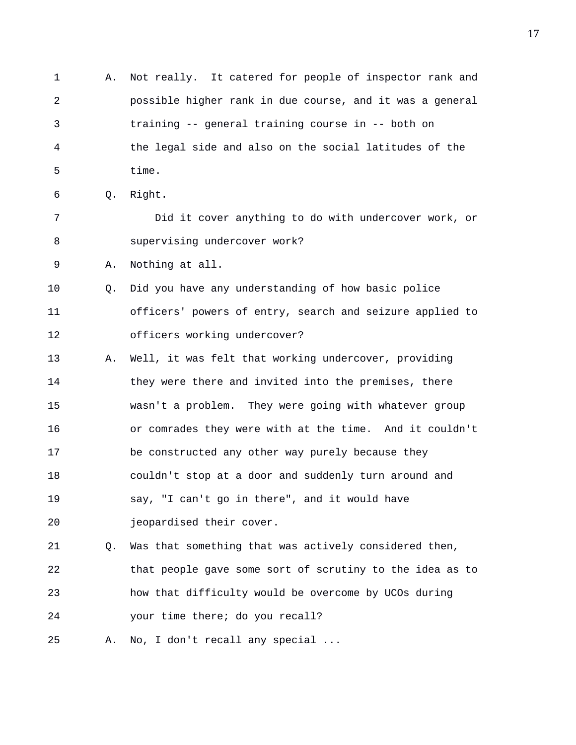A. Not really. It catered for people of inspector rank and possible higher rank in due course, and it was a general training -- general training course in -- both on the legal side and also on the social latitudes of the time.

Q. Right.

Did it cover anything to do with undercover work, or supervising undercover work?

A. Nothing at all.

Q. Did you have any understanding of how basic police officers' powers of entry, search and seizure applied to officers working undercover?

A. Well, it was felt that working undercover, providing they were there and invited into the premises, there wasn't a problem. They were going with whatever group or comrades they were with at the time. And it couldn't be constructed any other way purely because they couldn't stop at a door and suddenly turn around and say, "I can't go in there", and it would have jeopardised their cover.

Q. Was that something that was actively considered then, that people gave some sort of scrutiny to the idea as to how that difficulty would be overcome by UCOs during your time there; do you recall?

A. No, I don't recall any special ...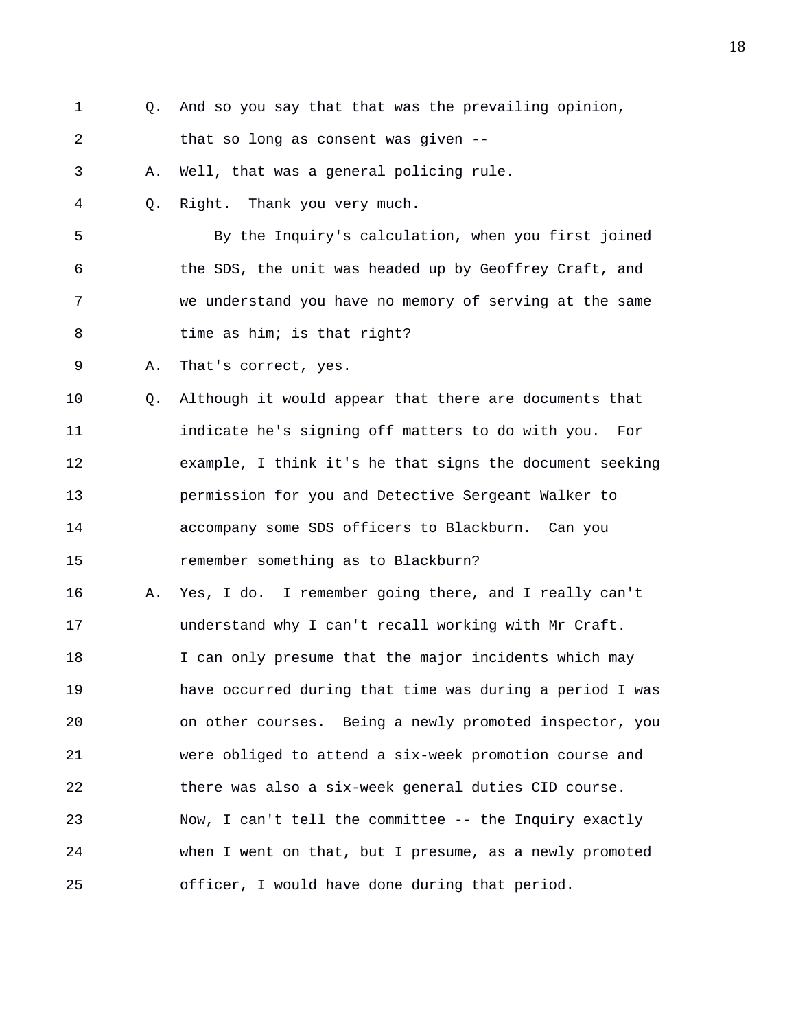1 Q. And so you say that that was the prevailing opinion,
2 that so long as consent was given --
3 A. Well, that was a general policing rule.
4 Q. Right. Thank you very much.
5 By the Inquiry's calculation, when you first joined
6 the SDS, the unit was headed up by Geoffrey Craft, and
7 we understand you have no memory of serving at the same
8 time as him; is that right?
9 A. That's correct, yes.
10 Q. Although it would appear that there are documents that
11 indicate he's signing off matters to do with you. For
12 example, I think it's he that signs the document seeking
13 permission for you and Detective Sergeant Walker to
14 accompany some SDS officers to Blackburn. Can you
15 remember something as to Blackburn?
16 A. Yes, I do. I remember going there, and I really can't
17 understand why I can't recall working with Mr Craft.
18 I can only presume that the major incidents which may
19 have occurred during that time was during a period I was
20 on other courses. Being a newly promoted inspector, you
21 were obliged to attend a six-week promotion course and
22 there was also a six-week general duties CID course.
23 Now, I can't tell the committee -- the Inquiry exactly
24 when I went on that, but I presume, as a newly promoted
25 officer, I would have done during that period.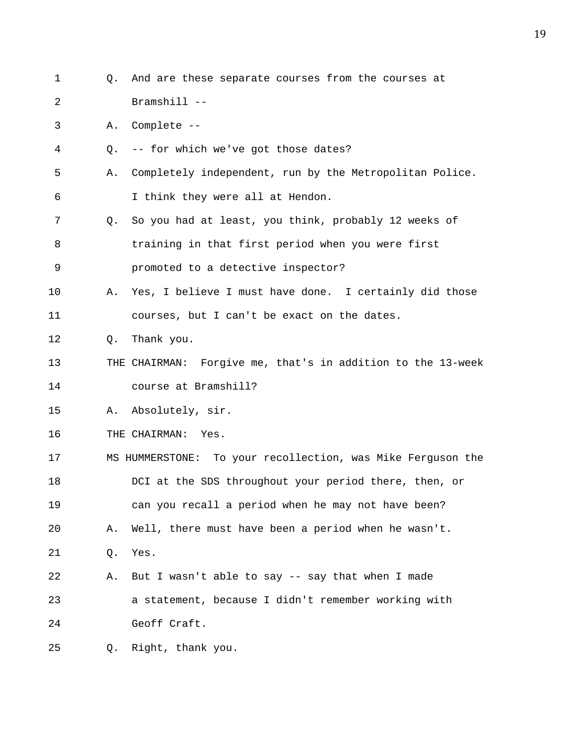Q. And are these separate courses from the courses at Bramshill --

A. Complete --

Q. -- for which we've got those dates?

A. Completely independent, run by the Metropolitan Police. I think they were all at Hendon.

Q. So you had at least, you think, probably 12 weeks of training in that first period when you were first promoted to a detective inspector?

A. Yes, I believe I must have done. I certainly did those courses, but I can't be exact on the dates.

Q. Thank you.

THE CHAIRMAN: Forgive me, that's in addition to the 13-week course at Bramshill?

A. Absolutely, sir.

THE CHAIRMAN: Yes.

MS HUMMERSTONE: To your recollection, was Mike Ferguson the DCI at the SDS throughout your period there, then, or can you recall a period when he may not have been?

A. Well, there must have been a period when he wasn't.

Q. Yes.

A. But I wasn't able to say -- say that when I made a statement, because I didn't remember working with Geoff Craft.

Q. Right, thank you.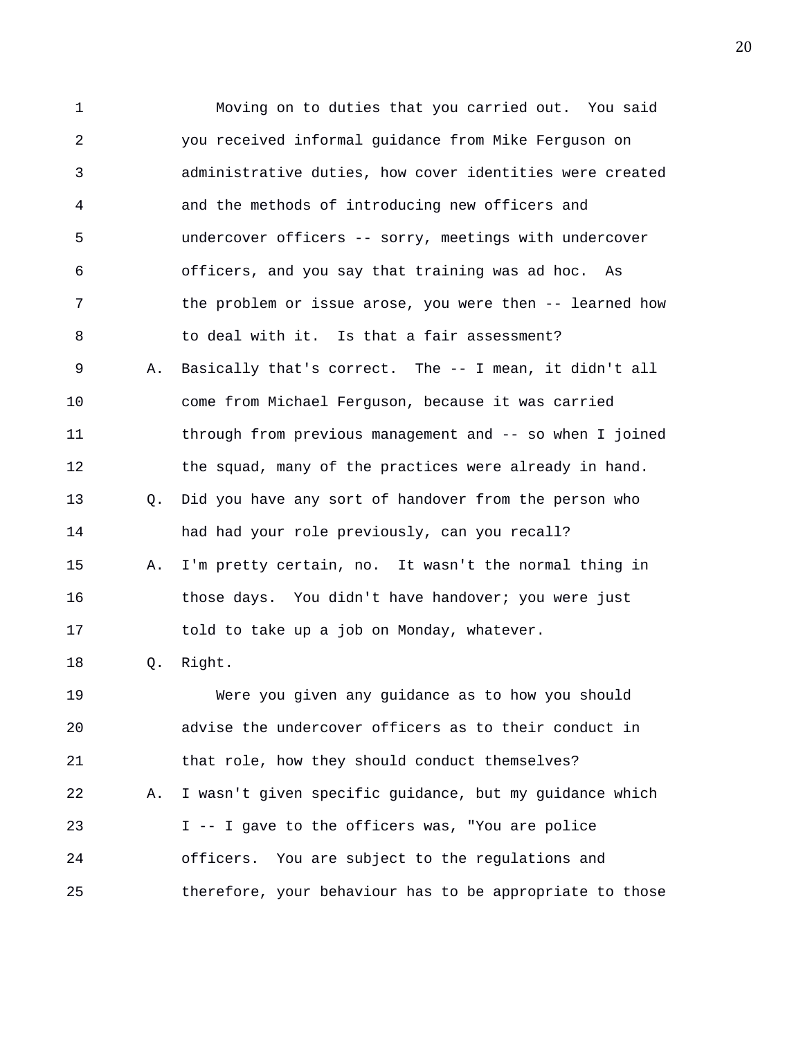Moving on to duties that you carried out. You said you received informal guidance from Mike Ferguson on administrative duties, how cover identities were created and the methods of introducing new officers and undercover officers -- sorry, meetings with undercover officers, and you say that training was ad hoc. As the problem or issue arose, you were then -- learned how to deal with it. Is that a fair assessment?

A. Basically that's correct. The -- I mean, it didn't all come from Michael Ferguson, because it was carried through from previous management and -- so when I joined the squad, many of the practices were already in hand.

Q. Did you have any sort of handover from the person who had had your role previously, can you recall?

A. I'm pretty certain, no. It wasn't the normal thing in those days. You didn't have handover; you were just told to take up a job on Monday, whatever.

Q. Right.

Were you given any guidance as to how you should advise the undercover officers as to their conduct in that role, how they should conduct themselves?

A. I wasn't given specific guidance, but my guidance which I -- I gave to the officers was, "You are police officers. You are subject to the regulations and therefore, your behaviour has to be appropriate to those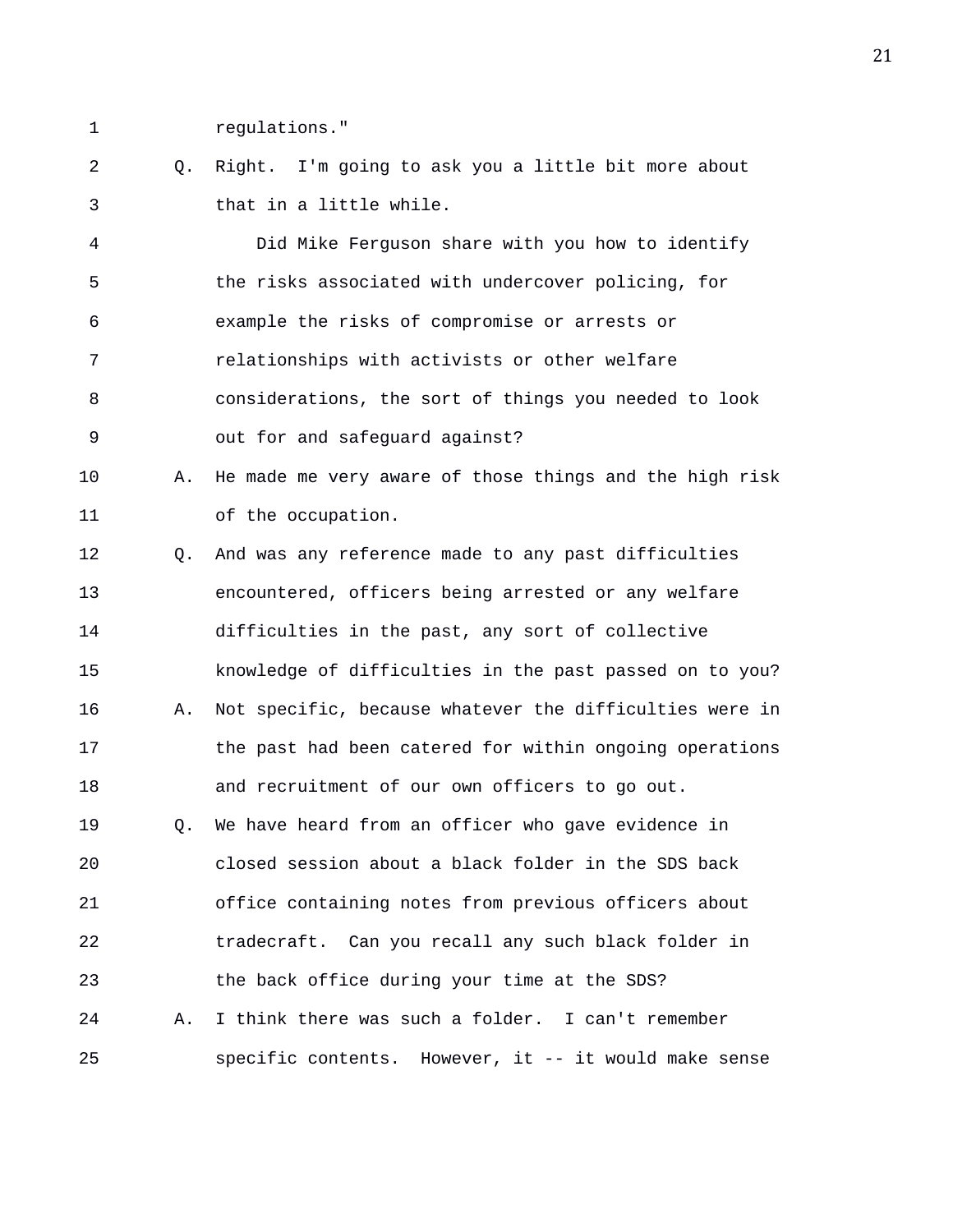regulations."

Q. Right. I'm going to ask you a little bit more about that in a little while.

Did Mike Ferguson share with you how to identify the risks associated with undercover policing, for example the risks of compromise or arrests or relationships with activists or other welfare considerations, the sort of things you needed to look out for and safeguard against?

A. He made me very aware of those things and the high risk of the occupation.

Q. And was any reference made to any past difficulties encountered, officers being arrested or any welfare difficulties in the past, any sort of collective knowledge of difficulties in the past passed on to you?

A. Not specific, because whatever the difficulties were in the past had been catered for within ongoing operations and recruitment of our own officers to go out.

Q. We have heard from an officer who gave evidence in closed session about a black folder in the SDS back office containing notes from previous officers about tradecraft. Can you recall any such black folder in the back office during your time at the SDS?

A. I think there was such a folder. I can't remember specific contents. However, it -- it would make sense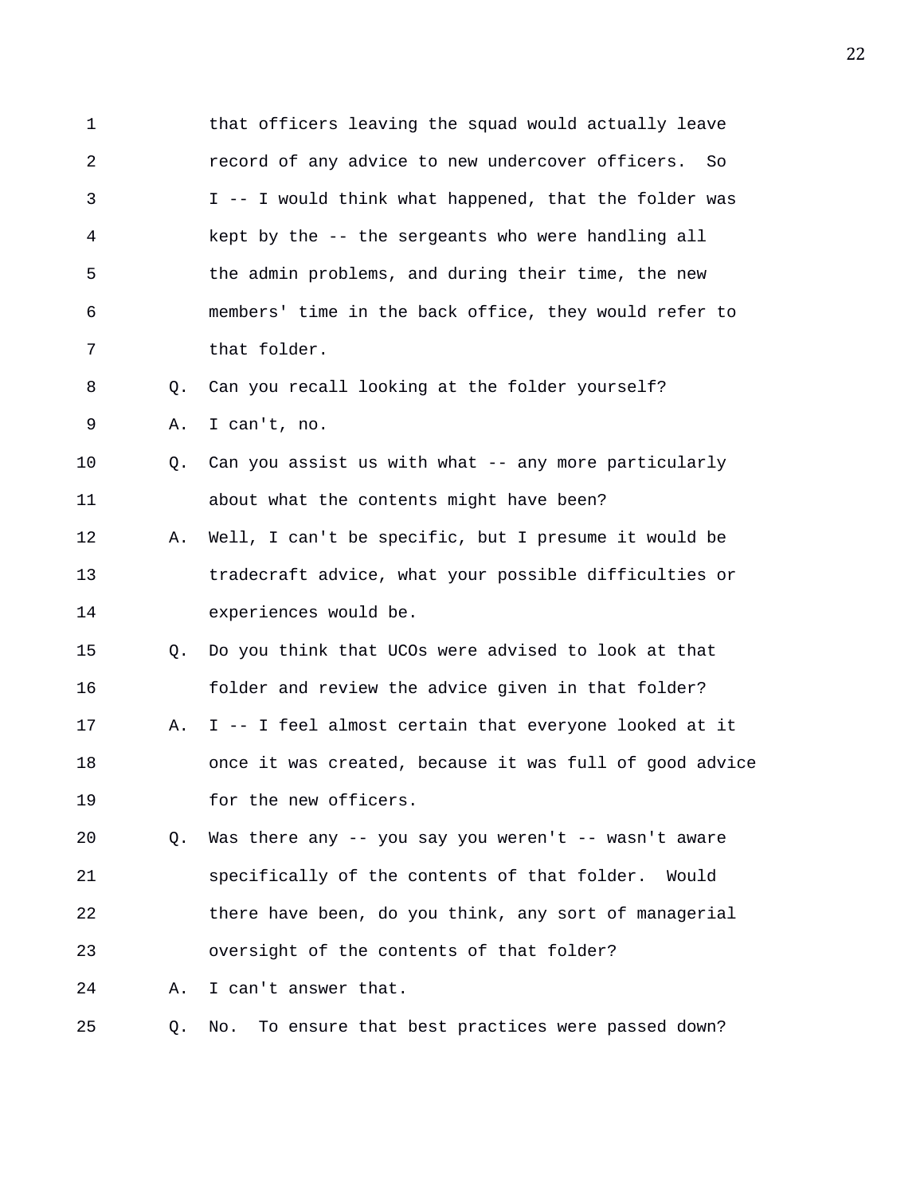that officers leaving the squad would actually leave record of any advice to new undercover officers. So I -- I would think what happened, that the folder was kept by the -- the sergeants who were handling all the admin problems, and during their time, the new members' time in the back office, they would refer to that folder.

Q. Can you recall looking at the folder yourself?

A. I can't, no.

Q. Can you assist us with what -- any more particularly about what the contents might have been?

A. Well, I can't be specific, but I presume it would be tradecraft advice, what your possible difficulties or experiences would be.

Q. Do you think that UCOs were advised to look at that folder and review the advice given in that folder?

A. I -- I feel almost certain that everyone looked at it once it was created, because it was full of good advice for the new officers.

Q. Was there any -- you say you weren't -- wasn't aware specifically of the contents of that folder. Would there have been, do you think, any sort of managerial oversight of the contents of that folder?

A. I can't answer that.

Q. No. To ensure that best practices were passed down?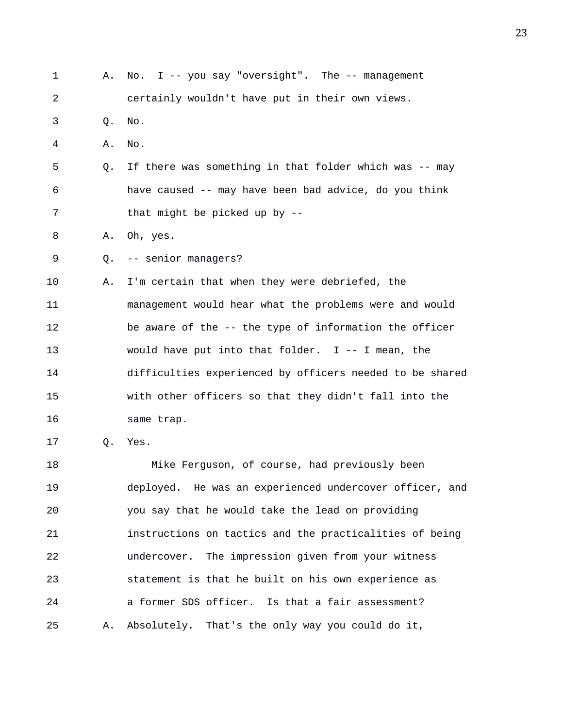1 A. No. I -- you say "oversight". The -- management
2 certainly wouldn't have put in their own views.
3 Q. No.
4 A. No.
5 Q. If there was something in that folder which was -- may
6 have caused -- may have been bad advice, do you think
7 that might be picked up by --
8 A. Oh, yes.
9 Q. -- senior managers?
10 A. I'm certain that when they were debriefed, the
11 management would hear what the problems were and would
12 be aware of the -- the type of information the officer
13 would have put into that folder. I -- I mean, the
14 difficulties experienced by officers needed to be shared
15 with other officers so that they didn't fall into the
16 same trap.
17 Q. Yes.
18 Mike Ferguson, of course, had previously been
19 deployed. He was an experienced undercover officer, and
20 you say that he would take the lead on providing
21 instructions on tactics and the practicalities of being
22 undercover. The impression given from your witness
23 statement is that he built on his own experience as
24 a former SDS officer. Is that a fair assessment?
25 A. Absolutely. That's the only way you could do it,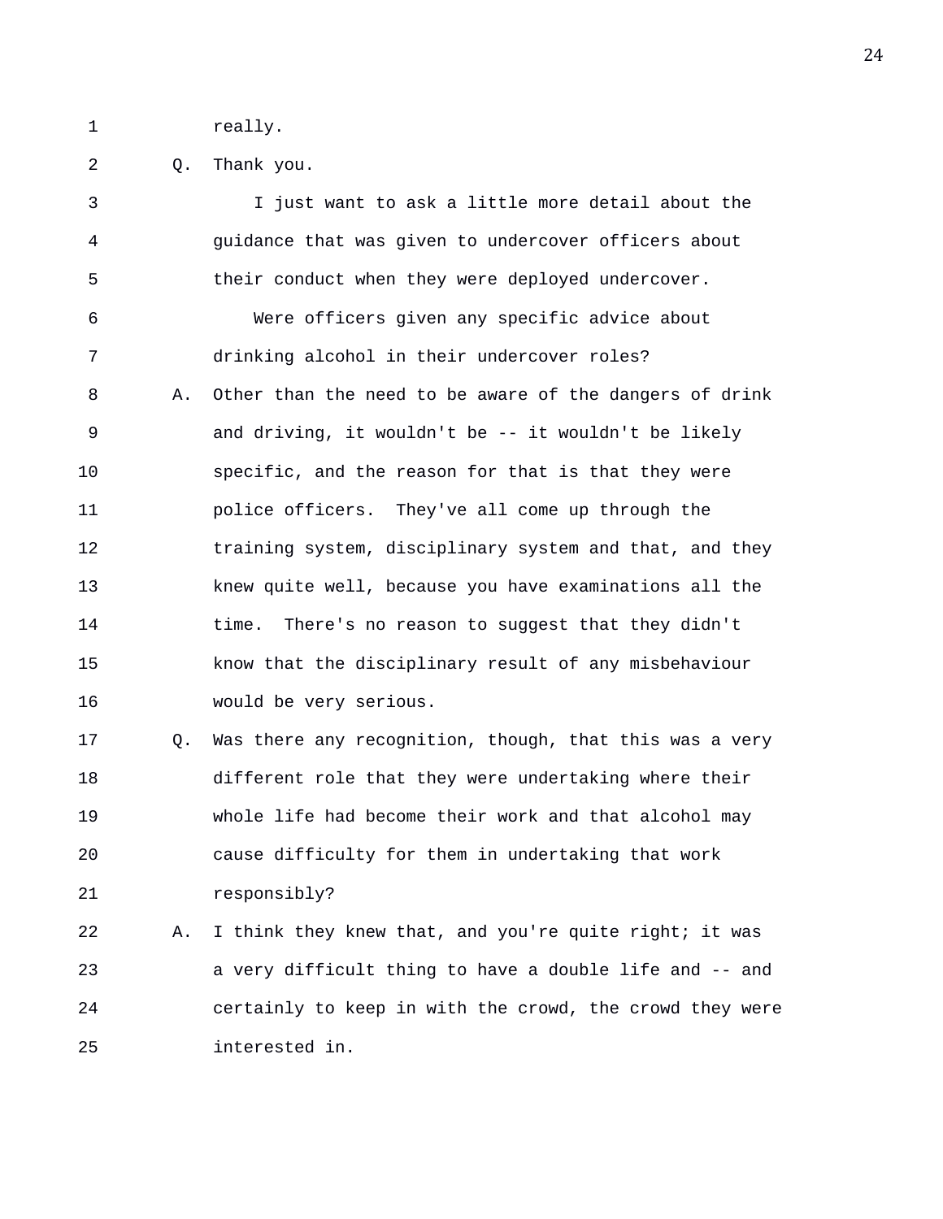really.

Q. Thank you.

I just want to ask a little more detail about the guidance that was given to undercover officers about their conduct when they were deployed undercover.

Were officers given any specific advice about drinking alcohol in their undercover roles?

A. Other than the need to be aware of the dangers of drink and driving, it wouldn't be -- it wouldn't be likely specific, and the reason for that is that they were police officers. They've all come up through the training system, disciplinary system and that, and they knew quite well, because you have examinations all the time. There's no reason to suggest that they didn't know that the disciplinary result of any misbehaviour would be very serious.

Q. Was there any recognition, though, that this was a very different role that they were undertaking where their whole life had become their work and that alcohol may cause difficulty for them in undertaking that work responsibly?

A. I think they knew that, and you're quite right; it was a very difficult thing to have a double life and -- and certainly to keep in with the crowd, the crowd they were interested in.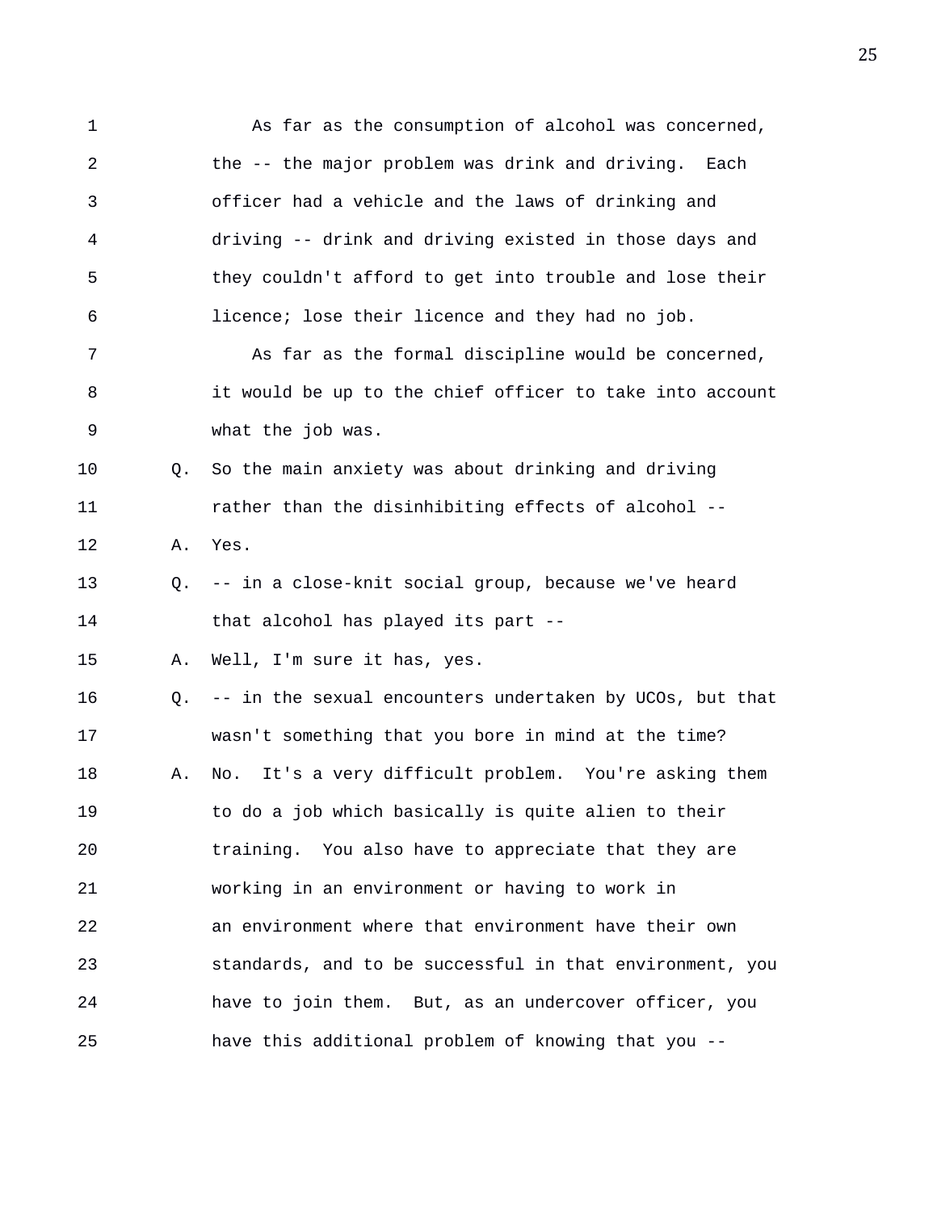As far as the consumption of alcohol was concerned, the -- the major problem was drink and driving. Each officer had a vehicle and the laws of drinking and driving -- drink and driving existed in those days and they couldn't afford to get into trouble and lose their licence; lose their licence and they had no job.

As far as the formal discipline would be concerned, it would be up to the chief officer to take into account what the job was.

Q. So the main anxiety was about drinking and driving rather than the disinhibiting effects of alcohol --

A. Yes.

Q. -- in a close-knit social group, because we've heard that alcohol has played its part --

A. Well, I'm sure it has, yes.

Q. -- in the sexual encounters undertaken by UCOs, but that wasn't something that you bore in mind at the time?

A. No. It's a very difficult problem. You're asking them to do a job which basically is quite alien to their training. You also have to appreciate that they are working in an environment or having to work in an environment where that environment have their own standards, and to be successful in that environment, you have to join them. But, as an undercover officer, you have this additional problem of knowing that you --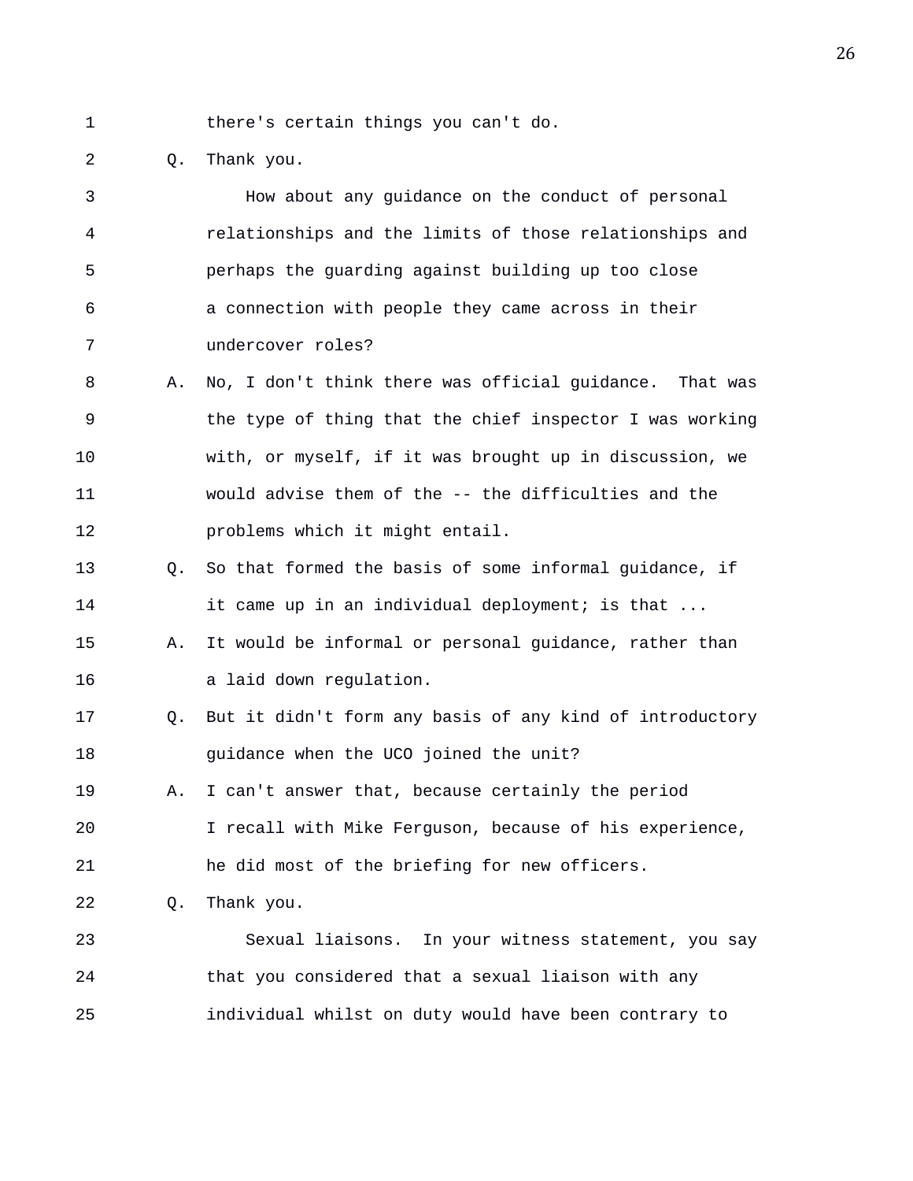there's certain things you can't do.

Q. Thank you.

How about any guidance on the conduct of personal relationships and the limits of those relationships and perhaps the guarding against building up too close a connection with people they came across in their undercover roles?

A. No, I don't think there was official guidance. That was the type of thing that the chief inspector I was working with, or myself, if it was brought up in discussion, we would advise them of the -- the difficulties and the problems which it might entail.

Q. So that formed the basis of some informal guidance, if it came up in an individual deployment; is that ...

A. It would be informal or personal guidance, rather than a laid down regulation.

Q. But it didn't form any basis of any kind of introductory guidance when the UCO joined the unit?

A. I can't answer that, because certainly the period I recall with Mike Ferguson, because of his experience, he did most of the briefing for new officers.

Q. Thank you.

Sexual liaisons. In your witness statement, you say that you considered that a sexual liaison with any individual whilst on duty would have been contrary to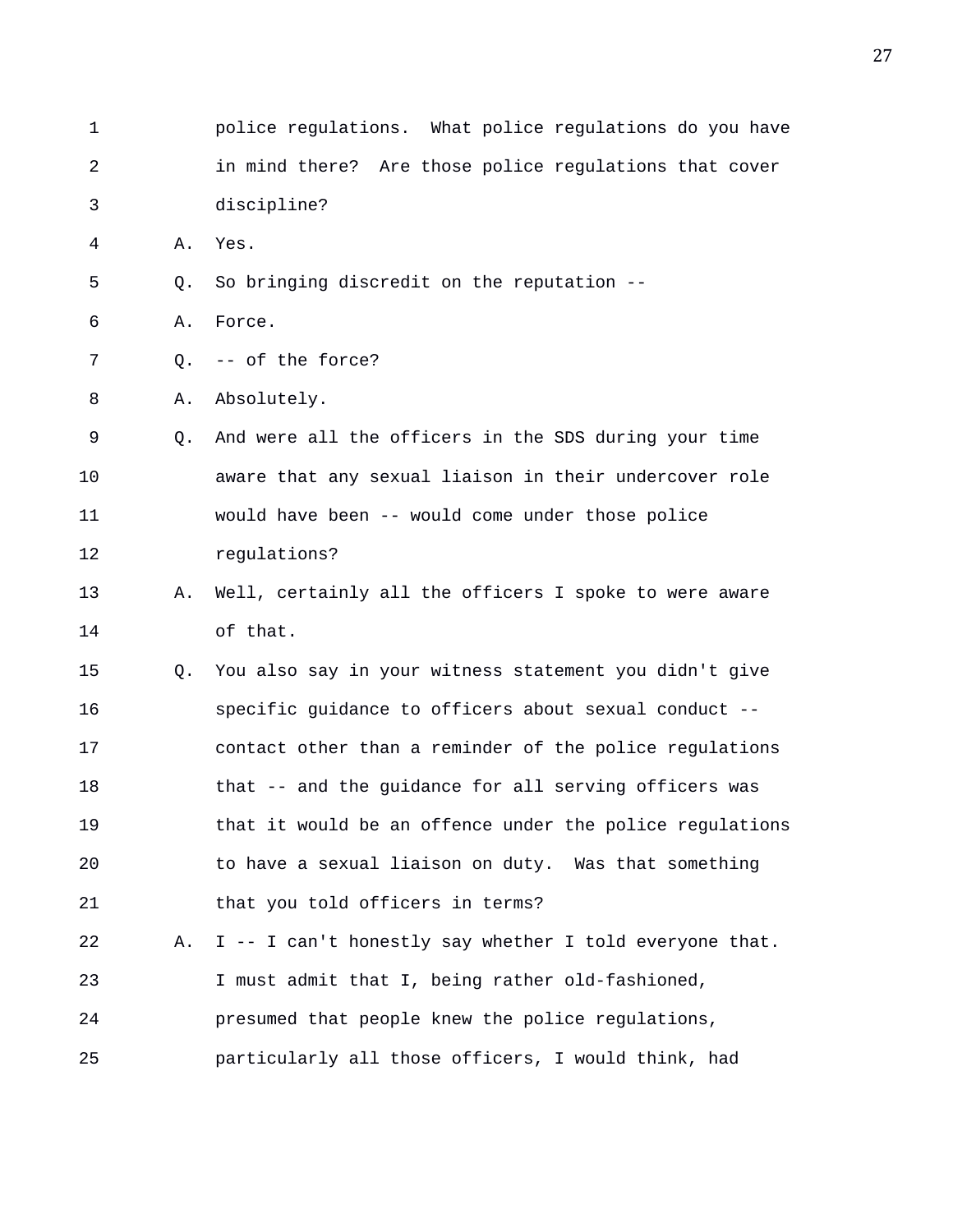police regulations. What police regulations do you have in mind there? Are those police regulations that cover discipline?

A. Yes.

Q. So bringing discredit on the reputation --

A. Force.

Q. -- of the force?

A. Absolutely.

Q. And were all the officers in the SDS during your time aware that any sexual liaison in their undercover role would have been -- would come under those police regulations?

A. Well, certainly all the officers I spoke to were aware of that.

Q. You also say in your witness statement you didn't give specific guidance to officers about sexual conduct -- contact other than a reminder of the police regulations that -- and the guidance for all serving officers was that it would be an offence under the police regulations to have a sexual liaison on duty. Was that something that you told officers in terms?

A. I -- I can't honestly say whether I told everyone that. I must admit that I, being rather old-fashioned, presumed that people knew the police regulations, particularly all those officers, I would think, had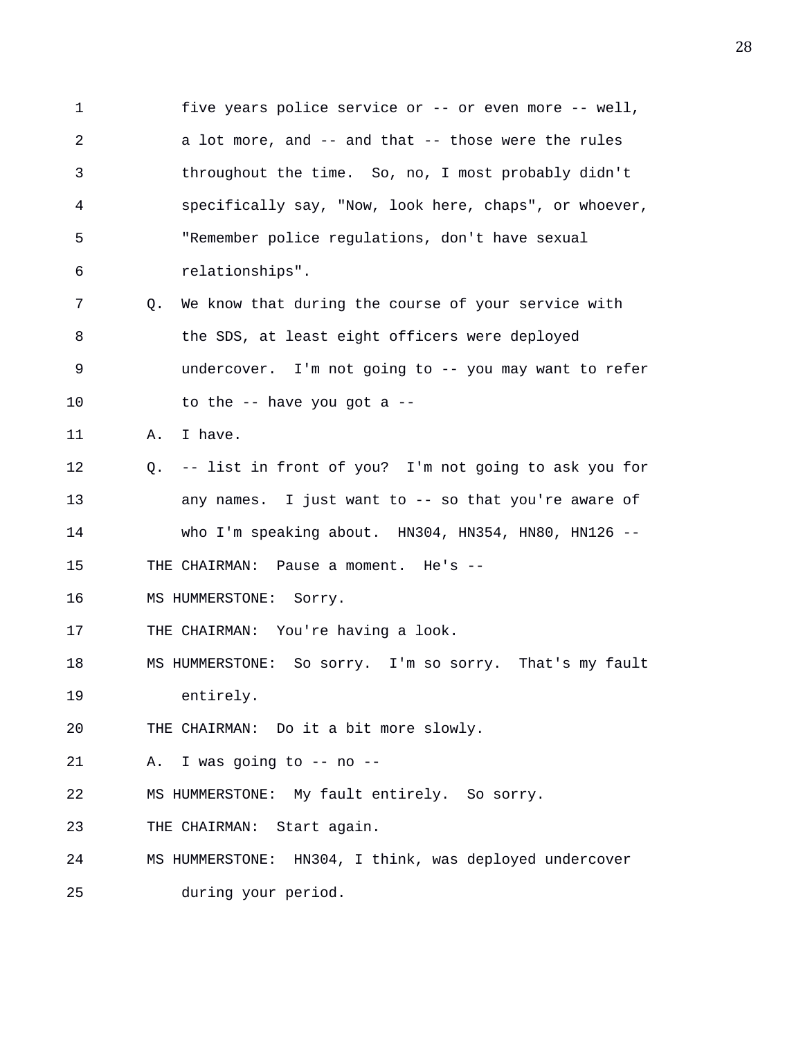five years police service or -- or even more -- well, a lot more, and -- and that -- those were the rules throughout the time. So, no, I most probably didn't specifically say, "Now, look here, chaps", or whoever, "Remember police regulations, don't have sexual relationships".

Q. We know that during the course of your service with the SDS, at least eight officers were deployed undercover. I'm not going to -- you may want to refer to the -- have you got a --

A. I have.

Q. -- list in front of you? I'm not going to ask you for any names. I just want to -- so that you're aware of who I'm speaking about. HN304, HN354, HN80, HN126 --

THE CHAIRMAN: Pause a moment. He's --

MS HUMMERSTONE: Sorry.

THE CHAIRMAN: You're having a look.

MS HUMMERSTONE: So sorry. I'm so sorry. That's my fault entirely.

THE CHAIRMAN: Do it a bit more slowly.

A. I was going to -- no --

MS HUMMERSTONE: My fault entirely. So sorry.

THE CHAIRMAN: Start again.

MS HUMMERSTONE: HN304, I think, was deployed undercover during your period.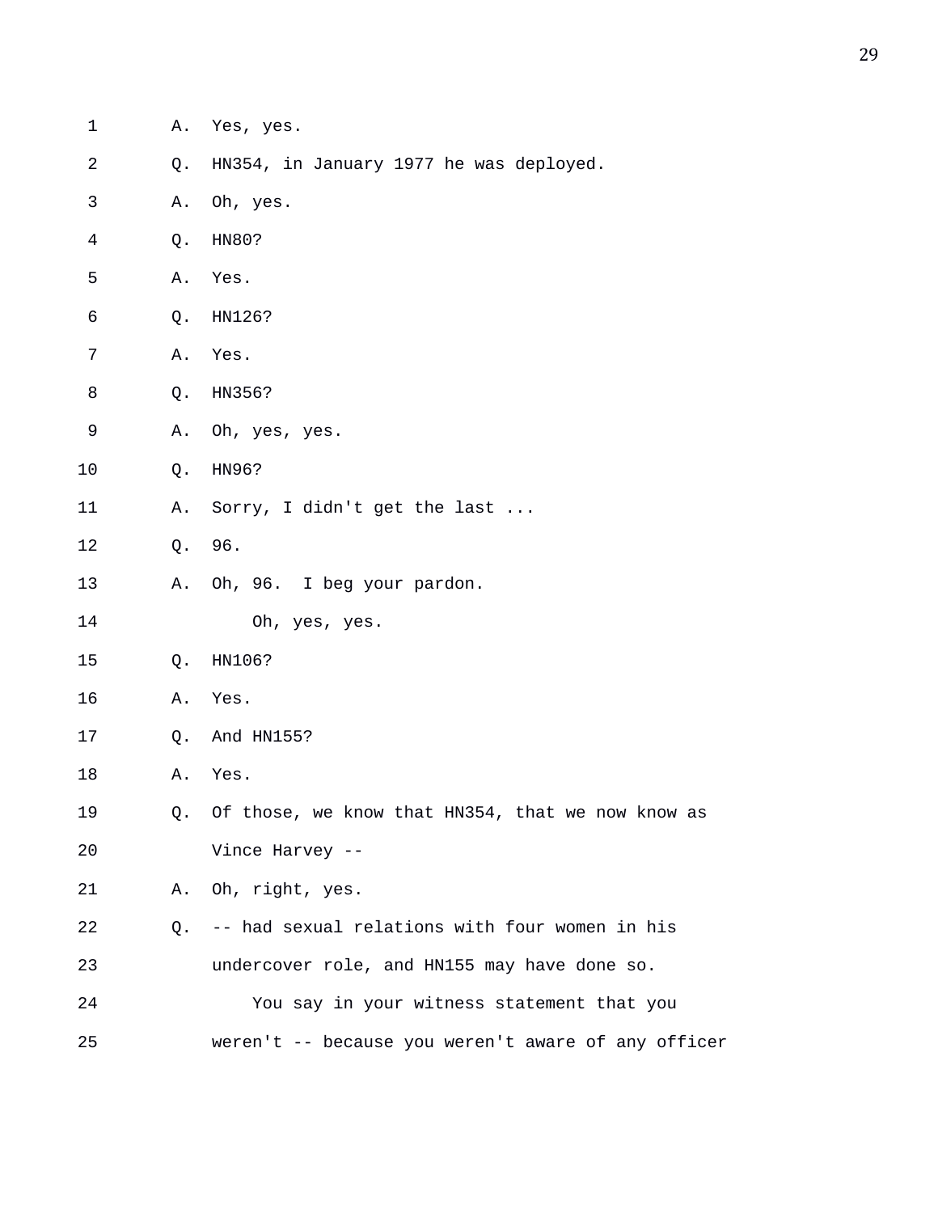1 A. Yes, yes.

2 Q. HN354, in January 1977 he was deployed.

3 A. Oh, yes.

4 Q. HN80?

5 A. Yes.

6 Q. HN126?

7 A. Yes.

8 Q. HN356?

9 A. Oh, yes, yes.

10 Q. HN96?

11 A. Sorry, I didn't get the last ...

12 Q. 96.

13 A. Oh, 96. I beg your pardon.

14 Oh, yes, yes.

15 Q. HN106?

16 A. Yes.

17 Q. And HN155?

18 A. Yes.

19 Q. Of those, we know that HN354, that we now know as

20 Vince Harvey --

21 A. Oh, right, yes.

22 Q. -- had sexual relations with four women in his

23 undercover role, and HN155 may have done so.

24 You say in your witness statement that you

25 weren't -- because you weren't aware of any officer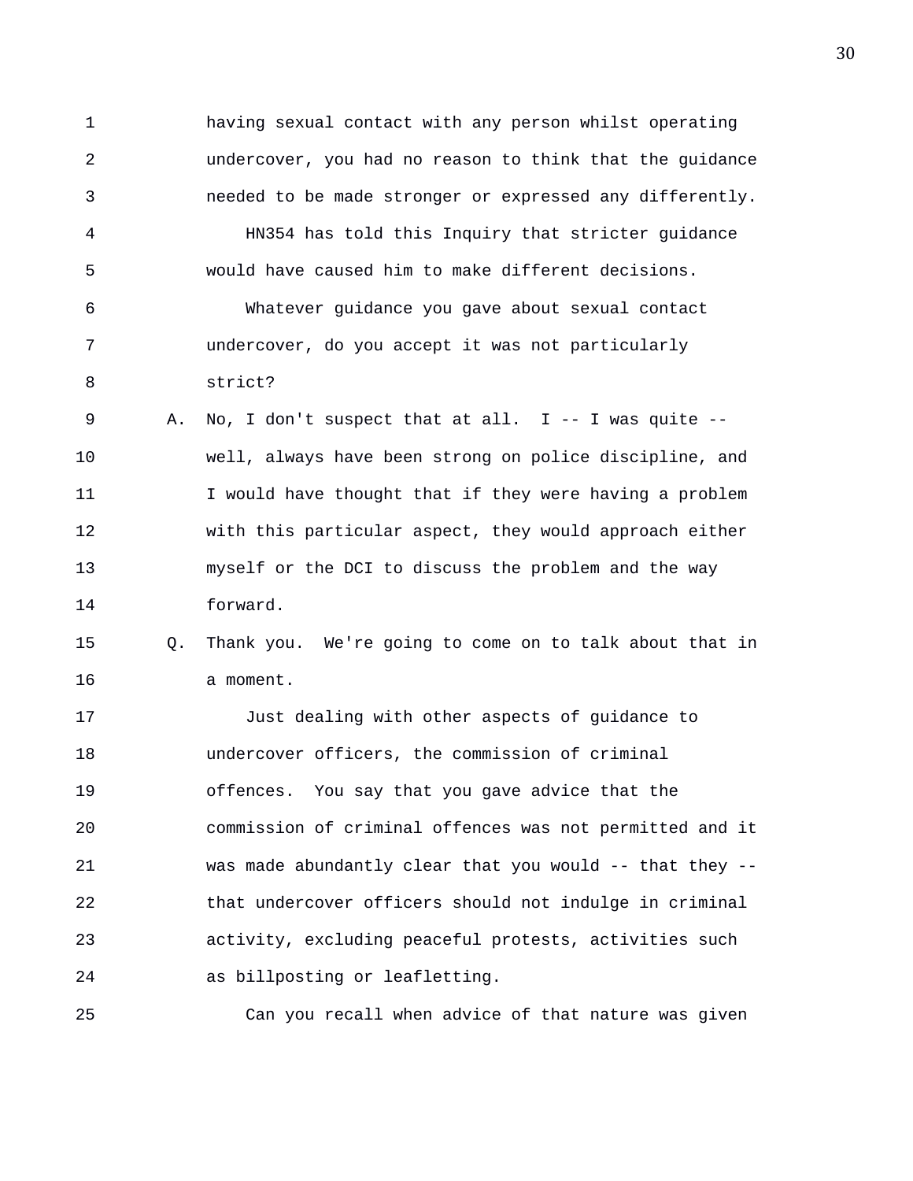having sexual contact with any person whilst operating undercover, you had no reason to think that the guidance needed to be made stronger or expressed any differently.

HN354 has told this Inquiry that stricter guidance would have caused him to make different decisions.

Whatever guidance you gave about sexual contact undercover, do you accept it was not particularly strict?

A. No, I don't suspect that at all. I -- I was quite -- well, always have been strong on police discipline, and I would have thought that if they were having a problem with this particular aspect, they would approach either myself or the DCI to discuss the problem and the way forward.

Q. Thank you. We're going to come on to talk about that in a moment.

Just dealing with other aspects of guidance to undercover officers, the commission of criminal offences. You say that you gave advice that the commission of criminal offences was not permitted and it was made abundantly clear that you would -- that they -- that undercover officers should not indulge in criminal activity, excluding peaceful protests, activities such as billposting or leafletting.

Can you recall when advice of that nature was given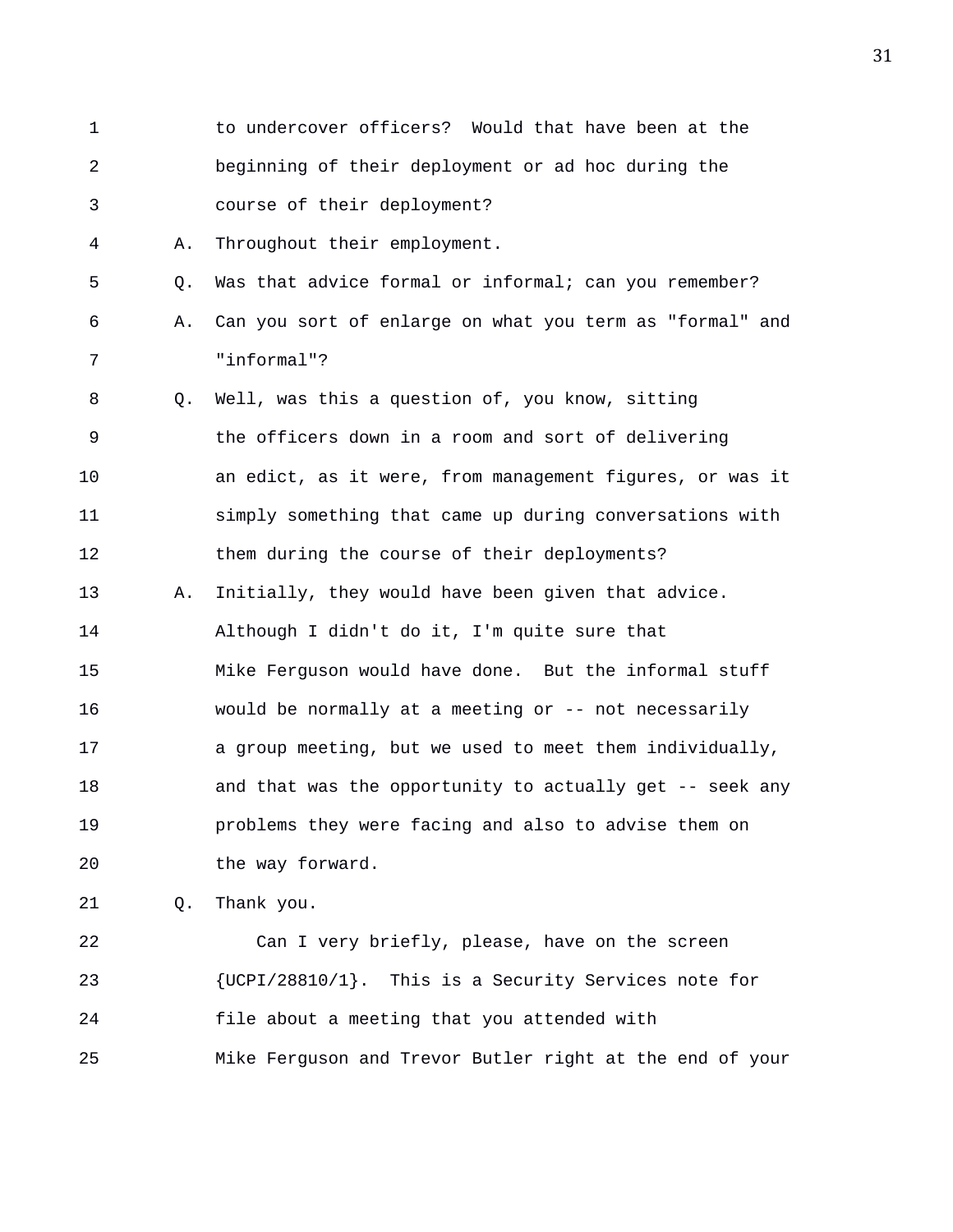to undercover officers? Would that have been at the beginning of their deployment or ad hoc during the course of their deployment?

A. Throughout their employment.

Q. Was that advice formal or informal; can you remember?

A. Can you sort of enlarge on what you term as "formal" and "informal"?

Q. Well, was this a question of, you know, sitting the officers down in a room and sort of delivering an edict, as it were, from management figures, or was it simply something that came up during conversations with them during the course of their deployments?

A. Initially, they would have been given that advice. Although I didn't do it, I'm quite sure that Mike Ferguson would have done. But the informal stuff would be normally at a meeting or -- not necessarily a group meeting, but we used to meet them individually, and that was the opportunity to actually get -- seek any problems they were facing and also to advise them on the way forward.

Q. Thank you.

Can I very briefly, please, have on the screen {UCPI/28810/1}. This is a Security Services note for file about a meeting that you attended with Mike Ferguson and Trevor Butler right at the end of your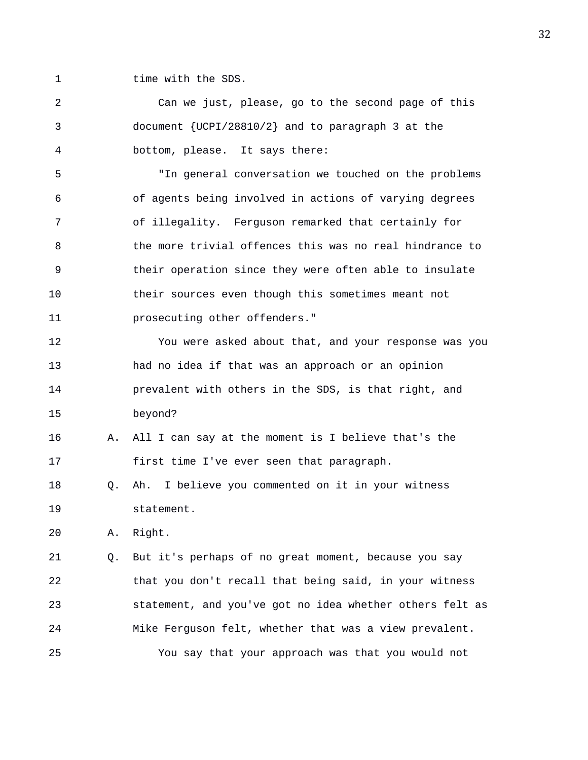time with the SDS.

Can we just, please, go to the second page of this document {UCPI/28810/2} and to paragraph 3 at the bottom, please. It says there:

"In general conversation we touched on the problems of agents being involved in actions of varying degrees of illegality. Ferguson remarked that certainly for the more trivial offences this was no real hindrance to their operation since they were often able to insulate their sources even though this sometimes meant not prosecuting other offenders."

You were asked about that, and your response was you had no idea if that was an approach or an opinion prevalent with others in the SDS, is that right, and beyond?

A. All I can say at the moment is I believe that's the first time I've ever seen that paragraph.

Q. Ah. I believe you commented on it in your witness statement.

A. Right.

Q. But it's perhaps of no great moment, because you say that you don't recall that being said, in your witness statement, and you've got no idea whether others felt as Mike Ferguson felt, whether that was a view prevalent.

You say that your approach was that you would not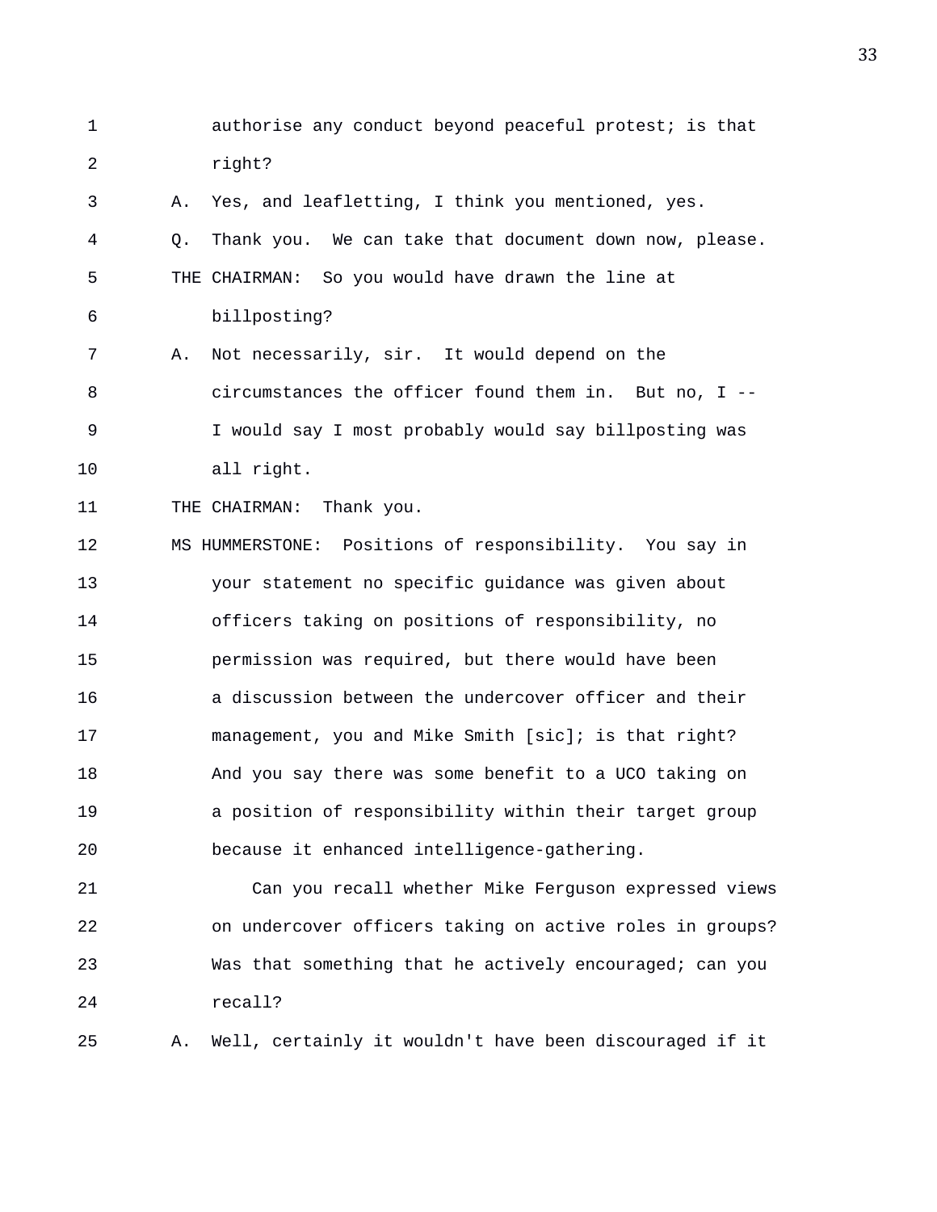authorise any conduct beyond peaceful protest; is that right?

A. Yes, and leafletting, I think you mentioned, yes.

Q. Thank you. We can take that document down now, please.

THE CHAIRMAN: So you would have drawn the line at billposting?

A. Not necessarily, sir. It would depend on the circumstances the officer found them in. But no, I -- I would say I most probably would say billposting was all right.

THE CHAIRMAN: Thank you.

MS HUMMERSTONE: Positions of responsibility. You say in your statement no specific guidance was given about officers taking on positions of responsibility, no permission was required, but there would have been a discussion between the undercover officer and their management, you and Mike Smith [sic]; is that right? And you say there was some benefit to a UCO taking on a position of responsibility within their target group because it enhanced intelligence-gathering.

Can you recall whether Mike Ferguson expressed views on undercover officers taking on active roles in groups? Was that something that he actively encouraged; can you recall?

A. Well, certainly it wouldn't have been discouraged if it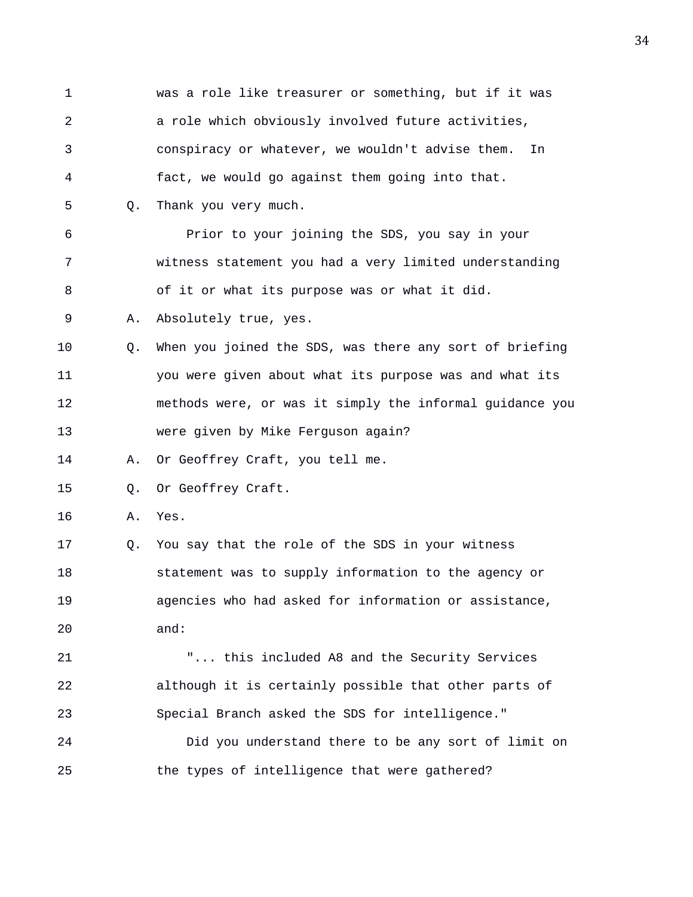was a role like treasurer or something, but if it was a role which obviously involved future activities, conspiracy or whatever, we wouldn't advise them. In fact, we would go against them going into that.

Q. Thank you very much.

Prior to your joining the SDS, you say in your witness statement you had a very limited understanding of it or what its purpose was or what it did.

A. Absolutely true, yes.

Q. When you joined the SDS, was there any sort of briefing you were given about what its purpose was and what its methods were, or was it simply the informal guidance you were given by Mike Ferguson again?

A. Or Geoffrey Craft, you tell me.

Q. Or Geoffrey Craft.

A. Yes.

Q. You say that the role of the SDS in your witness statement was to supply information to the agency or agencies who had asked for information or assistance, and:

"... this included A8 and the Security Services although it is certainly possible that other parts of Special Branch asked the SDS for intelligence."

Did you understand there to be any sort of limit on the types of intelligence that were gathered?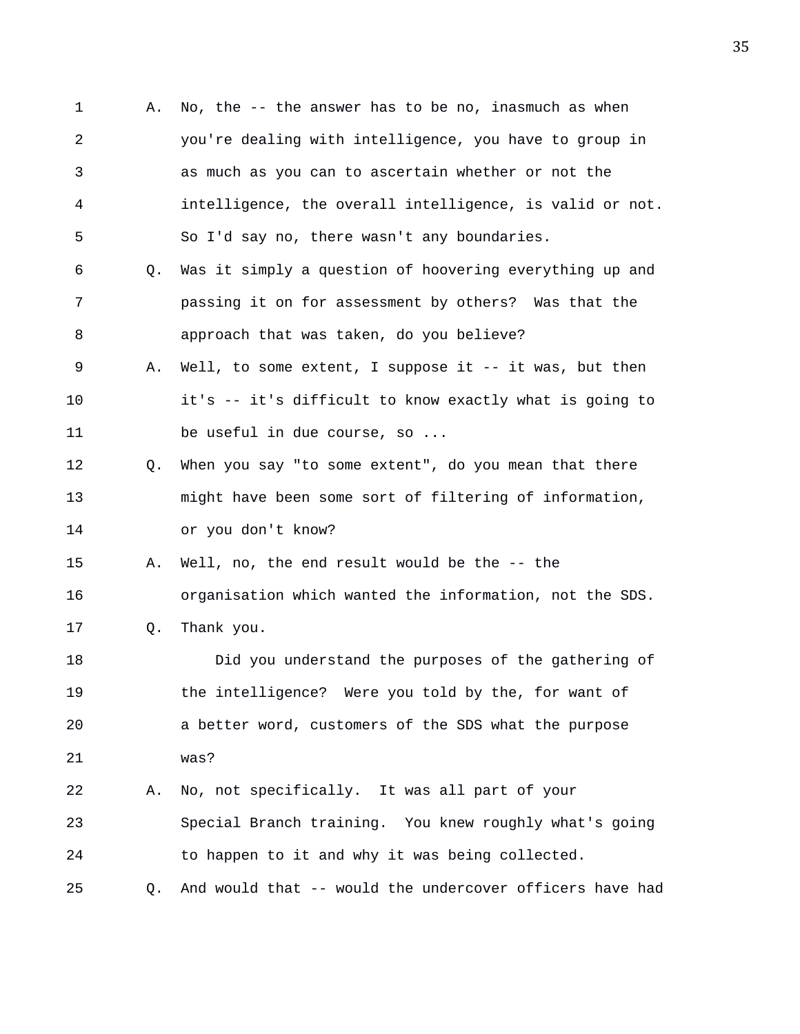A. No, the -- the answer has to be no, inasmuch as when you're dealing with intelligence, you have to group in as much as you can to ascertain whether or not the intelligence, the overall intelligence, is valid or not. So I'd say no, there wasn't any boundaries.

Q. Was it simply a question of hoovering everything up and passing it on for assessment by others? Was that the approach that was taken, do you believe?

A. Well, to some extent, I suppose it -- it was, but then it's -- it's difficult to know exactly what is going to be useful in due course, so ...

Q. When you say "to some extent", do you mean that there might have been some sort of filtering of information, or you don't know?

A. Well, no, the end result would be the -- the organisation which wanted the information, not the SDS.

Q. Thank you.

Did you understand the purposes of the gathering of the intelligence? Were you told by the, for want of a better word, customers of the SDS what the purpose was?

A. No, not specifically. It was all part of your Special Branch training. You knew roughly what's going to happen to it and why it was being collected.

Q. And would that -- would the undercover officers have had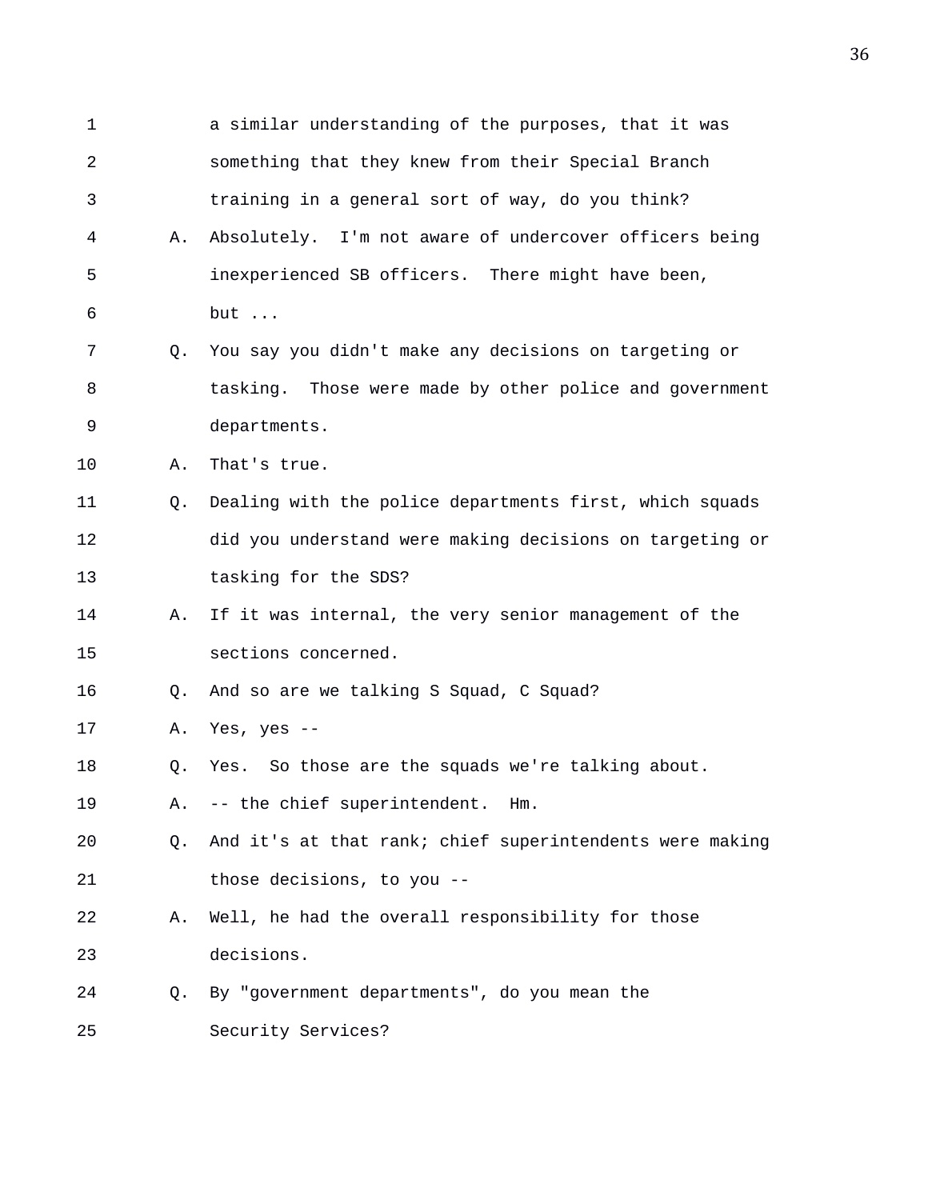1 a similar understanding of the purposes, that it was
2 something that they knew from their Special Branch
3 training in a general sort of way, do you think?
4 A. Absolutely. I'm not aware of undercover officers being
5 inexperienced SB officers. There might have been,
6 but ...
7 Q. You say you didn't make any decisions on targeting or
8 tasking. Those were made by other police and government
9 departments.
10 A. That's true.
11 Q. Dealing with the police departments first, which squads
12 did you understand were making decisions on targeting or
13 tasking for the SDS?
14 A. If it was internal, the very senior management of the
15 sections concerned.
16 Q. And so are we talking S Squad, C Squad?
17 A. Yes, yes --
18 Q. Yes. So those are the squads we're talking about.
19 A. -- the chief superintendent. Hm.
20 Q. And it's at that rank; chief superintendents were making
21 those decisions, to you --
22 A. Well, he had the overall responsibility for those
23 decisions.
24 Q. By "government departments", do you mean the
25 Security Services?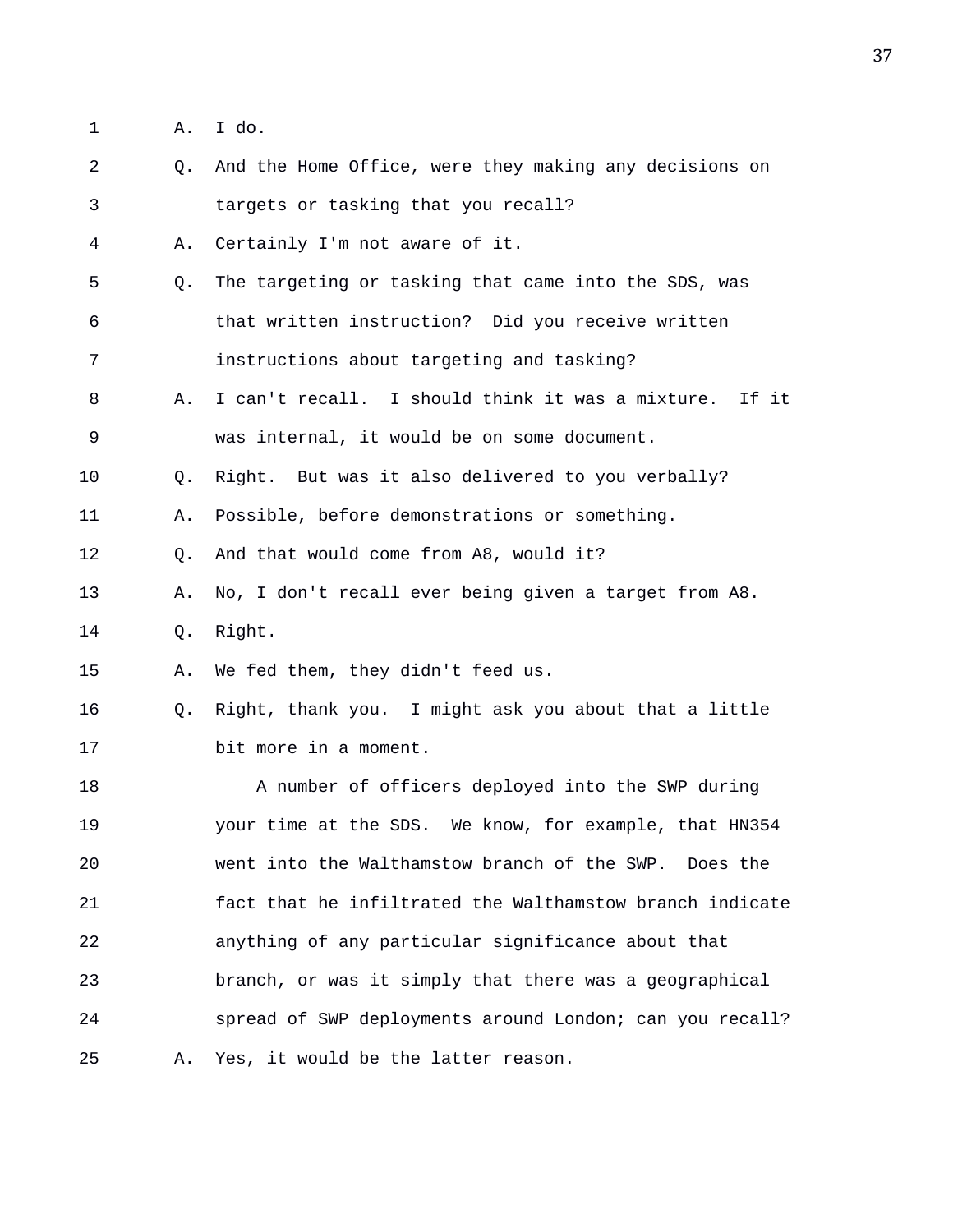1 A. I do.

2 Q. And the Home Office, were they making any decisions on

3 targets or tasking that you recall?

4 A. Certainly I'm not aware of it.

5 Q. The targeting or tasking that came into the SDS, was

6 that written instruction? Did you receive written

7 instructions about targeting and tasking?

8 A. I can't recall. I should think it was a mixture. If it

9 was internal, it would be on some document.

10 Q. Right. But was it also delivered to you verbally?

11 A. Possible, before demonstrations or something.

12 Q. And that would come from A8, would it?

13 A. No, I don't recall ever being given a target from A8.

14 Q. Right.

15 A. We fed them, they didn't feed us.

16 Q. Right, thank you. I might ask you about that a little

17 bit more in a moment.

18 A number of officers deployed into the SWP during

19 your time at the SDS. We know, for example, that HN354

20 went into the Walthamstow branch of the SWP. Does the

21 fact that he infiltrated the Walthamstow branch indicate

22 anything of any particular significance about that

23 branch, or was it simply that there was a geographical

24 spread of SWP deployments around London; can you recall?

25 A. Yes, it would be the latter reason.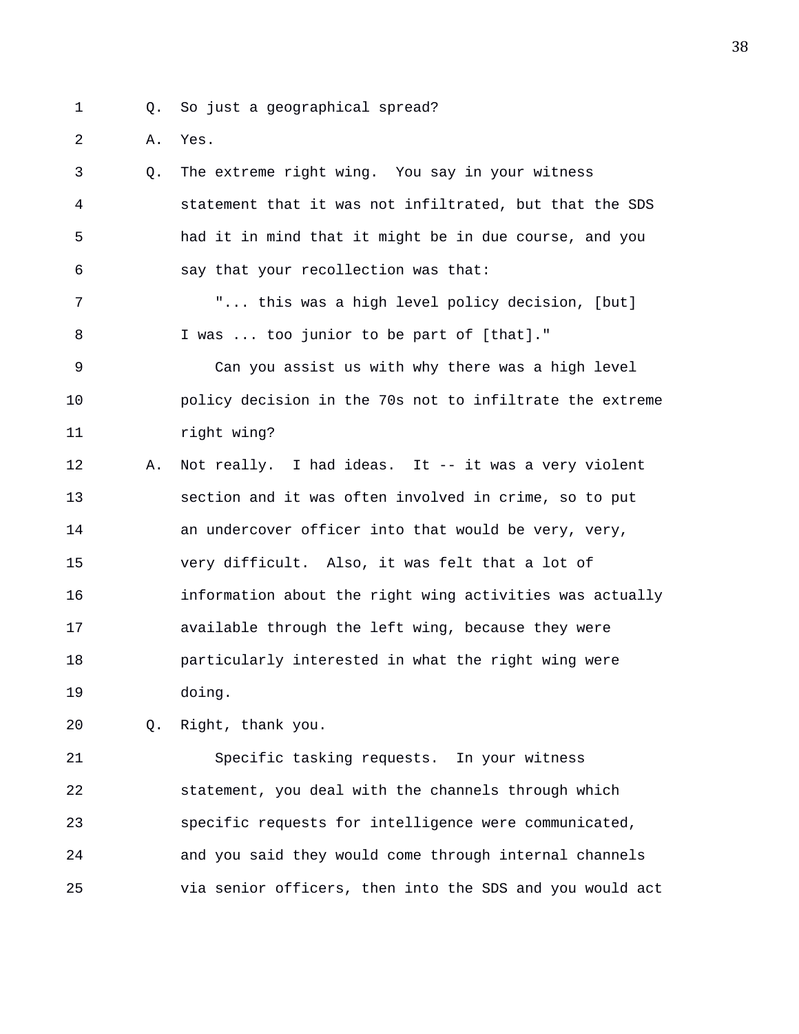Q. So just a geographical spread?

A. Yes.

Q. The extreme right wing. You say in your witness statement that it was not infiltrated, but that the SDS had it in mind that it might be in due course, and you say that your recollection was that:

"... this was a high level policy decision, [but] I was ... too junior to be part of [that]."

Can you assist us with why there was a high level policy decision in the 70s not to infiltrate the extreme right wing?

A. Not really. I had ideas. It -- it was a very violent section and it was often involved in crime, so to put an undercover officer into that would be very, very, very difficult. Also, it was felt that a lot of information about the right wing activities was actually available through the left wing, because they were particularly interested in what the right wing were doing.

Q. Right, thank you.

Specific tasking requests. In your witness statement, you deal with the channels through which specific requests for intelligence were communicated, and you said they would come through internal channels via senior officers, then into the SDS and you would act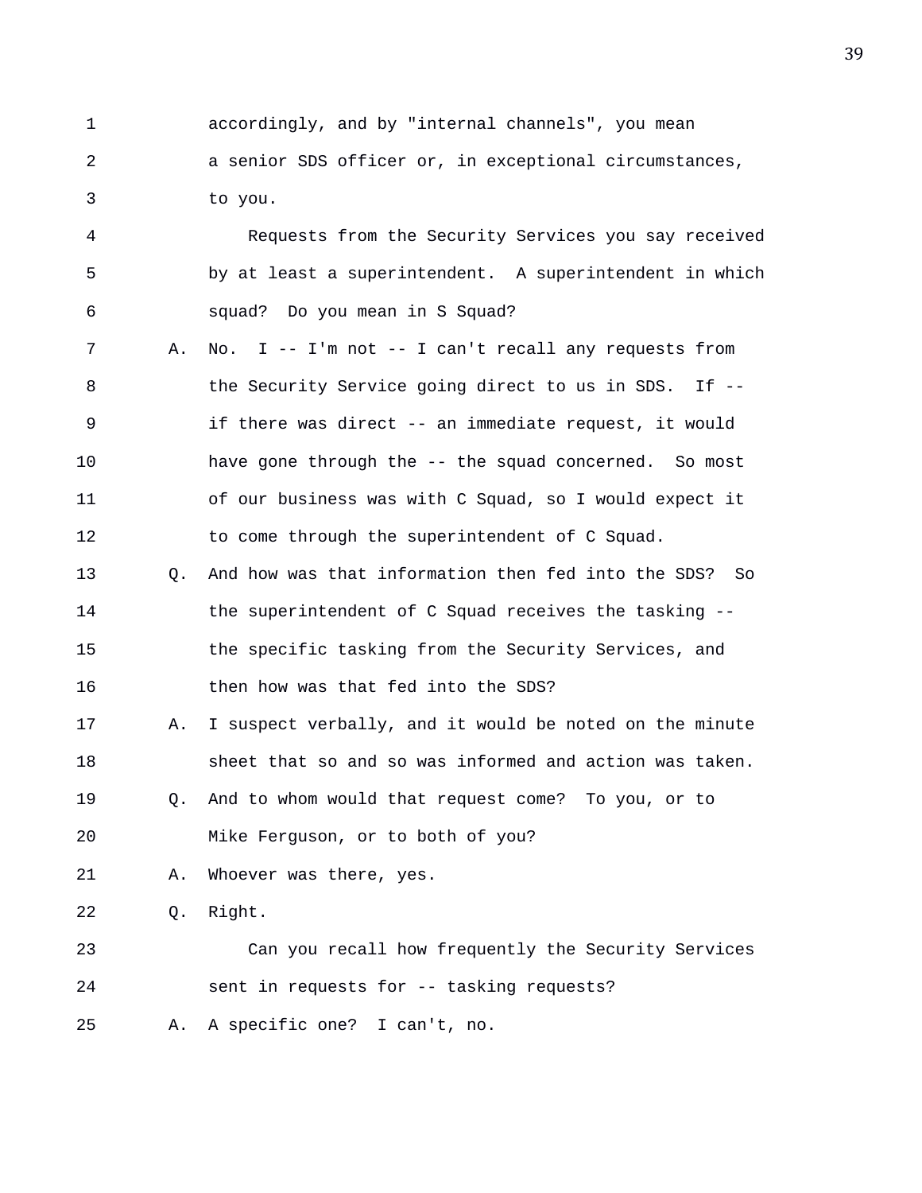accordingly, and by "internal channels", you mean a senior SDS officer or, in exceptional circumstances, to you.

Requests from the Security Services you say received by at least a superintendent. A superintendent in which squad? Do you mean in S Squad?

A. No. I -- I'm not -- I can't recall any requests from the Security Service going direct to us in SDS. If -- if there was direct -- an immediate request, it would have gone through the -- the squad concerned. So most of our business was with C Squad, so I would expect it to come through the superintendent of C Squad.

Q. And how was that information then fed into the SDS? So the superintendent of C Squad receives the tasking -- the specific tasking from the Security Services, and then how was that fed into the SDS?

A. I suspect verbally, and it would be noted on the minute sheet that so and so was informed and action was taken.

Q. And to whom would that request come? To you, or to Mike Ferguson, or to both of you?

A. Whoever was there, yes.

Q. Right.

Can you recall how frequently the Security Services sent in requests for -- tasking requests?

A. A specific one? I can't, no.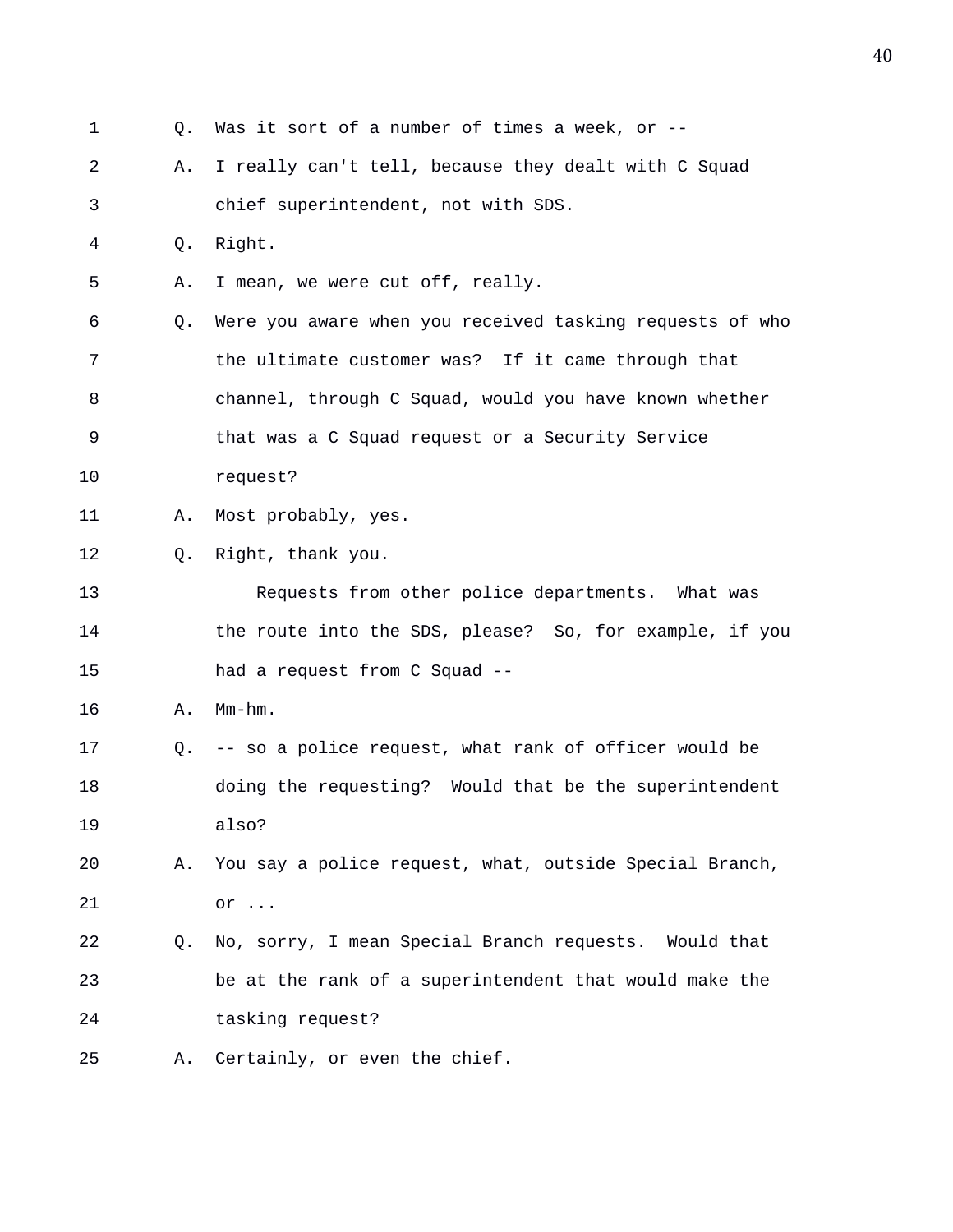1 Q. Was it sort of a number of times a week, or --

2 A. I really can't tell, because they dealt with C Squad

3 chief superintendent, not with SDS.

4 Q. Right.

5 A. I mean, we were cut off, really.

6 Q. Were you aware when you received tasking requests of who

7 the ultimate customer was? If it came through that

8 channel, through C Squad, would you have known whether

9 that was a C Squad request or a Security Service

10 request?

11 A. Most probably, yes.

12 Q. Right, thank you.

13 Requests from other police departments. What was

14 the route into the SDS, please? So, for example, if you

15 had a request from C Squad --

16 A. Mm-hm.

17 Q. -- so a police request, what rank of officer would be

18 doing the requesting? Would that be the superintendent

19 also?

20 A. You say a police request, what, outside Special Branch,

21 or ...

22 Q. No, sorry, I mean Special Branch requests. Would that

23 be at the rank of a superintendent that would make the

24 tasking request?

25 A. Certainly, or even the chief.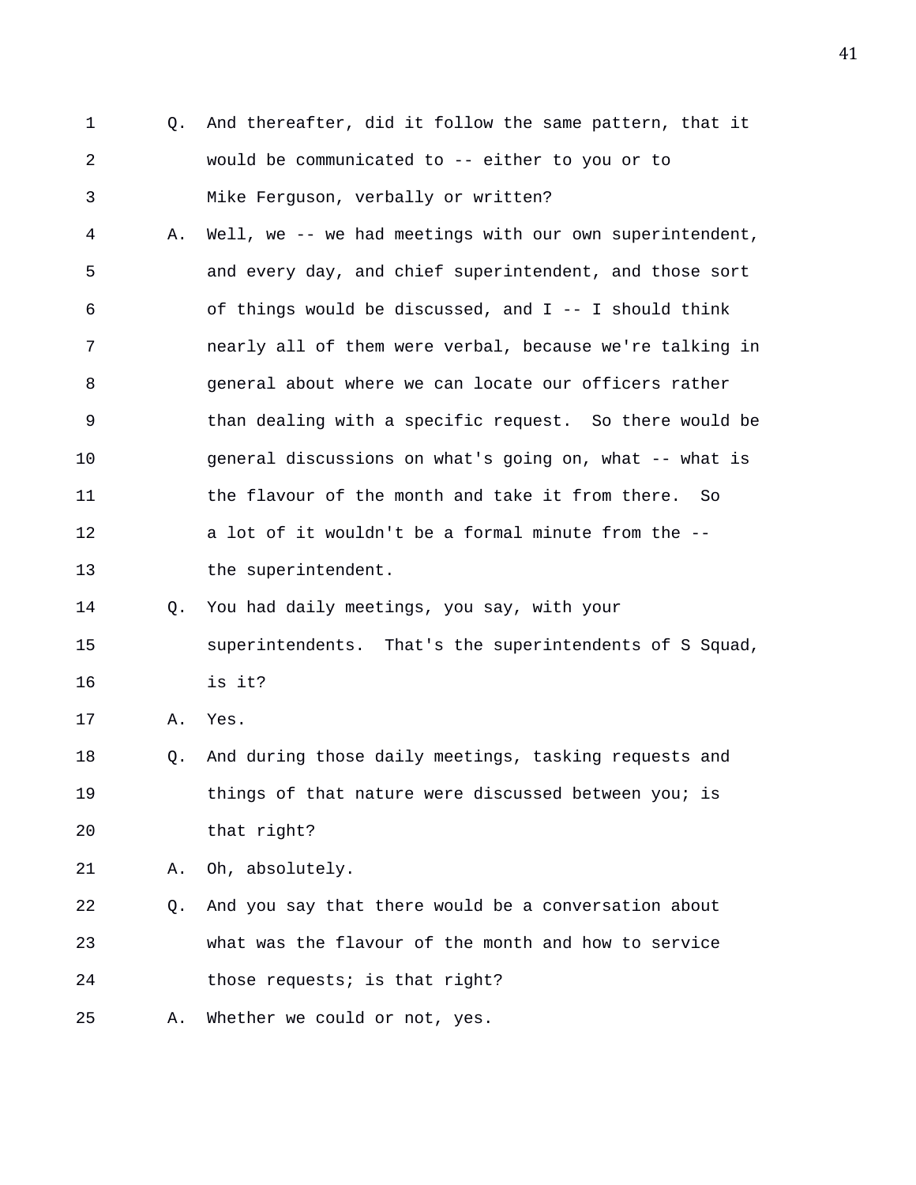1 Q. And thereafter, did it follow the same pattern, that it
2 would be communicated to -- either to you or to
3 Mike Ferguson, verbally or written?
4 A. Well, we -- we had meetings with our own superintendent,
5 and every day, and chief superintendent, and those sort
6 of things would be discussed, and I -- I should think
7 nearly all of them were verbal, because we're talking in
8 general about where we can locate our officers rather
9 than dealing with a specific request. So there would be
10 general discussions on what's going on, what -- what is
11 the flavour of the month and take it from there. So
12 a lot of it wouldn't be a formal minute from the --
13 the superintendent.
14 Q. You had daily meetings, you say, with your
15 superintendents. That's the superintendents of S Squad,
16 is it?
17 A. Yes.
18 Q. And during those daily meetings, tasking requests and
19 things of that nature were discussed between you; is
20 that right?
21 A. Oh, absolutely.
22 Q. And you say that there would be a conversation about
23 what was the flavour of the month and how to service
24 those requests; is that right?
25 A. Whether we could or not, yes.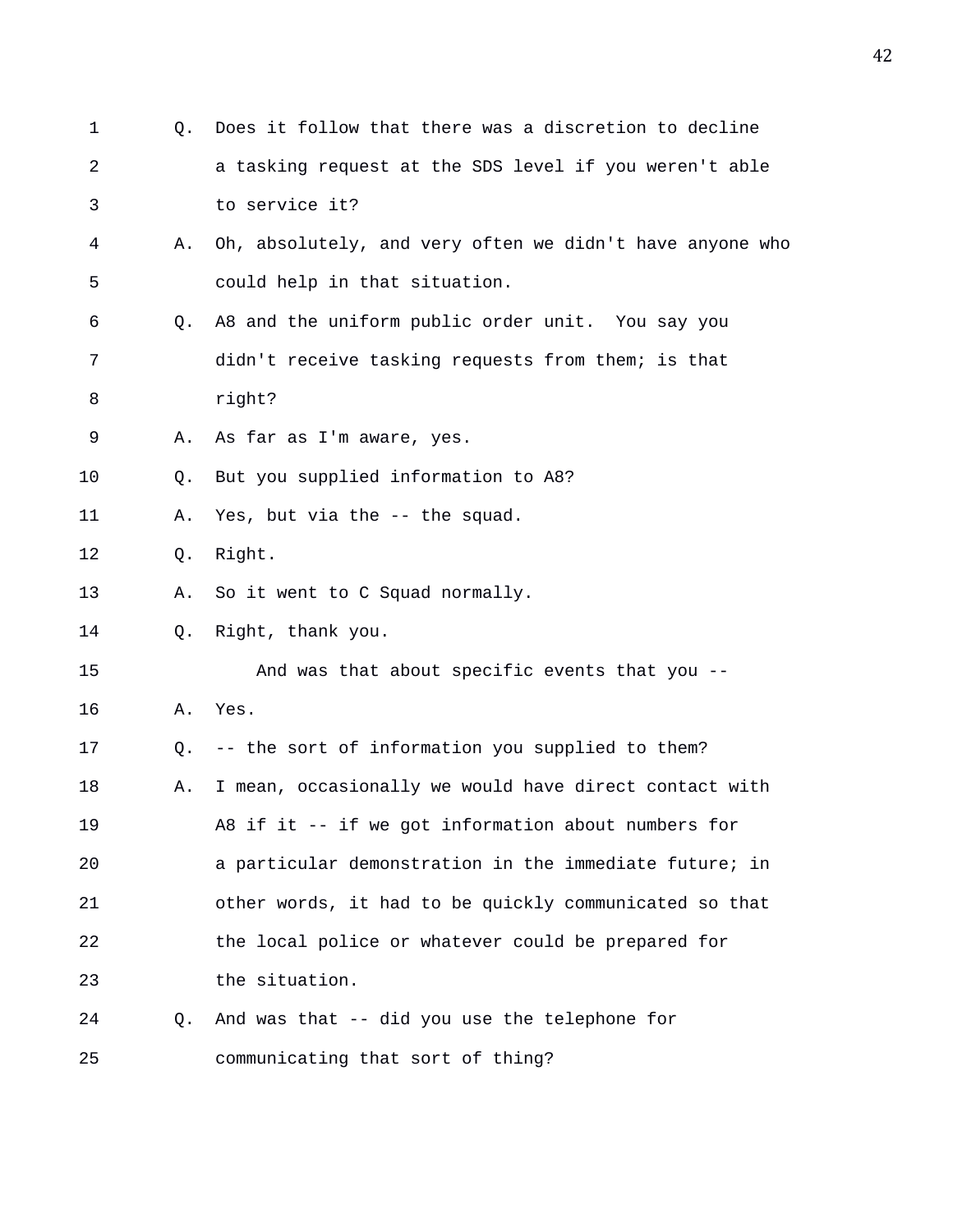1 Q. Does it follow that there was a discretion to decline
2 a tasking request at the SDS level if you weren't able
3 to service it?
4 A. Oh, absolutely, and very often we didn't have anyone who
5 could help in that situation.
6 Q. A8 and the uniform public order unit. You say you
7 didn't receive tasking requests from them; is that
8 right?
9 A. As far as I'm aware, yes.
10 Q. But you supplied information to A8?
11 A. Yes, but via the -- the squad.
12 Q. Right.
13 A. So it went to C Squad normally.
14 Q. Right, thank you.
15 And was that about specific events that you --
16 A. Yes.
17 Q. -- the sort of information you supplied to them?
18 A. I mean, occasionally we would have direct contact with
19 A8 if it -- if we got information about numbers for
20 a particular demonstration in the immediate future; in
21 other words, it had to be quickly communicated so that
22 the local police or whatever could be prepared for
23 the situation.
24 Q. And was that -- did you use the telephone for
25 communicating that sort of thing?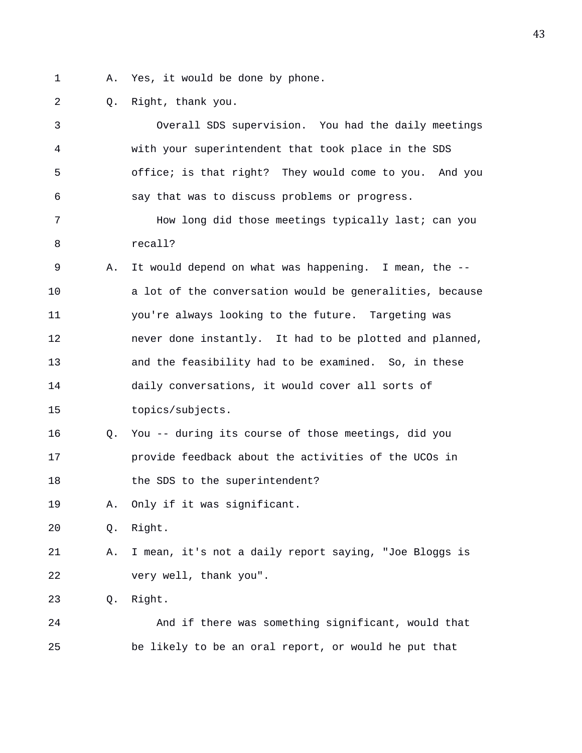A. Yes, it would be done by phone.

Q. Right, thank you.

Overall SDS supervision. You had the daily meetings with your superintendent that took place in the SDS office; is that right? They would come to you. And you say that was to discuss problems or progress.

How long did those meetings typically last; can you recall?

A. It would depend on what was happening. I mean, the -- a lot of the conversation would be generalities, because you're always looking to the future. Targeting was never done instantly. It had to be plotted and planned, and the feasibility had to be examined. So, in these daily conversations, it would cover all sorts of topics/subjects.

Q. You -- during its course of those meetings, did you provide feedback about the activities of the UCOs in the SDS to the superintendent?

A. Only if it was significant.

Q. Right.

A. I mean, it's not a daily report saying, "Joe Bloggs is very well, thank you".

Q. Right.

And if there was something significant, would that be likely to be an oral report, or would he put that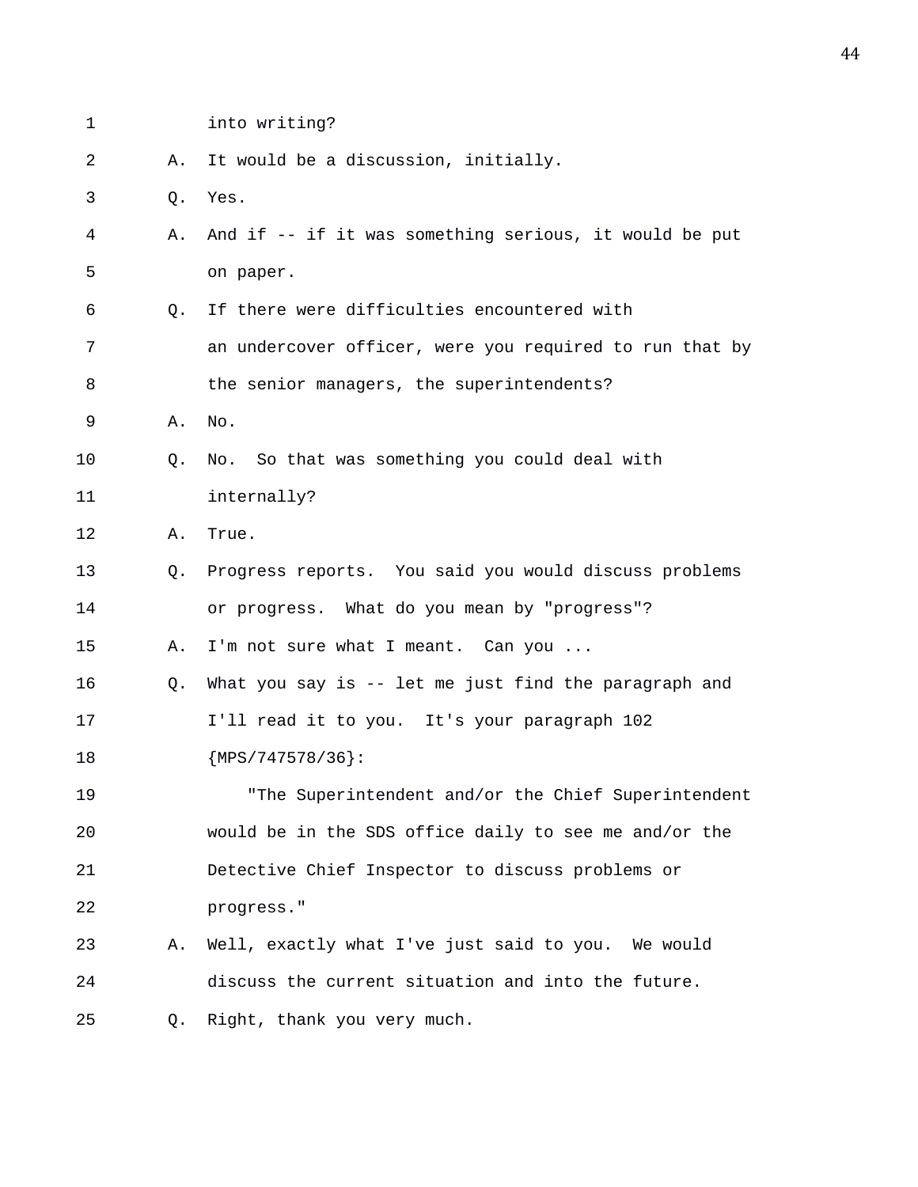1 into writing?

2 A. It would be a discussion, initially.

3 Q. Yes.

4 A. And if -- if it was something serious, it would be put

5 on paper.

6 Q. If there were difficulties encountered with

7 an undercover officer, were you required to run that by

8 the senior managers, the superintendents?

9 A. No.

10 Q. No. So that was something you could deal with

11 internally?

12 A. True.

13 Q. Progress reports. You said you would discuss problems

14 or progress. What do you mean by "progress"?

15 A. I'm not sure what I meant. Can you ...

16 Q. What you say is -- let me just find the paragraph and

17 I'll read it to you. It's your paragraph 102

18 {MPS/747578/36}:

19 "The Superintendent and/or the Chief Superintendent

20 would be in the SDS office daily to see me and/or the

21 Detective Chief Inspector to discuss problems or

22 progress."

23 A. Well, exactly what I've just said to you. We would

24 discuss the current situation and into the future.

25 Q. Right, thank you very much.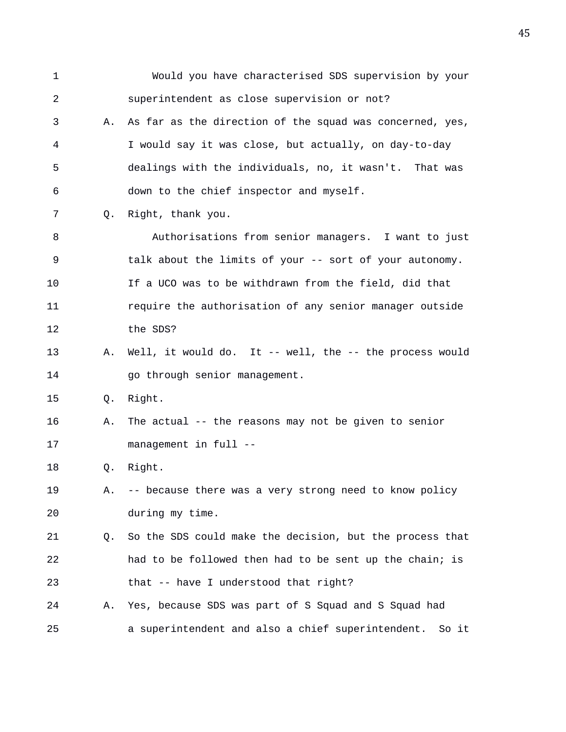Would you have characterised SDS supervision by your superintendent as close supervision or not?

A. As far as the direction of the squad was concerned, yes, I would say it was close, but actually, on day-to-day dealings with the individuals, no, it wasn't. That was down to the chief inspector and myself.

Q. Right, thank you.

Authorisations from senior managers. I want to just talk about the limits of your -- sort of your autonomy. If a UCO was to be withdrawn from the field, did that require the authorisation of any senior manager outside the SDS?

A. Well, it would do. It -- well, the -- the process would go through senior management.

Q. Right.

A. The actual -- the reasons may not be given to senior management in full --

Q. Right.

A. -- because there was a very strong need to know policy during my time.

Q. So the SDS could make the decision, but the process that had to be followed then had to be sent up the chain; is that -- have I understood that right?

A. Yes, because SDS was part of S Squad and S Squad had a superintendent and also a chief superintendent. So it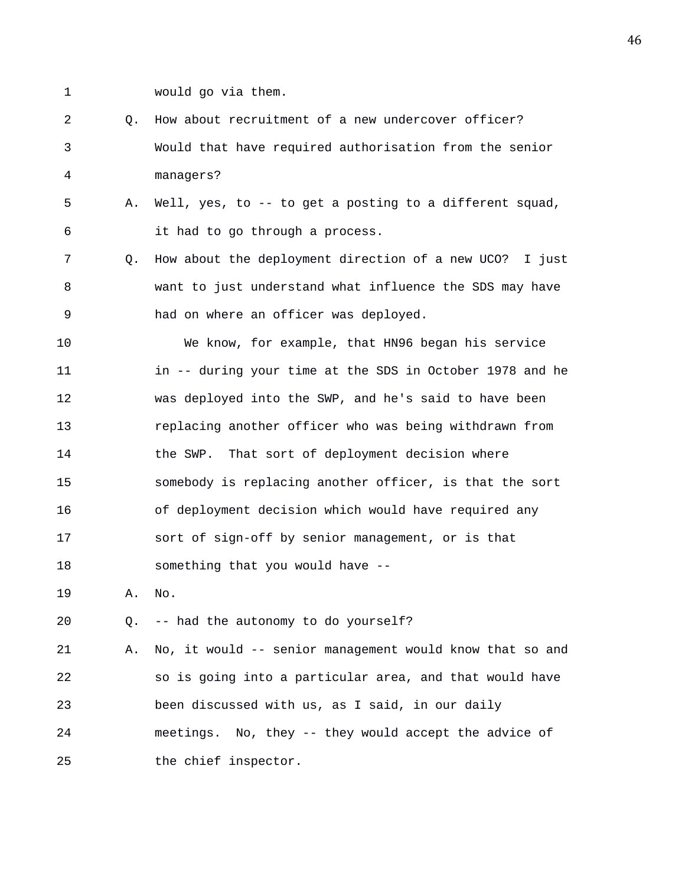1 would go via them.

2 Q. How about recruitment of a new undercover officer?

3 Would that have required authorisation from the senior

4 managers?

5 A. Well, yes, to -- to get a posting to a different squad,

6 it had to go through a process.

7 Q. How about the deployment direction of a new UCO? I just

8 want to just understand what influence the SDS may have

9 had on where an officer was deployed.

10 We know, for example, that HN96 began his service

11 in -- during your time at the SDS in October 1978 and he

12 was deployed into the SWP, and he's said to have been

13 replacing another officer who was being withdrawn from

14 the SWP. That sort of deployment decision where

15 somebody is replacing another officer, is that the sort

16 of deployment decision which would have required any

17 sort of sign-off by senior management, or is that

18 something that you would have --

19 A. No.

20 Q. -- had the autonomy to do yourself?

21 A. No, it would -- senior management would know that so and

22 so is going into a particular area, and that would have

23 been discussed with us, as I said, in our daily

24 meetings. No, they -- they would accept the advice of

25 the chief inspector.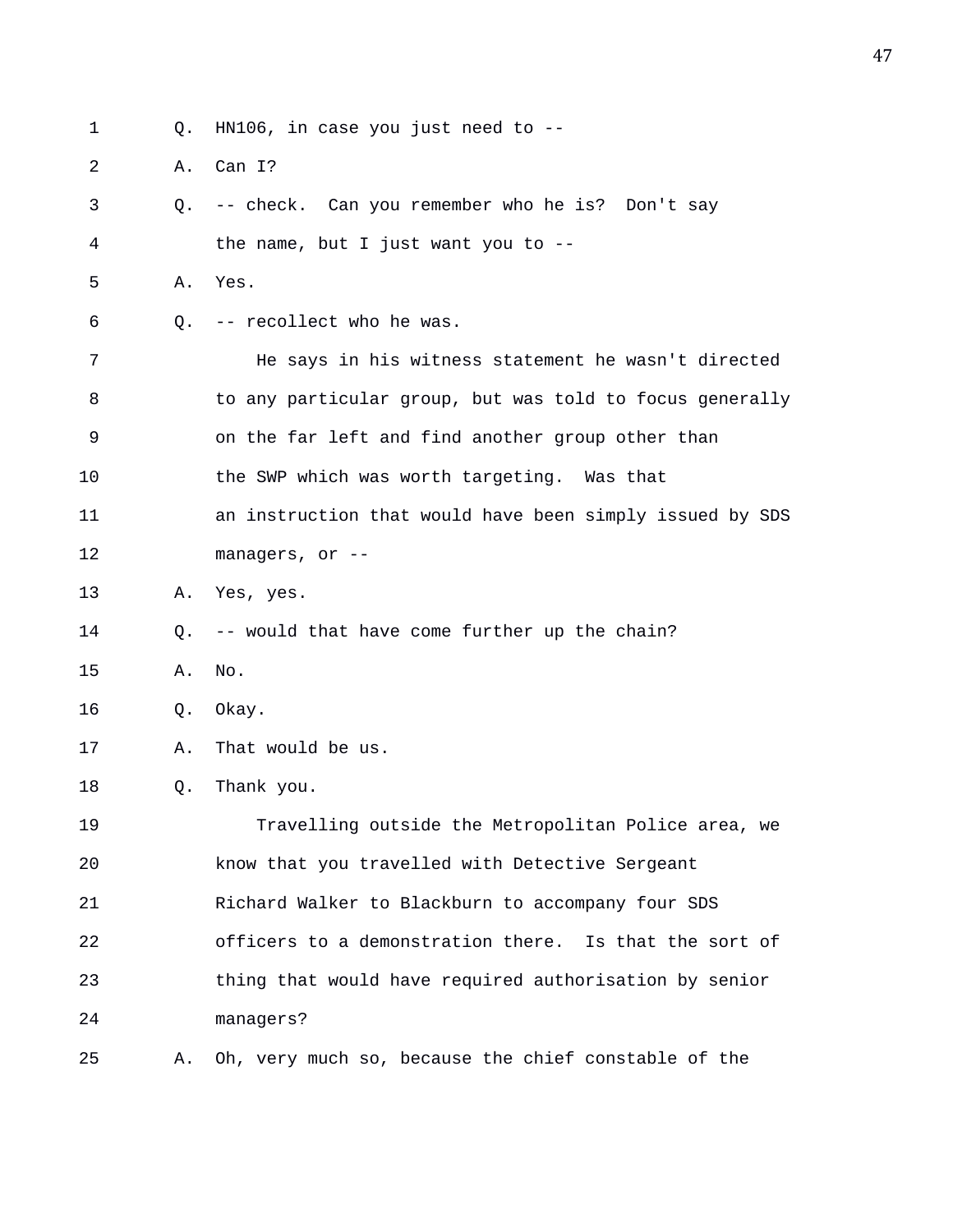1 Q. HN106, in case you just need to --

2 A. Can I?

3 Q. -- check. Can you remember who he is? Don't say

4 the name, but I just want you to --

5 A. Yes.

6 Q. -- recollect who he was.

7 He says in his witness statement he wasn't directed

8 to any particular group, but was told to focus generally

9 on the far left and find another group other than

10 the SWP which was worth targeting. Was that

11 an instruction that would have been simply issued by SDS

12 managers, or --

13 A. Yes, yes.

14 Q. -- would that have come further up the chain?

15 A. No.

16 Q. Okay.

17 A. That would be us.

18 Q. Thank you.

19 Travelling outside the Metropolitan Police area, we

20 know that you travelled with Detective Sergeant

21 Richard Walker to Blackburn to accompany four SDS

22 officers to a demonstration there. Is that the sort of

23 thing that would have required authorisation by senior

24 managers?

25 A. Oh, very much so, because the chief constable of the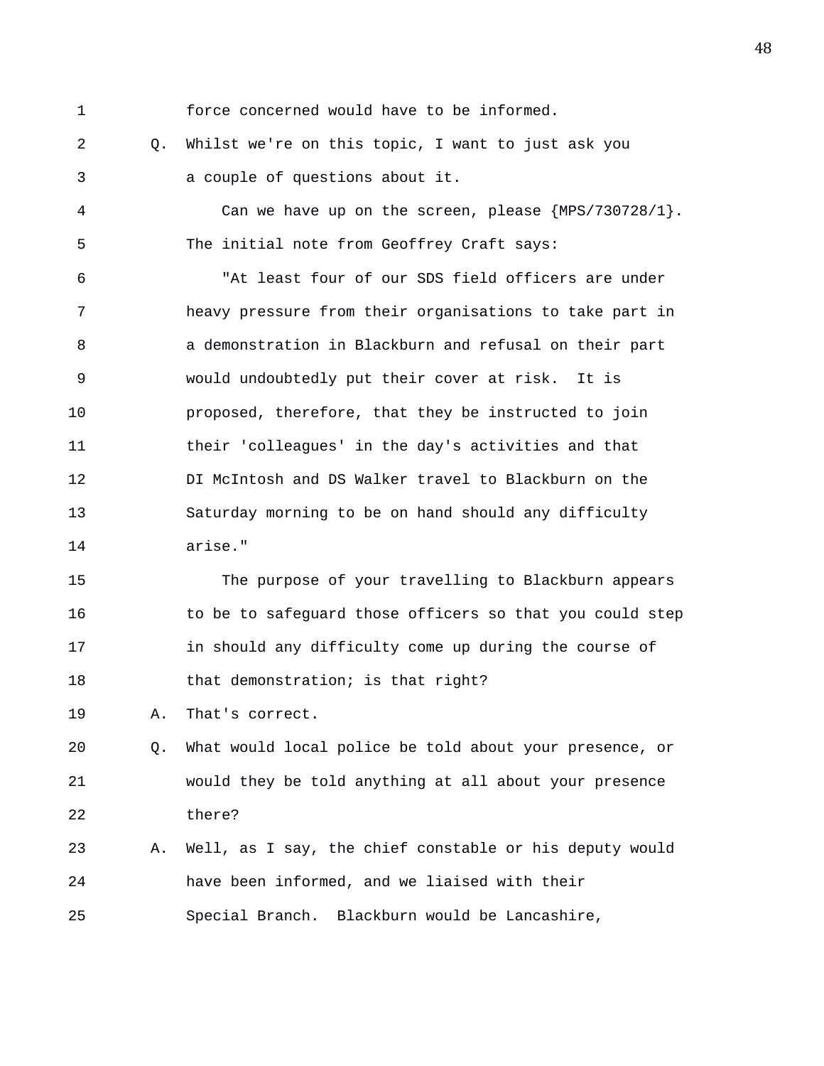force concerned would have to be informed.

Q. Whilst we're on this topic, I want to just ask you a couple of questions about it.

Can we have up on the screen, please {MPS/730728/1}. The initial note from Geoffrey Craft says:

"At least four of our SDS field officers are under heavy pressure from their organisations to take part in a demonstration in Blackburn and refusal on their part would undoubtedly put their cover at risk. It is proposed, therefore, that they be instructed to join their 'colleagues' in the day's activities and that DI McIntosh and DS Walker travel to Blackburn on the Saturday morning to be on hand should any difficulty arise."

The purpose of your travelling to Blackburn appears to be to safeguard those officers so that you could step in should any difficulty come up during the course of that demonstration; is that right?

A. That's correct.

Q. What would local police be told about your presence, or would they be told anything at all about your presence there?

A. Well, as I say, the chief constable or his deputy would have been informed, and we liaised with their Special Branch. Blackburn would be Lancashire,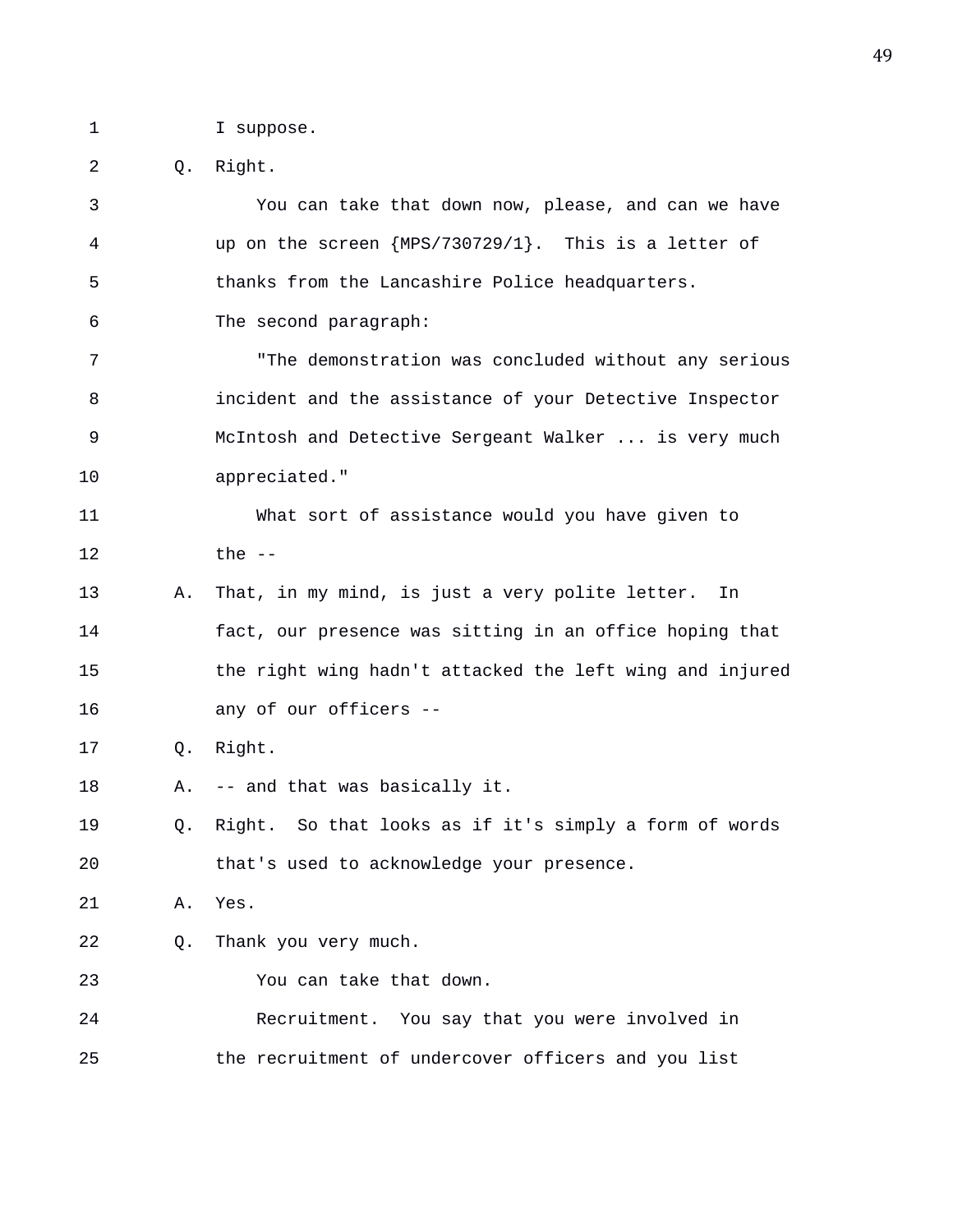I suppose.

Q. Right.

You can take that down now, please, and can we have up on the screen {MPS/730729/1}. This is a letter of thanks from the Lancashire Police headquarters. The second paragraph:

"The demonstration was concluded without any serious incident and the assistance of your Detective Inspector McIntosh and Detective Sergeant Walker ... is very much appreciated."

What sort of assistance would you have given to the --

A. That, in my mind, is just a very polite letter. In fact, our presence was sitting in an office hoping that the right wing hadn't attacked the left wing and injured any of our officers --

Q. Right.

A. -- and that was basically it.

Q. Right. So that looks as if it's simply a form of words that's used to acknowledge your presence.

A. Yes.

Q. Thank you very much.

You can take that down.

Recruitment. You say that you were involved in the recruitment of undercover officers and you list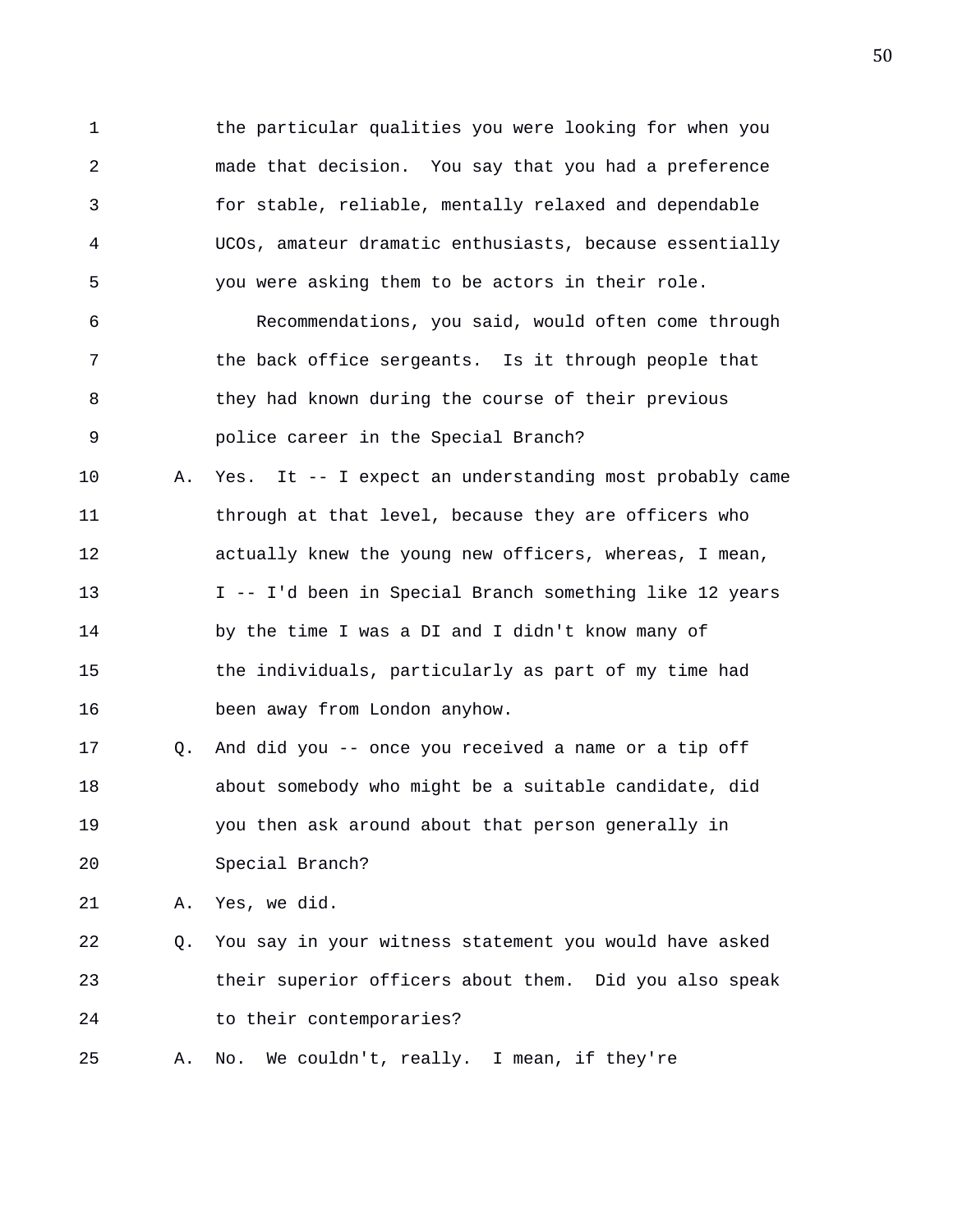the particular qualities you were looking for when you made that decision. You say that you had a preference for stable, reliable, mentally relaxed and dependable UCOs, amateur dramatic enthusiasts, because essentially you were asking them to be actors in their role.

Recommendations, you said, would often come through the back office sergeants. Is it through people that they had known during the course of their previous police career in the Special Branch?

A. Yes. It -- I expect an understanding most probably came through at that level, because they are officers who actually knew the young new officers, whereas, I mean, I -- I'd been in Special Branch something like 12 years by the time I was a DI and I didn't know many of the individuals, particularly as part of my time had been away from London anyhow.

Q. And did you -- once you received a name or a tip off about somebody who might be a suitable candidate, did you then ask around about that person generally in Special Branch?

A. Yes, we did.

Q. You say in your witness statement you would have asked their superior officers about them. Did you also speak to their contemporaries?

A. No. We couldn't, really. I mean, if they're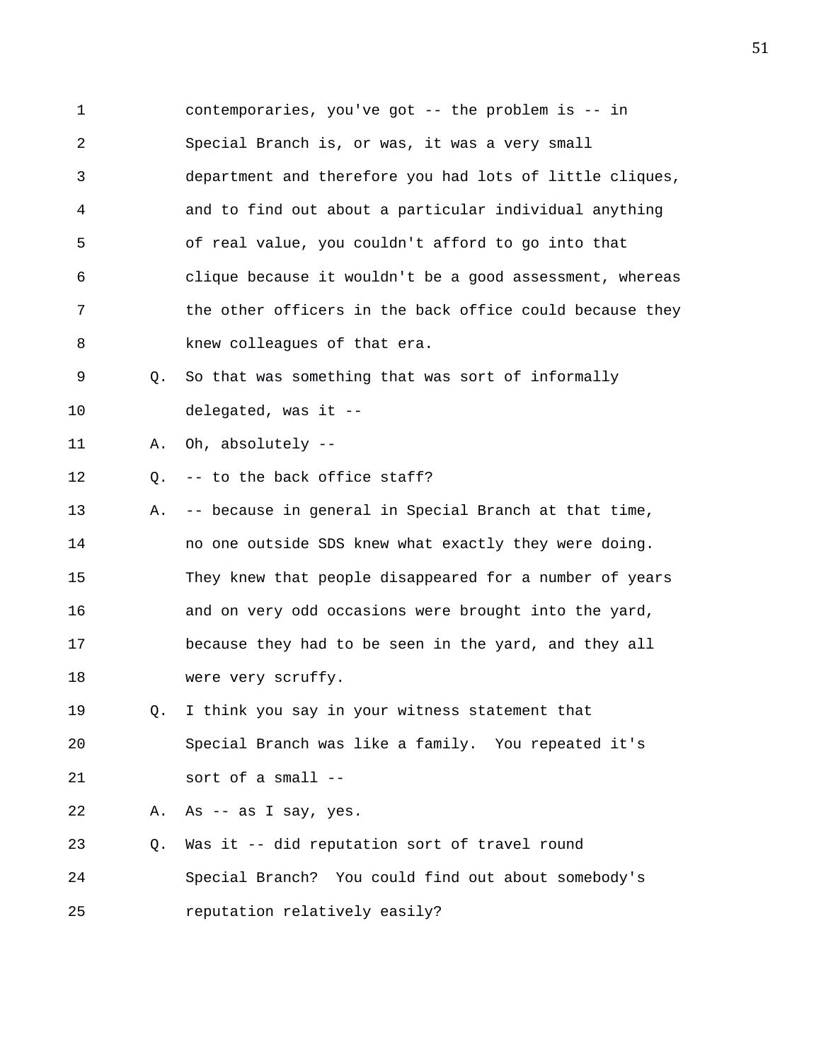1 contemporaries, you've got -- the problem is -- in
2 Special Branch is, or was, it was a very small
3 department and therefore you had lots of little cliques,
4 and to find out about a particular individual anything
5 of real value, you couldn't afford to go into that
6 clique because it wouldn't be a good assessment, whereas
7 the other officers in the back office could because they
8 knew colleagues of that era.

9 Q. So that was something that was sort of informally
10 delegated, was it --

11 A. Oh, absolutely --

12 Q. -- to the back office staff?

13 A. -- because in general in Special Branch at that time,
14 no one outside SDS knew what exactly they were doing.
15 They knew that people disappeared for a number of years
16 and on very odd occasions were brought into the yard,
17 because they had to be seen in the yard, and they all
18 were very scruffy.

19 Q. I think you say in your witness statement that
20 Special Branch was like a family. You repeated it's
21 sort of a small --

22 A. As -- as I say, yes.

23 Q. Was it -- did reputation sort of travel round
24 Special Branch? You could find out about somebody's
25 reputation relatively easily?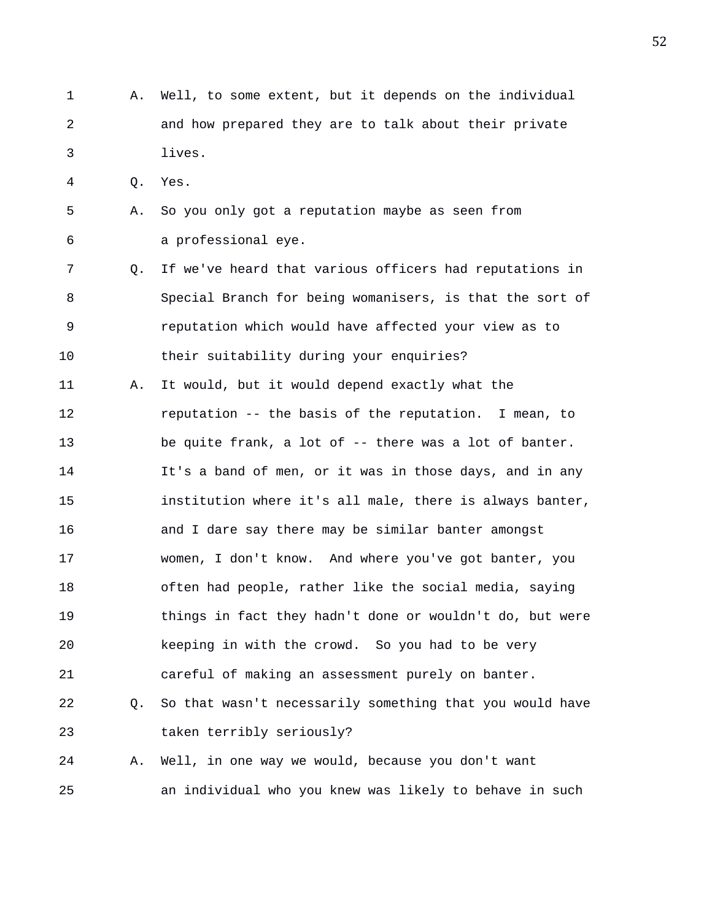1 A. Well, to some extent, but it depends on the individual
2 and how prepared they are to talk about their private
3 lives.
4 Q. Yes.
5 A. So you only got a reputation maybe as seen from
6 a professional eye.
7 Q. If we've heard that various officers had reputations in
8 Special Branch for being womanisers, is that the sort of
9 reputation which would have affected your view as to
10 their suitability during your enquiries?
11 A. It would, but it would depend exactly what the
12 reputation -- the basis of the reputation. I mean, to
13 be quite frank, a lot of -- there was a lot of banter.
14 It's a band of men, or it was in those days, and in any
15 institution where it's all male, there is always banter,
16 and I dare say there may be similar banter amongst
17 women, I don't know. And where you've got banter, you
18 often had people, rather like the social media, saying
19 things in fact they hadn't done or wouldn't do, but were
20 keeping in with the crowd. So you had to be very
21 careful of making an assessment purely on banter.
22 Q. So that wasn't necessarily something that you would have
23 taken terribly seriously?
24 A. Well, in one way we would, because you don't want
25 an individual who you knew was likely to behave in such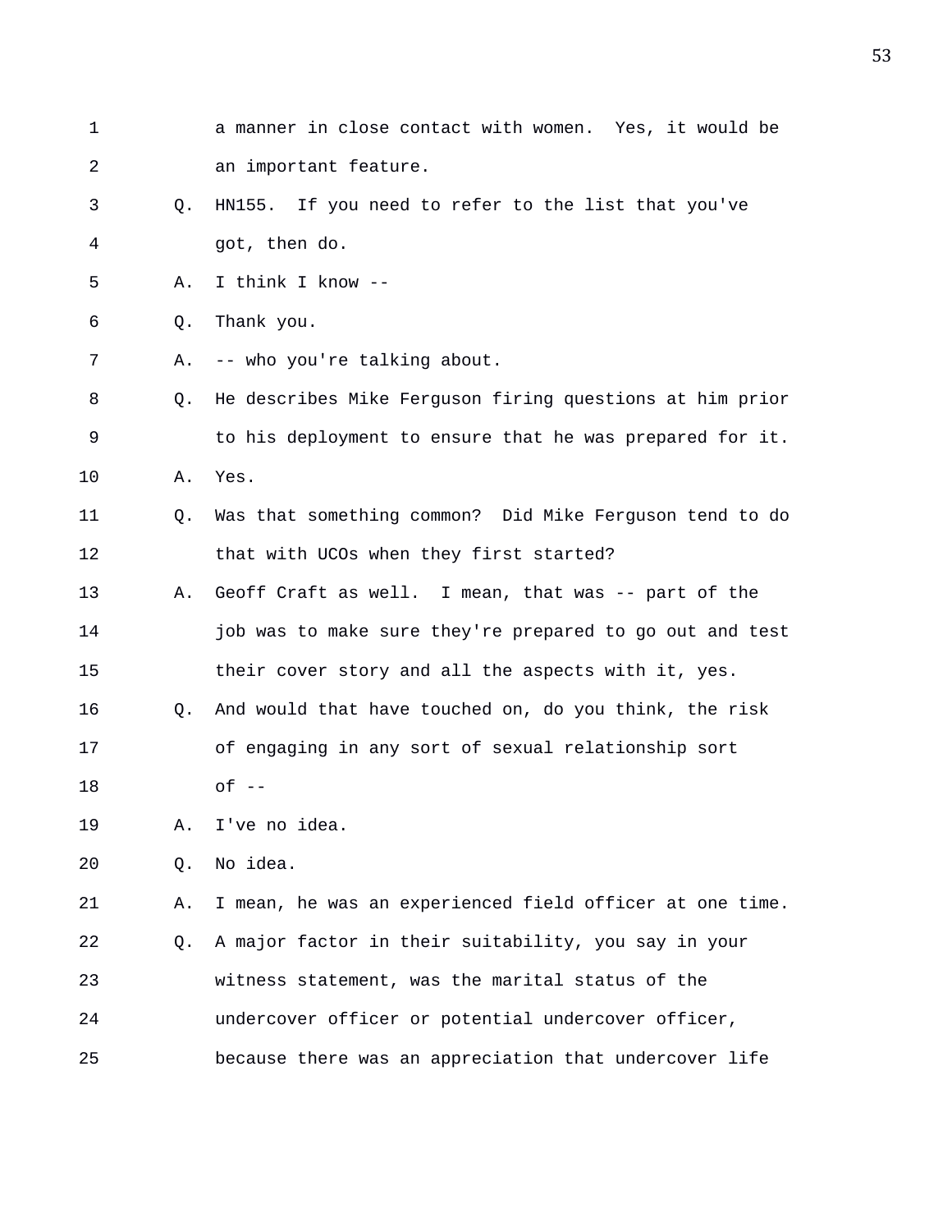1 a manner in close contact with women. Yes, it would be
2 an important feature.
3 Q. HN155. If you need to refer to the list that you've
4 got, then do.
5 A. I think I know --
6 Q. Thank you.
7 A. -- who you're talking about.
8 Q. He describes Mike Ferguson firing questions at him prior
9 to his deployment to ensure that he was prepared for it.
10 A. Yes.
11 Q. Was that something common? Did Mike Ferguson tend to do
12 that with UCOs when they first started?
13 A. Geoff Craft as well. I mean, that was -- part of the
14 job was to make sure they're prepared to go out and test
15 their cover story and all the aspects with it, yes.
16 Q. And would that have touched on, do you think, the risk
17 of engaging in any sort of sexual relationship sort
18 of --
19 A. I've no idea.
20 Q. No idea.
21 A. I mean, he was an experienced field officer at one time.
22 Q. A major factor in their suitability, you say in your
23 witness statement, was the marital status of the
24 undercover officer or potential undercover officer,
25 because there was an appreciation that undercover life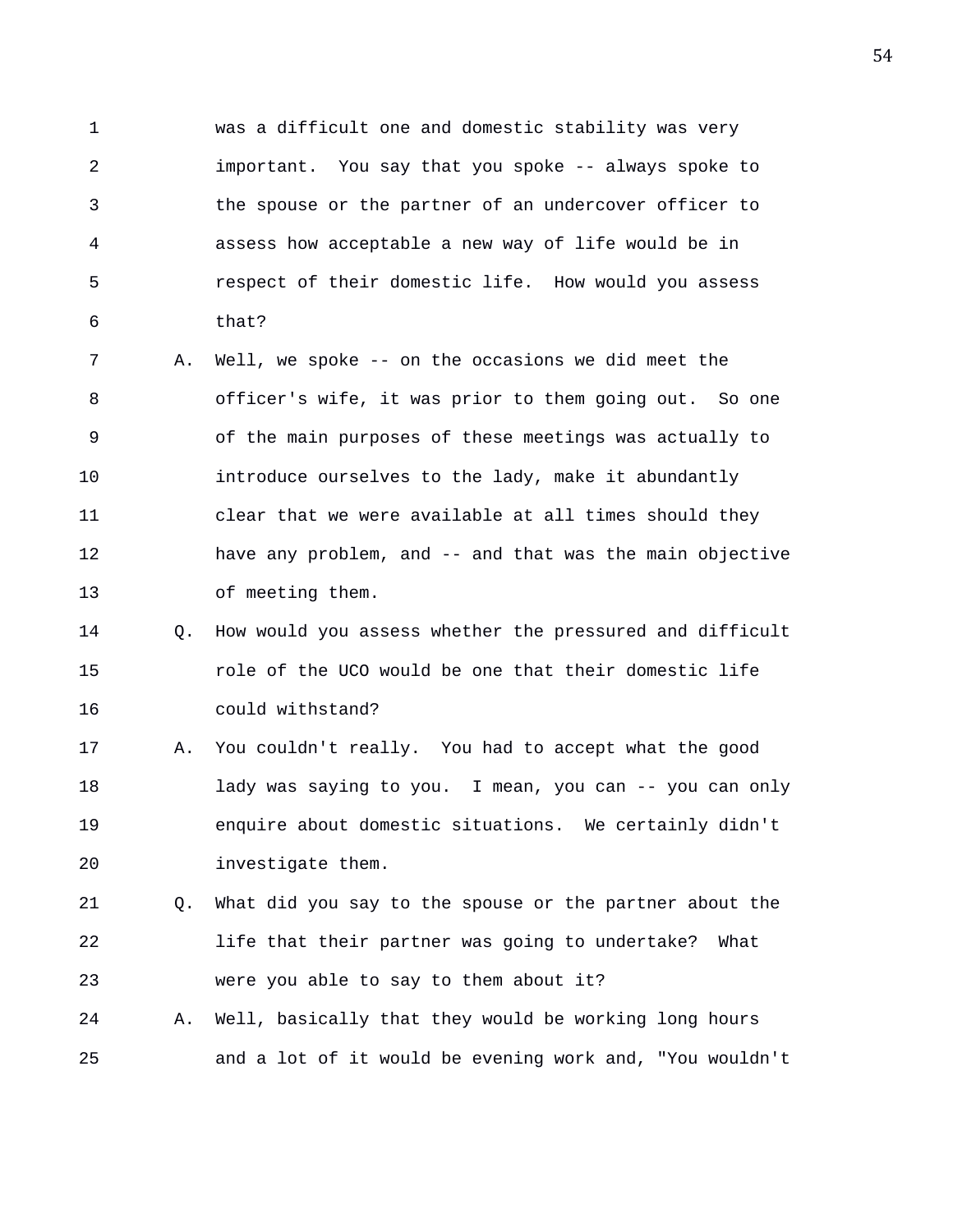was a difficult one and domestic stability was very important. You say that you spoke -- always spoke to the spouse or the partner of an undercover officer to assess how acceptable a new way of life would be in respect of their domestic life. How would you assess that?

A. Well, we spoke -- on the occasions we did meet the officer's wife, it was prior to them going out. So one of the main purposes of these meetings was actually to introduce ourselves to the lady, make it abundantly clear that we were available at all times should they have any problem, and -- and that was the main objective of meeting them.

Q. How would you assess whether the pressured and difficult role of the UCO would be one that their domestic life could withstand?

A. You couldn't really. You had to accept what the good lady was saying to you. I mean, you can -- you can only enquire about domestic situations. We certainly didn't investigate them.

Q. What did you say to the spouse or the partner about the life that their partner was going to undertake? What were you able to say to them about it?

A. Well, basically that they would be working long hours and a lot of it would be evening work and, "You wouldn't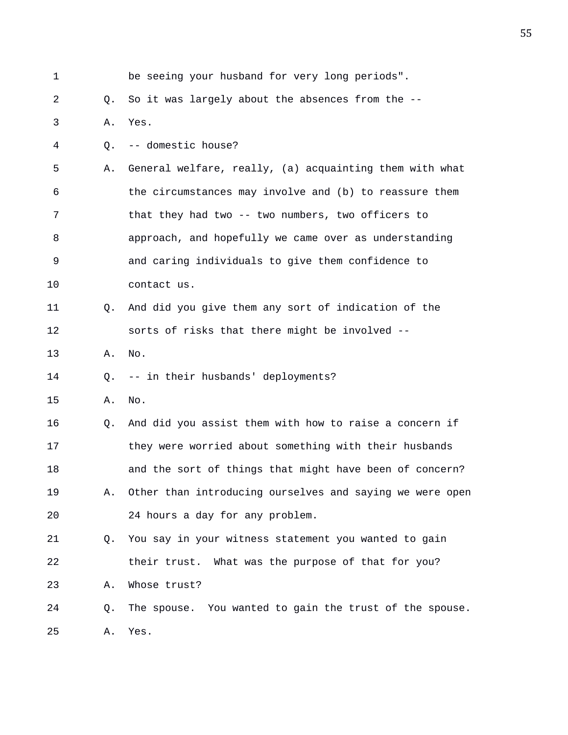be seeing your husband for very long periods".

Q. So it was largely about the absences from the --

A. Yes.

Q. -- domestic house?

A. General welfare, really, (a) acquainting them with what the circumstances may involve and (b) to reassure them that they had two -- two numbers, two officers to approach, and hopefully we came over as understanding and caring individuals to give them confidence to contact us.

Q. And did you give them any sort of indication of the sorts of risks that there might be involved --

A. No.

Q. -- in their husbands' deployments?

A. No.

Q. And did you assist them with how to raise a concern if they were worried about something with their husbands and the sort of things that might have been of concern?

A. Other than introducing ourselves and saying we were open 24 hours a day for any problem.

Q. You say in your witness statement you wanted to gain their trust. What was the purpose of that for you?

A. Whose trust?

Q. The spouse. You wanted to gain the trust of the spouse.

A. Yes.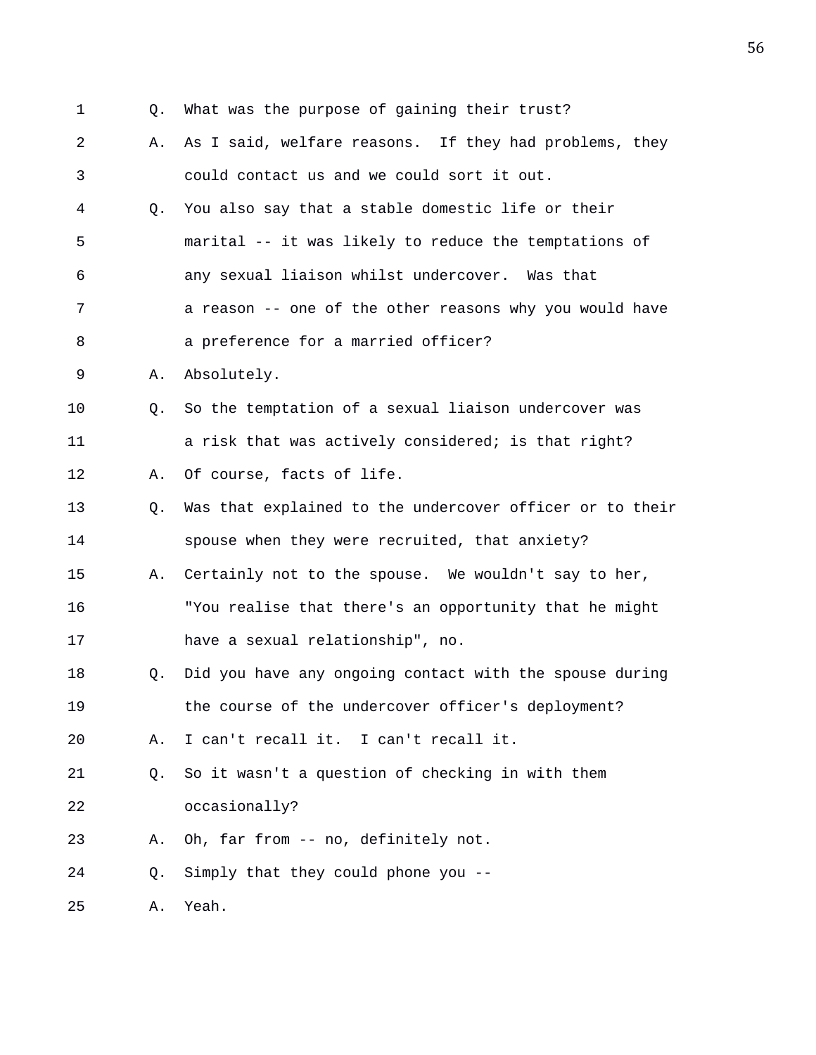Q. What was the purpose of gaining their trust?

A. As I said, welfare reasons. If they had problems, they could contact us and we could sort it out.

Q. You also say that a stable domestic life or their marital -- it was likely to reduce the temptations of any sexual liaison whilst undercover. Was that a reason -- one of the other reasons why you would have a preference for a married officer?

A. Absolutely.

Q. So the temptation of a sexual liaison undercover was a risk that was actively considered; is that right?

A. Of course, facts of life.

Q. Was that explained to the undercover officer or to their spouse when they were recruited, that anxiety?

A. Certainly not to the spouse. We wouldn't say to her, "You realise that there's an opportunity that he might have a sexual relationship", no.

Q. Did you have any ongoing contact with the spouse during the course of the undercover officer's deployment?

A. I can't recall it. I can't recall it.

Q. So it wasn't a question of checking in with them occasionally?

A. Oh, far from -- no, definitely not.

Q. Simply that they could phone you --

A. Yeah.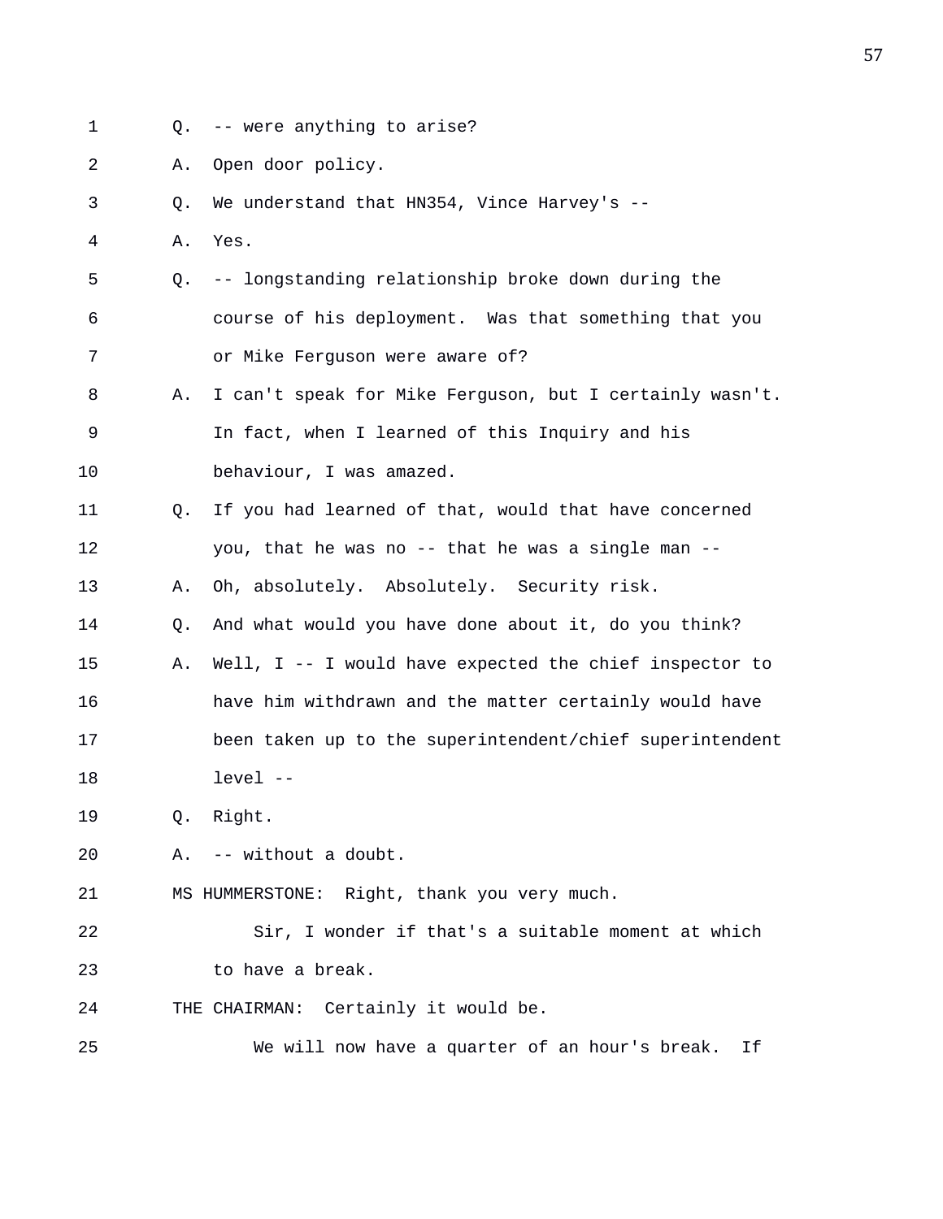1 Q. -- were anything to arise?

2 A. Open door policy.

3 Q. We understand that HN354, Vince Harvey's --

4 A. Yes.

5 Q. -- longstanding relationship broke down during the

6 course of his deployment. Was that something that you

7 or Mike Ferguson were aware of?

8 A. I can't speak for Mike Ferguson, but I certainly wasn't.

9 In fact, when I learned of this Inquiry and his

10 behaviour, I was amazed.

11 Q. If you had learned of that, would that have concerned

12 you, that he was no -- that he was a single man --

13 A. Oh, absolutely. Absolutely. Security risk.

14 Q. And what would you have done about it, do you think?

15 A. Well, I -- I would have expected the chief inspector to

16 have him withdrawn and the matter certainly would have

17 been taken up to the superintendent/chief superintendent

18 level --

19 Q. Right.

20 A. -- without a doubt.

21 MS HUMMERSTONE: Right, thank you very much.

22 Sir, I wonder if that's a suitable moment at which

23 to have a break.

24 THE CHAIRMAN: Certainly it would be.

25 We will now have a quarter of an hour's break. If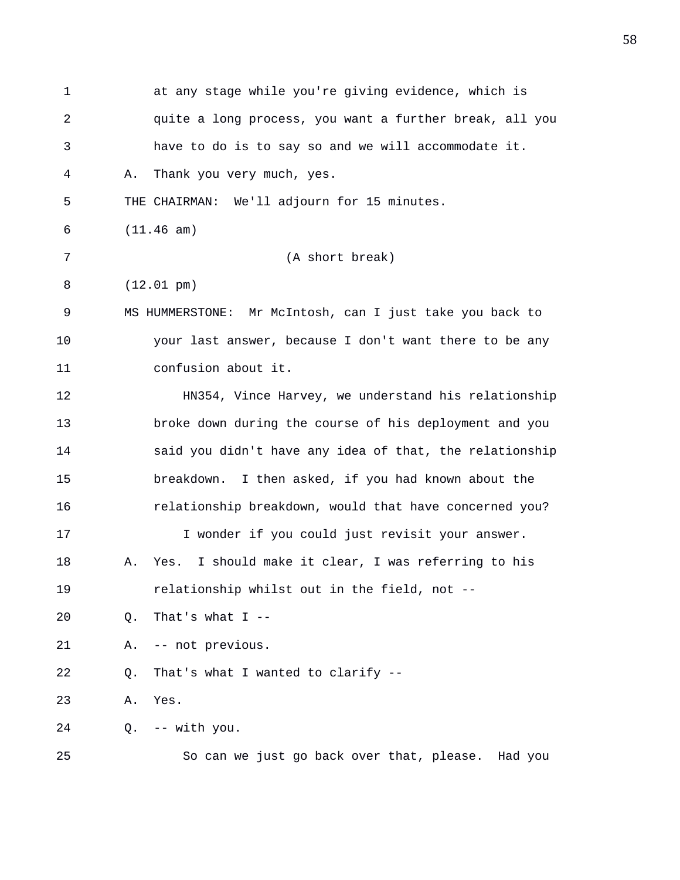at any stage while you're giving evidence, which is quite a long process, you want a further break, all you have to do is to say so and we will accommodate it.

A. Thank you very much, yes.

THE CHAIRMAN: We'll adjourn for 15 minutes.

(11.46 am)

(A short break)

(12.01 pm)

MS HUMMERSTONE: Mr McIntosh, can I just take you back to your last answer, because I don't want there to be any confusion about it.

HN354, Vince Harvey, we understand his relationship broke down during the course of his deployment and you said you didn't have any idea of that, the relationship breakdown. I then asked, if you had known about the relationship breakdown, would that have concerned you?

I wonder if you could just revisit your answer.

A. Yes. I should make it clear, I was referring to his relationship whilst out in the field, not --

Q. That's what I --

A. -- not previous.

Q. That's what I wanted to clarify --

A. Yes.

Q. -- with you.

So can we just go back over that, please. Had you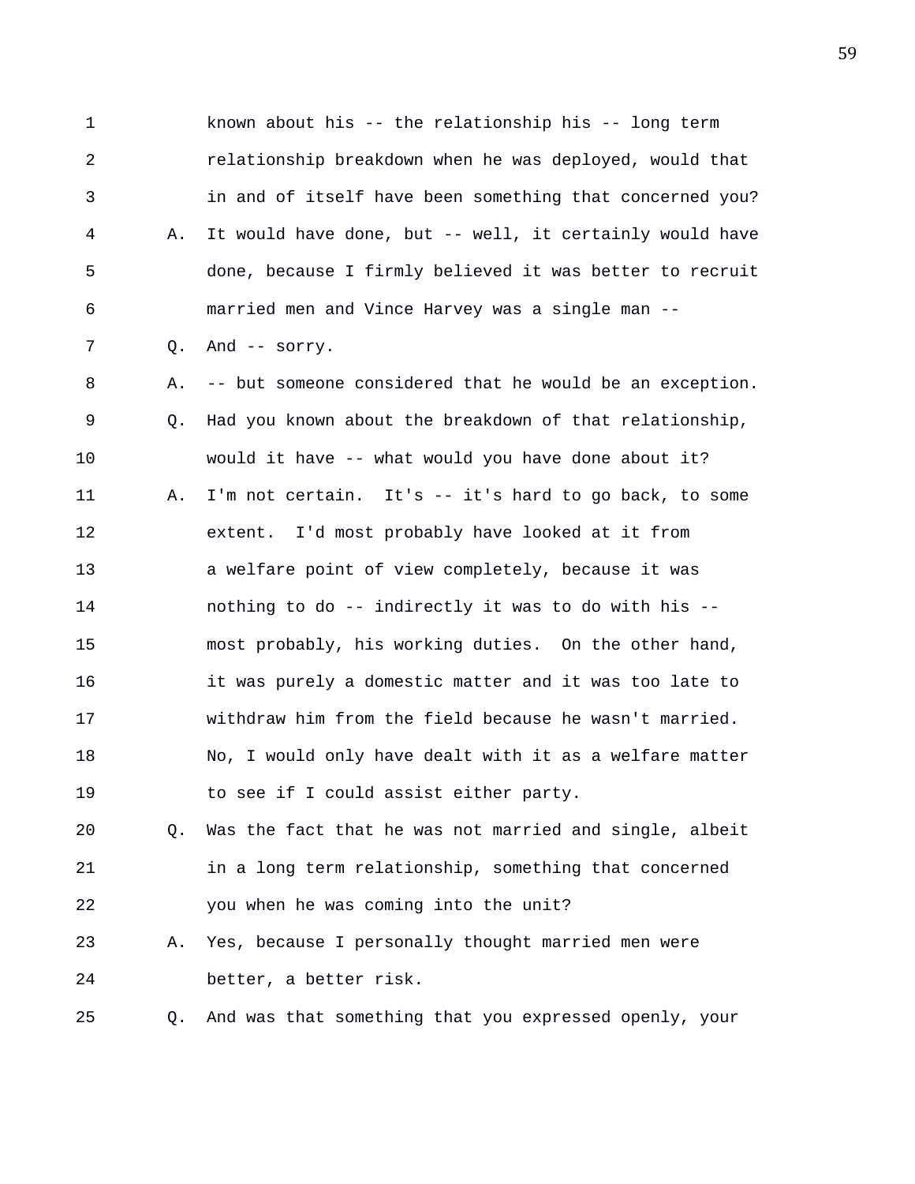1 known about his -- the relationship his -- long term
2 relationship breakdown when he was deployed, would that
3 in and of itself have been something that concerned you?
4 A. It would have done, but -- well, it certainly would have
5 done, because I firmly believed it was better to recruit
6 married men and Vince Harvey was a single man --
7 Q. And -- sorry.
8 A. -- but someone considered that he would be an exception.
9 Q. Had you known about the breakdown of that relationship,
10 would it have -- what would you have done about it?
11 A. I'm not certain. It's -- it's hard to go back, to some
12 extent. I'd most probably have looked at it from
13 a welfare point of view completely, because it was
14 nothing to do -- indirectly it was to do with his --
15 most probably, his working duties. On the other hand,
16 it was purely a domestic matter and it was too late to
17 withdraw him from the field because he wasn't married.
18 No, I would only have dealt with it as a welfare matter
19 to see if I could assist either party.
20 Q. Was the fact that he was not married and single, albeit
21 in a long term relationship, something that concerned
22 you when he was coming into the unit?
23 A. Yes, because I personally thought married men were
24 better, a better risk.
25 Q. And was that something that you expressed openly, your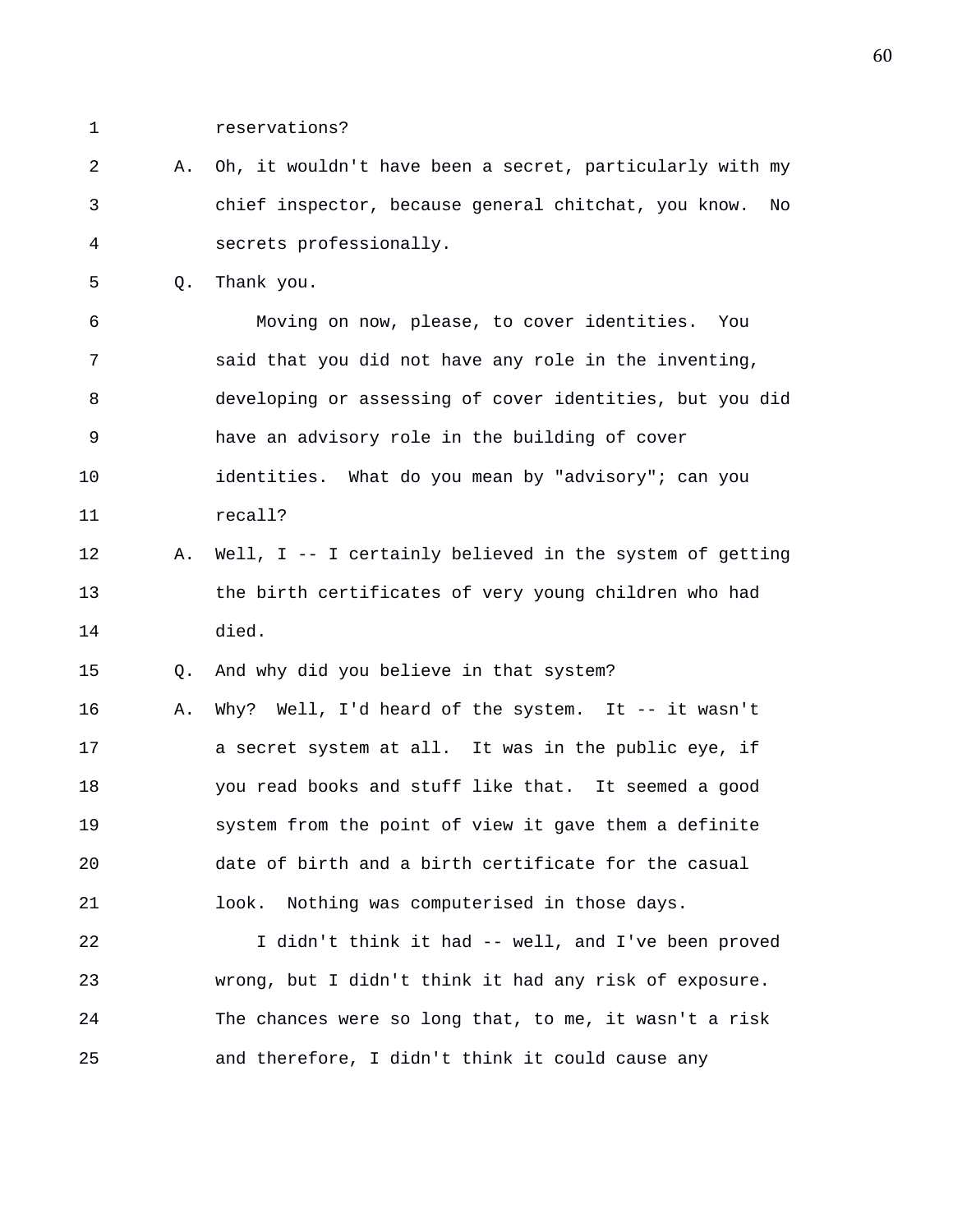1 reservations?

2 A. Oh, it wouldn't have been a secret, particularly with my

3 chief inspector, because general chitchat, you know. No

4 secrets professionally.

5 Q. Thank you.

6 Moving on now, please, to cover identities. You

7 said that you did not have any role in the inventing,

8 developing or assessing of cover identities, but you did

9 have an advisory role in the building of cover

10 identities. What do you mean by "advisory"; can you

11 recall?

12 A. Well, I -- I certainly believed in the system of getting

13 the birth certificates of very young children who had

14 died.

15 Q. And why did you believe in that system?

16 A. Why? Well, I'd heard of the system. It -- it wasn't

17 a secret system at all. It was in the public eye, if

18 you read books and stuff like that. It seemed a good

19 system from the point of view it gave them a definite

20 date of birth and a birth certificate for the casual

21 look. Nothing was computerised in those days.

22 I didn't think it had -- well, and I've been proved

23 wrong, but I didn't think it had any risk of exposure.

24 The chances were so long that, to me, it wasn't a risk

25 and therefore, I didn't think it could cause any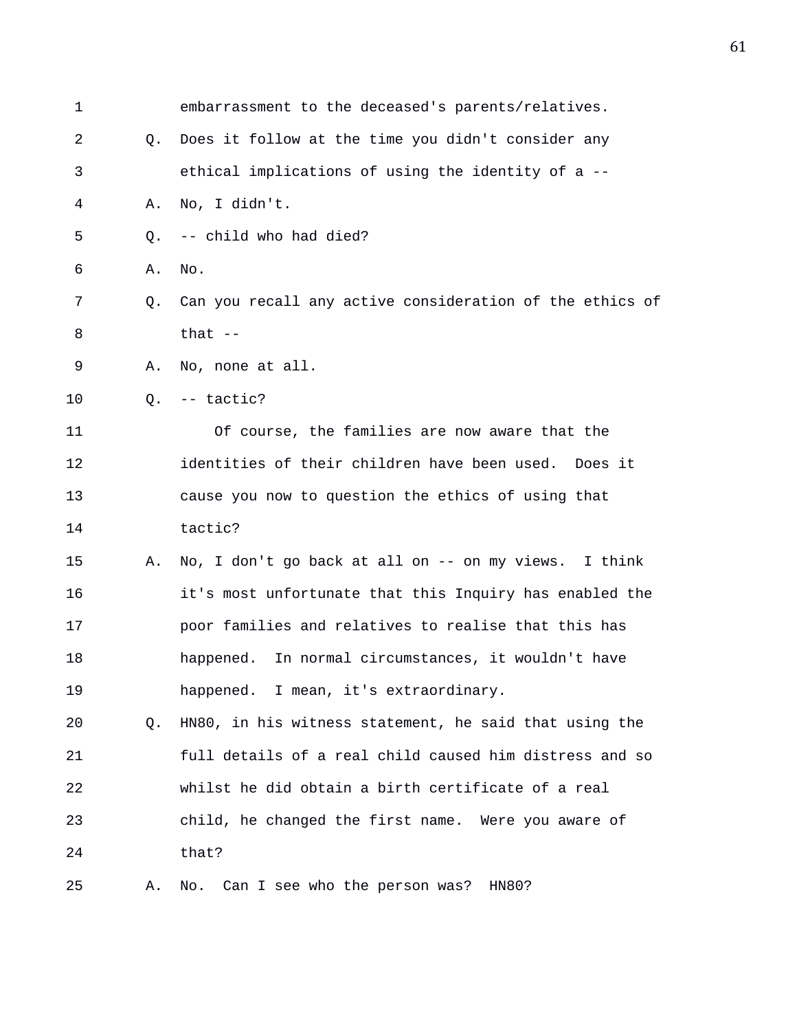1 embarrassment to the deceased's parents/relatives.

2 Q. Does it follow at the time you didn't consider any

3 ethical implications of using the identity of a --

4 A. No, I didn't.

5 Q. -- child who had died?

6 A. No.

7 Q. Can you recall any active consideration of the ethics of

8 that --

9 A. No, none at all.

10 Q. -- tactic?

11 Of course, the families are now aware that the

12 identities of their children have been used. Does it

13 cause you now to question the ethics of using that

14 tactic?

15 A. No, I don't go back at all on -- on my views. I think

16 it's most unfortunate that this Inquiry has enabled the

17 poor families and relatives to realise that this has

18 happened. In normal circumstances, it wouldn't have

19 happened. I mean, it's extraordinary.

20 Q. HN80, in his witness statement, he said that using the

21 full details of a real child caused him distress and so

22 whilst he did obtain a birth certificate of a real

23 child, he changed the first name. Were you aware of

24 that?

25 A. No. Can I see who the person was? HN80?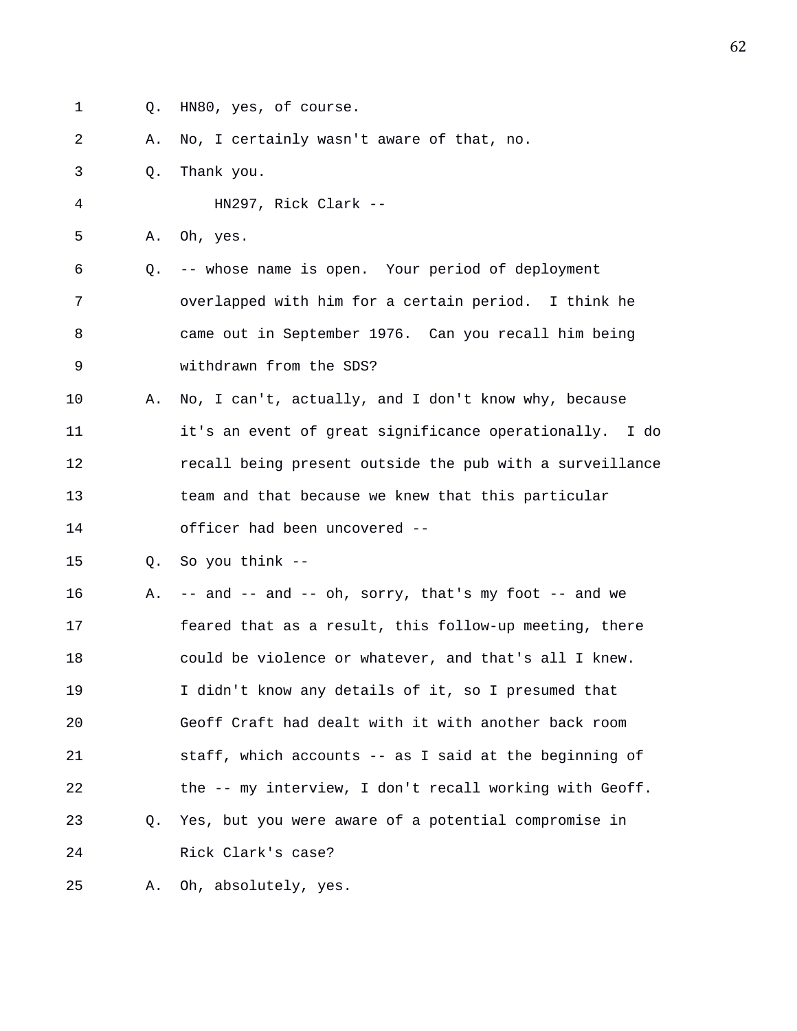1 Q. HN80, yes, of course.

2 A. No, I certainly wasn't aware of that, no.

3 Q. Thank you.

4 HN297, Rick Clark --

5 A. Oh, yes.

6 Q. -- whose name is open. Your period of deployment
7 overlapped with him for a certain period. I think he
8 came out in September 1976. Can you recall him being
9 withdrawn from the SDS?

10 A. No, I can't, actually, and I don't know why, because
11 it's an event of great significance operationally. I do
12 recall being present outside the pub with a surveillance
13 team and that because we knew that this particular
14 officer had been uncovered --

15 Q. So you think --

16 A. -- and -- and -- oh, sorry, that's my foot -- and we
17 feared that as a result, this follow-up meeting, there
18 could be violence or whatever, and that's all I knew.
19 I didn't know any details of it, so I presumed that
20 Geoff Craft had dealt with it with another back room
21 staff, which accounts -- as I said at the beginning of
22 the -- my interview, I don't recall working with Geoff.

23 Q. Yes, but you were aware of a potential compromise in
24 Rick Clark's case?

25 A. Oh, absolutely, yes.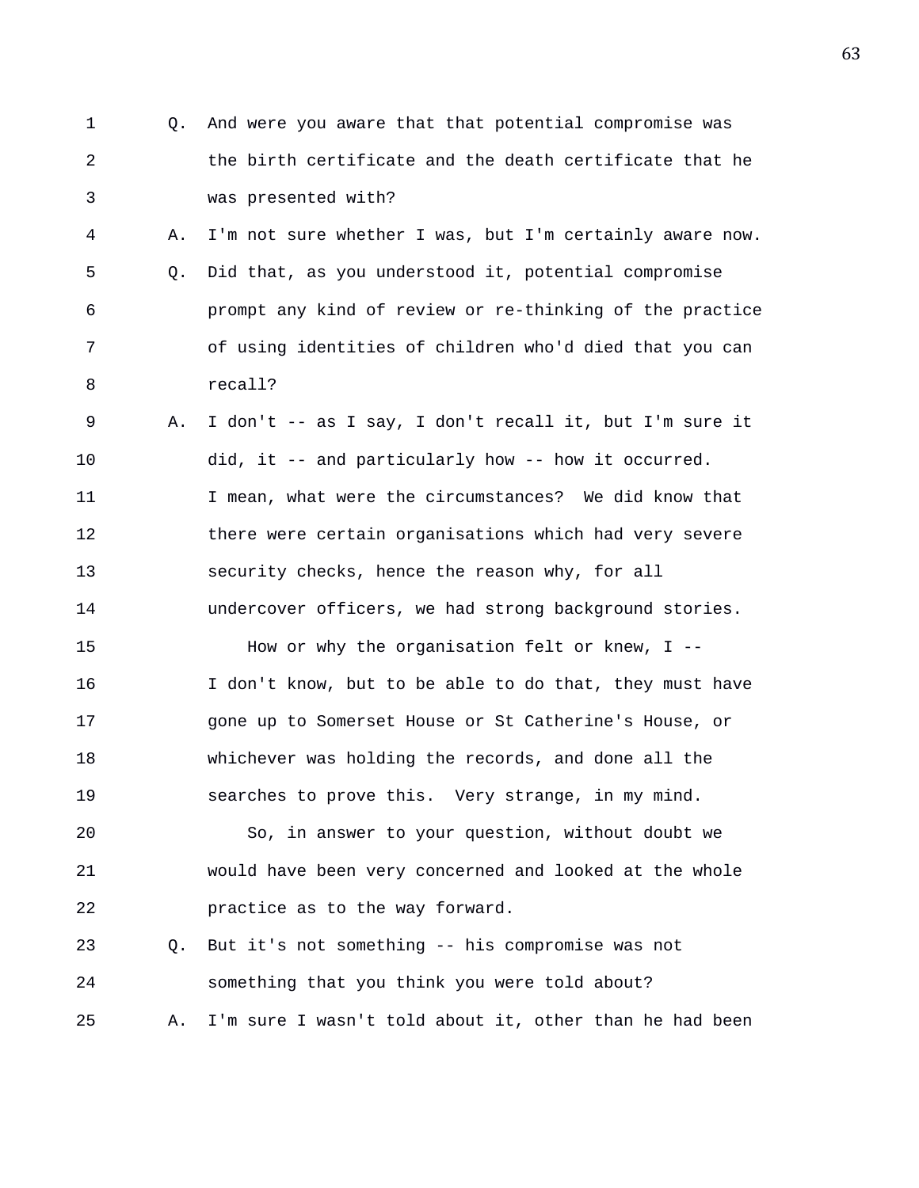Q. And were you aware that that potential compromise was the birth certificate and the death certificate that he was presented with?

A. I'm not sure whether I was, but I'm certainly aware now.

Q. Did that, as you understood it, potential compromise prompt any kind of review or re-thinking of the practice of using identities of children who'd died that you can recall?

A. I don't -- as I say, I don't recall it, but I'm sure it did, it -- and particularly how -- how it occurred. I mean, what were the circumstances? We did know that there were certain organisations which had very severe security checks, hence the reason why, for all undercover officers, we had strong background stories.

How or why the organisation felt or knew, I -- I don't know, but to be able to do that, they must have gone up to Somerset House or St Catherine's House, or whichever was holding the records, and done all the searches to prove this. Very strange, in my mind.

So, in answer to your question, without doubt we would have been very concerned and looked at the whole practice as to the way forward.

Q. But it's not something -- his compromise was not something that you think you were told about?

A. I'm sure I wasn't told about it, other than he had been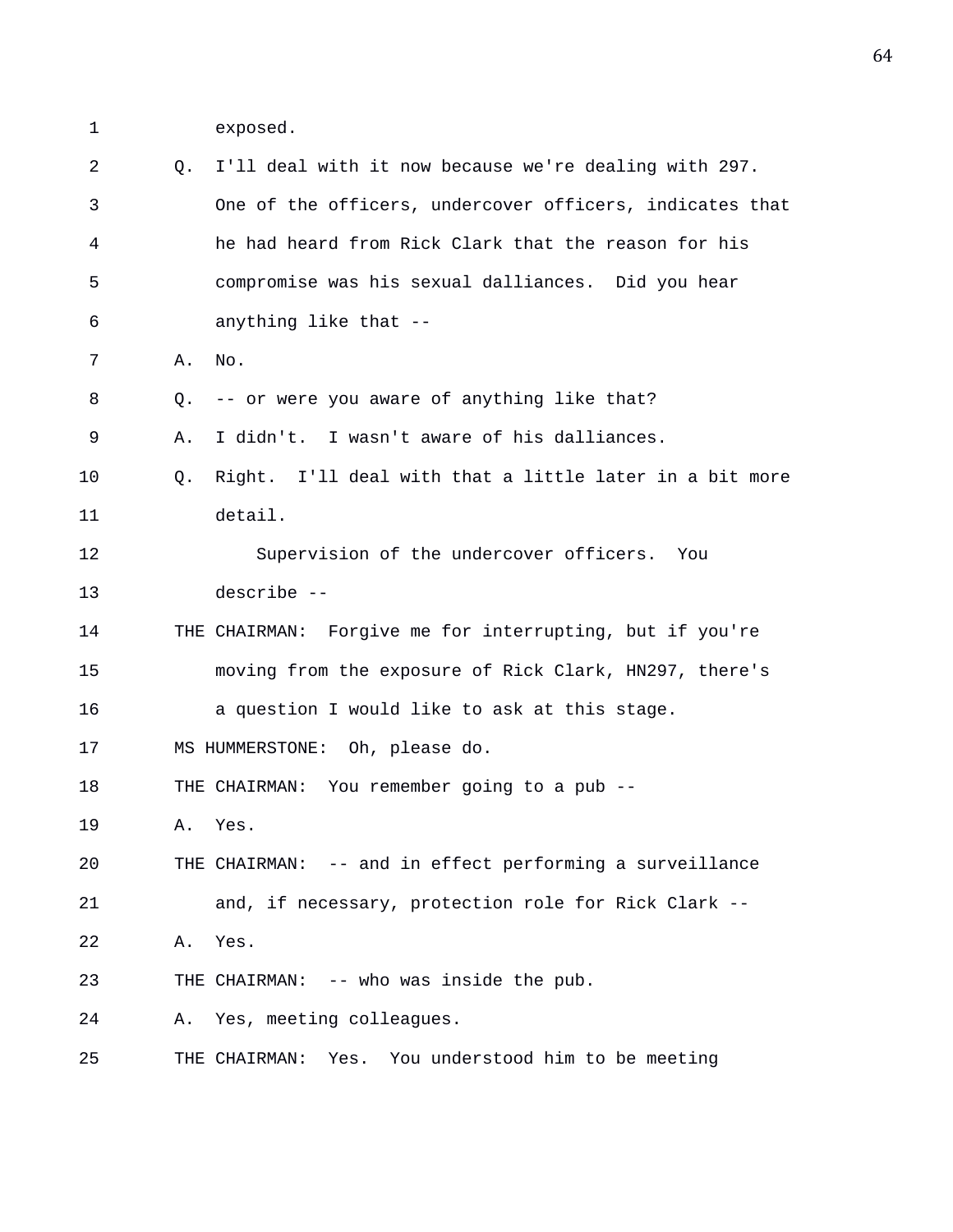1 exposed.

2 Q. I'll deal with it now because we're dealing with 297.

3 One of the officers, undercover officers, indicates that

4 he had heard from Rick Clark that the reason for his

5 compromise was his sexual dalliances. Did you hear

6 anything like that --

7 A. No.

8 Q. -- or were you aware of anything like that?

9 A. I didn't. I wasn't aware of his dalliances.

10 Q. Right. I'll deal with that a little later in a bit more

11 detail.

12 Supervision of the undercover officers. You

13 describe --

14 THE CHAIRMAN: Forgive me for interrupting, but if you're

15 moving from the exposure of Rick Clark, HN297, there's

16 a question I would like to ask at this stage.

17 MS HUMMERSTONE: Oh, please do.

18 THE CHAIRMAN: You remember going to a pub --

19 A. Yes.

20 THE CHAIRMAN: -- and in effect performing a surveillance

21 and, if necessary, protection role for Rick Clark --

22 A. Yes.

23 THE CHAIRMAN: -- who was inside the pub.

24 A. Yes, meeting colleagues.

25 THE CHAIRMAN: Yes. You understood him to be meeting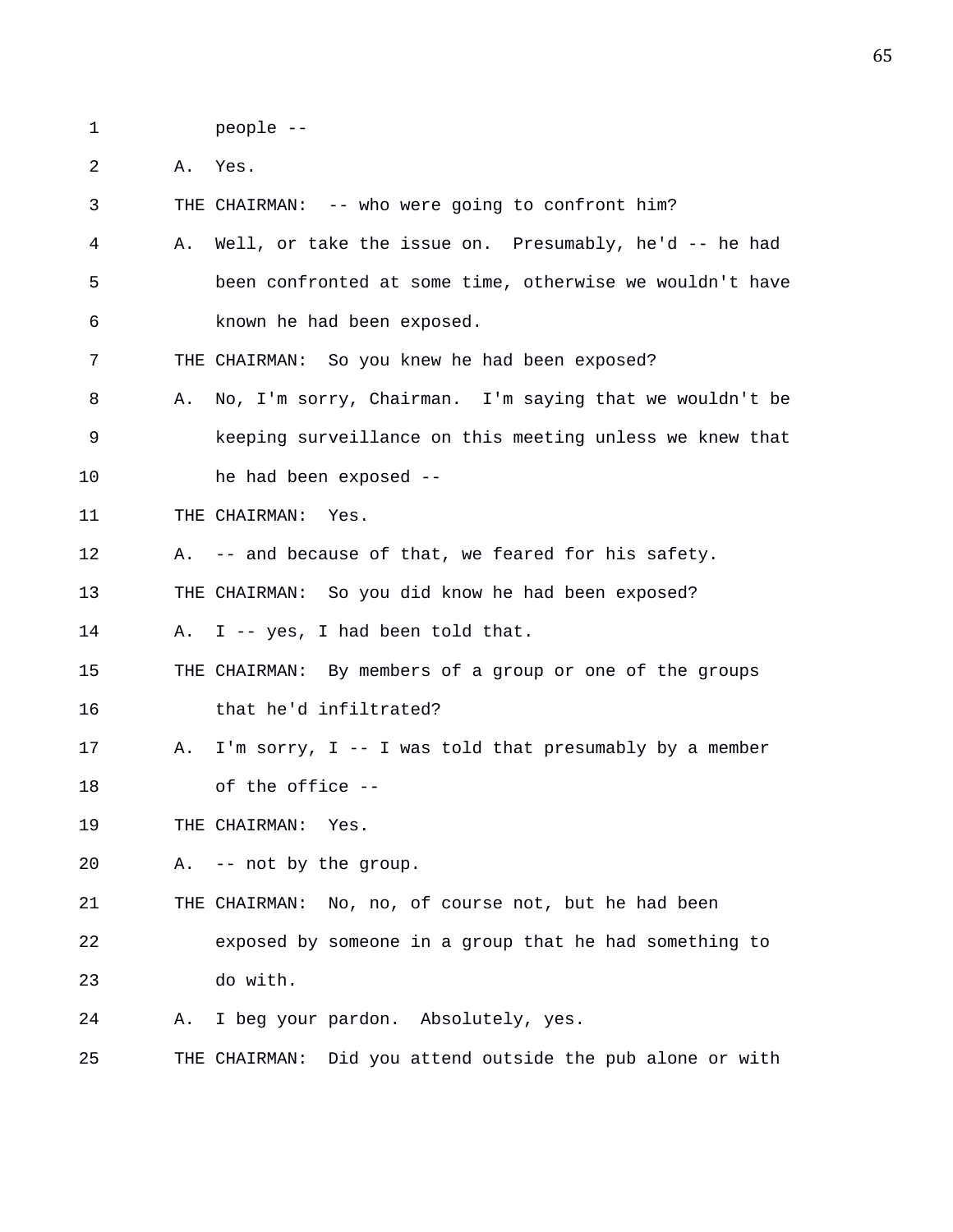1 people --

2 A. Yes.

3 THE CHAIRMAN: -- who were going to confront him?

4 A. Well, or take the issue on. Presumably, he'd -- he had

5 been confronted at some time, otherwise we wouldn't have

6 known he had been exposed.

7 THE CHAIRMAN: So you knew he had been exposed?

8 A. No, I'm sorry, Chairman. I'm saying that we wouldn't be

9 keeping surveillance on this meeting unless we knew that

10 he had been exposed --

11 THE CHAIRMAN: Yes.

12 A. -- and because of that, we feared for his safety.

13 THE CHAIRMAN: So you did know he had been exposed?

14 A. I -- yes, I had been told that.

15 THE CHAIRMAN: By members of a group or one of the groups

16 that he'd infiltrated?

17 A. I'm sorry, I -- I was told that presumably by a member

18 of the office --

19 THE CHAIRMAN: Yes.

20 A. -- not by the group.

21 THE CHAIRMAN: No, no, of course not, but he had been

22 exposed by someone in a group that he had something to

23 do with.

24 A. I beg your pardon. Absolutely, yes.

25 THE CHAIRMAN: Did you attend outside the pub alone or with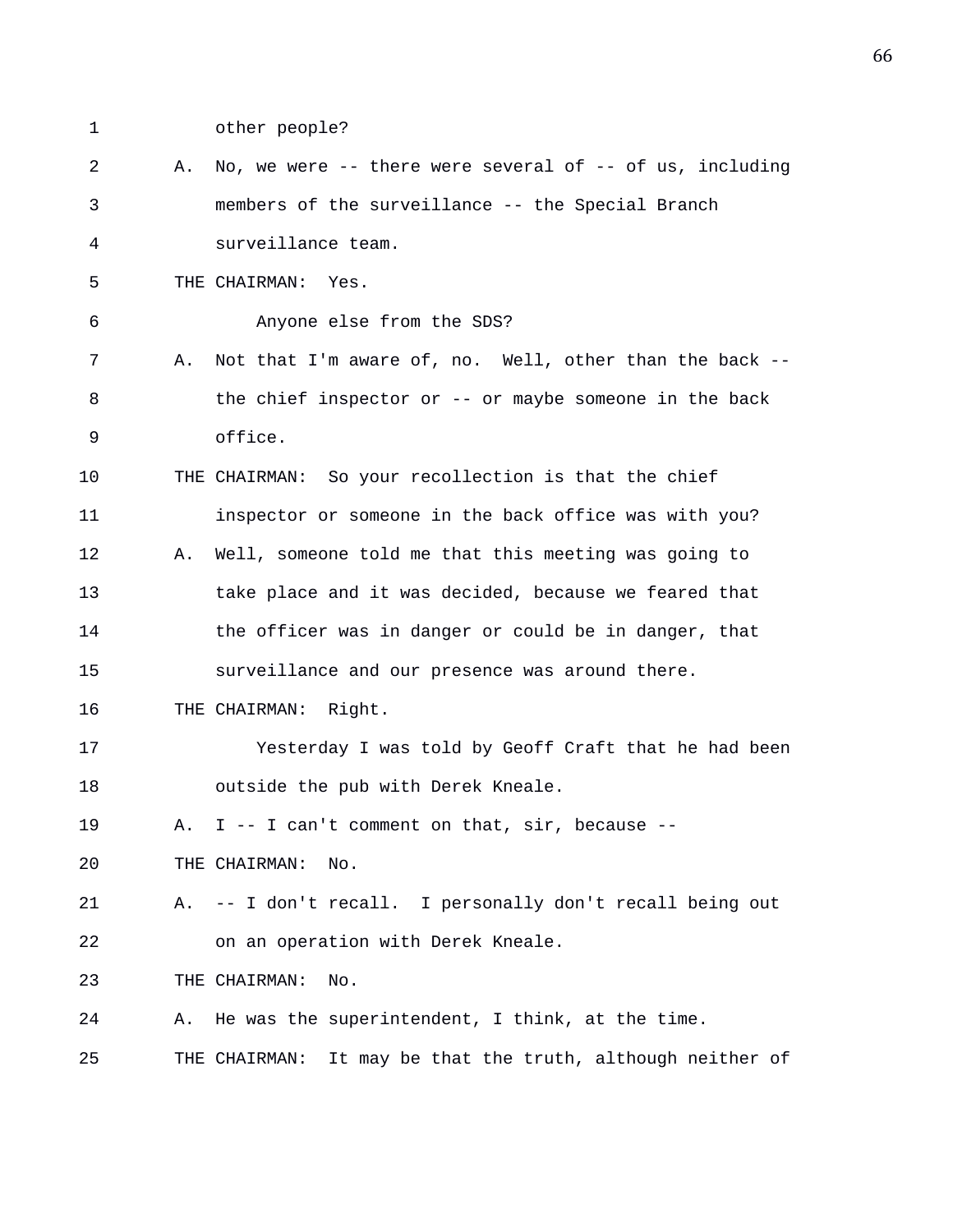1 other people?

2 A. No, we were -- there were several of -- of us, including

3 members of the surveillance -- the Special Branch

4 surveillance team.

5 THE CHAIRMAN: Yes.

6 Anyone else from the SDS?

7 A. Not that I'm aware of, no. Well, other than the back --

8 the chief inspector or -- or maybe someone in the back

9 office.

10 THE CHAIRMAN: So your recollection is that the chief

11 inspector or someone in the back office was with you?

12 A. Well, someone told me that this meeting was going to

13 take place and it was decided, because we feared that

14 the officer was in danger or could be in danger, that

15 surveillance and our presence was around there.

16 THE CHAIRMAN: Right.

17 Yesterday I was told by Geoff Craft that he had been

18 outside the pub with Derek Kneale.

19 A. I -- I can't comment on that, sir, because --

20 THE CHAIRMAN: No.

21 A. -- I don't recall. I personally don't recall being out

22 on an operation with Derek Kneale.

23 THE CHAIRMAN: No.

24 A. He was the superintendent, I think, at the time.

25 THE CHAIRMAN: It may be that the truth, although neither of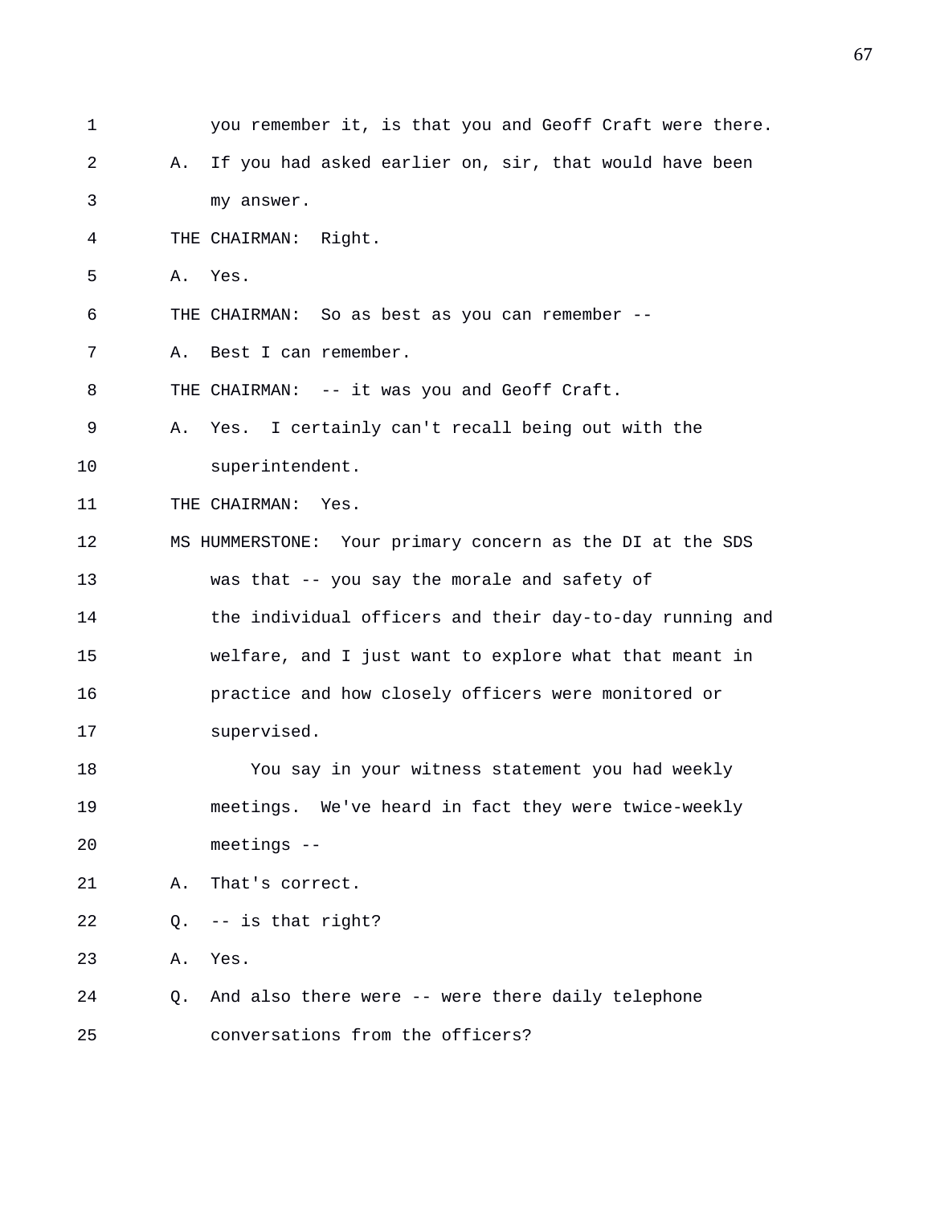1 you remember it, is that you and Geoff Craft were there.

2 A. If you had asked earlier on, sir, that would have been

3 my answer.

4 THE CHAIRMAN: Right.

5 A. Yes.

6 THE CHAIRMAN: So as best as you can remember --

7 A. Best I can remember.

8 THE CHAIRMAN: -- it was you and Geoff Craft.

9 A. Yes. I certainly can't recall being out with the

10 superintendent.

11 THE CHAIRMAN: Yes.

12 MS HUMMERSTONE: Your primary concern as the DI at the SDS

13 was that -- you say the morale and safety of

14 the individual officers and their day-to-day running and

15 welfare, and I just want to explore what that meant in

16 practice and how closely officers were monitored or

17 supervised.

18 You say in your witness statement you had weekly

19 meetings. We've heard in fact they were twice-weekly

20 meetings --

21 A. That's correct.

22 Q. -- is that right?

23 A. Yes.

24 Q. And also there were -- were there daily telephone

25 conversations from the officers?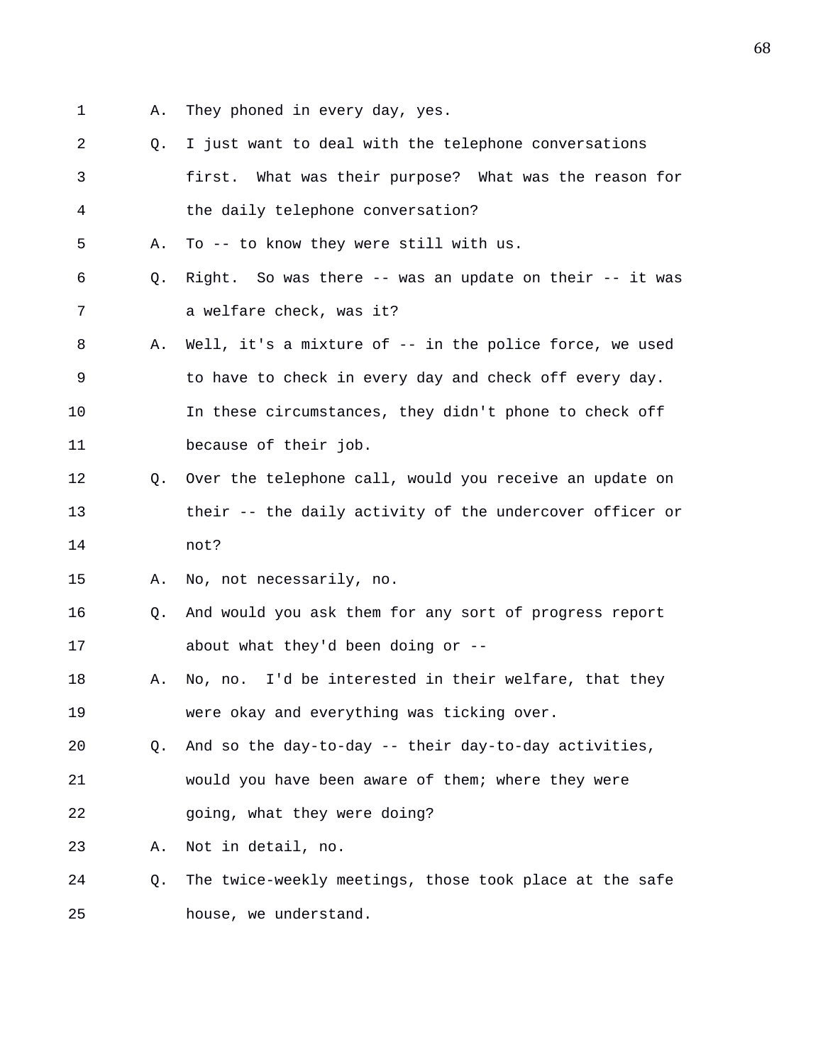1 A. They phoned in every day, yes.

2 Q. I just want to deal with the telephone conversations

3 first. What was their purpose? What was the reason for

4 the daily telephone conversation?

5 A. To -- to know they were still with us.

6 Q. Right. So was there -- was an update on their -- it was

7 a welfare check, was it?

8 A. Well, it's a mixture of -- in the police force, we used

9 to have to check in every day and check off every day.

10 In these circumstances, they didn't phone to check off

11 because of their job.

12 Q. Over the telephone call, would you receive an update on

13 their -- the daily activity of the undercover officer or

14 not?

15 A. No, not necessarily, no.

16 Q. And would you ask them for any sort of progress report

17 about what they'd been doing or --

18 A. No, no. I'd be interested in their welfare, that they

19 were okay and everything was ticking over.

20 Q. And so the day-to-day -- their day-to-day activities,

21 would you have been aware of them; where they were

22 going, what they were doing?

23 A. Not in detail, no.

24 Q. The twice-weekly meetings, those took place at the safe

25 house, we understand.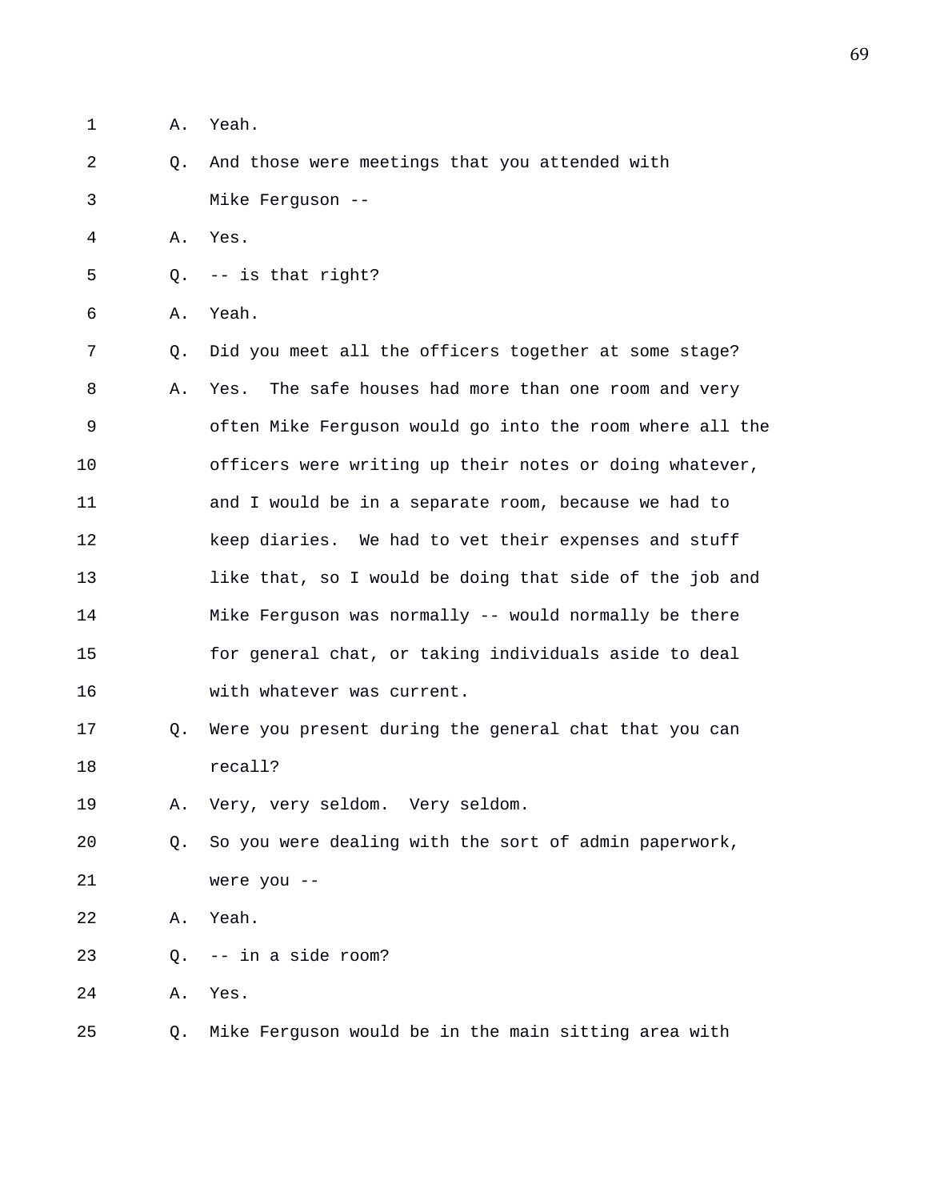1 A. Yeah.

2 Q. And those were meetings that you attended with

3 Mike Ferguson --

4 A. Yes.

5 Q. -- is that right?

6 A. Yeah.

7 Q. Did you meet all the officers together at some stage?

8 A. Yes. The safe houses had more than one room and very

9 often Mike Ferguson would go into the room where all the

10 officers were writing up their notes or doing whatever,

11 and I would be in a separate room, because we had to

12 keep diaries. We had to vet their expenses and stuff

13 like that, so I would be doing that side of the job and

14 Mike Ferguson was normally -- would normally be there

15 for general chat, or taking individuals aside to deal

16 with whatever was current.

17 Q. Were you present during the general chat that you can

18 recall?

19 A. Very, very seldom. Very seldom.

20 Q. So you were dealing with the sort of admin paperwork,

21 were you --

22 A. Yeah.

23 Q. -- in a side room?

24 A. Yes.

25 Q. Mike Ferguson would be in the main sitting area with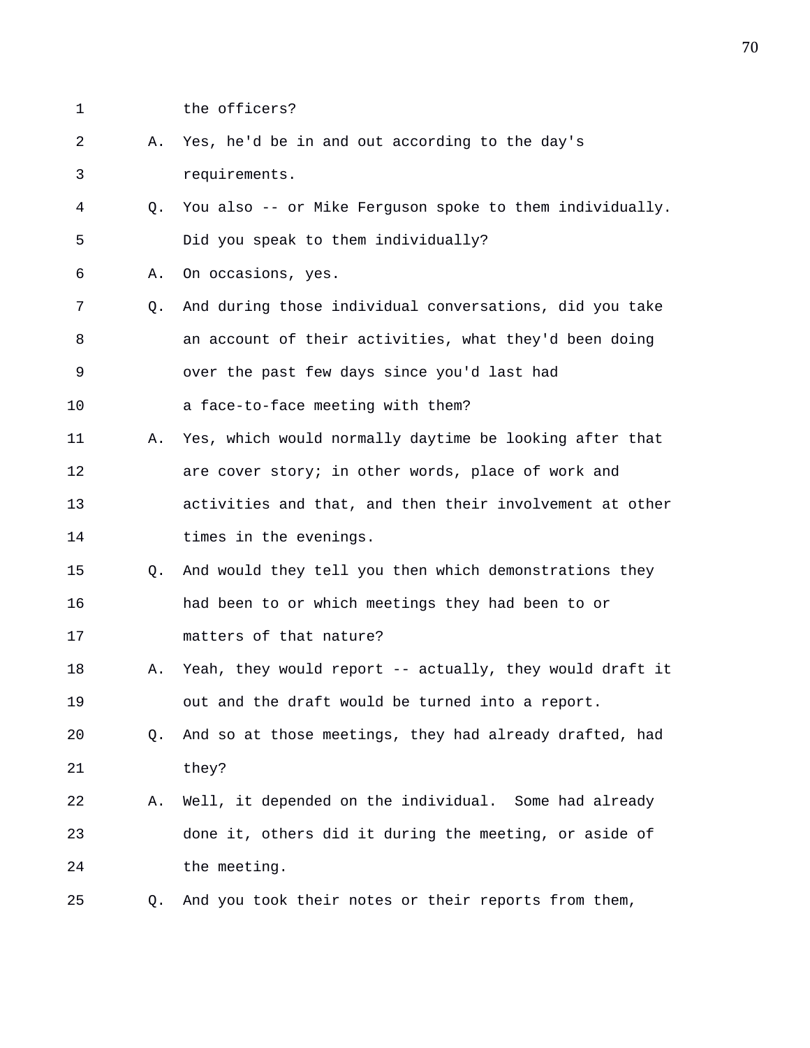1 the officers?

2 A. Yes, he'd be in and out according to the day's

3 requirements.

4 Q. You also -- or Mike Ferguson spoke to them individually.

5 Did you speak to them individually?

6 A. On occasions, yes.

7 Q. And during those individual conversations, did you take

8 an account of their activities, what they'd been doing

9 over the past few days since you'd last had

10 a face-to-face meeting with them?

11 A. Yes, which would normally daytime be looking after that

12 are cover story; in other words, place of work and

13 activities and that, and then their involvement at other

14 times in the evenings.

15 Q. And would they tell you then which demonstrations they

16 had been to or which meetings they had been to or

17 matters of that nature?

18 A. Yeah, they would report -- actually, they would draft it

19 out and the draft would be turned into a report.

20 Q. And so at those meetings, they had already drafted, had

21 they?

22 A. Well, it depended on the individual. Some had already

23 done it, others did it during the meeting, or aside of

24 the meeting.

25 Q. And you took their notes or their reports from them,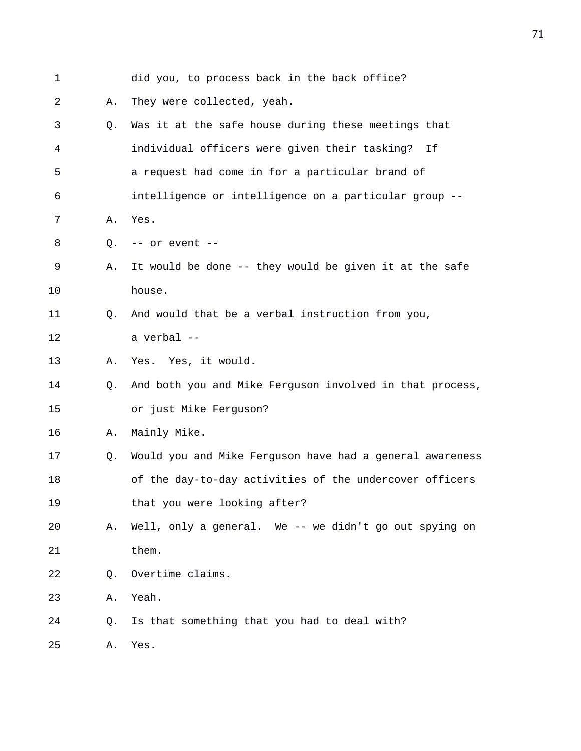1 did you, to process back in the back office?

2 A. They were collected, yeah.

3 Q. Was it at the safe house during these meetings that

4 individual officers were given their tasking? If

5 a request had come in for a particular brand of

6 intelligence or intelligence on a particular group --

7 A. Yes.

8 Q. -- or event --

9 A. It would be done -- they would be given it at the safe

10 house.

11 Q. And would that be a verbal instruction from you,

12 a verbal --

13 A. Yes. Yes, it would.

14 Q. And both you and Mike Ferguson involved in that process,

15 or just Mike Ferguson?

16 A. Mainly Mike.

17 Q. Would you and Mike Ferguson have had a general awareness

18 of the day-to-day activities of the undercover officers

19 that you were looking after?

20 A. Well, only a general. We -- we didn't go out spying on

21 them.

22 Q. Overtime claims.

23 A. Yeah.

24 Q. Is that something that you had to deal with?

25 A. Yes.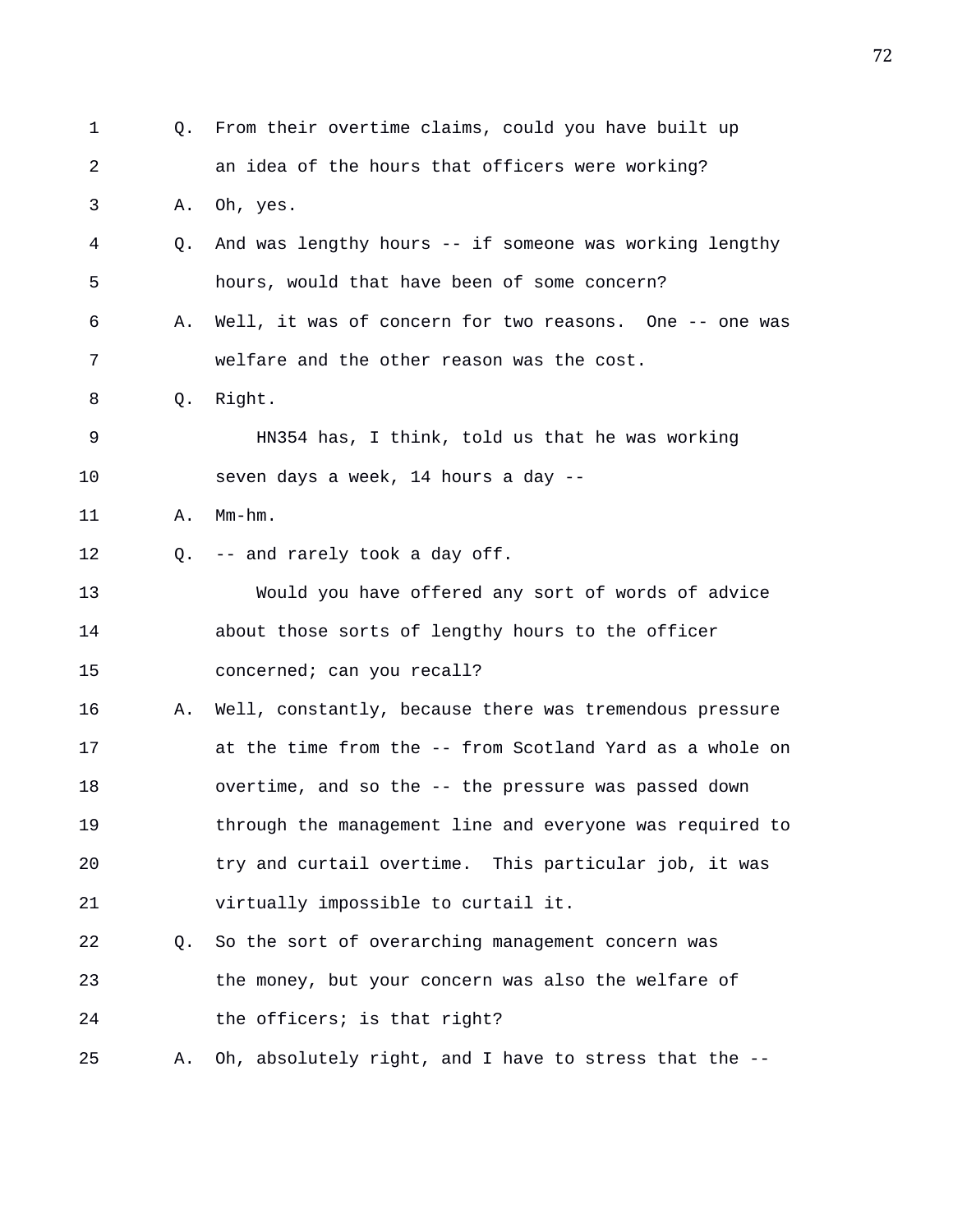Q. From their overtime claims, could you have built up an idea of the hours that officers were working?

A. Oh, yes.

Q. And was lengthy hours -- if someone was working lengthy hours, would that have been of some concern?

A. Well, it was of concern for two reasons. One -- one was welfare and the other reason was the cost.

Q. Right.

HN354 has, I think, told us that he was working seven days a week, 14 hours a day --

A. Mm-hm.

Q. -- and rarely took a day off.

Would you have offered any sort of words of advice about those sorts of lengthy hours to the officer concerned; can you recall?

A. Well, constantly, because there was tremendous pressure at the time from the -- from Scotland Yard as a whole on overtime, and so the -- the pressure was passed down through the management line and everyone was required to try and curtail overtime. This particular job, it was virtually impossible to curtail it.

Q. So the sort of overarching management concern was the money, but your concern was also the welfare of the officers; is that right?

A. Oh, absolutely right, and I have to stress that the --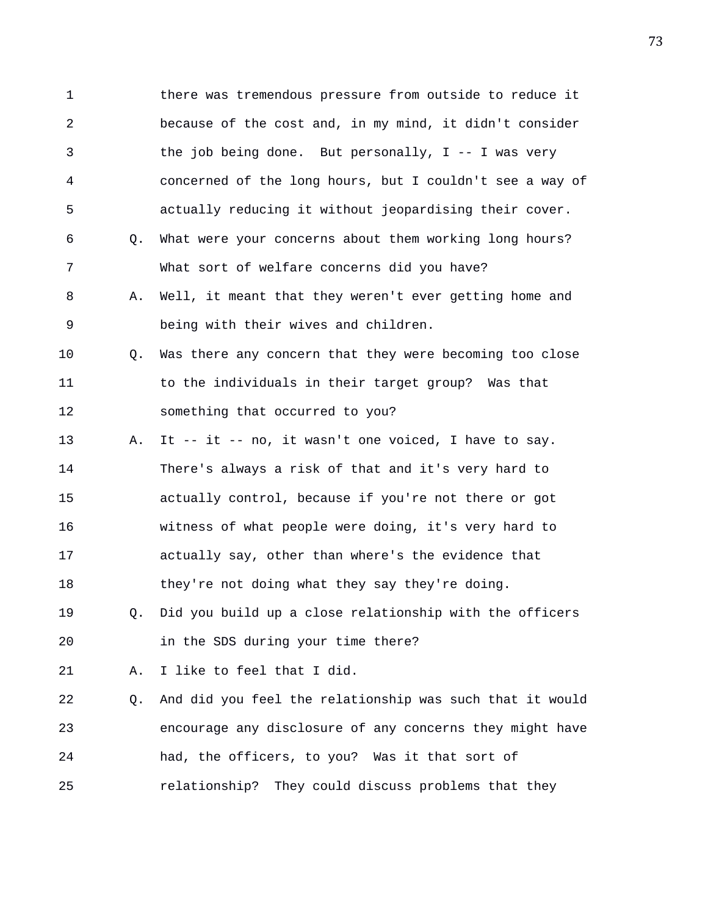there was tremendous pressure from outside to reduce it because of the cost and, in my mind, it didn't consider the job being done. But personally, I -- I was very concerned of the long hours, but I couldn't see a way of actually reducing it without jeopardising their cover.

Q. What were your concerns about them working long hours? What sort of welfare concerns did you have?

A. Well, it meant that they weren't ever getting home and being with their wives and children.

Q. Was there any concern that they were becoming too close to the individuals in their target group? Was that something that occurred to you?

A. It -- it -- no, it wasn't one voiced, I have to say. There's always a risk of that and it's very hard to actually control, because if you're not there or got witness of what people were doing, it's very hard to actually say, other than where's the evidence that they're not doing what they say they're doing.

Q. Did you build up a close relationship with the officers in the SDS during your time there?

A. I like to feel that I did.

Q. And did you feel the relationship was such that it would encourage any disclosure of any concerns they might have had, the officers, to you? Was it that sort of relationship? They could discuss problems that they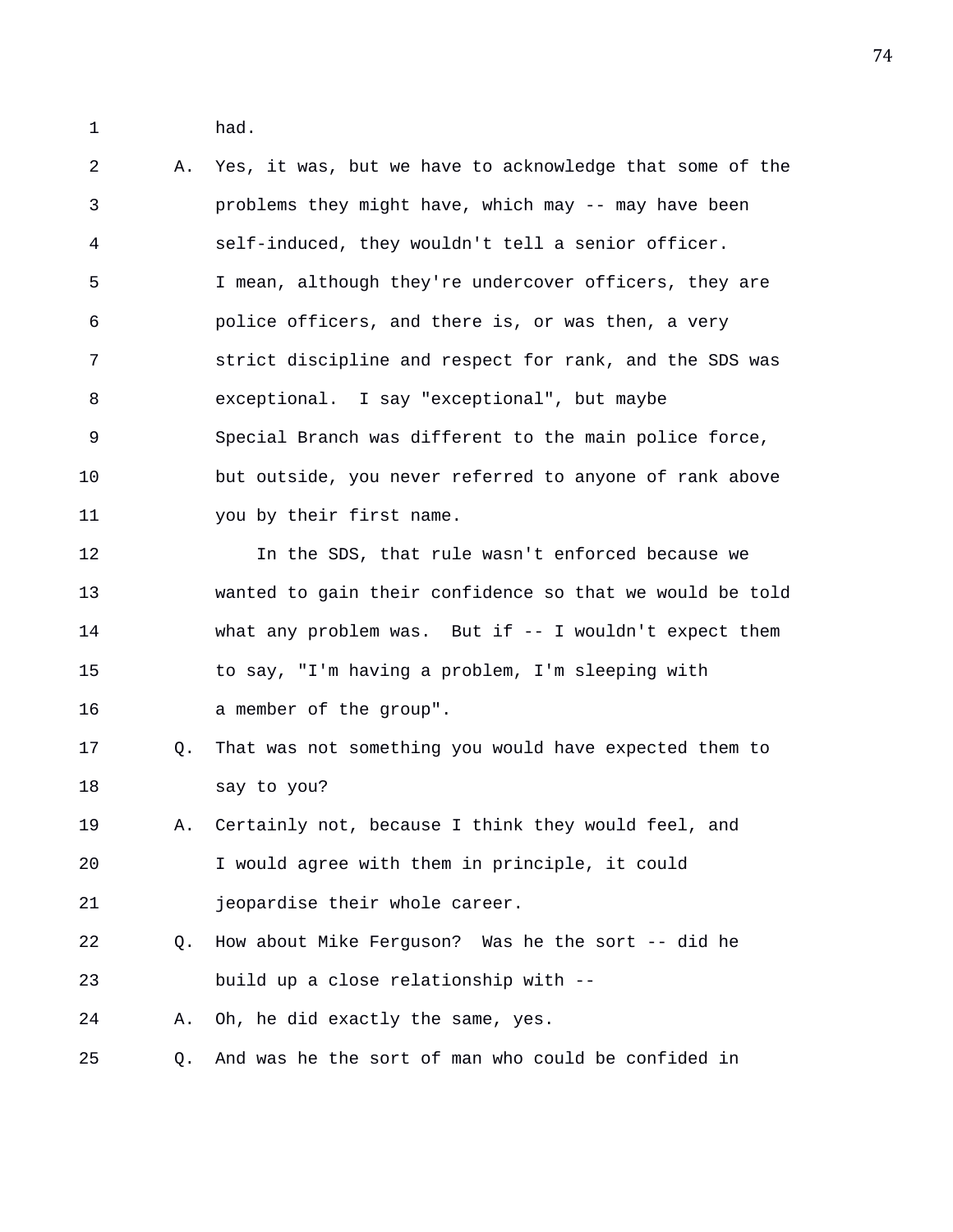had.

A. Yes, it was, but we have to acknowledge that some of the problems they might have, which may -- may have been self-induced, they wouldn't tell a senior officer. I mean, although they're undercover officers, they are police officers, and there is, or was then, a very strict discipline and respect for rank, and the SDS was exceptional. I say "exceptional", but maybe Special Branch was different to the main police force, but outside, you never referred to anyone of rank above you by their first name.

In the SDS, that rule wasn't enforced because we wanted to gain their confidence so that we would be told what any problem was. But if -- I wouldn't expect them to say, "I'm having a problem, I'm sleeping with a member of the group".

Q. That was not something you would have expected them to say to you?

A. Certainly not, because I think they would feel, and I would agree with them in principle, it could jeopardise their whole career.

Q. How about Mike Ferguson? Was he the sort -- did he build up a close relationship with --

A. Oh, he did exactly the same, yes.

Q. And was he the sort of man who could be confided in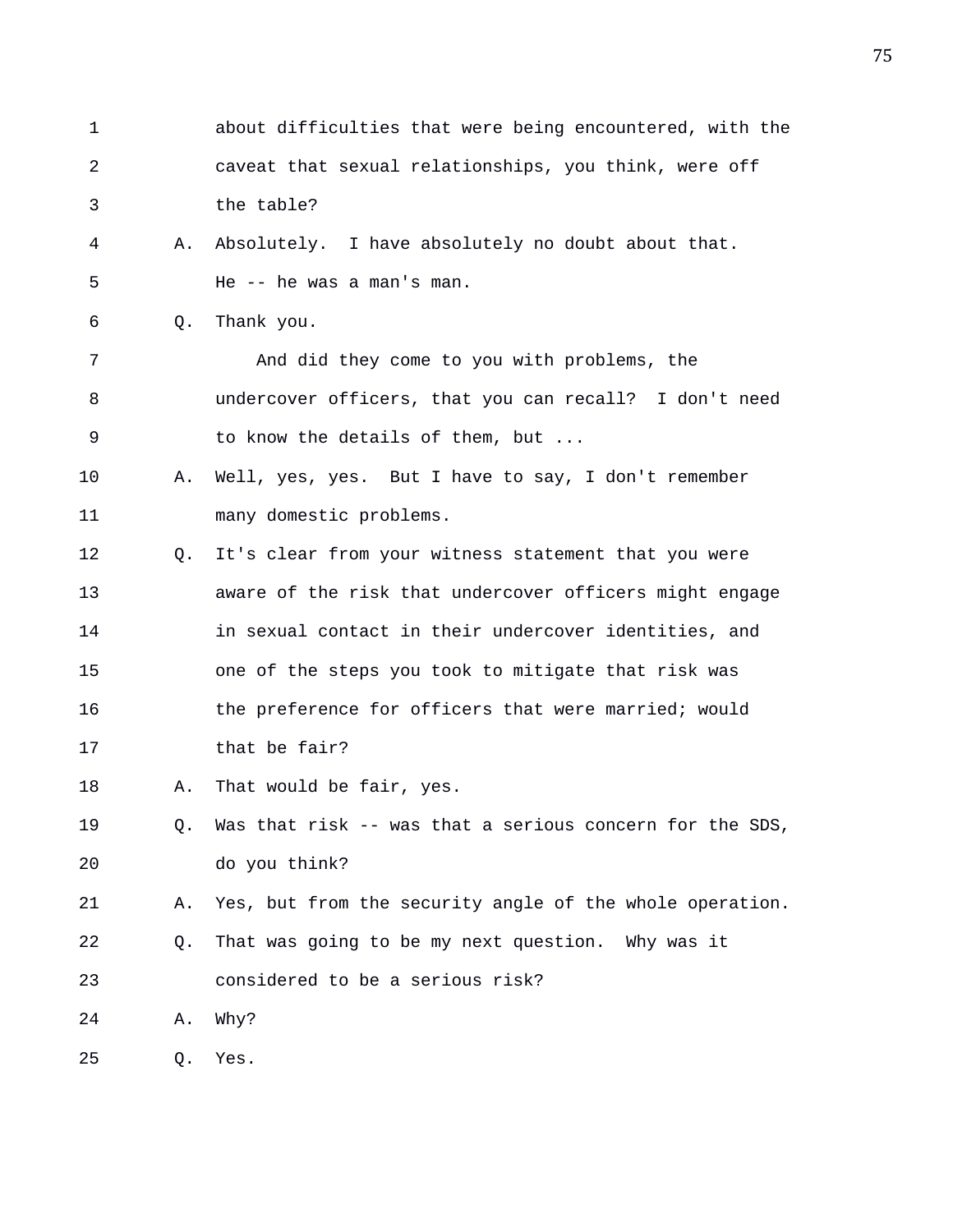1 about difficulties that were being encountered, with the
2 caveat that sexual relationships, you think, were off
3 the table?

4 A. Absolutely. I have absolutely no doubt about that.
5 He -- he was a man's man.

6 Q. Thank you.
7 And did they come to you with problems, the
8 undercover officers, that you can recall? I don't need
9 to know the details of them, but ...

10 A. Well, yes, yes. But I have to say, I don't remember
11 many domestic problems.

12 Q. It's clear from your witness statement that you were
13 aware of the risk that undercover officers might engage
14 in sexual contact in their undercover identities, and
15 one of the steps you took to mitigate that risk was
16 the preference for officers that were married; would
17 that be fair?

18 A. That would be fair, yes.

19 Q. Was that risk -- was that a serious concern for the SDS,
20 do you think?

21 A. Yes, but from the security angle of the whole operation.

22 Q. That was going to be my next question. Why was it
23 considered to be a serious risk?

24 A. Why?

25 Q. Yes.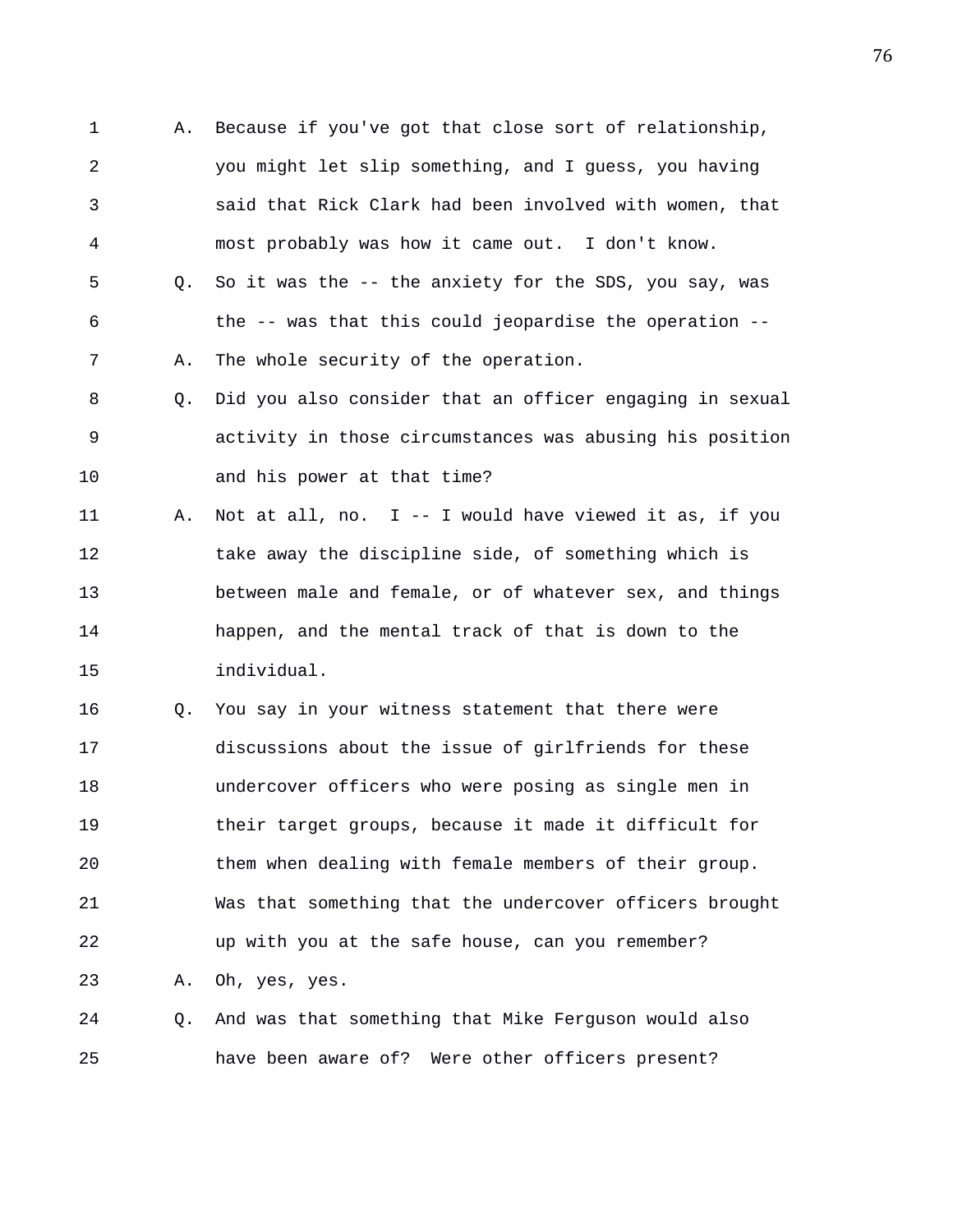A. Because if you've got that close sort of relationship, you might let slip something, and I guess, you having said that Rick Clark had been involved with women, that most probably was how it came out. I don't know.

Q. So it was the -- the anxiety for the SDS, you say, was the -- was that this could jeopardise the operation --

A. The whole security of the operation.

Q. Did you also consider that an officer engaging in sexual activity in those circumstances was abusing his position and his power at that time?

A. Not at all, no. I -- I would have viewed it as, if you take away the discipline side, of something which is between male and female, or of whatever sex, and things happen, and the mental track of that is down to the individual.

Q. You say in your witness statement that there were discussions about the issue of girlfriends for these undercover officers who were posing as single men in their target groups, because it made it difficult for them when dealing with female members of their group. Was that something that the undercover officers brought up with you at the safe house, can you remember?

A. Oh, yes, yes.

Q. And was that something that Mike Ferguson would also have been aware of? Were other officers present?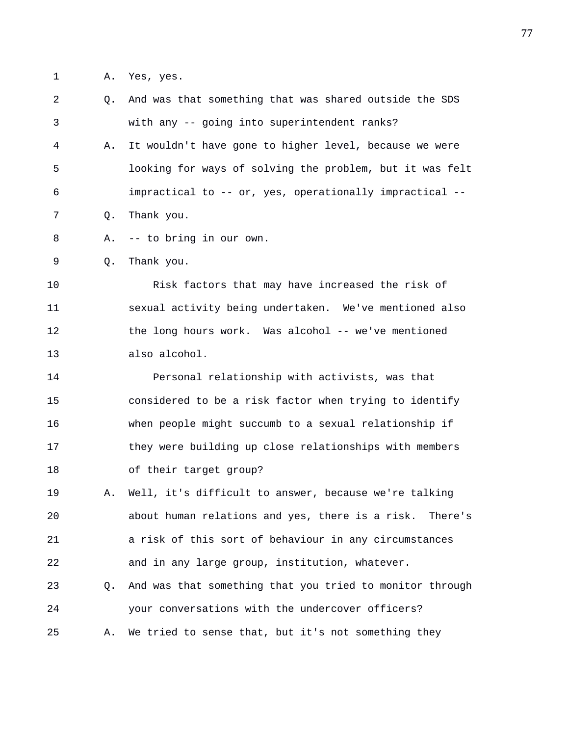1 A. Yes, yes.

2 Q. And was that something that was shared outside the SDS
3 with any -- going into superintendent ranks?

4 A. It wouldn't have gone to higher level, because we were
5 looking for ways of solving the problem, but it was felt
6 impractical to -- or, yes, operationally impractical --

7 Q. Thank you.

8 A. -- to bring in our own.

9 Q. Thank you.

10 Risk factors that may have increased the risk of
11 sexual activity being undertaken. We've mentioned also
12 the long hours work. Was alcohol -- we've mentioned
13 also alcohol.

14 Personal relationship with activists, was that
15 considered to be a risk factor when trying to identify
16 when people might succumb to a sexual relationship if
17 they were building up close relationships with members
18 of their target group?

19 A. Well, it's difficult to answer, because we're talking
20 about human relations and yes, there is a risk. There's
21 a risk of this sort of behaviour in any circumstances
22 and in any large group, institution, whatever.

23 Q. And was that something that you tried to monitor through
24 your conversations with the undercover officers?

25 A. We tried to sense that, but it's not something they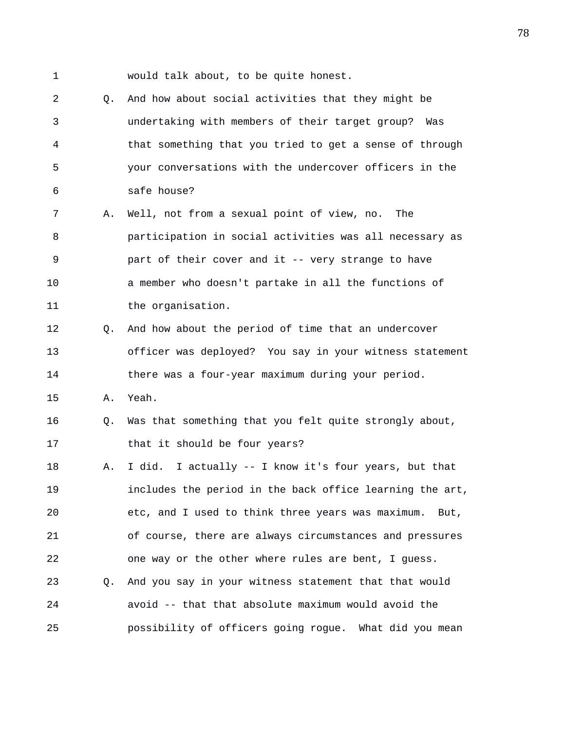would talk about, to be quite honest.

Q. And how about social activities that they might be undertaking with members of their target group? Was that something that you tried to get a sense of through your conversations with the undercover officers in the safe house?

A. Well, not from a sexual point of view, no. The participation in social activities was all necessary as part of their cover and it -- very strange to have a member who doesn't partake in all the functions of the organisation.

Q. And how about the period of time that an undercover officer was deployed? You say in your witness statement there was a four-year maximum during your period.

A. Yeah.

Q. Was that something that you felt quite strongly about, that it should be four years?

A. I did. I actually -- I know it's four years, but that includes the period in the back office learning the art, etc, and I used to think three years was maximum. But, of course, there are always circumstances and pressures one way or the other where rules are bent, I guess.

Q. And you say in your witness statement that that would avoid -- that that absolute maximum would avoid the possibility of officers going rogue. What did you mean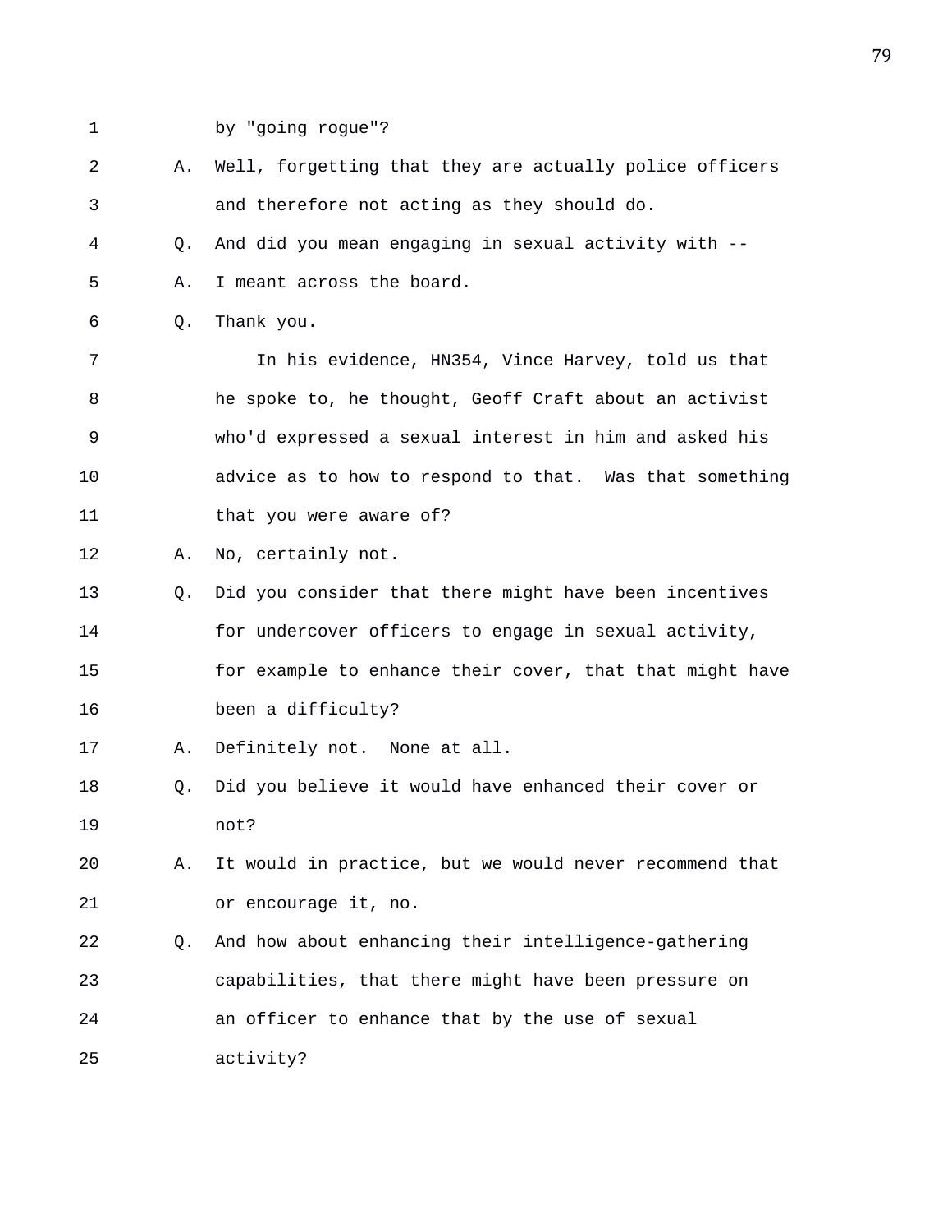by "going rogue"?

A. Well, forgetting that they are actually police officers and therefore not acting as they should do.

Q. And did you mean engaging in sexual activity with --

A. I meant across the board.

Q. Thank you.

In his evidence, HN354, Vince Harvey, told us that he spoke to, he thought, Geoff Craft about an activist who'd expressed a sexual interest in him and asked his advice as to how to respond to that. Was that something that you were aware of?

A. No, certainly not.

Q. Did you consider that there might have been incentives for undercover officers to engage in sexual activity, for example to enhance their cover, that that might have been a difficulty?

A. Definitely not. None at all.

Q. Did you believe it would have enhanced their cover or not?

A. It would in practice, but we would never recommend that or encourage it, no.

Q. And how about enhancing their intelligence-gathering capabilities, that there might have been pressure on an officer to enhance that by the use of sexual activity?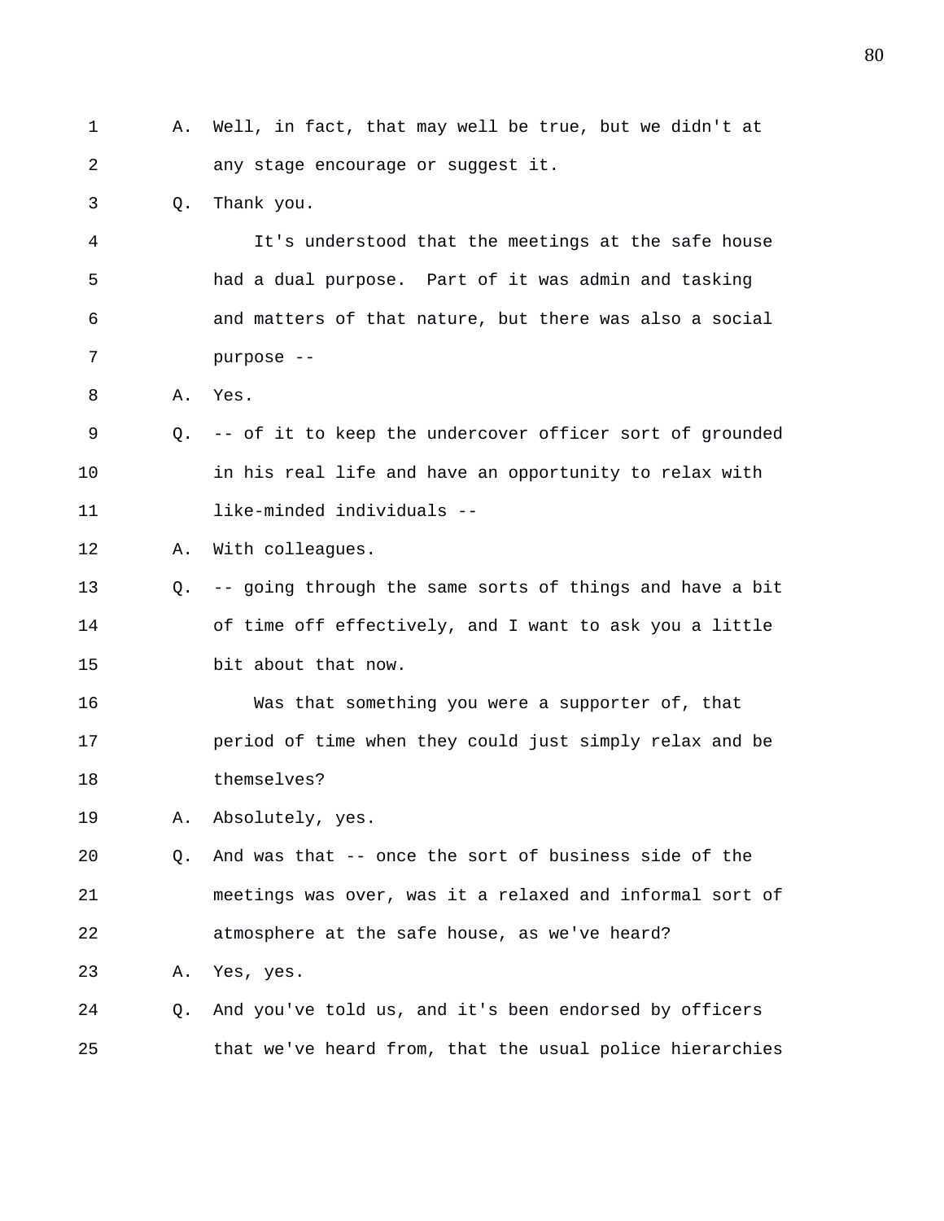A. Well, in fact, that may well be true, but we didn't at any stage encourage or suggest it.

Q. Thank you.

It's understood that the meetings at the safe house had a dual purpose. Part of it was admin and tasking and matters of that nature, but there was also a social purpose --

A. Yes.

Q. -- of it to keep the undercover officer sort of grounded in his real life and have an opportunity to relax with like-minded individuals --

A. With colleagues.

Q. -- going through the same sorts of things and have a bit of time off effectively, and I want to ask you a little bit about that now.

Was that something you were a supporter of, that period of time when they could just simply relax and be themselves?

A. Absolutely, yes.

Q. And was that -- once the sort of business side of the meetings was over, was it a relaxed and informal sort of atmosphere at the safe house, as we've heard?

A. Yes, yes.

Q. And you've told us, and it's been endorsed by officers that we've heard from, that the usual police hierarchies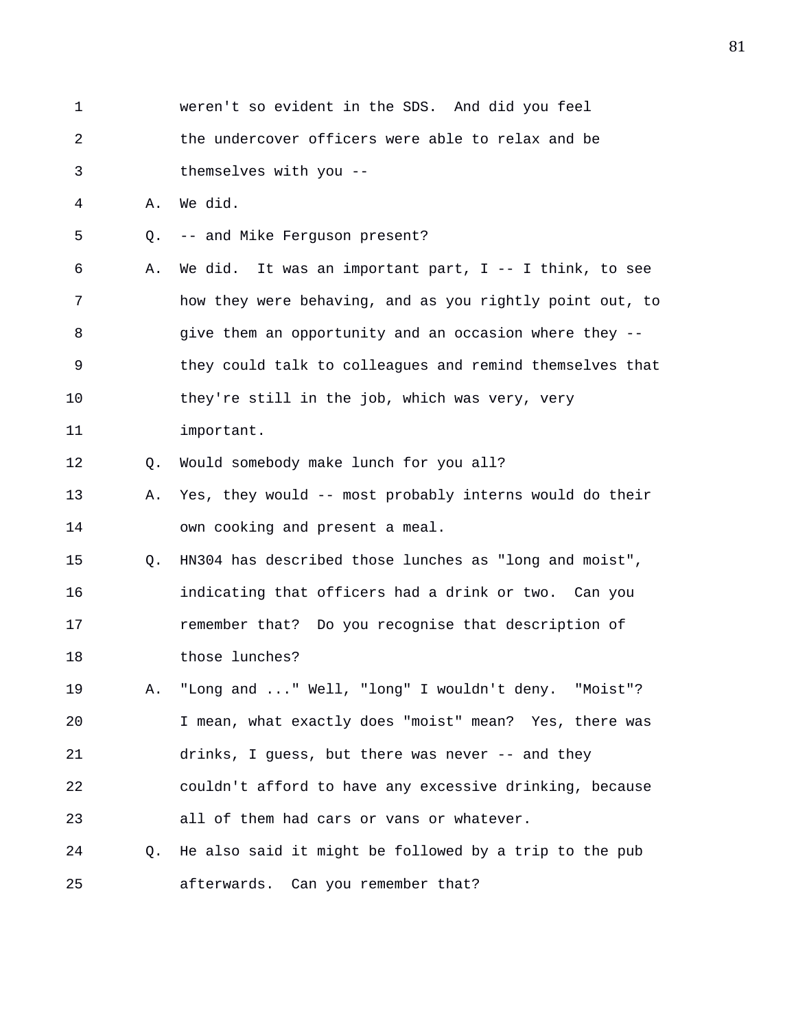weren't so evident in the SDS. And did you feel the undercover officers were able to relax and be themselves with you --

A. We did.

Q. -- and Mike Ferguson present?

A. We did. It was an important part, I -- I think, to see how they were behaving, and as you rightly point out, to give them an opportunity and an occasion where they -- they could talk to colleagues and remind themselves that they're still in the job, which was very, very important.

Q. Would somebody make lunch for you all?

A. Yes, they would -- most probably interns would do their own cooking and present a meal.

Q. HN304 has described those lunches as "long and moist", indicating that officers had a drink or two. Can you remember that? Do you recognise that description of those lunches?

A. "Long and ..." Well, "long" I wouldn't deny. "Moist"? I mean, what exactly does "moist" mean? Yes, there was drinks, I guess, but there was never -- and they couldn't afford to have any excessive drinking, because all of them had cars or vans or whatever.

Q. He also said it might be followed by a trip to the pub afterwards. Can you remember that?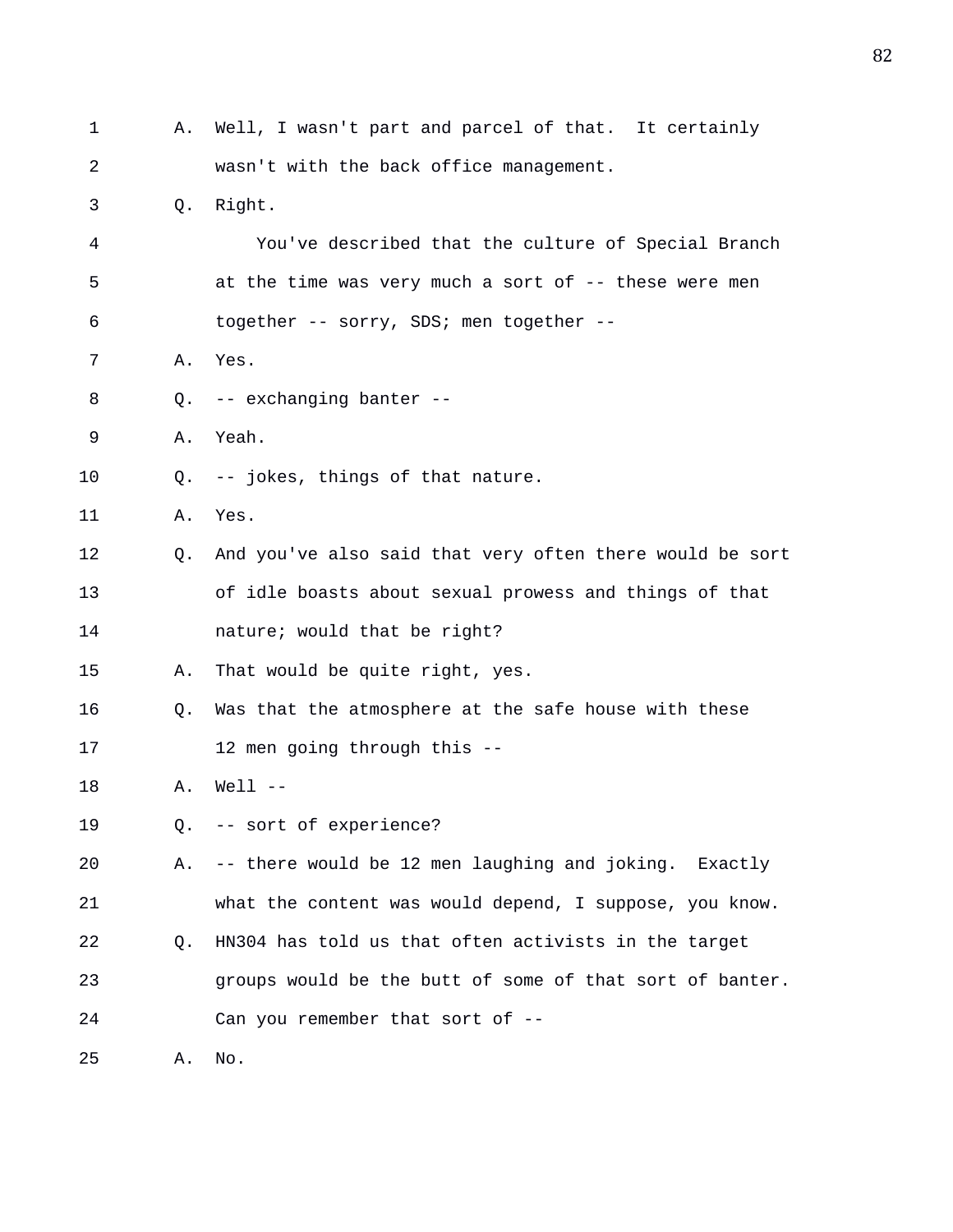1 A. Well, I wasn't part and parcel of that. It certainly
2 wasn't with the back office management.
3 Q. Right.
4 You've described that the culture of Special Branch
5 at the time was very much a sort of -- these were men
6 together -- sorry, SDS; men together --
7 A. Yes.
8 Q. -- exchanging banter --
9 A. Yeah.
10 Q. -- jokes, things of that nature.
11 A. Yes.
12 Q. And you've also said that very often there would be sort
13 of idle boasts about sexual prowess and things of that
14 nature; would that be right?
15 A. That would be quite right, yes.
16 Q. Was that the atmosphere at the safe house with these
17 12 men going through this --
18 A. Well --
19 Q. -- sort of experience?
20 A. -- there would be 12 men laughing and joking. Exactly
21 what the content was would depend, I suppose, you know.
22 Q. HN304 has told us that often activists in the target
23 groups would be the butt of some of that sort of banter.
24 Can you remember that sort of --
25 A. No.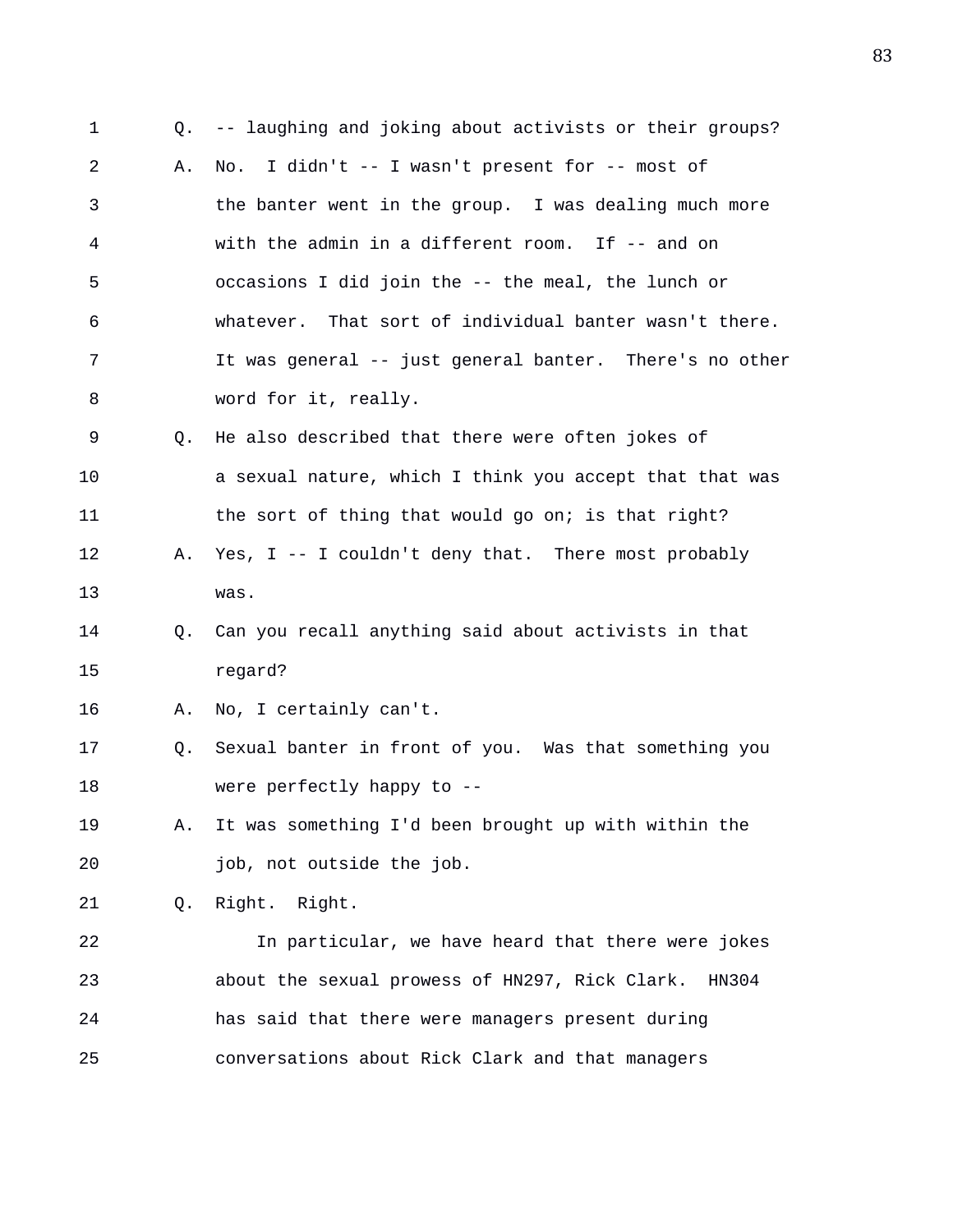Q. -- laughing and joking about activists or their groups?

A. No. I didn't -- I wasn't present for -- most of the banter went in the group. I was dealing much more with the admin in a different room. If -- and on occasions I did join the -- the meal, the lunch or whatever. That sort of individual banter wasn't there. It was general -- just general banter. There's no other word for it, really.

Q. He also described that there were often jokes of a sexual nature, which I think you accept that that was the sort of thing that would go on; is that right?

A. Yes, I -- I couldn't deny that. There most probably was.

Q. Can you recall anything said about activists in that regard?

A. No, I certainly can't.

Q. Sexual banter in front of you. Was that something you were perfectly happy to --

A. It was something I'd been brought up with within the job, not outside the job.

Q. Right. Right.

In particular, we have heard that there were jokes about the sexual prowess of HN297, Rick Clark. HN304 has said that there were managers present during conversations about Rick Clark and that managers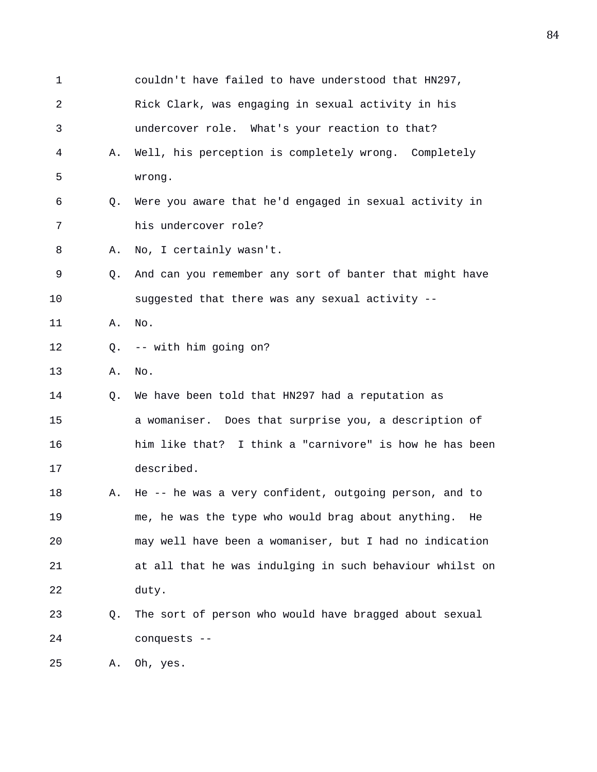1 couldn't have failed to have understood that HN297,
2 Rick Clark, was engaging in sexual activity in his
3 undercover role. What's your reaction to that?
4 A. Well, his perception is completely wrong. Completely
5 wrong.
6 Q. Were you aware that he'd engaged in sexual activity in
7 his undercover role?
8 A. No, I certainly wasn't.
9 Q. And can you remember any sort of banter that might have
10 suggested that there was any sexual activity --
11 A. No.
12 Q. -- with him going on?
13 A. No.
14 Q. We have been told that HN297 had a reputation as
15 a womaniser. Does that surprise you, a description of
16 him like that? I think a "carnivore" is how he has been
17 described.
18 A. He -- he was a very confident, outgoing person, and to
19 me, he was the type who would brag about anything. He
20 may well have been a womaniser, but I had no indication
21 at all that he was indulging in such behaviour whilst on
22 duty.
23 Q. The sort of person who would have bragged about sexual
24 conquests --
25 A. Oh, yes.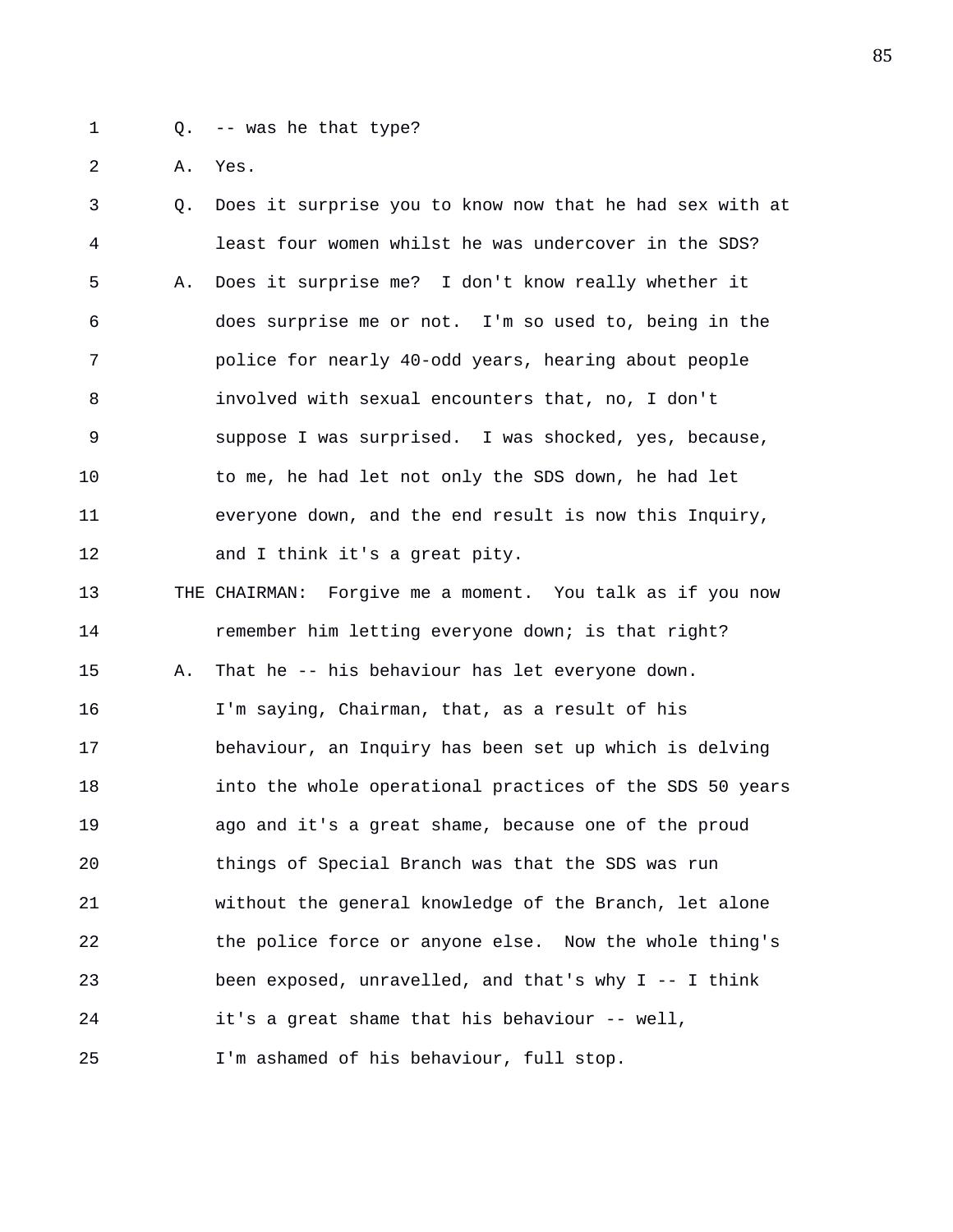Q. -- was he that type?

A. Yes.

Q. Does it surprise you to know now that he had sex with at least four women whilst he was undercover in the SDS?

A. Does it surprise me? I don't know really whether it does surprise me or not. I'm so used to, being in the police for nearly 40-odd years, hearing about people involved with sexual encounters that, no, I don't suppose I was surprised. I was shocked, yes, because, to me, he had let not only the SDS down, he had let everyone down, and the end result is now this Inquiry, and I think it's a great pity.

THE CHAIRMAN: Forgive me a moment. You talk as if you now remember him letting everyone down; is that right?

A. That he -- his behaviour has let everyone down. I'm saying, Chairman, that, as a result of his behaviour, an Inquiry has been set up which is delving into the whole operational practices of the SDS 50 years ago and it's a great shame, because one of the proud things of Special Branch was that the SDS was run without the general knowledge of the Branch, let alone the police force or anyone else. Now the whole thing's been exposed, unravelled, and that's why I -- I think it's a great shame that his behaviour -- well, I'm ashamed of his behaviour, full stop.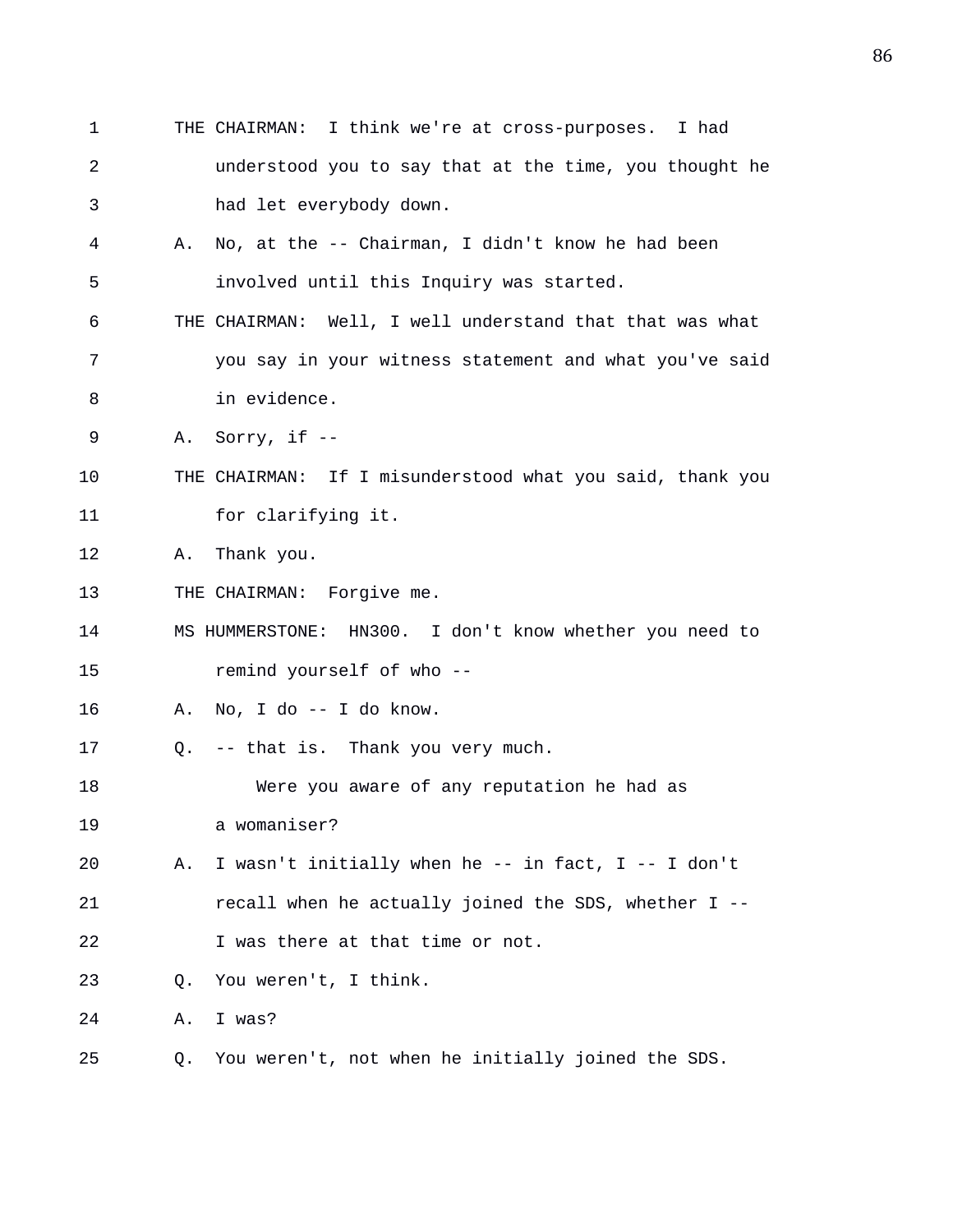THE CHAIRMAN: I think we're at cross-purposes. I had understood you to say that at the time, you thought he had let everybody down.

A. No, at the -- Chairman, I didn't know he had been involved until this Inquiry was started.

THE CHAIRMAN: Well, I well understand that that was what you say in your witness statement and what you've said in evidence.

A. Sorry, if --

THE CHAIRMAN: If I misunderstood what you said, thank you for clarifying it.

A. Thank you.

THE CHAIRMAN: Forgive me.

MS HUMMERSTONE: HN300. I don't know whether you need to remind yourself of who --

A. No, I do -- I do know.

Q. -- that is. Thank you very much.

Were you aware of any reputation he had as a womaniser?

A. I wasn't initially when he -- in fact, I -- I don't recall when he actually joined the SDS, whether I -- I was there at that time or not.

Q. You weren't, I think.

A. I was?

Q. You weren't, not when he initially joined the SDS.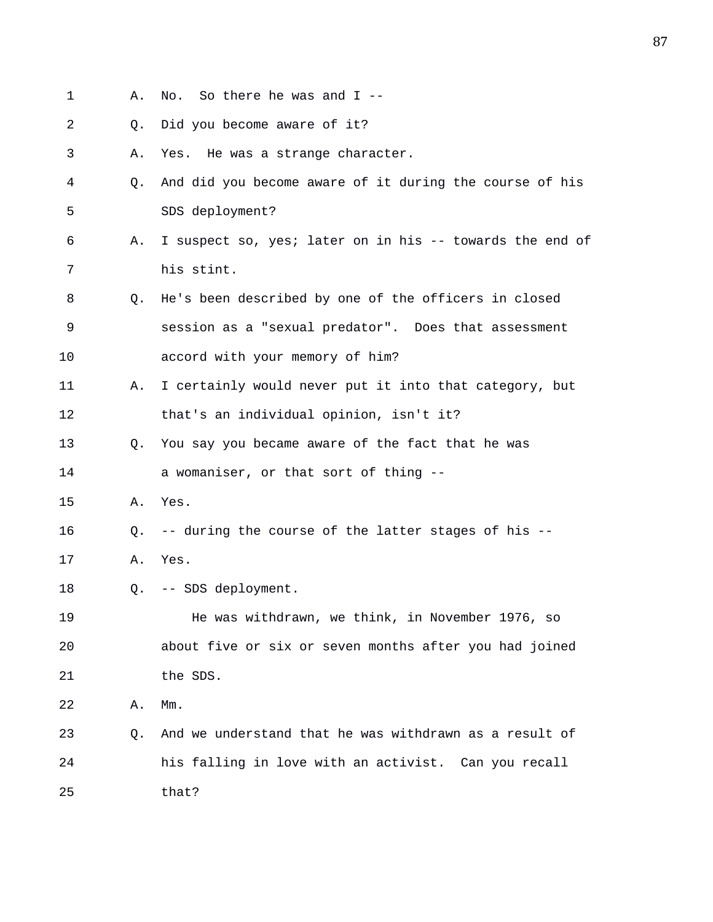A. No. So there he was and I --

Q. Did you become aware of it?

A. Yes. He was a strange character.

Q. And did you become aware of it during the course of his SDS deployment?

A. I suspect so, yes; later on in his -- towards the end of his stint.

Q. He's been described by one of the officers in closed session as a "sexual predator". Does that assessment accord with your memory of him?

A. I certainly would never put it into that category, but that's an individual opinion, isn't it?

Q. You say you became aware of the fact that he was a womaniser, or that sort of thing --

A. Yes.

Q. -- during the course of the latter stages of his --

A. Yes.

Q. -- SDS deployment.

He was withdrawn, we think, in November 1976, so about five or six or seven months after you had joined the SDS.

A. Mm.

Q. And we understand that he was withdrawn as a result of his falling in love with an activist. Can you recall that?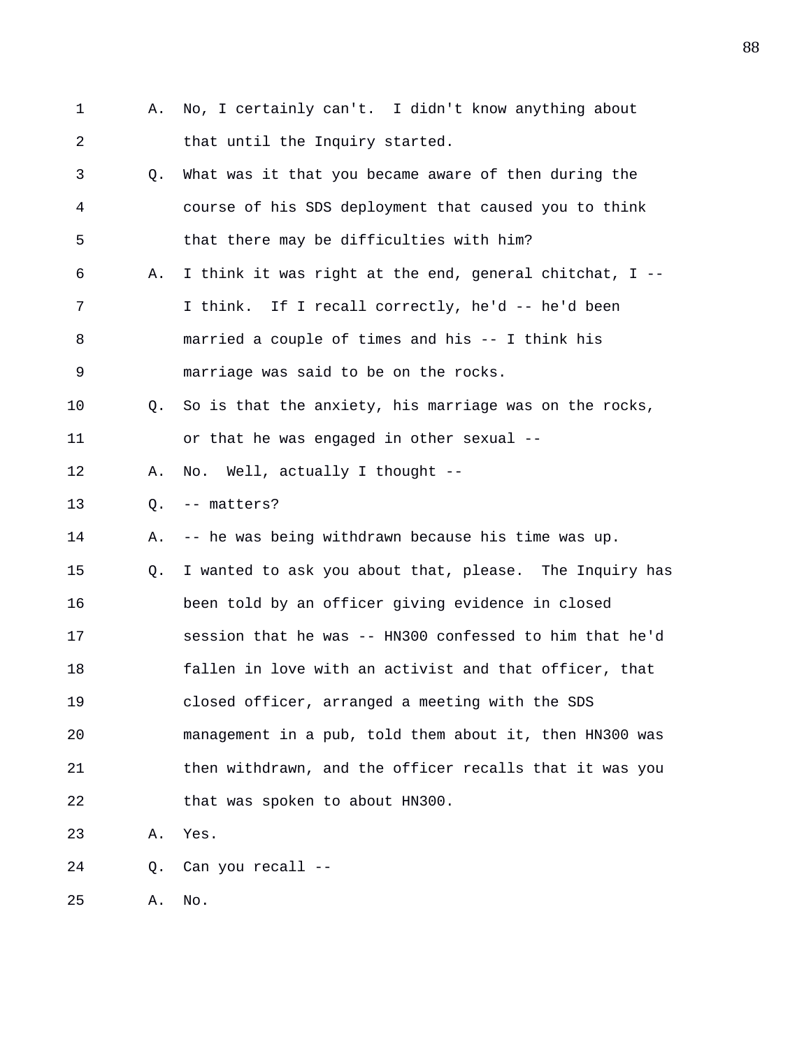1 A. No, I certainly can't. I didn't know anything about
2 that until the Inquiry started.
3 Q. What was it that you became aware of then during the
4 course of his SDS deployment that caused you to think
5 that there may be difficulties with him?
6 A. I think it was right at the end, general chitchat, I --
7 I think. If I recall correctly, he'd -- he'd been
8 married a couple of times and his -- I think his
9 marriage was said to be on the rocks.
10 Q. So is that the anxiety, his marriage was on the rocks,
11 or that he was engaged in other sexual --
12 A. No. Well, actually I thought --
13 Q. -- matters?
14 A. -- he was being withdrawn because his time was up.
15 Q. I wanted to ask you about that, please. The Inquiry has
16 been told by an officer giving evidence in closed
17 session that he was -- HN300 confessed to him that he'd
18 fallen in love with an activist and that officer, that
19 closed officer, arranged a meeting with the SDS
20 management in a pub, told them about it, then HN300 was
21 then withdrawn, and the officer recalls that it was you
22 that was spoken to about HN300.
23 A. Yes.
24 Q. Can you recall --
25 A. No.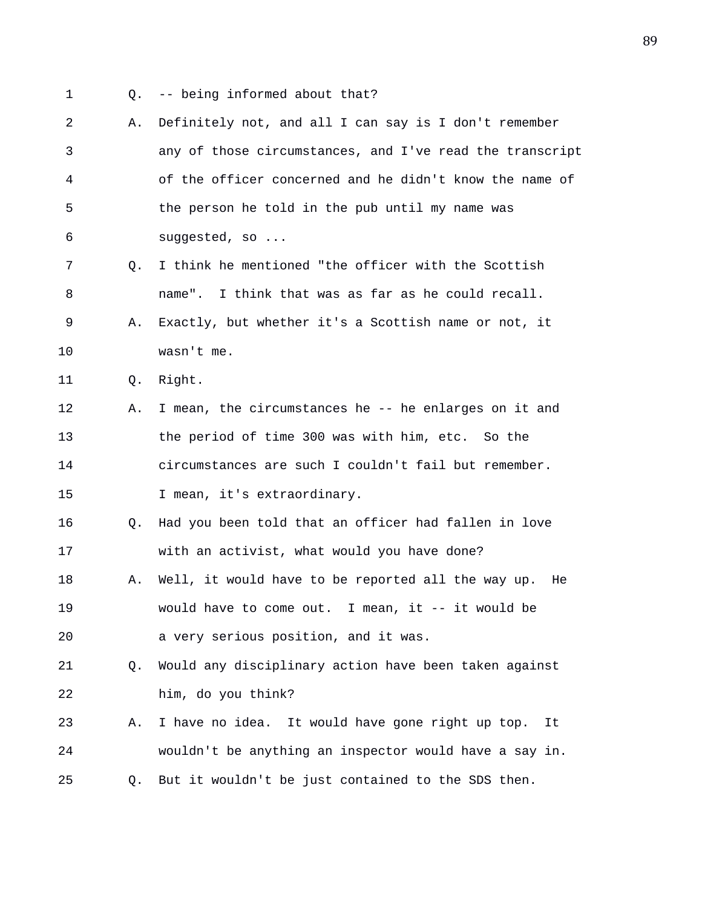1 Q. -- being informed about that?

2 A. Definitely not, and all I can say is I don't remember
3 any of those circumstances, and I've read the transcript
4 of the officer concerned and he didn't know the name of
5 the person he told in the pub until my name was
6 suggested, so ...

7 Q. I think he mentioned "the officer with the Scottish
8 name". I think that was as far as he could recall.

9 A. Exactly, but whether it's a Scottish name or not, it
10 wasn't me.

11 Q. Right.

12 A. I mean, the circumstances he -- he enlarges on it and
13 the period of time 300 was with him, etc. So the
14 circumstances are such I couldn't fail but remember.
15 I mean, it's extraordinary.

16 Q. Had you been told that an officer had fallen in love
17 with an activist, what would you have done?

18 A. Well, it would have to be reported all the way up. He
19 would have to come out. I mean, it -- it would be
20 a very serious position, and it was.

21 Q. Would any disciplinary action have been taken against
22 him, do you think?

23 A. I have no idea. It would have gone right up top. It
24 wouldn't be anything an inspector would have a say in.

25 Q. But it wouldn't be just contained to the SDS then.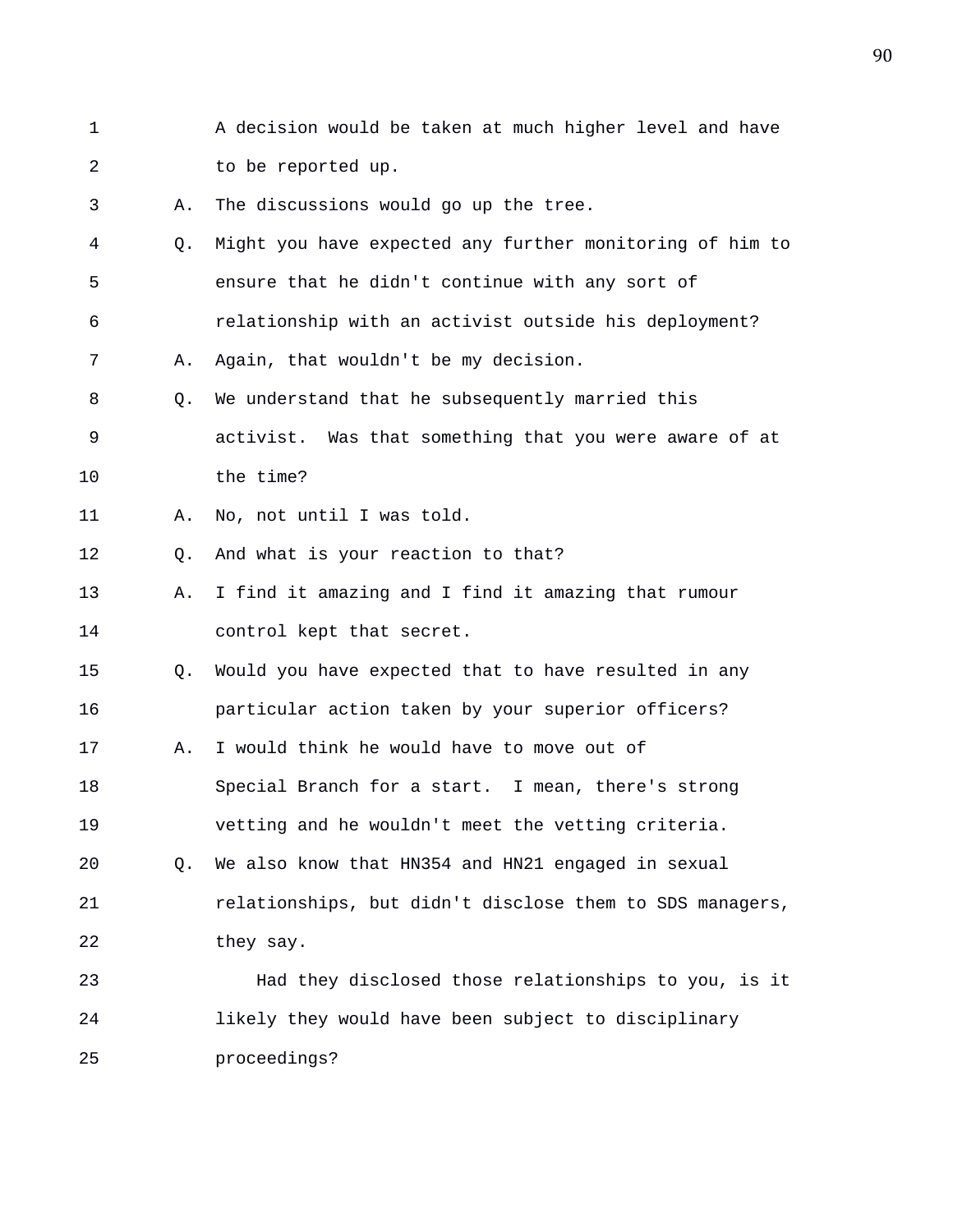1 A decision would be taken at much higher level and have
2 to be reported up.
3 A. The discussions would go up the tree.
4 Q. Might you have expected any further monitoring of him to
5 ensure that he didn't continue with any sort of
6 relationship with an activist outside his deployment?
7 A. Again, that wouldn't be my decision.
8 Q. We understand that he subsequently married this
9 activist. Was that something that you were aware of at
10 the time?
11 A. No, not until I was told.
12 Q. And what is your reaction to that?
13 A. I find it amazing and I find it amazing that rumour
14 control kept that secret.
15 Q. Would you have expected that to have resulted in any
16 particular action taken by your superior officers?
17 A. I would think he would have to move out of
18 Special Branch for a start. I mean, there's strong
19 vetting and he wouldn't meet the vetting criteria.
20 Q. We also know that HN354 and HN21 engaged in sexual
21 relationships, but didn't disclose them to SDS managers,
22 they say.
23 Had they disclosed those relationships to you, is it
24 likely they would have been subject to disciplinary
25 proceedings?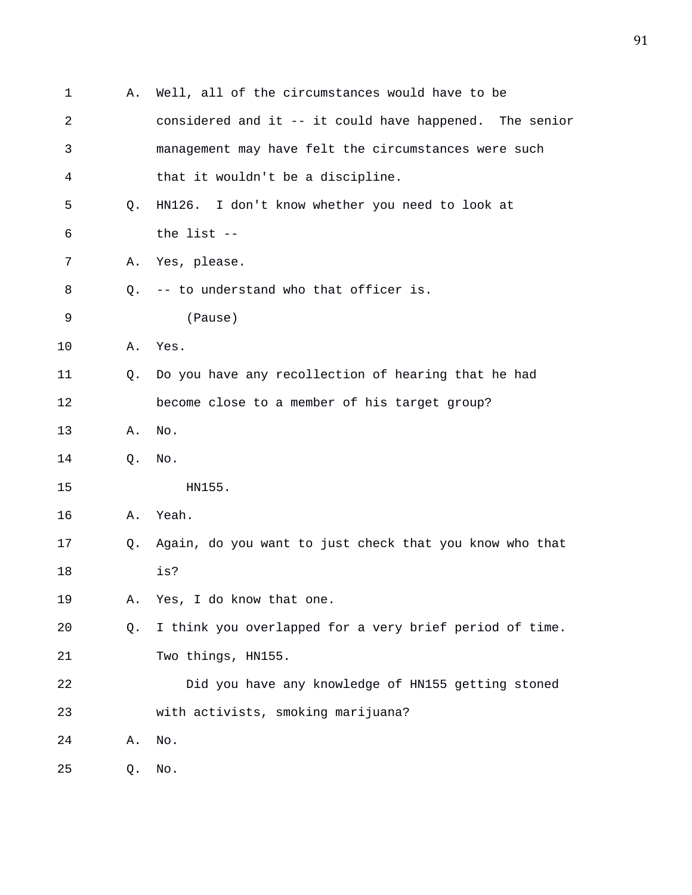A. Well, all of the circumstances would have to be considered and it -- it could have happened. The senior management may have felt the circumstances were such that it wouldn't be a discipline.

Q. HN126. I don't know whether you need to look at the list --

A. Yes, please.

Q. -- to understand who that officer is.

(Pause)

A. Yes.

Q. Do you have any recollection of hearing that he had become close to a member of his target group?

A. No.

Q. No.

HN155.

A. Yeah.

Q. Again, do you want to just check that you know who that is?

A. Yes, I do know that one.

Q. I think you overlapped for a very brief period of time. Two things, HN155.

Did you have any knowledge of HN155 getting stoned with activists, smoking marijuana?

A. No.

Q. No.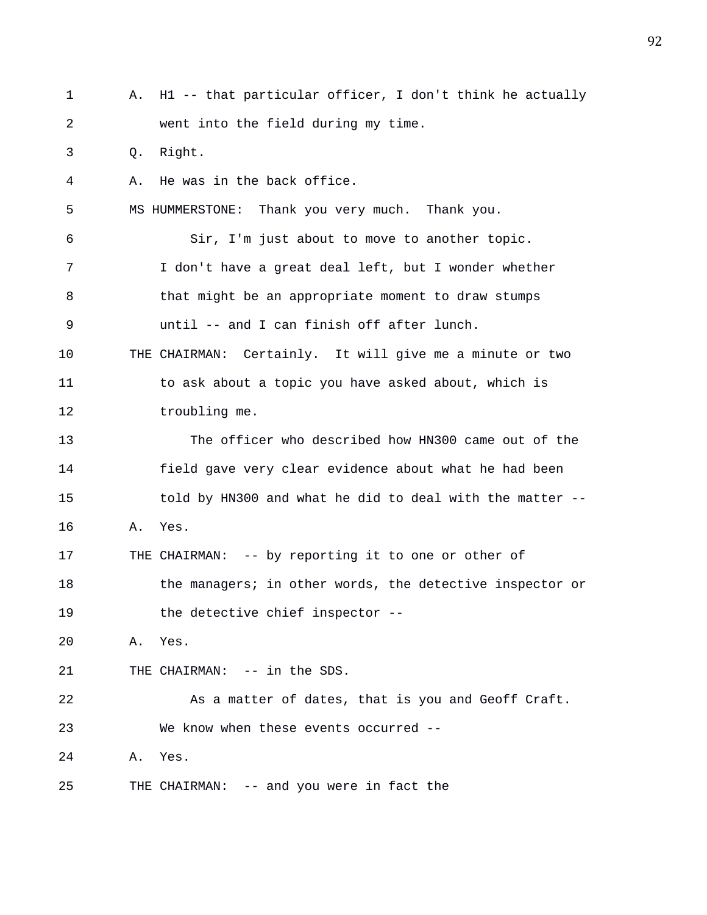1 A. H1 -- that particular officer, I don't think he actually
2 went into the field during my time.
3 Q. Right.
4 A. He was in the back office.
5 MS HUMMERSTONE: Thank you very much. Thank you.
6 Sir, I'm just about to move to another topic.
7 I don't have a great deal left, but I wonder whether
8 that might be an appropriate moment to draw stumps
9 until -- and I can finish off after lunch.
10 THE CHAIRMAN: Certainly. It will give me a minute or two
11 to ask about a topic you have asked about, which is
12 troubling me.
13 The officer who described how HN300 came out of the
14 field gave very clear evidence about what he had been
15 told by HN300 and what he did to deal with the matter --
16 A. Yes.
17 THE CHAIRMAN: -- by reporting it to one or other of
18 the managers; in other words, the detective inspector or
19 the detective chief inspector --
20 A. Yes.
21 THE CHAIRMAN: -- in the SDS.
22 As a matter of dates, that is you and Geoff Craft.
23 We know when these events occurred --
24 A. Yes.
25 THE CHAIRMAN: -- and you were in fact the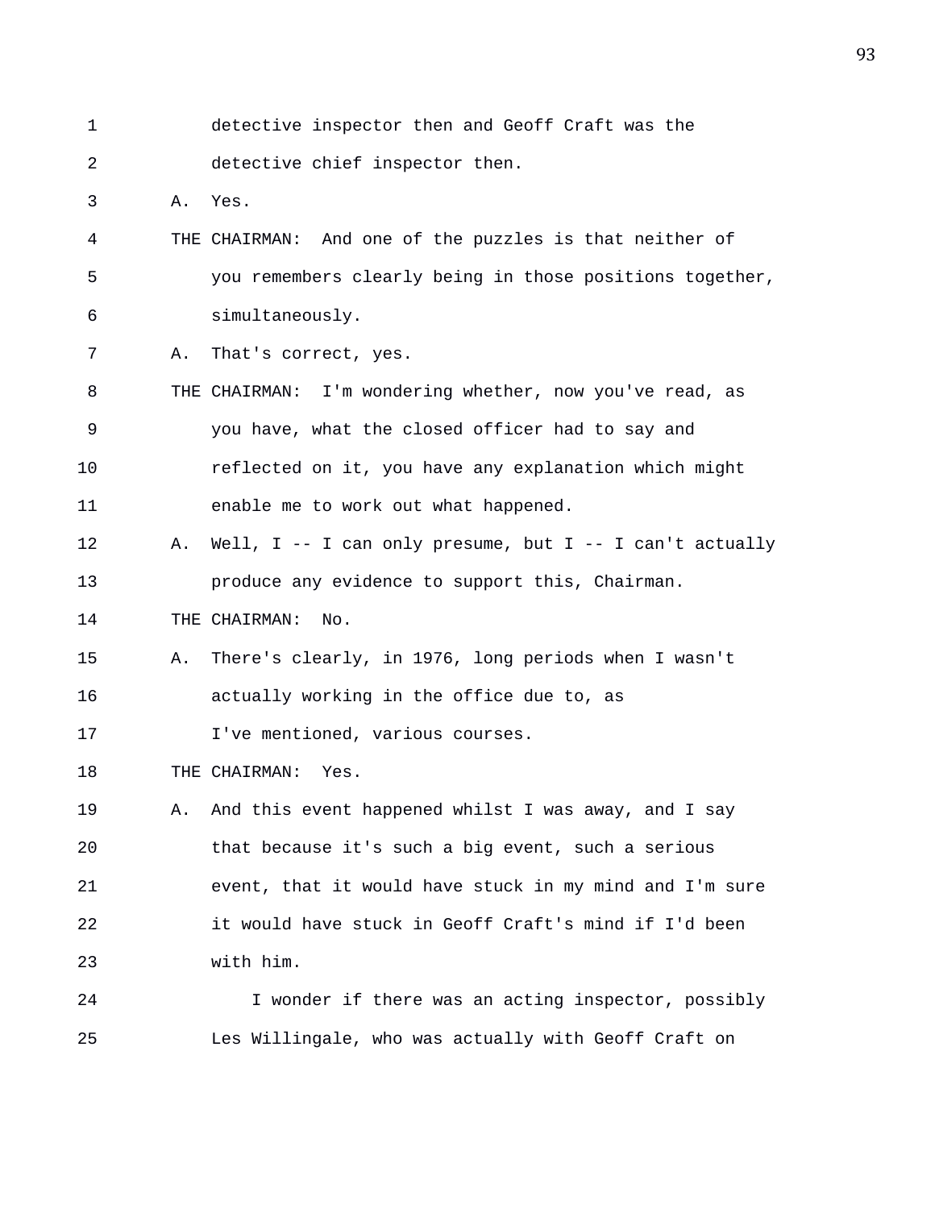1 detective inspector then and Geoff Craft was the
2 detective chief inspector then.
3 A. Yes.
4 THE CHAIRMAN: And one of the puzzles is that neither of
5 you remembers clearly being in those positions together,
6 simultaneously.
7 A. That's correct, yes.
8 THE CHAIRMAN: I'm wondering whether, now you've read, as
9 you have, what the closed officer had to say and
10 reflected on it, you have any explanation which might
11 enable me to work out what happened.
12 A. Well, I -- I can only presume, but I -- I can't actually
13 produce any evidence to support this, Chairman.
14 THE CHAIRMAN: No.
15 A. There's clearly, in 1976, long periods when I wasn't
16 actually working in the office due to, as
17 I've mentioned, various courses.
18 THE CHAIRMAN: Yes.
19 A. And this event happened whilst I was away, and I say
20 that because it's such a big event, such a serious
21 event, that it would have stuck in my mind and I'm sure
22 it would have stuck in Geoff Craft's mind if I'd been
23 with him.
24 I wonder if there was an acting inspector, possibly
25 Les Willingale, who was actually with Geoff Craft on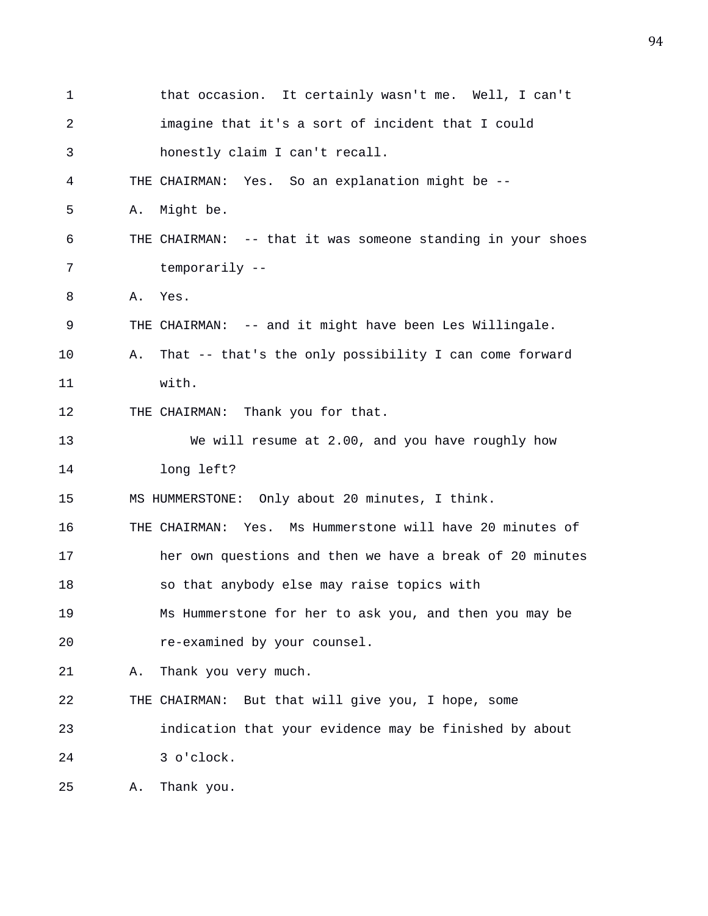that occasion. It certainly wasn't me. Well, I can't imagine that it's a sort of incident that I could honestly claim I can't recall.

THE CHAIRMAN: Yes. So an explanation might be --

A. Might be.

THE CHAIRMAN: -- that it was someone standing in your shoes temporarily --

A. Yes.

THE CHAIRMAN: -- and it might have been Les Willingale.

A. That -- that's the only possibility I can come forward with.

THE CHAIRMAN: Thank you for that.

We will resume at 2.00, and you have roughly how long left?

MS HUMMERSTONE: Only about 20 minutes, I think.

THE CHAIRMAN: Yes. Ms Hummerstone will have 20 minutes of her own questions and then we have a break of 20 minutes so that anybody else may raise topics with Ms Hummerstone for her to ask you, and then you may be re-examined by your counsel.

A. Thank you very much.

THE CHAIRMAN: But that will give you, I hope, some indication that your evidence may be finished by about 3 o'clock.

A. Thank you.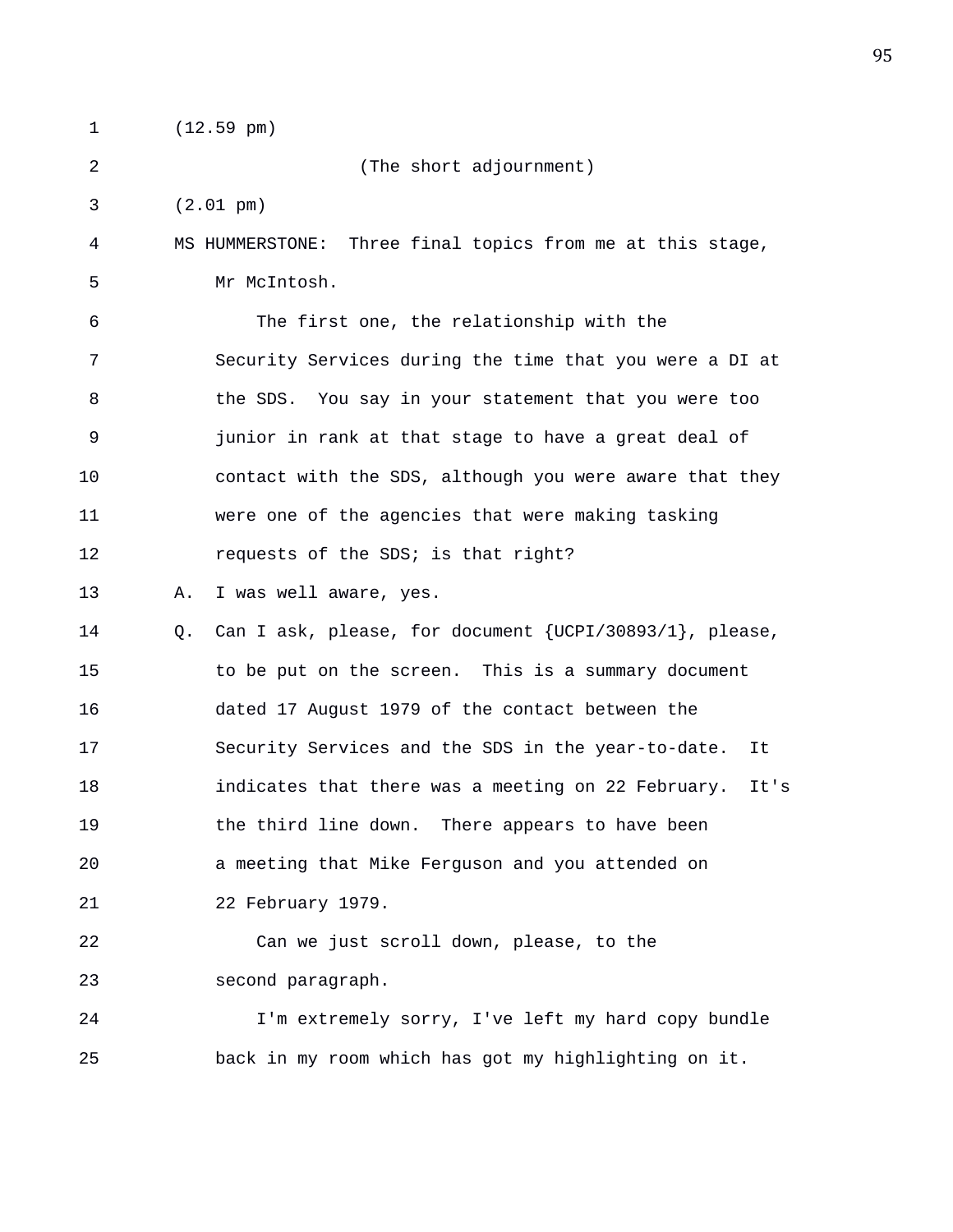(12.59 pm)

(The short adjournment)

(2.01 pm)

MS HUMMERSTONE: Three final topics from me at this stage, Mr McIntosh.

The first one, the relationship with the Security Services during the time that you were a DI at the SDS. You say in your statement that you were too junior in rank at that stage to have a great deal of contact with the SDS, although you were aware that they were one of the agencies that were making tasking requests of the SDS; is that right?

A. I was well aware, yes.

Q. Can I ask, please, for document {UCPI/30893/1}, please, to be put on the screen. This is a summary document dated 17 August 1979 of the contact between the Security Services and the SDS in the year-to-date. It indicates that there was a meeting on 22 February. It's the third line down. There appears to have been a meeting that Mike Ferguson and you attended on 22 February 1979.

Can we just scroll down, please, to the second paragraph.

I'm extremely sorry, I've left my hard copy bundle back in my room which has got my highlighting on it.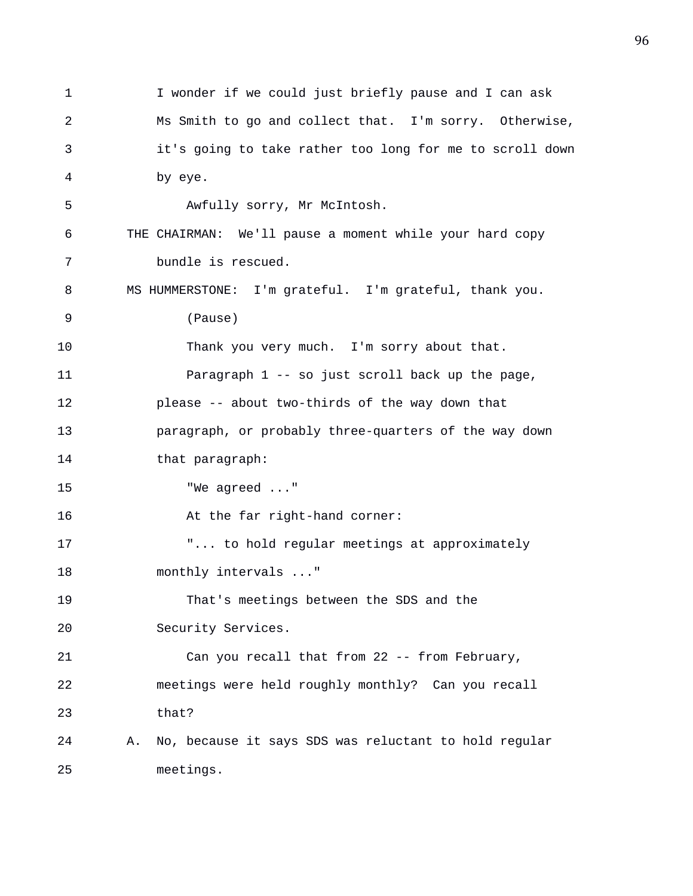I wonder if we could just briefly pause and I can ask Ms Smith to go and collect that. I'm sorry. Otherwise, it's going to take rather too long for me to scroll down by eye.

Awfully sorry, Mr McIntosh.

THE CHAIRMAN: We'll pause a moment while your hard copy bundle is rescued.

MS HUMMERSTONE: I'm grateful. I'm grateful, thank you.

(Pause)

Thank you very much. I'm sorry about that.

Paragraph 1 -- so just scroll back up the page, please -- about two-thirds of the way down that paragraph, or probably three-quarters of the way down that paragraph:

"We agreed ..."

At the far right-hand corner:

"... to hold regular meetings at approximately monthly intervals ..."

That's meetings between the SDS and the Security Services.

Can you recall that from 22 -- from February, meetings were held roughly monthly? Can you recall that?

A. No, because it says SDS was reluctant to hold regular meetings.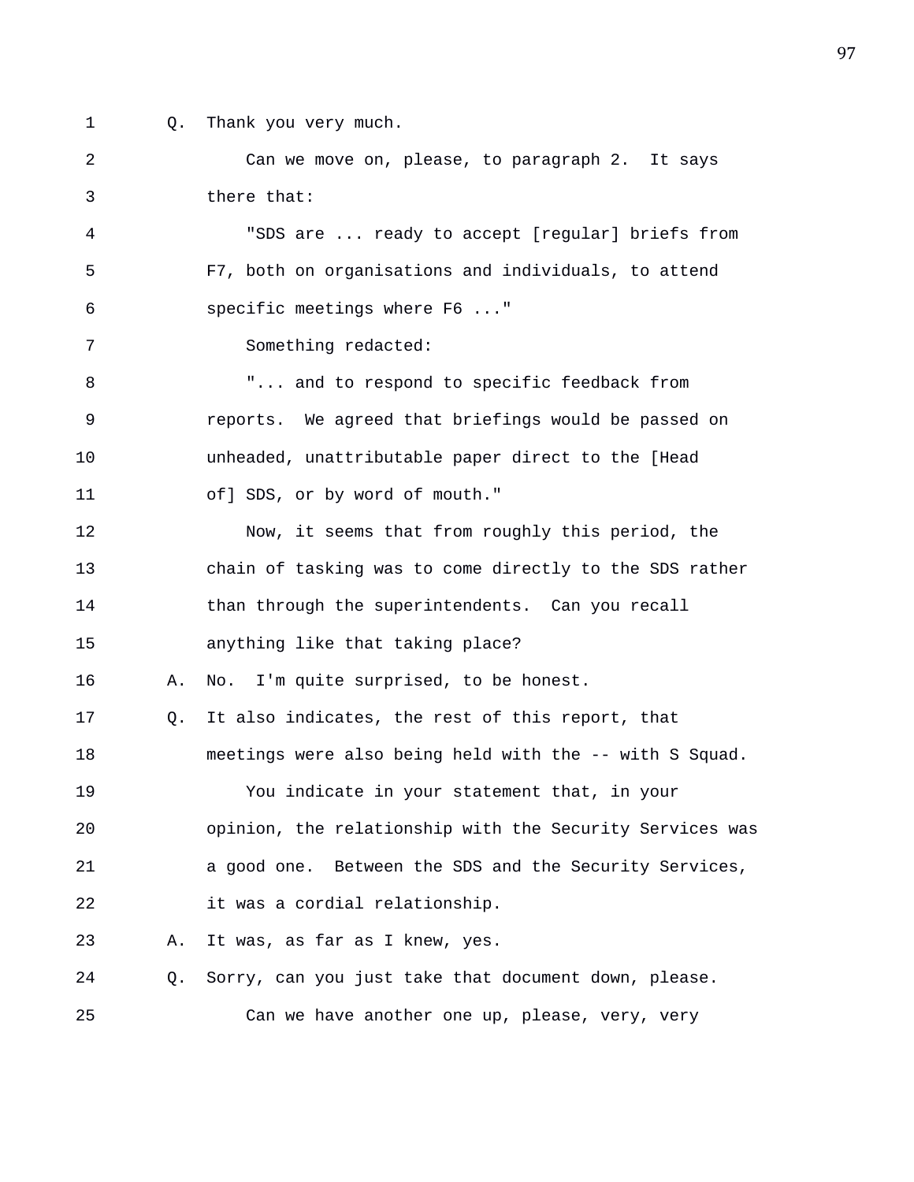Q. Thank you very much.

Can we move on, please, to paragraph 2. It says there that:

"SDS are ... ready to accept [regular] briefs from F7, both on organisations and individuals, to attend specific meetings where F6 ..."

Something redacted:

"... and to respond to specific feedback from reports. We agreed that briefings would be passed on unheaded, unattributable paper direct to the [Head of] SDS, or by word of mouth."

Now, it seems that from roughly this period, the chain of tasking was to come directly to the SDS rather than through the superintendents. Can you recall anything like that taking place?

A. No. I'm quite surprised, to be honest.

Q. It also indicates, the rest of this report, that meetings were also being held with the -- with S Squad.

You indicate in your statement that, in your opinion, the relationship with the Security Services was a good one. Between the SDS and the Security Services, it was a cordial relationship.

A. It was, as far as I knew, yes.

Q. Sorry, can you just take that document down, please.

Can we have another one up, please, very, very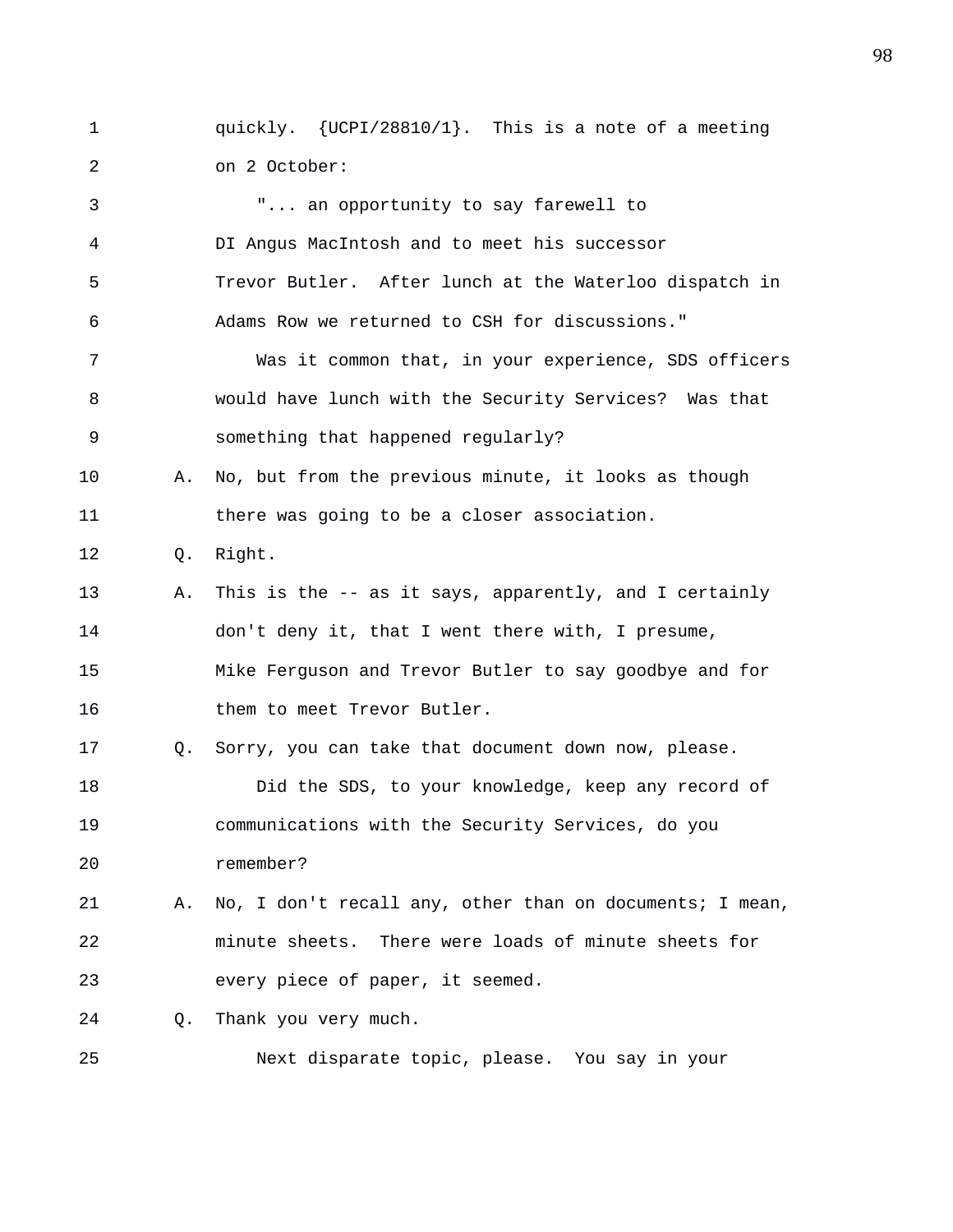quickly. {UCPI/28810/1}. This is a note of a meeting on 2 October:

"... an opportunity to say farewell to DI Angus MacIntosh and to meet his successor Trevor Butler. After lunch at the Waterloo dispatch in Adams Row we returned to CSH for discussions."

Was it common that, in your experience, SDS officers would have lunch with the Security Services? Was that something that happened regularly?

A. No, but from the previous minute, it looks as though there was going to be a closer association.

Q. Right.

A. This is the -- as it says, apparently, and I certainly don't deny it, that I went there with, I presume, Mike Ferguson and Trevor Butler to say goodbye and for them to meet Trevor Butler.

Q. Sorry, you can take that document down now, please.

Did the SDS, to your knowledge, keep any record of communications with the Security Services, do you remember?

A. No, I don't recall any, other than on documents; I mean, minute sheets. There were loads of minute sheets for every piece of paper, it seemed.

Q. Thank you very much.

Next disparate topic, please. You say in your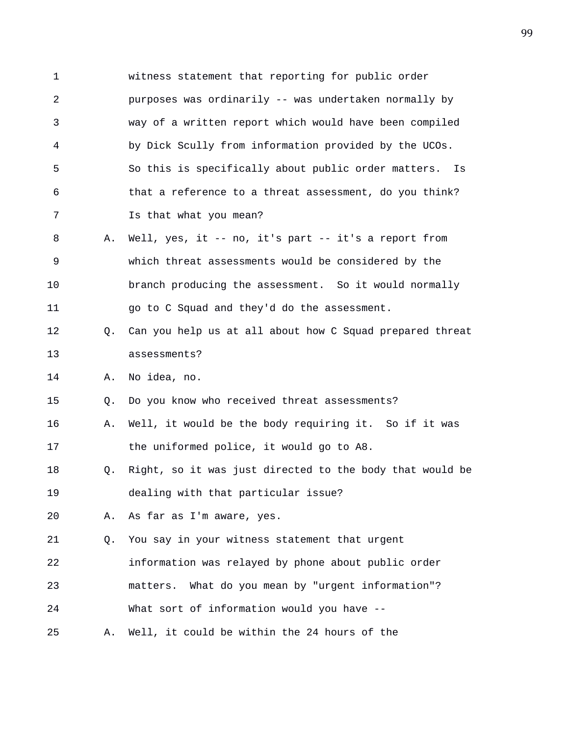witness statement that reporting for public order purposes was ordinarily -- was undertaken normally by way of a written report which would have been compiled by Dick Scully from information provided by the UCOs. So this is specifically about public order matters. Is that a reference to a threat assessment, do you think? Is that what you mean?

A. Well, yes, it -- no, it's part -- it's a report from which threat assessments would be considered by the branch producing the assessment. So it would normally go to C Squad and they'd do the assessment.

Q. Can you help us at all about how C Squad prepared threat assessments?

A. No idea, no.

Q. Do you know who received threat assessments?

A. Well, it would be the body requiring it. So if it was the uniformed police, it would go to A8.

Q. Right, so it was just directed to the body that would be dealing with that particular issue?

A. As far as I'm aware, yes.

Q. You say in your witness statement that urgent information was relayed by phone about public order matters. What do you mean by "urgent information"? What sort of information would you have --

A. Well, it could be within the 24 hours of the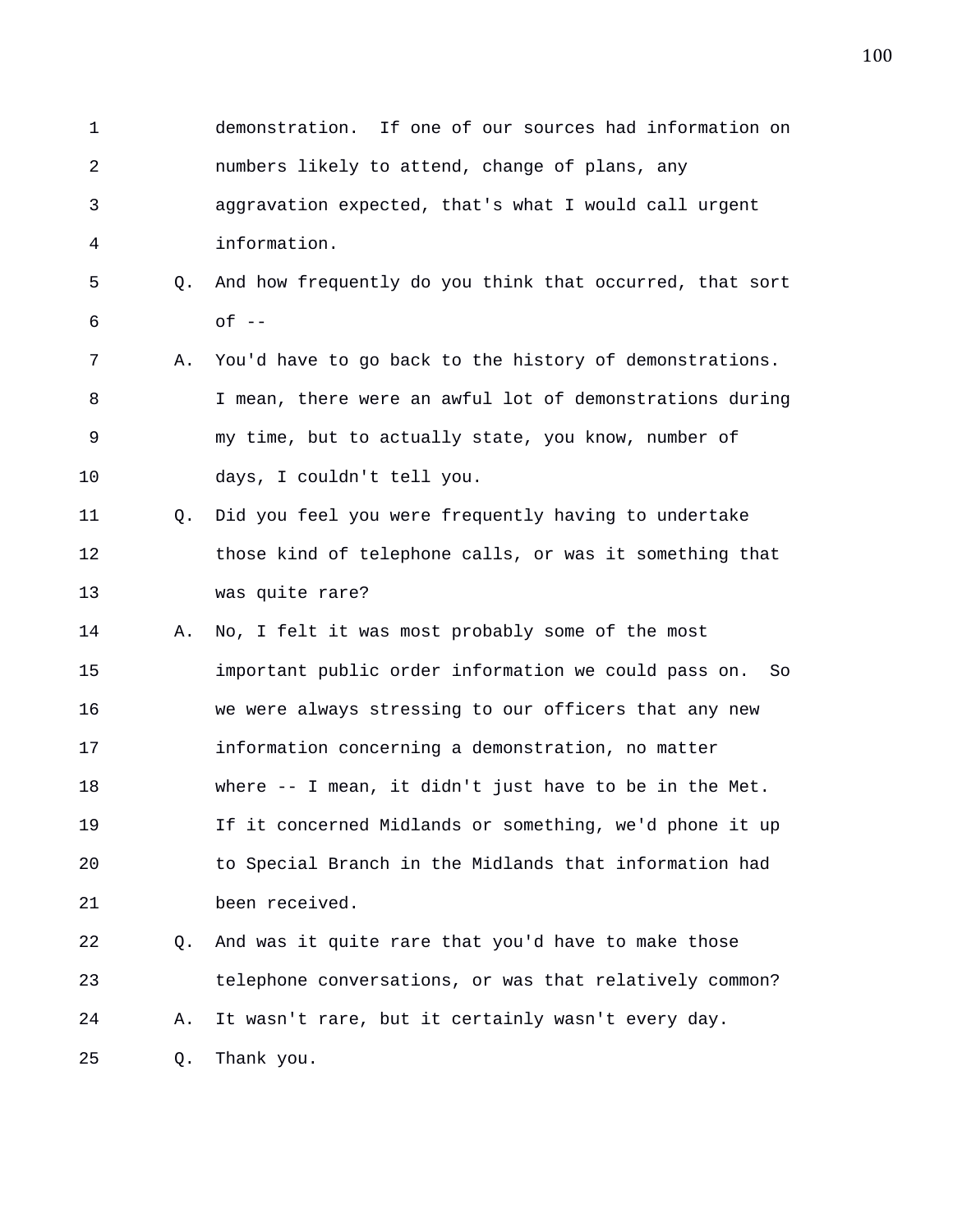demonstration. If one of our sources had information on numbers likely to attend, change of plans, any aggravation expected, that's what I would call urgent information.

Q. And how frequently do you think that occurred, that sort of --

A. You'd have to go back to the history of demonstrations. I mean, there were an awful lot of demonstrations during my time, but to actually state, you know, number of days, I couldn't tell you.

Q. Did you feel you were frequently having to undertake those kind of telephone calls, or was it something that was quite rare?

A. No, I felt it was most probably some of the most important public order information we could pass on. So we were always stressing to our officers that any new information concerning a demonstration, no matter where -- I mean, it didn't just have to be in the Met. If it concerned Midlands or something, we'd phone it up to Special Branch in the Midlands that information had been received.

Q. And was it quite rare that you'd have to make those telephone conversations, or was that relatively common?

A. It wasn't rare, but it certainly wasn't every day.

Q. Thank you.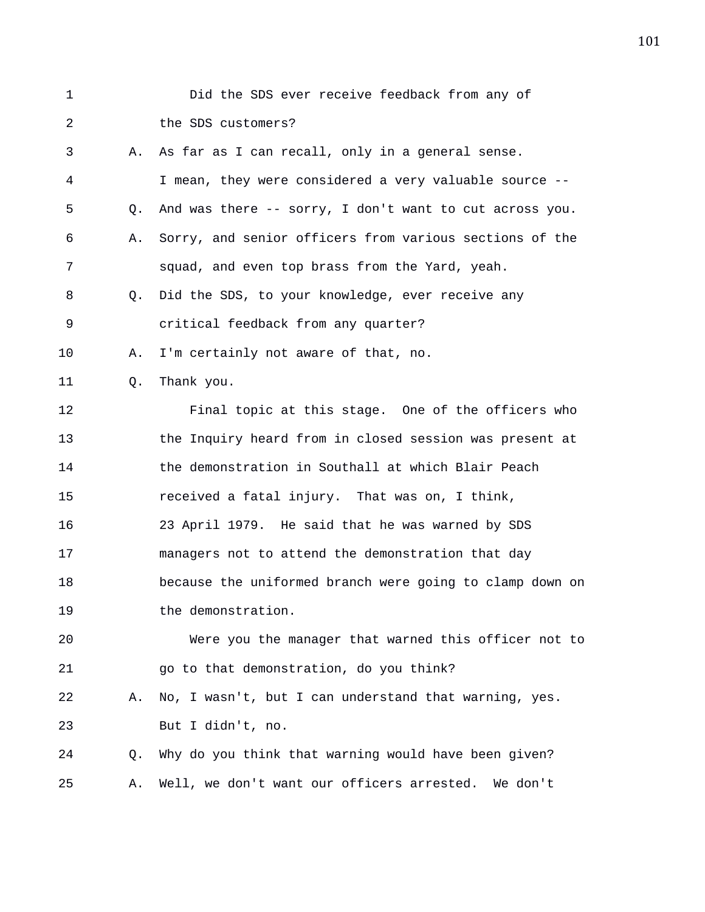Did the SDS ever receive feedback from any of the SDS customers?

A. As far as I can recall, only in a general sense. I mean, they were considered a very valuable source --

Q. And was there -- sorry, I don't want to cut across you.

A. Sorry, and senior officers from various sections of the squad, and even top brass from the Yard, yeah.

Q. Did the SDS, to your knowledge, ever receive any critical feedback from any quarter?

A. I'm certainly not aware of that, no.

Q. Thank you.

Final topic at this stage. One of the officers who the Inquiry heard from in closed session was present at the demonstration in Southall at which Blair Peach received a fatal injury. That was on, I think, 23 April 1979. He said that he was warned by SDS managers not to attend the demonstration that day because the uniformed branch were going to clamp down on the demonstration.

Were you the manager that warned this officer not to go to that demonstration, do you think?

A. No, I wasn't, but I can understand that warning, yes. But I didn't, no.

Q. Why do you think that warning would have been given?

A. Well, we don't want our officers arrested. We don't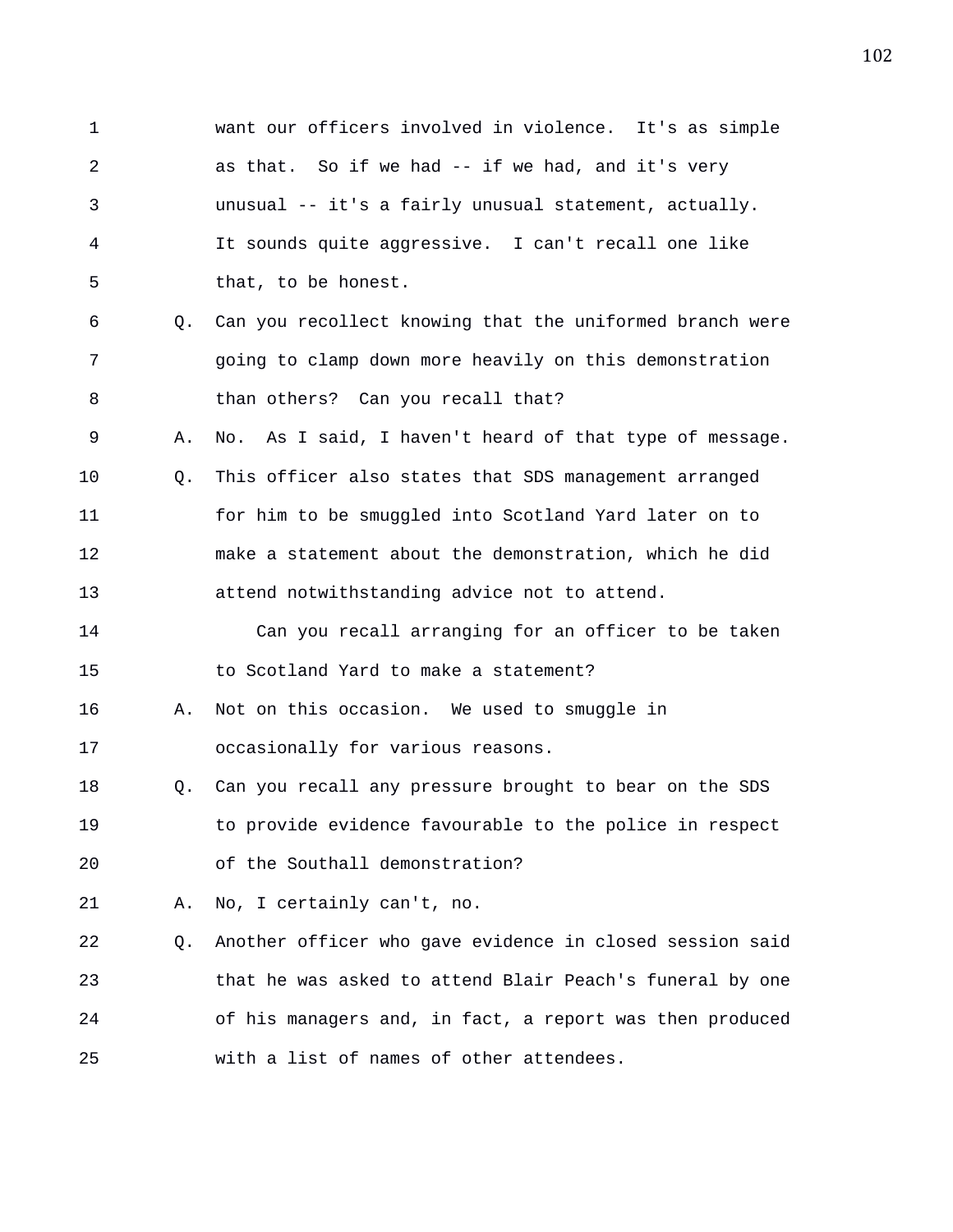1 want our officers involved in violence. It's as simple
2 as that. So if we had -- if we had, and it's very
3 unusual -- it's a fairly unusual statement, actually.
4 It sounds quite aggressive. I can't recall one like
5 that, to be honest.

6 Q. Can you recollect knowing that the uniformed branch were
7 going to clamp down more heavily on this demonstration
8 than others? Can you recall that?

9 A. No. As I said, I haven't heard of that type of message.

10 Q. This officer also states that SDS management arranged
11 for him to be smuggled into Scotland Yard later on to
12 make a statement about the demonstration, which he did
13 attend notwithstanding advice not to attend.

14 Can you recall arranging for an officer to be taken
15 to Scotland Yard to make a statement?

16 A. Not on this occasion. We used to smuggle in
17 occasionally for various reasons.

18 Q. Can you recall any pressure brought to bear on the SDS
19 to provide evidence favourable to the police in respect
20 of the Southall demonstration?

21 A. No, I certainly can't, no.

22 Q. Another officer who gave evidence in closed session said
23 that he was asked to attend Blair Peach's funeral by one
24 of his managers and, in fact, a report was then produced
25 with a list of names of other attendees.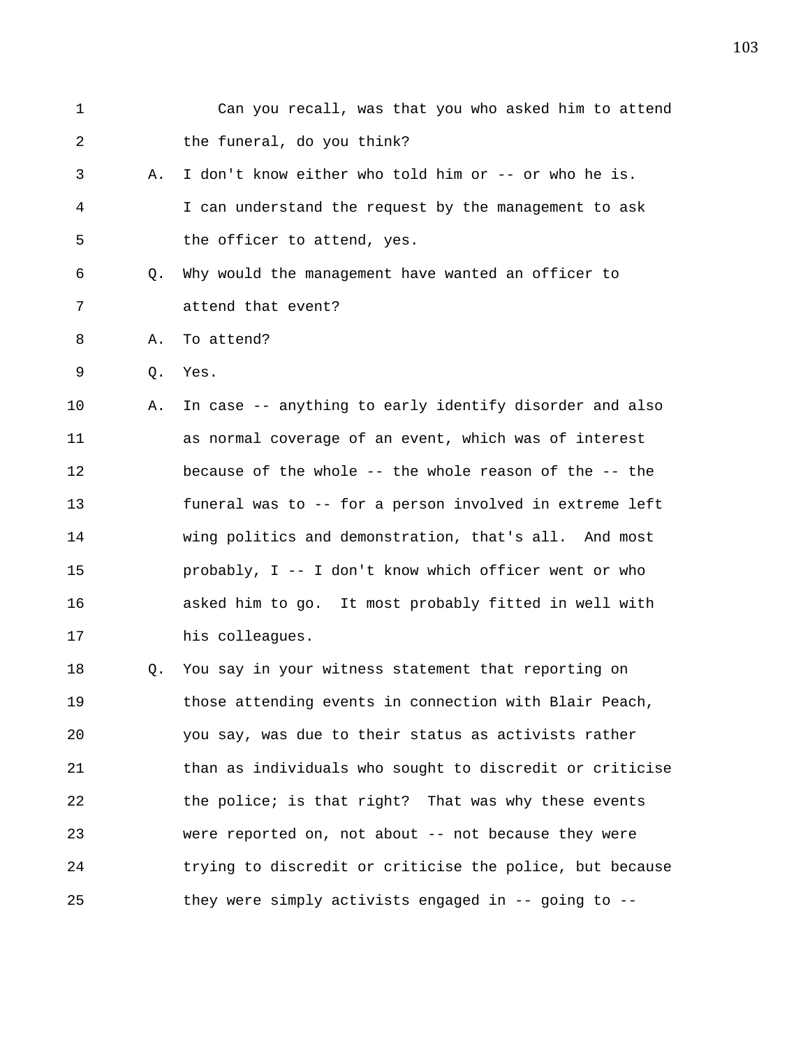Can you recall, was that you who asked him to attend the funeral, do you think?

A. I don't know either who told him or -- or who he is. I can understand the request by the management to ask the officer to attend, yes.

Q. Why would the management have wanted an officer to attend that event?

A. To attend?

Q. Yes.

A. In case -- anything to early identify disorder and also as normal coverage of an event, which was of interest because of the whole -- the whole reason of the -- the funeral was to -- for a person involved in extreme left wing politics and demonstration, that's all. And most probably, I -- I don't know which officer went or who asked him to go. It most probably fitted in well with his colleagues.

Q. You say in your witness statement that reporting on those attending events in connection with Blair Peach, you say, was due to their status as activists rather than as individuals who sought to discredit or criticise the police; is that right? That was why these events were reported on, not about -- not because they were trying to discredit or criticise the police, but because they were simply activists engaged in -- going to --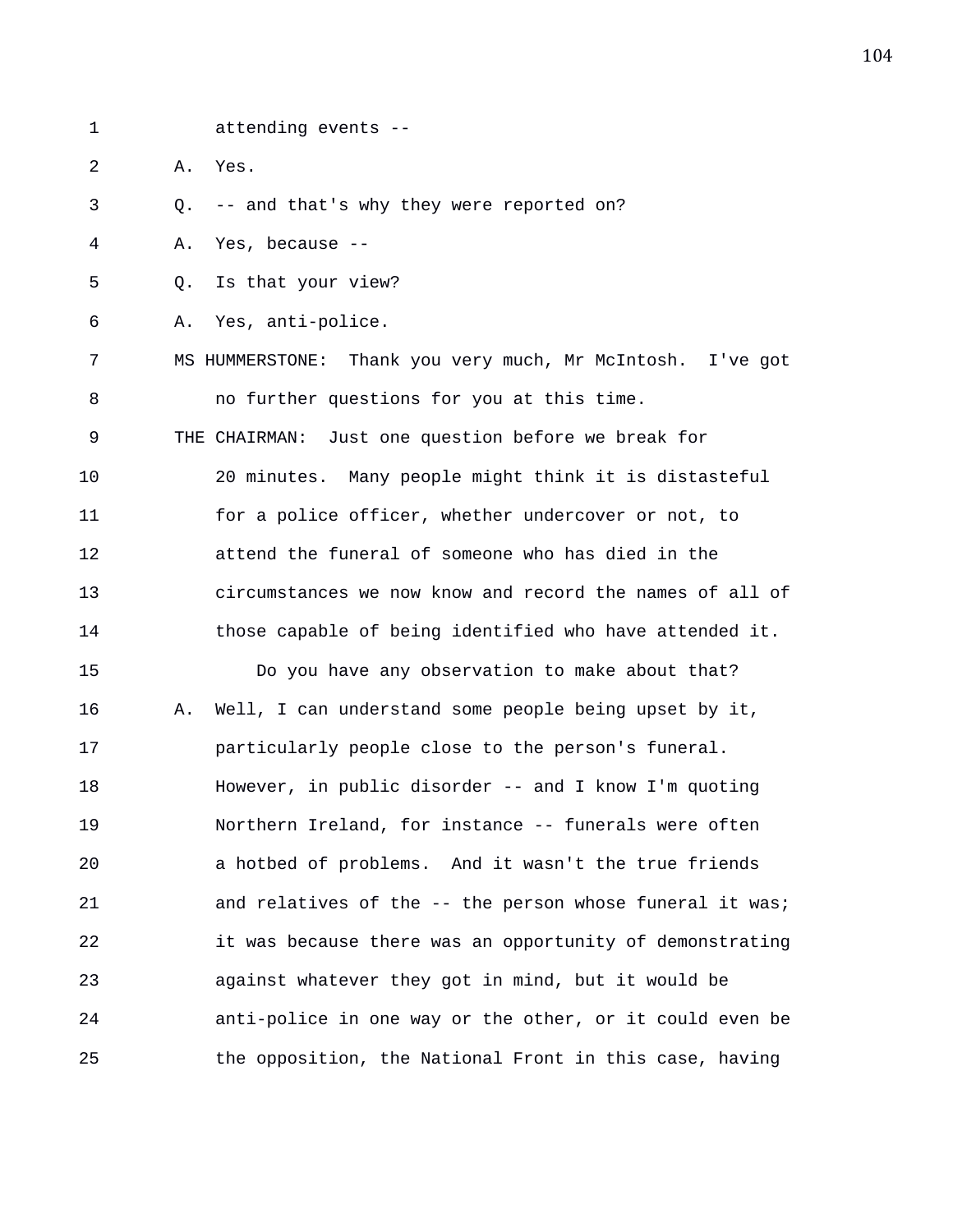attending events --

A. Yes.

Q. -- and that's why they were reported on?

A. Yes, because --

Q. Is that your view?

A. Yes, anti-police.

MS HUMMERSTONE: Thank you very much, Mr McIntosh. I've got no further questions for you at this time.

THE CHAIRMAN: Just one question before we break for 20 minutes. Many people might think it is distasteful for a police officer, whether undercover or not, to attend the funeral of someone who has died in the circumstances we now know and record the names of all of those capable of being identified who have attended it.

Do you have any observation to make about that?

A. Well, I can understand some people being upset by it, particularly people close to the person's funeral. However, in public disorder -- and I know I'm quoting Northern Ireland, for instance -- funerals were often a hotbed of problems. And it wasn't the true friends and relatives of the -- the person whose funeral it was; it was because there was an opportunity of demonstrating against whatever they got in mind, but it would be anti-police in one way or the other, or it could even be the opposition, the National Front in this case, having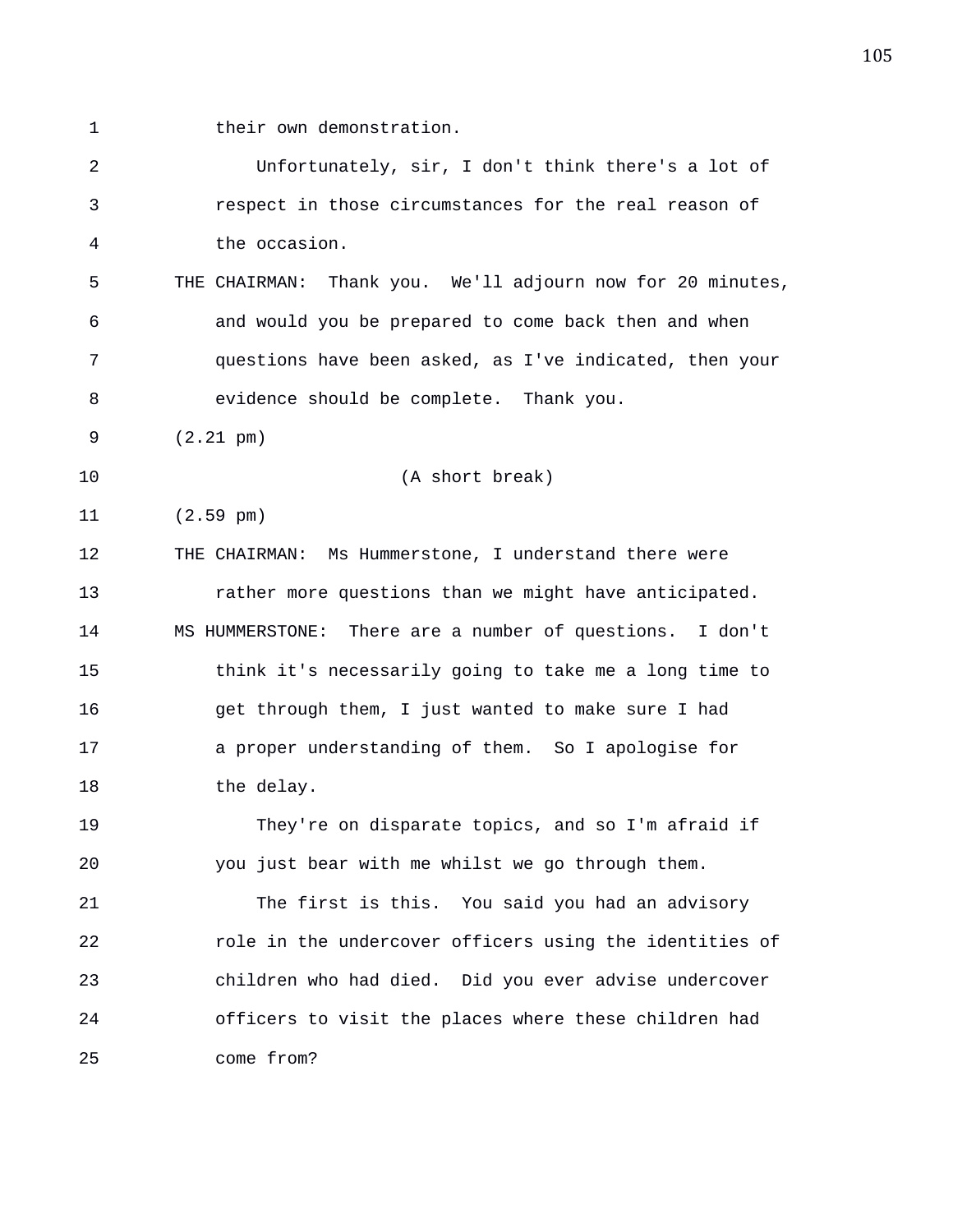their own demonstration.

Unfortunately, sir, I don't think there's a lot of respect in those circumstances for the real reason of the occasion.

THE CHAIRMAN: Thank you. We'll adjourn now for 20 minutes, and would you be prepared to come back then and when questions have been asked, as I've indicated, then your evidence should be complete. Thank you.

(2.21 pm)

(A short break)

(2.59 pm)

THE CHAIRMAN: Ms Hummerstone, I understand there were rather more questions than we might have anticipated.

MS HUMMERSTONE: There are a number of questions. I don't think it's necessarily going to take me a long time to get through them, I just wanted to make sure I had a proper understanding of them. So I apologise for the delay.

They're on disparate topics, and so I'm afraid if you just bear with me whilst we go through them.

The first is this. You said you had an advisory role in the undercover officers using the identities of children who had died. Did you ever advise undercover officers to visit the places where these children had come from?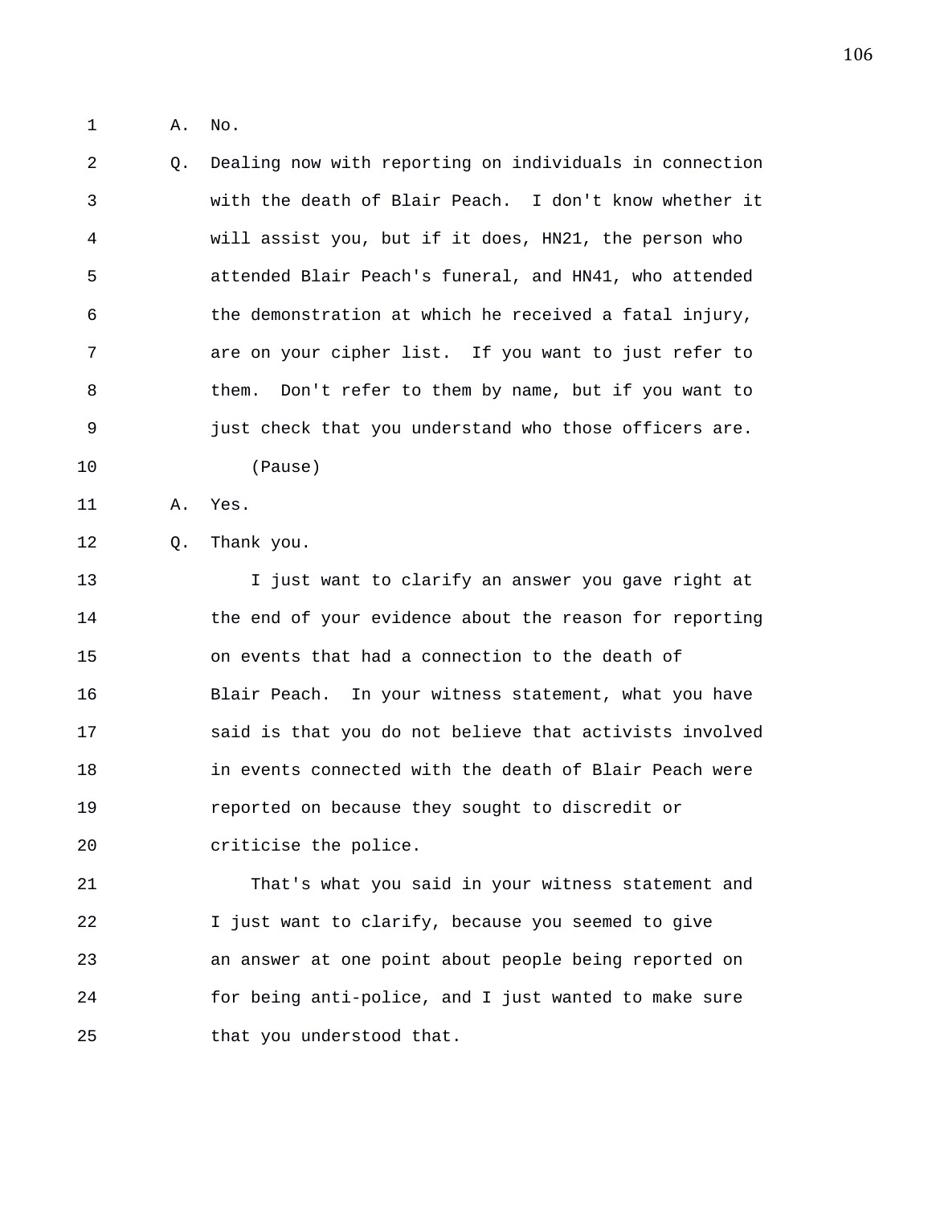1 A. No.

2 Q. Dealing now with reporting on individuals in connection

3 with the death of Blair Peach. I don't know whether it

4 will assist you, but if it does, HN21, the person who

5 attended Blair Peach's funeral, and HN41, who attended

6 the demonstration at which he received a fatal injury,

7 are on your cipher list. If you want to just refer to

8 them. Don't refer to them by name, but if you want to

9 just check that you understand who those officers are.

10 (Pause)

11 A. Yes.

12 Q. Thank you.

13 I just want to clarify an answer you gave right at

14 the end of your evidence about the reason for reporting

15 on events that had a connection to the death of

16 Blair Peach. In your witness statement, what you have

17 said is that you do not believe that activists involved

18 in events connected with the death of Blair Peach were

19 reported on because they sought to discredit or

20 criticise the police.

21 That's what you said in your witness statement and

22 I just want to clarify, because you seemed to give

23 an answer at one point about people being reported on

24 for being anti-police, and I just wanted to make sure

25 that you understood that.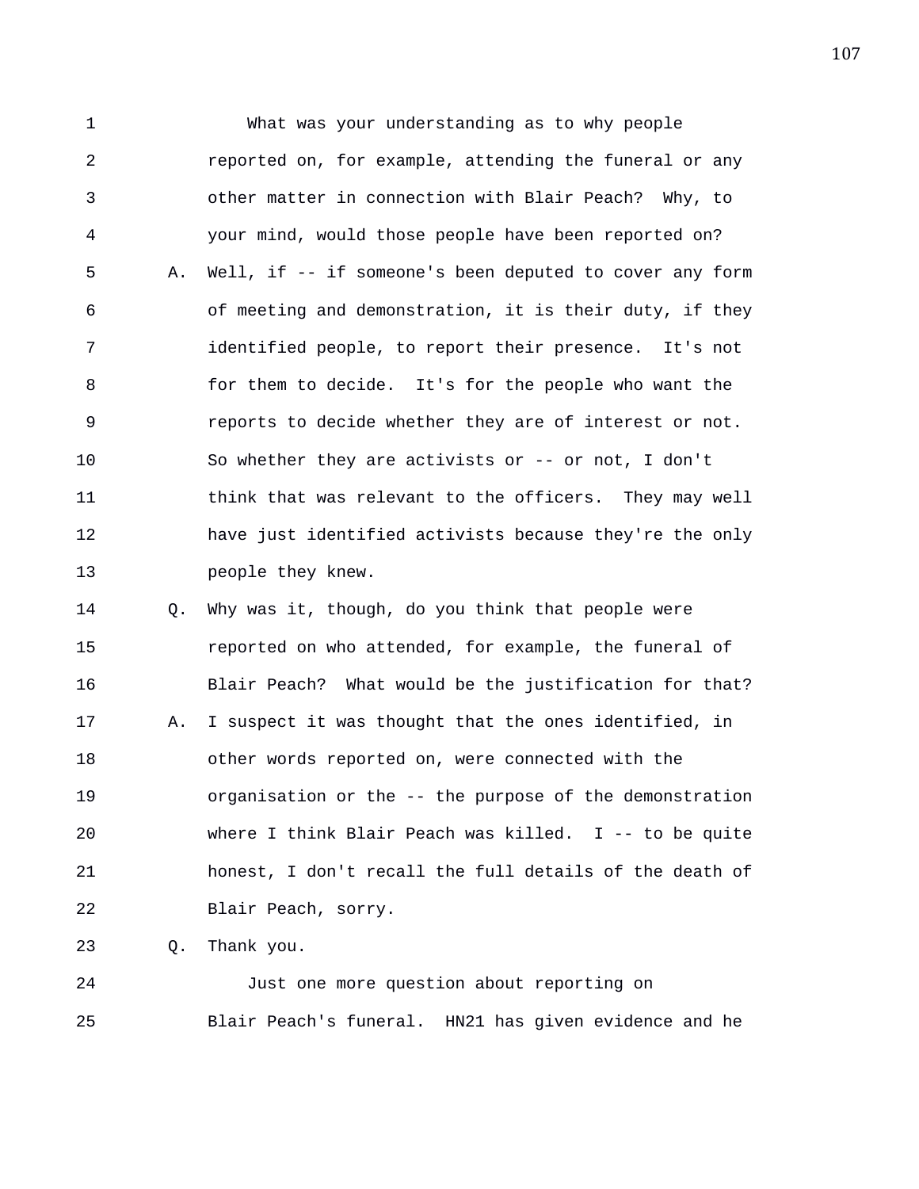What was your understanding as to why people reported on, for example, attending the funeral or any other matter in connection with Blair Peach? Why, to your mind, would those people have been reported on?

A. Well, if -- if someone's been deputed to cover any form of meeting and demonstration, it is their duty, if they identified people, to report their presence. It's not for them to decide. It's for the people who want the reports to decide whether they are of interest or not. So whether they are activists or -- or not, I don't think that was relevant to the officers. They may well have just identified activists because they're the only people they knew.

Q. Why was it, though, do you think that people were reported on who attended, for example, the funeral of Blair Peach? What would be the justification for that?

A. I suspect it was thought that the ones identified, in other words reported on, were connected with the organisation or the -- the purpose of the demonstration where I think Blair Peach was killed. I -- to be quite honest, I don't recall the full details of the death of Blair Peach, sorry.

Q. Thank you.

Just one more question about reporting on Blair Peach's funeral. HN21 has given evidence and he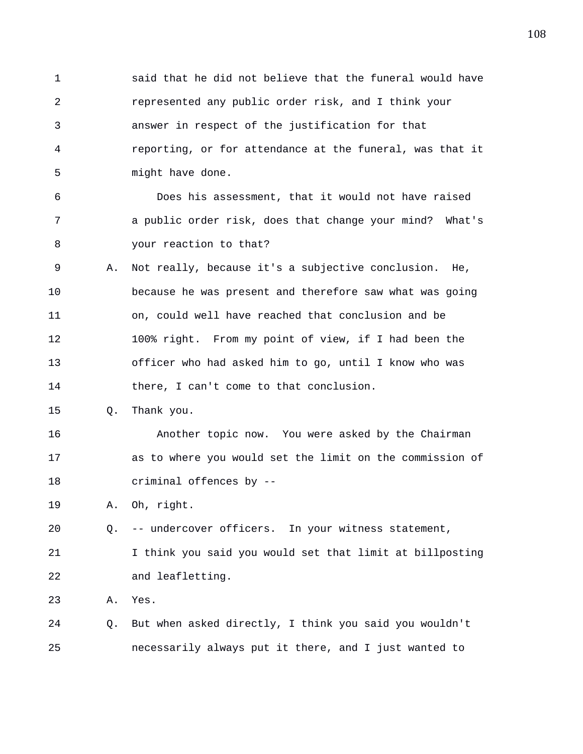said that he did not believe that the funeral would have represented any public order risk, and I think your answer in respect of the justification for that reporting, or for attendance at the funeral, was that it might have done.

Does his assessment, that it would not have raised a public order risk, does that change your mind? What's your reaction to that?

A. Not really, because it's a subjective conclusion. He, because he was present and therefore saw what was going on, could well have reached that conclusion and be 100% right. From my point of view, if I had been the officer who had asked him to go, until I know who was there, I can't come to that conclusion.

Q. Thank you.

Another topic now. You were asked by the Chairman as to where you would set the limit on the commission of criminal offences by --

A. Oh, right.

Q. -- undercover officers. In your witness statement, I think you said you would set that limit at billposting and leafletting.

A. Yes.

Q. But when asked directly, I think you said you wouldn't necessarily always put it there, and I just wanted to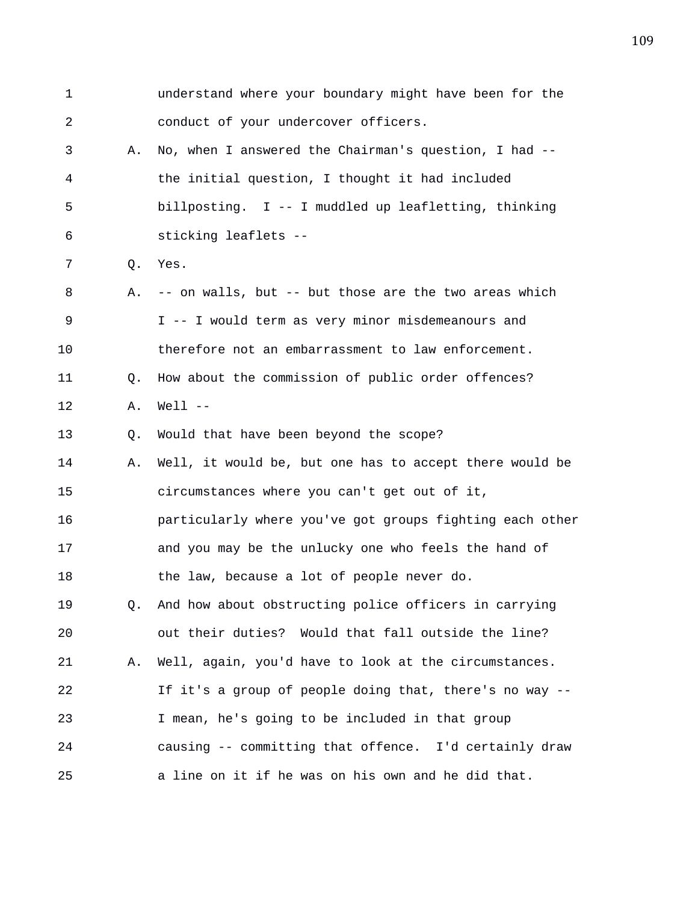1 understand where your boundary might have been for the
2 conduct of your undercover officers.
3 A. No, when I answered the Chairman's question, I had --
4 the initial question, I thought it had included
5 billposting. I -- I muddled up leafletting, thinking
6 sticking leaflets --
7 Q. Yes.
8 A. -- on walls, but -- but those are the two areas which
9 I -- I would term as very minor misdemeanours and
10 therefore not an embarrassment to law enforcement.
11 Q. How about the commission of public order offences?
12 A. Well --
13 Q. Would that have been beyond the scope?
14 A. Well, it would be, but one has to accept there would be
15 circumstances where you can't get out of it,
16 particularly where you've got groups fighting each other
17 and you may be the unlucky one who feels the hand of
18 the law, because a lot of people never do.
19 Q. And how about obstructing police officers in carrying
20 out their duties? Would that fall outside the line?
21 A. Well, again, you'd have to look at the circumstances.
22 If it's a group of people doing that, there's no way --
23 I mean, he's going to be included in that group
24 causing -- committing that offence. I'd certainly draw
25 a line on it if he was on his own and he did that.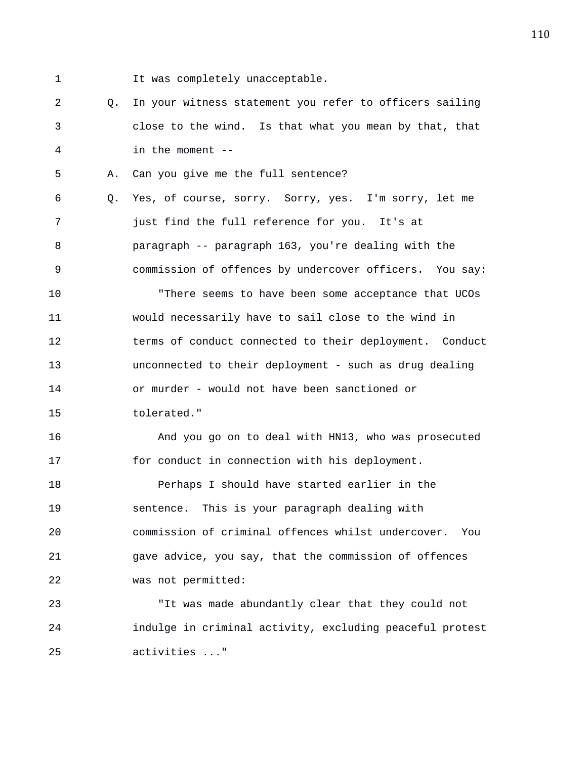It was completely unacceptable.

Q. In your witness statement you refer to officers sailing close to the wind. Is that what you mean by that, that in the moment --

A. Can you give me the full sentence?

Q. Yes, of course, sorry. Sorry, yes. I'm sorry, let me just find the full reference for you. It's at paragraph -- paragraph 163, you're dealing with the commission of offences by undercover officers. You say:

"There seems to have been some acceptance that UCOs would necessarily have to sail close to the wind in terms of conduct connected to their deployment. Conduct unconnected to their deployment - such as drug dealing or murder - would not have been sanctioned or tolerated."

And you go on to deal with HN13, who was prosecuted for conduct in connection with his deployment.

Perhaps I should have started earlier in the sentence. This is your paragraph dealing with commission of criminal offences whilst undercover. You gave advice, you say, that the commission of offences was not permitted:

"It was made abundantly clear that they could not indulge in criminal activity, excluding peaceful protest activities ..."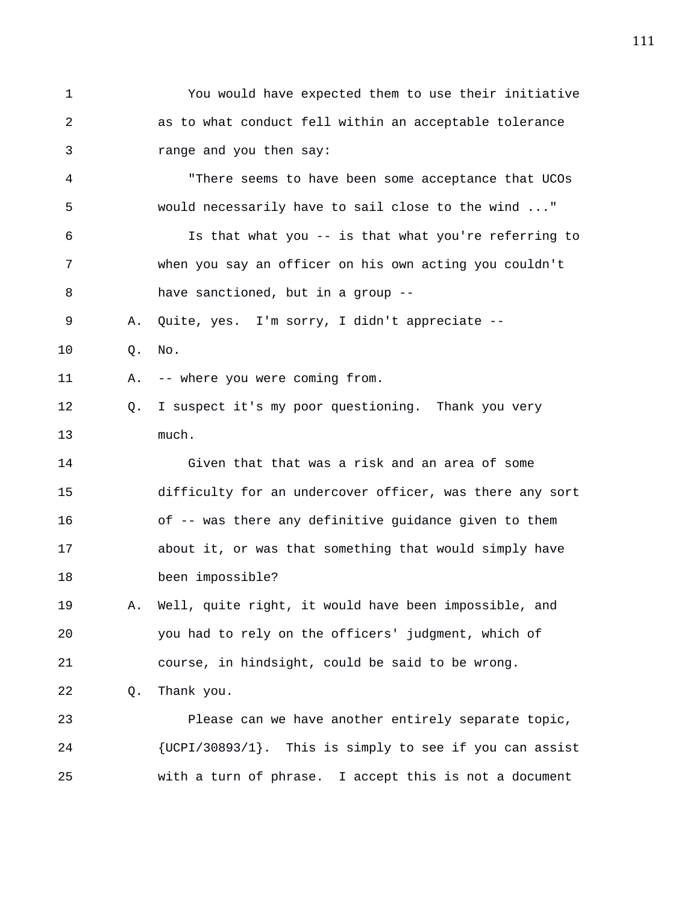You would have expected them to use their initiative as to what conduct fell within an acceptable tolerance range and you then say:

"There seems to have been some acceptance that UCOs would necessarily have to sail close to the wind ..."

Is that what you -- is that what you're referring to when you say an officer on his own acting you couldn't have sanctioned, but in a group --

A. Quite, yes. I'm sorry, I didn't appreciate --

Q. No.

A. -- where you were coming from.

Q. I suspect it's my poor questioning. Thank you very much.

Given that that was a risk and an area of some difficulty for an undercover officer, was there any sort of -- was there any definitive guidance given to them about it, or was that something that would simply have been impossible?

A. Well, quite right, it would have been impossible, and you had to rely on the officers' judgment, which of course, in hindsight, could be said to be wrong.

Q. Thank you.

Please can we have another entirely separate topic, {UCPI/30893/1}. This is simply to see if you can assist with a turn of phrase. I accept this is not a document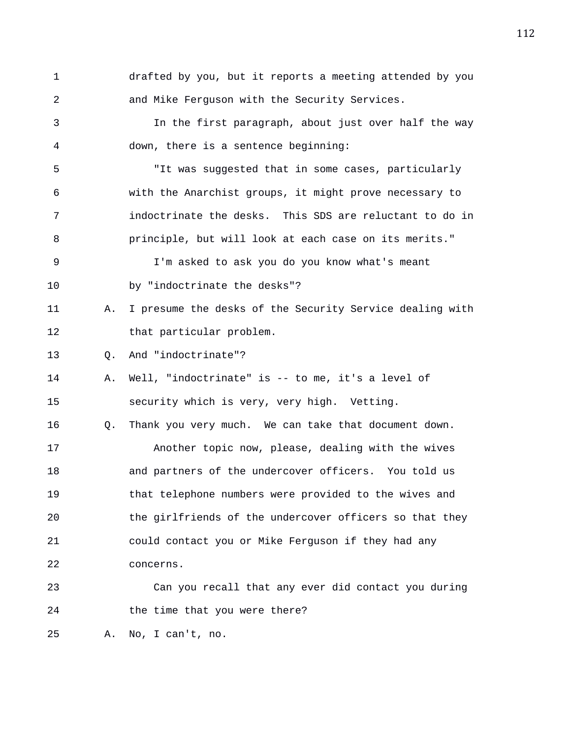drafted by you, but it reports a meeting attended by you and Mike Ferguson with the Security Services.

In the first paragraph, about just over half the way down, there is a sentence beginning:

"It was suggested that in some cases, particularly with the Anarchist groups, it might prove necessary to indoctrinate the desks. This SDS are reluctant to do in principle, but will look at each case on its merits."

I'm asked to ask you do you know what's meant by "indoctrinate the desks"?

A. I presume the desks of the Security Service dealing with that particular problem.

Q. And "indoctrinate"?

A. Well, "indoctrinate" is -- to me, it's a level of security which is very, very high. Vetting.

Q. Thank you very much. We can take that document down.

Another topic now, please, dealing with the wives and partners of the undercover officers. You told us that telephone numbers were provided to the wives and the girlfriends of the undercover officers so that they could contact you or Mike Ferguson if they had any concerns.

Can you recall that any ever did contact you during the time that you were there?

A. No, I can't, no.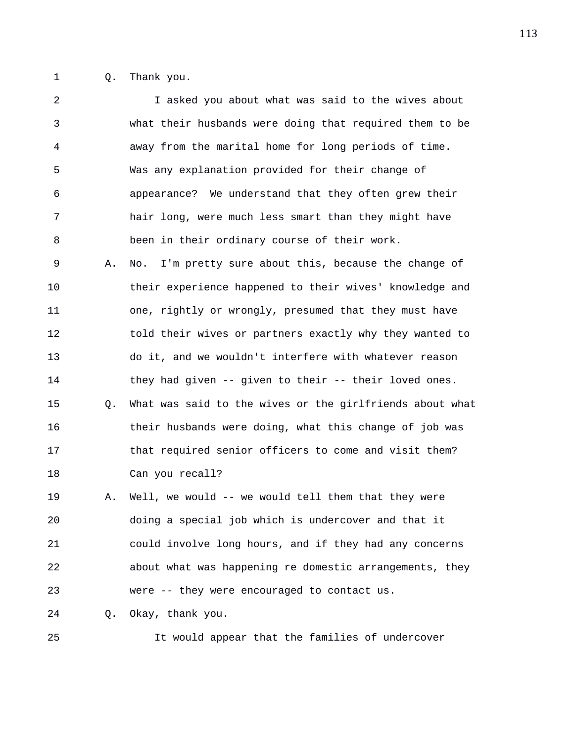Q. Thank you.

I asked you about what was said to the wives about what their husbands were doing that required them to be away from the marital home for long periods of time. Was any explanation provided for their change of appearance? We understand that they often grew their hair long, were much less smart than they might have been in their ordinary course of their work.

A. No. I'm pretty sure about this, because the change of their experience happened to their wives' knowledge and one, rightly or wrongly, presumed that they must have told their wives or partners exactly why they wanted to do it, and we wouldn't interfere with whatever reason they had given -- given to their -- their loved ones.

Q. What was said to the wives or the girlfriends about what their husbands were doing, what this change of job was that required senior officers to come and visit them? Can you recall?

A. Well, we would -- we would tell them that they were doing a special job which is undercover and that it could involve long hours, and if they had any concerns about what was happening re domestic arrangements, they were -- they were encouraged to contact us.

Q. Okay, thank you.

It would appear that the families of undercover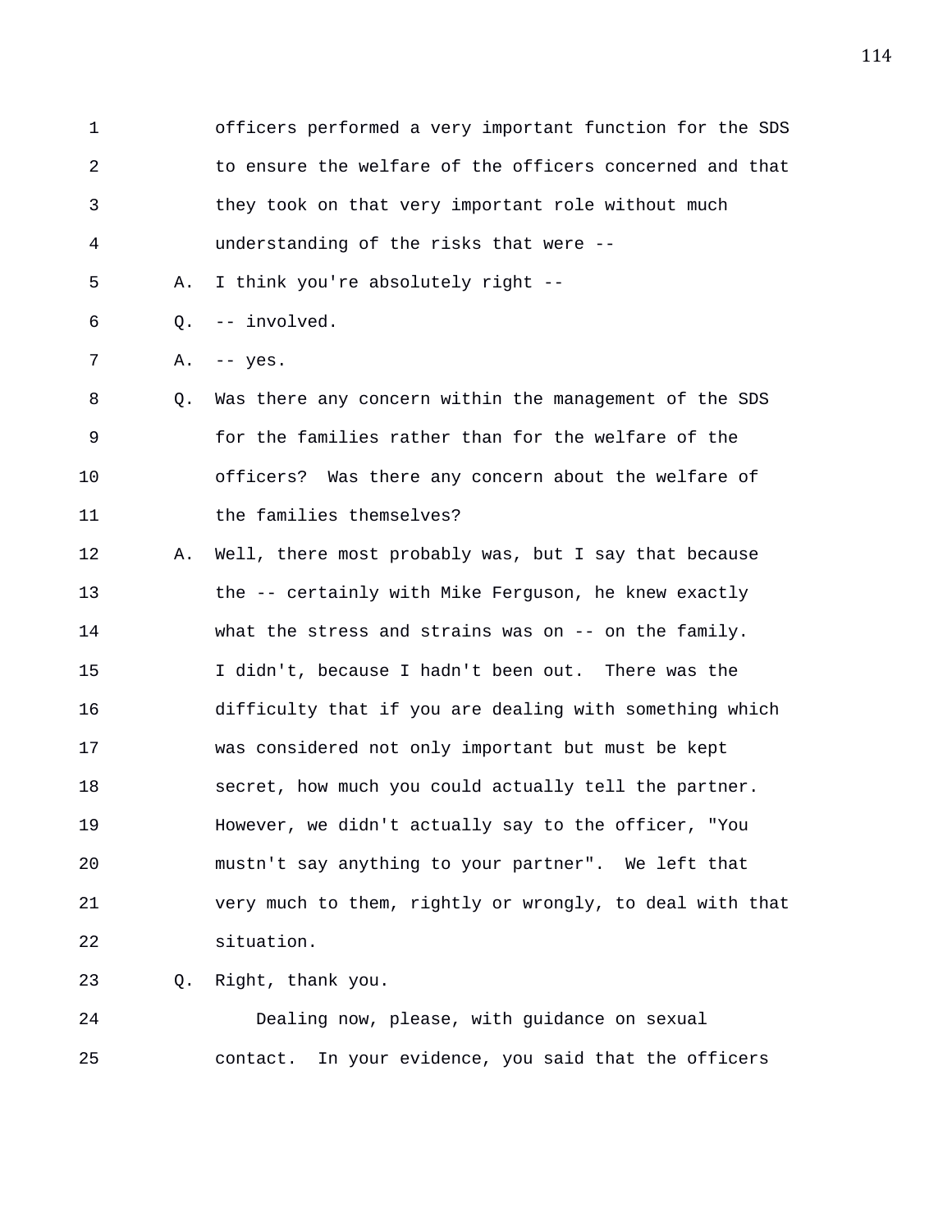officers performed a very important function for the SDS to ensure the welfare of the officers concerned and that they took on that very important role without much understanding of the risks that were --

A. I think you're absolutely right --

Q. -- involved.

A. -- yes.

Q. Was there any concern within the management of the SDS for the families rather than for the welfare of the officers? Was there any concern about the welfare of the families themselves?

A. Well, there most probably was, but I say that because the -- certainly with Mike Ferguson, he knew exactly what the stress and strains was on -- on the family. I didn't, because I hadn't been out. There was the difficulty that if you are dealing with something which was considered not only important but must be kept secret, how much you could actually tell the partner. However, we didn't actually say to the officer, "You mustn't say anything to your partner". We left that very much to them, rightly or wrongly, to deal with that situation.

Q. Right, thank you.

Dealing now, please, with guidance on sexual contact. In your evidence, you said that the officers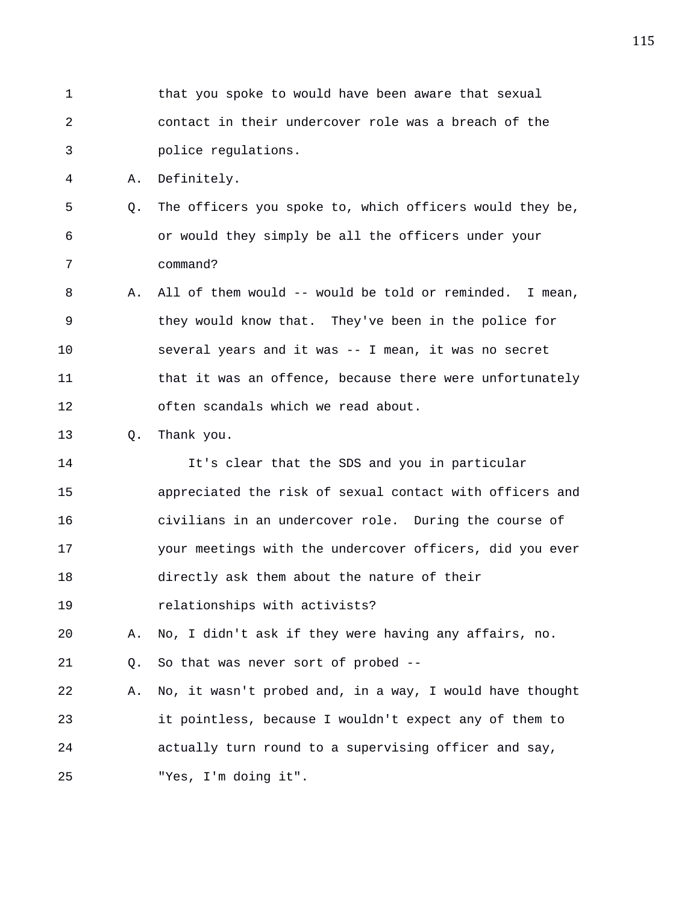that you spoke to would have been aware that sexual contact in their undercover role was a breach of the police regulations.

A. Definitely.

Q. The officers you spoke to, which officers would they be, or would they simply be all the officers under your command?

A. All of them would -- would be told or reminded. I mean, they would know that. They've been in the police for several years and it was -- I mean, it was no secret that it was an offence, because there were unfortunately often scandals which we read about.

Q. Thank you.

It's clear that the SDS and you in particular appreciated the risk of sexual contact with officers and civilians in an undercover role. During the course of your meetings with the undercover officers, did you ever directly ask them about the nature of their relationships with activists?

A. No, I didn't ask if they were having any affairs, no.

Q. So that was never sort of probed --

A. No, it wasn't probed and, in a way, I would have thought it pointless, because I wouldn't expect any of them to actually turn round to a supervising officer and say, "Yes, I'm doing it".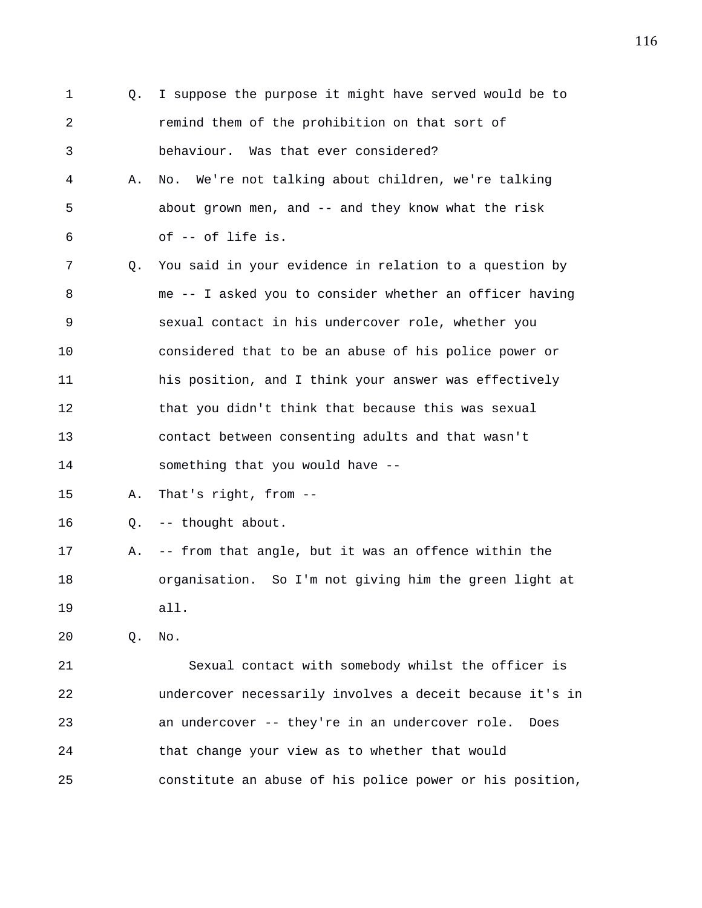Q. I suppose the purpose it might have served would be to remind them of the prohibition on that sort of behaviour. Was that ever considered?

A. No. We're not talking about children, we're talking about grown men, and -- and they know what the risk of -- of life is.

Q. You said in your evidence in relation to a question by me -- I asked you to consider whether an officer having sexual contact in his undercover role, whether you considered that to be an abuse of his police power or his position, and I think your answer was effectively that you didn't think that because this was sexual contact between consenting adults and that wasn't something that you would have --

A. That's right, from --

Q. -- thought about.

A. -- from that angle, but it was an offence within the organisation. So I'm not giving him the green light at all.

Q. No.

Sexual contact with somebody whilst the officer is undercover necessarily involves a deceit because it's in an undercover -- they're in an undercover role. Does that change your view as to whether that would constitute an abuse of his police power or his position,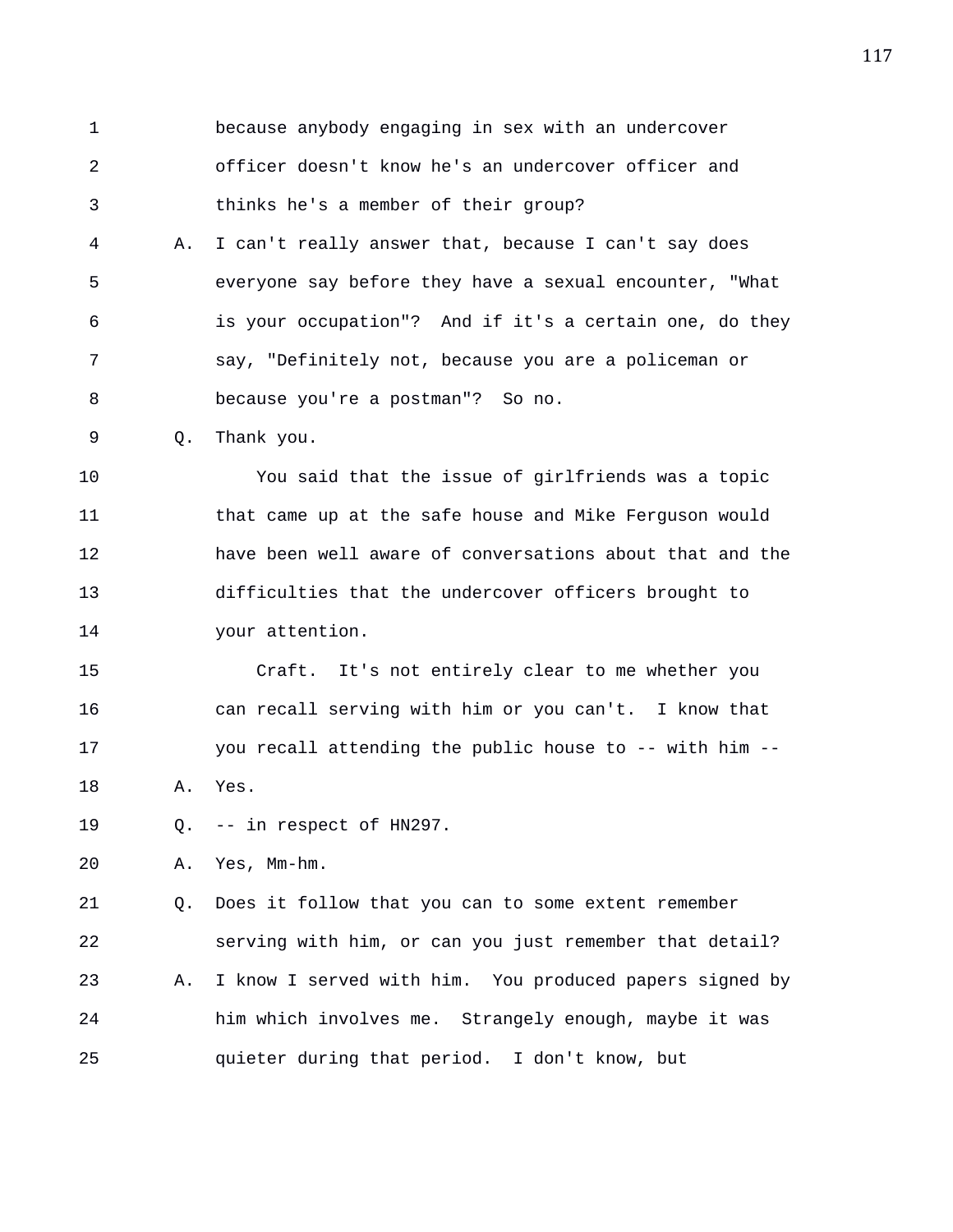because anybody engaging in sex with an undercover officer doesn't know he's an undercover officer and thinks he's a member of their group?

A. I can't really answer that, because I can't say does everyone say before they have a sexual encounter, "What is your occupation"? And if it's a certain one, do they say, "Definitely not, because you are a policeman or because you're a postman"? So no.

Q. Thank you.

You said that the issue of girlfriends was a topic that came up at the safe house and Mike Ferguson would have been well aware of conversations about that and the difficulties that the undercover officers brought to your attention.

Craft. It's not entirely clear to me whether you can recall serving with him or you can't. I know that you recall attending the public house to -- with him --

A. Yes.

Q. -- in respect of HN297.

A. Yes, Mm-hm.

Q. Does it follow that you can to some extent remember serving with him, or can you just remember that detail?

A. I know I served with him. You produced papers signed by him which involves me. Strangely enough, maybe it was quieter during that period. I don't know, but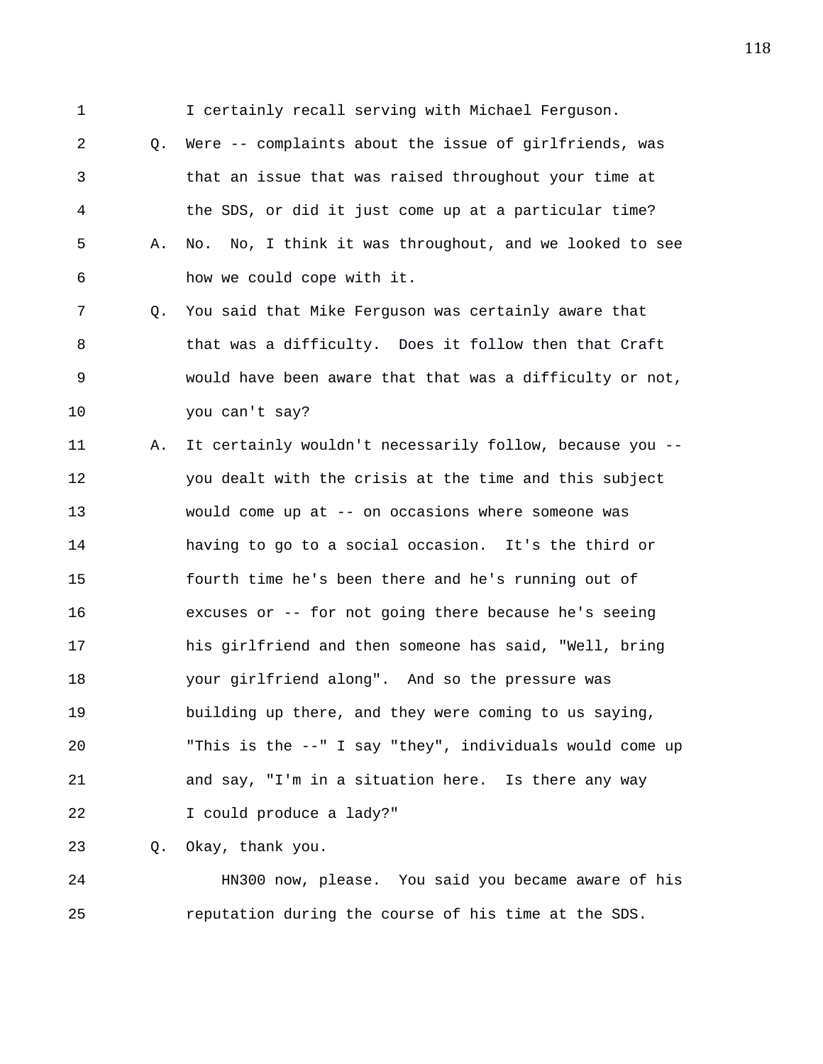1 I certainly recall serving with Michael Ferguson.

2 Q. Were -- complaints about the issue of girlfriends, was

3 that an issue that was raised throughout your time at

4 the SDS, or did it just come up at a particular time?

5 A. No. No, I think it was throughout, and we looked to see

6 how we could cope with it.

7 Q. You said that Mike Ferguson was certainly aware that

8 that was a difficulty. Does it follow then that Craft

9 would have been aware that that was a difficulty or not,

10 you can't say?

11 A. It certainly wouldn't necessarily follow, because you --

12 you dealt with the crisis at the time and this subject

13 would come up at -- on occasions where someone was

14 having to go to a social occasion. It's the third or

15 fourth time he's been there and he's running out of

16 excuses or -- for not going there because he's seeing

17 his girlfriend and then someone has said, "Well, bring

18 your girlfriend along". And so the pressure was

19 building up there, and they were coming to us saying,

20 "This is the --" I say "they", individuals would come up

21 and say, "I'm in a situation here. Is there any way

22 I could produce a lady?"

23 Q. Okay, thank you.

24 HN300 now, please. You said you became aware of his

25 reputation during the course of his time at the SDS.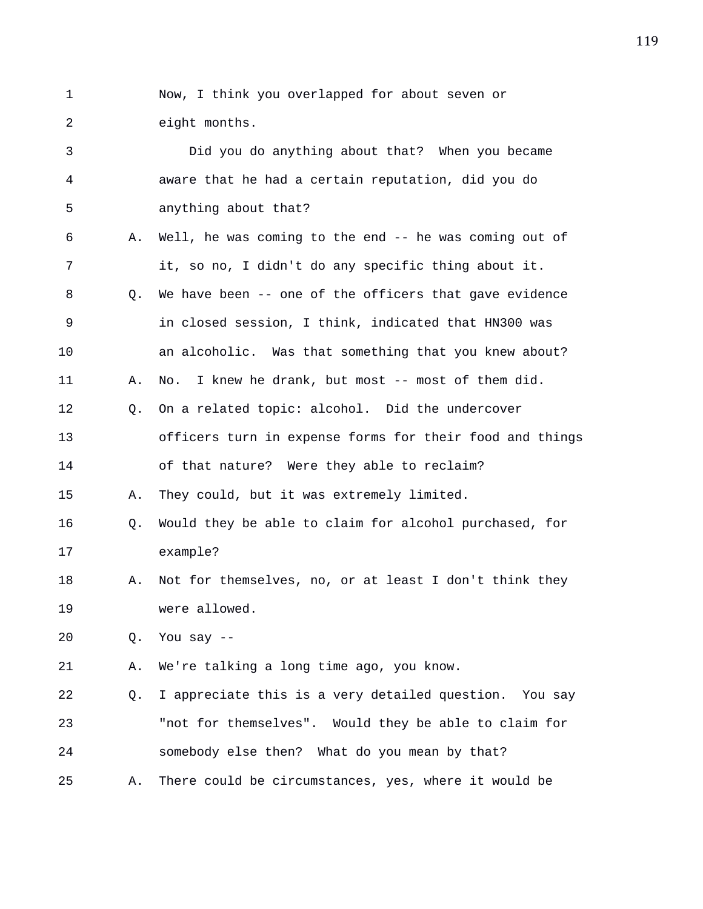Now, I think you overlapped for about seven or eight months.

Did you do anything about that? When you became aware that he had a certain reputation, did you do anything about that?

A. Well, he was coming to the end -- he was coming out of it, so no, I didn't do any specific thing about it.

Q. We have been -- one of the officers that gave evidence in closed session, I think, indicated that HN300 was an alcoholic. Was that something that you knew about?

A. No. I knew he drank, but most -- most of them did.

Q. On a related topic: alcohol. Did the undercover officers turn in expense forms for their food and things of that nature? Were they able to reclaim?

A. They could, but it was extremely limited.

Q. Would they be able to claim for alcohol purchased, for example?

A. Not for themselves, no, or at least I don't think they were allowed.

Q. You say --

A. We're talking a long time ago, you know.

Q. I appreciate this is a very detailed question. You say "not for themselves". Would they be able to claim for somebody else then? What do you mean by that?

A. There could be circumstances, yes, where it would be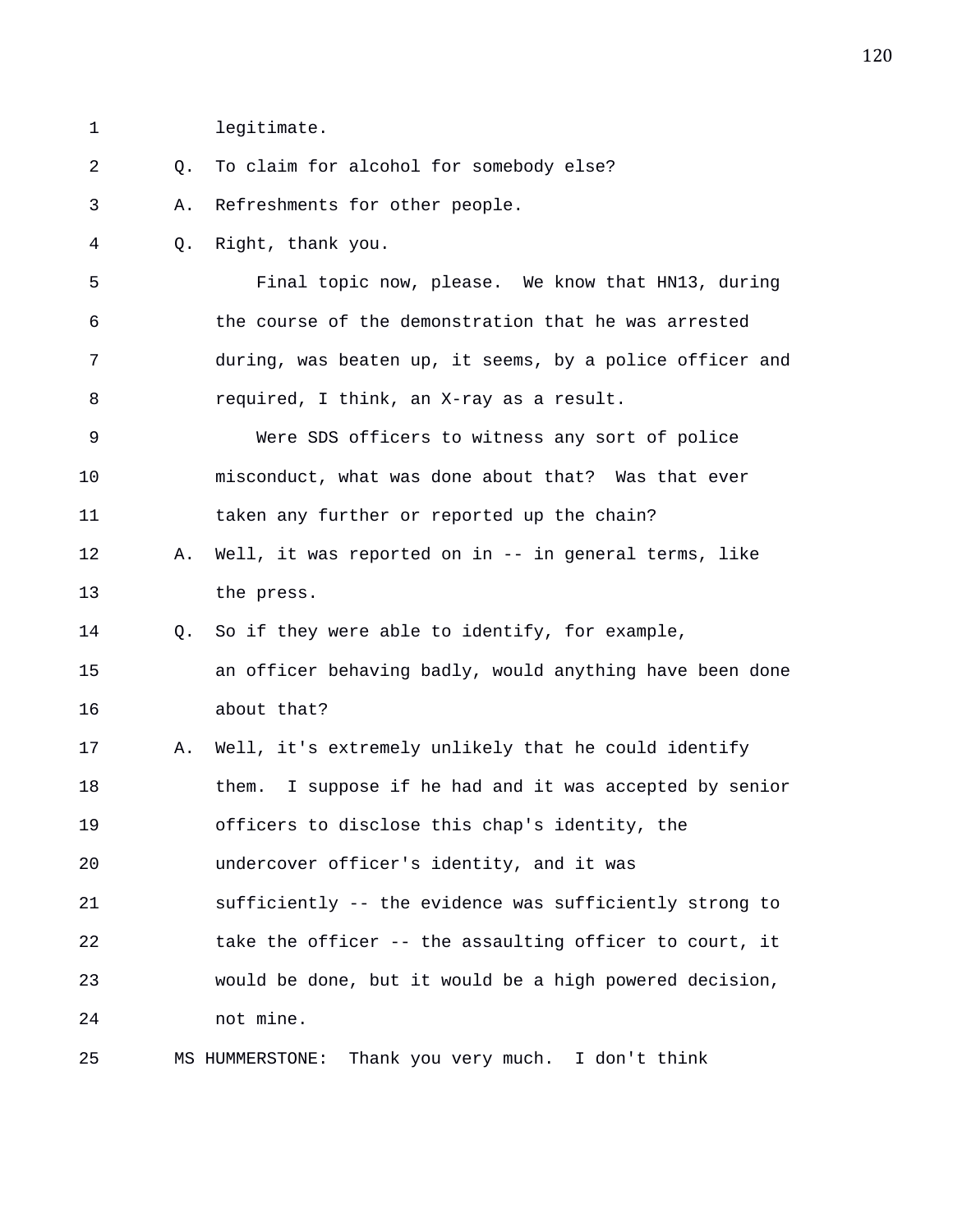legitimate.

Q. To claim for alcohol for somebody else?

A. Refreshments for other people.

Q. Right, thank you.

Final topic now, please. We know that HN13, during the course of the demonstration that he was arrested during, was beaten up, it seems, by a police officer and required, I think, an X-ray as a result.

Were SDS officers to witness any sort of police misconduct, what was done about that? Was that ever taken any further or reported up the chain?

A. Well, it was reported on in -- in general terms, like the press.

Q. So if they were able to identify, for example, an officer behaving badly, would anything have been done about that?

A. Well, it's extremely unlikely that he could identify them. I suppose if he had and it was accepted by senior officers to disclose this chap's identity, the undercover officer's identity, and it was sufficiently -- the evidence was sufficiently strong to take the officer -- the assaulting officer to court, it would be done, but it would be a high powered decision, not mine.

MS HUMMERSTONE: Thank you very much. I don't think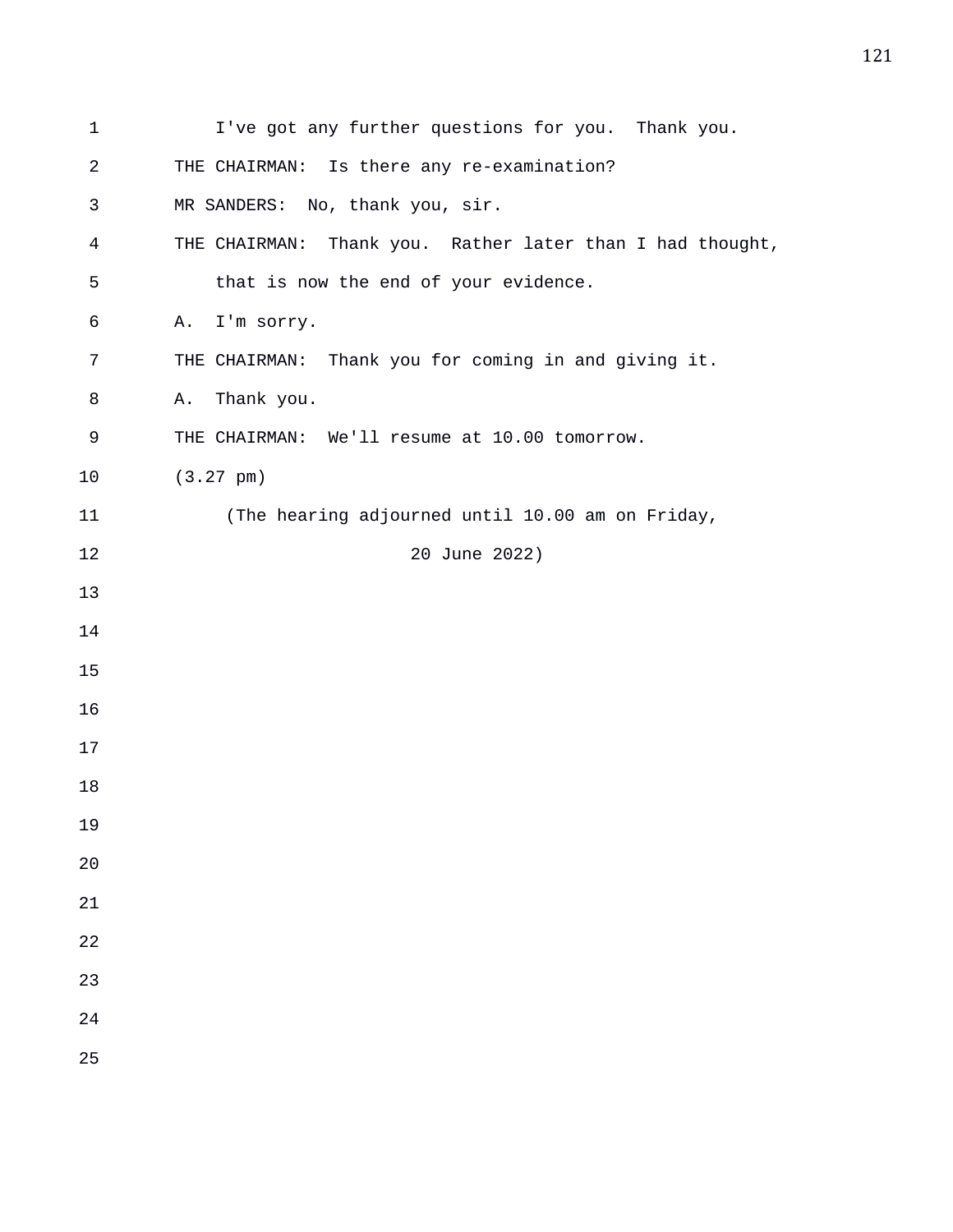I've got any further questions for you. Thank you.

THE CHAIRMAN: Is there any re-examination?

MR SANDERS: No, thank you, sir.

THE CHAIRMAN: Thank you. Rather later than I had thought, that is now the end of your evidence.

A. I'm sorry.

THE CHAIRMAN: Thank you for coming in and giving it.

A. Thank you.

THE CHAIRMAN: We'll resume at 10.00 tomorrow.

(3.27 pm)

(The hearing adjourned until 10.00 am on Friday, 20 June 2022)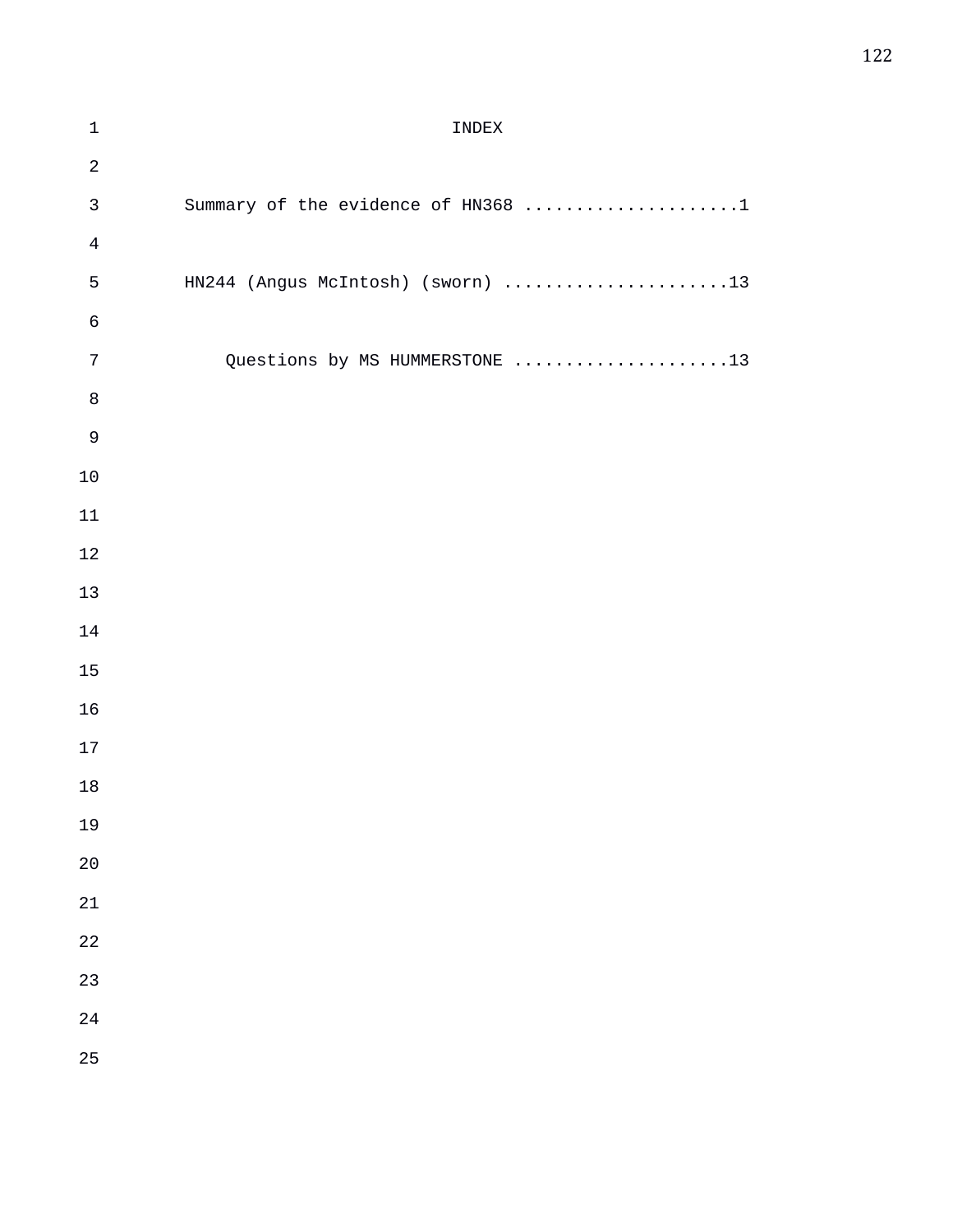# INDEX

Summary of the evidence of HN368 .....................1

HN244 (Angus McIntosh) (sworn) ......................13

Questions by MS HUMMERSTONE .....................13